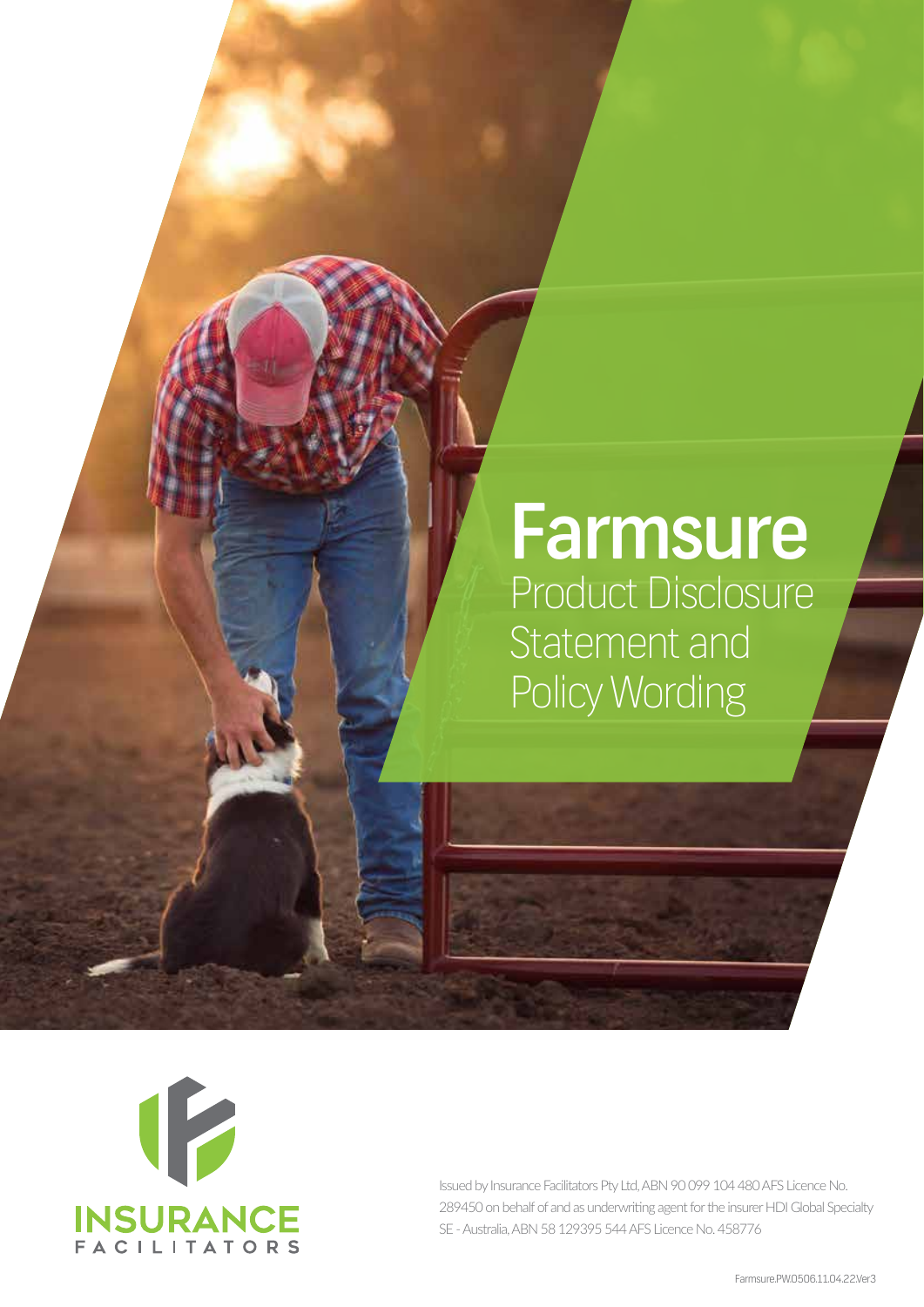# Farmsure

## Product Disclosure Statement and Policy Wording

INSURANCE FACILITATORS

Issued by Insurance Facilitators Pty Ltd, ABN 90 099 104 480 AFS Licence No. 289450 on behalf of and as underwriting agent for the insurer HDI Global Specialty SE - Australia, ABN 58 129395 544 AFS Licence No. 458776

Farmsure.PW.0506.11.04.22.Ver3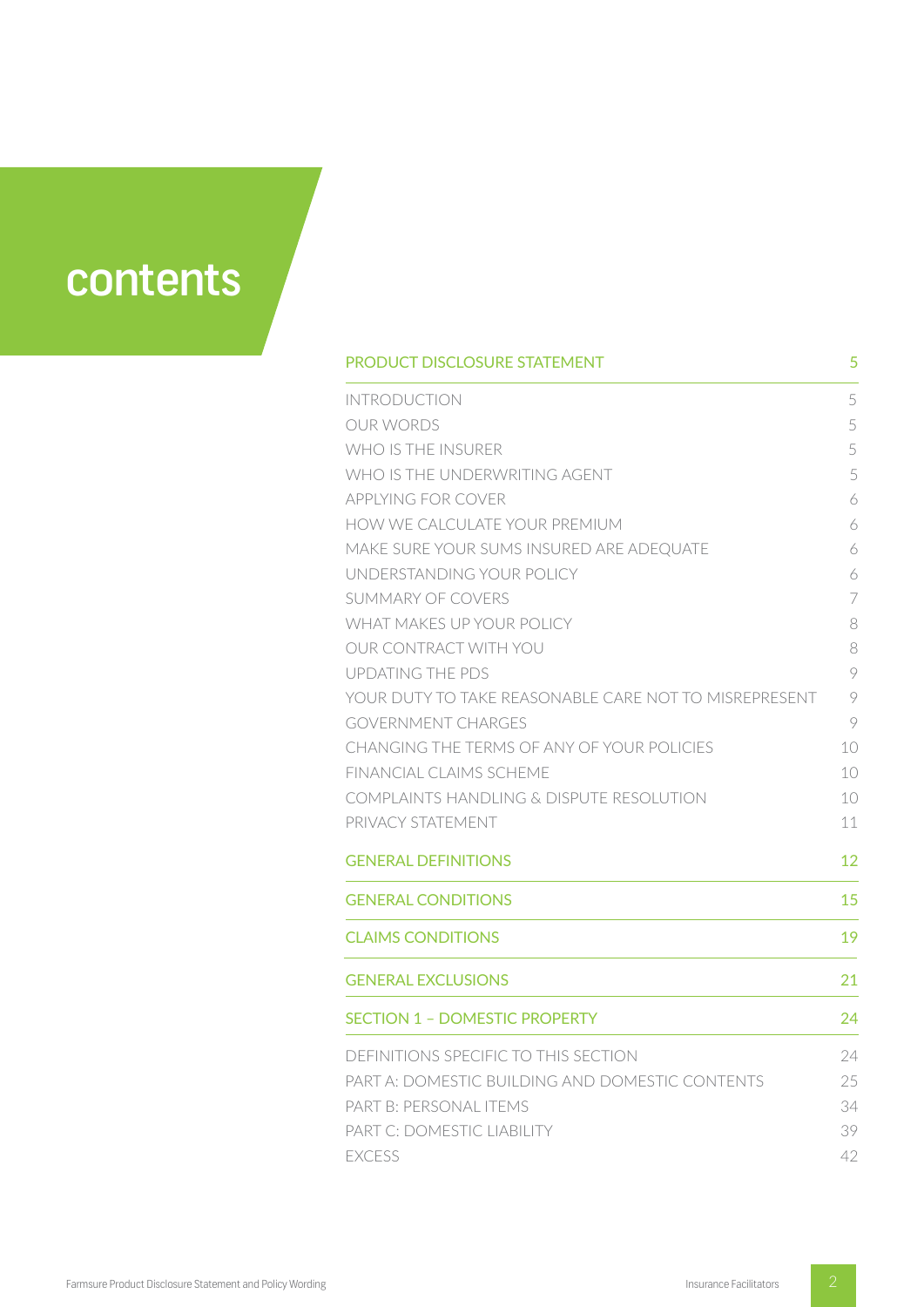# contents

| | |
|---|---|
| **PRODUCT DISCLOSURE STATEMENT** | **5** |
| INTRODUCTION | 5 |
| OUR WORDS | 5 |
| WHO IS THE INSURER | 5 |
| WHO IS THE UNDERWRITING AGENT | 5 |
| APPLYING FOR COVER | 6 |
| HOW WE CALCULATE YOUR PREMIUM | 6 |
| MAKE SURE YOUR SUMS INSURED ARE ADEQUATE | 6 |
| UNDERSTANDING YOUR POLICY | 6 |
| SUMMARY OF COVERS | 7 |
| WHAT MAKES UP YOUR POLICY | 8 |
| OUR CONTRACT WITH YOU | 8 |
| UPDATING THE PDS | 9 |
| YOUR DUTY TO TAKE REASONABLE CARE NOT TO MISREPRESENT | 9 |
| GOVERNMENT CHARGES | 9 |
| CHANGING THE TERMS OF ANY OF YOUR POLICIES | 10 |
| FINANCIAL CLAIMS SCHEME | 10 |
| COMPLAINTS HANDLING & DISPUTE RESOLUTION | 10 |
| PRIVACY STATEMENT | 11 |
| **GENERAL DEFINITIONS** | **12** |
| **GENERAL CONDITIONS** | **15** |
| **CLAIMS CONDITIONS** | **19** |
| **GENERAL EXCLUSIONS** | **21** |
| **SECTION 1 – DOMESTIC PROPERTY** | **24** |
| DEFINITIONS SPECIFIC TO THIS SECTION | 24 |
| PART A: DOMESTIC BUILDING AND DOMESTIC CONTENTS | 25 |
| PART B: PERSONAL ITEMS | 34 |
| PART C: DOMESTIC LIABILITY | 39 |
| EXCESS | 42 |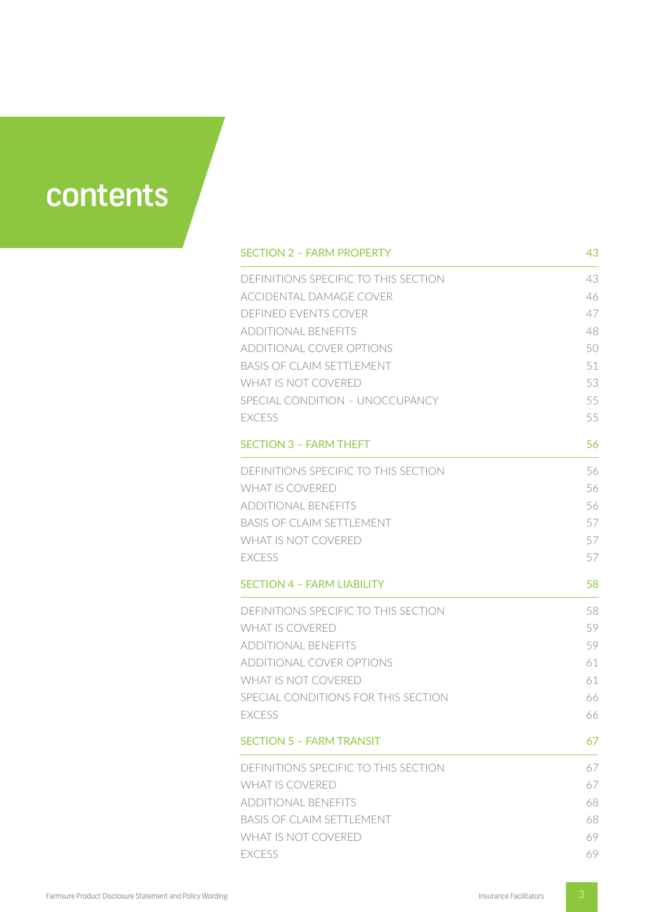# contents

| SECTION 2 – FARM PROPERTY | 43 |
|---|---|
| DEFINITIONS SPECIFIC TO THIS SECTION | 43 |
| ACCIDENTAL DAMAGE COVER | 46 |
| DEFINED EVENTS COVER | 47 |
| ADDITIONAL BENEFITS | 48 |
| ADDITIONAL COVER OPTIONS | 50 |
| BASIS OF CLAIM SETTLEMENT | 51 |
| WHAT IS NOT COVERED | 53 |
| SPECIAL CONDITION – UNOCCUPANCY | 55 |
| EXCESS | 55 |

| SECTION 3 – FARM THEFT | 56 |
|---|---|
| DEFINITIONS SPECIFIC TO THIS SECTION | 56 |
| WHAT IS COVERED | 56 |
| ADDITIONAL BENEFITS | 56 |
| BASIS OF CLAIM SETTLEMENT | 57 |
| WHAT IS NOT COVERED | 57 |
| EXCESS | 57 |

| SECTION 4 – FARM LIABILITY | 58 |
|---|---|
| DEFINITIONS SPECIFIC TO THIS SECTION | 58 |
| WHAT IS COVERED | 59 |
| ADDITIONAL BENEFITS | 59 |
| ADDITIONAL COVER OPTIONS | 61 |
| WHAT IS NOT COVERED | 61 |
| SPECIAL CONDITIONS FOR THIS SECTION | 66 |
| EXCESS | 66 |

| SECTION 5 – FARM TRANSIT | 67 |
|---|---|
| DEFINITIONS SPECIFIC TO THIS SECTION | 67 |
| WHAT IS COVERED | 67 |
| ADDITIONAL BENEFITS | 68 |
| BASIS OF CLAIM SETTLEMENT | 68 |
| WHAT IS NOT COVERED | 69 |
| EXCESS | 69 |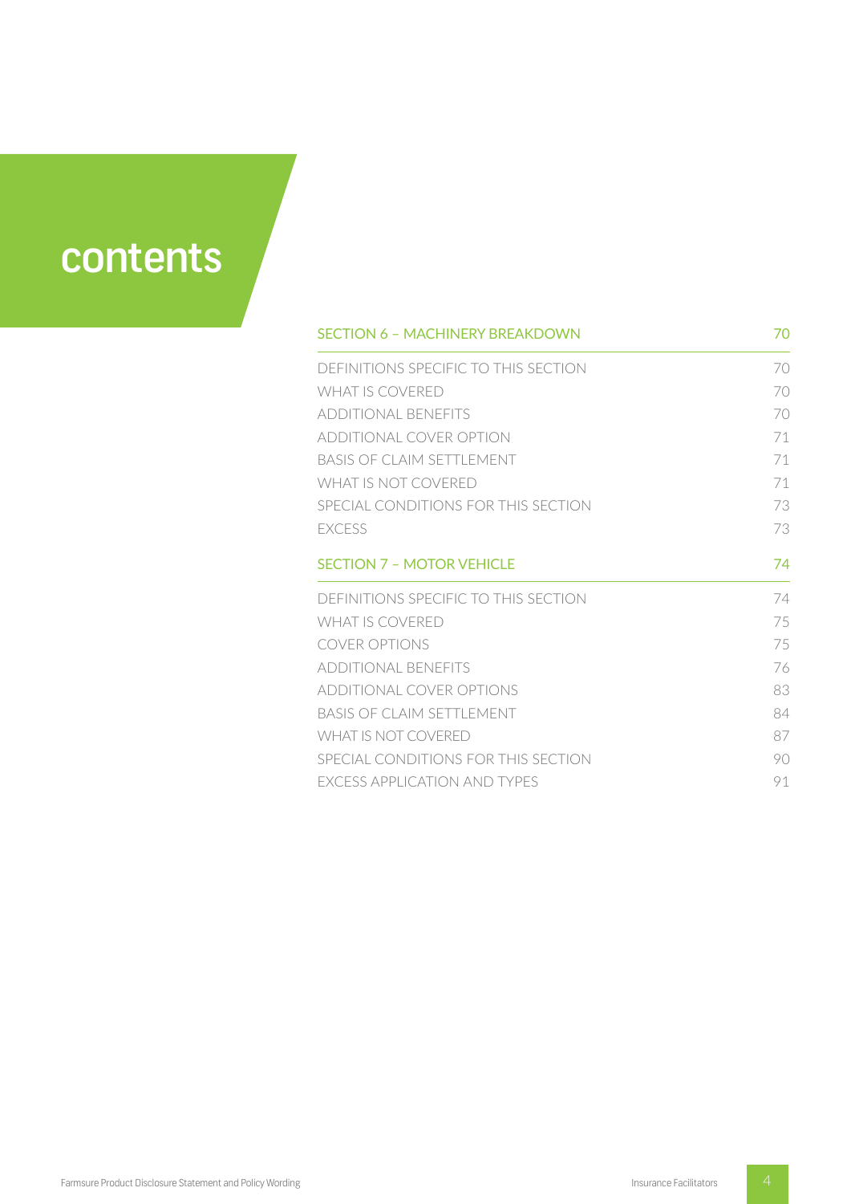# contents

| SECTION 6 – MACHINERY BREAKDOWN | 70 |
|---|---|
| DEFINITIONS SPECIFIC TO THIS SECTION | 70 |
| WHAT IS COVERED | 70 |
| ADDITIONAL BENEFITS | 70 |
| ADDITIONAL COVER OPTION | 71 |
| BASIS OF CLAIM SETTLEMENT | 71 |
| WHAT IS NOT COVERED | 71 |
| SPECIAL CONDITIONS FOR THIS SECTION | 73 |
| EXCESS | 73 |

| SECTION 7 – MOTOR VEHICLE | 74 |
|---|---|
| DEFINITIONS SPECIFIC TO THIS SECTION | 74 |
| WHAT IS COVERED | 75 |
| COVER OPTIONS | 75 |
| ADDITIONAL BENEFITS | 76 |
| ADDITIONAL COVER OPTIONS | 83 |
| BASIS OF CLAIM SETTLEMENT | 84 |
| WHAT IS NOT COVERED | 87 |
| SPECIAL CONDITIONS FOR THIS SECTION | 90 |
| EXCESS APPLICATION AND TYPES | 91 |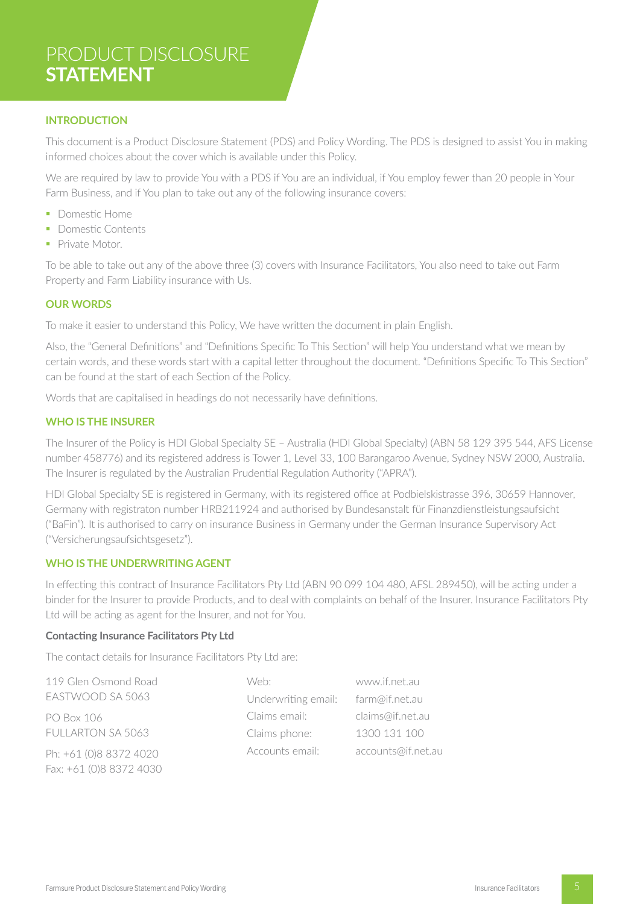# PRODUCT DISCLOSURE **STATEMENT**

## INTRODUCTION

This document is a Product Disclosure Statement (PDS) and Policy Wording. The PDS is designed to assist You in making informed choices about the cover which is available under this Policy.

We are required by law to provide You with a PDS if You are an individual, if You employ fewer than 20 people in Your Farm Business, and if You plan to take out any of the following insurance covers:

- Domestic Home
- Domestic Contents
- Private Motor.

To be able to take out any of the above three (3) covers with Insurance Facilitators, You also need to take out Farm Property and Farm Liability insurance with Us.

## OUR WORDS

To make it easier to understand this Policy, We have written the document in plain English.

Also, the "General Definitions" and "Definitions Specific To This Section" will help You understand what we mean by certain words, and these words start with a capital letter throughout the document. "Definitions Specific To This Section" can be found at the start of each Section of the Policy.

Words that are capitalised in headings do not necessarily have definitions.

## WHO IS THE INSURER

The Insurer of the Policy is HDI Global Specialty SE – Australia (HDI Global Specialty) (ABN 58 129 395 544, AFS License number 458776) and its registered address is Tower 1, Level 33, 100 Barangaroo Avenue, Sydney NSW 2000, Australia. The Insurer is regulated by the Australian Prudential Regulation Authority ("APRA").

HDI Global Specialty SE is registered in Germany, with its registered office at Podbielskistrasse 396, 30659 Hannover, Germany with registraton number HRB211924 and authorised by Bundesanstalt für Finanzdienstleistungsaufsicht ("BaFin"). It is authorised to carry on insurance Business in Germany under the German Insurance Supervisory Act ("Versicherungsaufsichtsgesetz").

## WHO IS THE UNDERWRITING AGENT

In effecting this contract of Insurance Facilitators Pty Ltd (ABN 90 099 104 480, AFSL 289450), will be acting under a binder for the Insurer to provide Products, and to deal with complaints on behalf of the Insurer. Insurance Facilitators Pty Ltd will be acting as agent for the Insurer, and not for You.

### Contacting Insurance Facilitators Pty Ltd

The contact details for Insurance Facilitators Pty Ltd are:

119 Glen Osmond Road
EASTWOOD SA 5063

PO Box 106
FULLARTON SA 5063

Ph: +61 (0)8 8372 4020
Fax: +61 (0)8 8372 4030

| | |
|---|---|
| Web: | www.if.net.au |
| Underwriting email: | farm@if.net.au |
| Claims email: | claims@if.net.au |
| Claims phone: | 1300 131 100 |
| Accounts email: | accounts@if.net.au |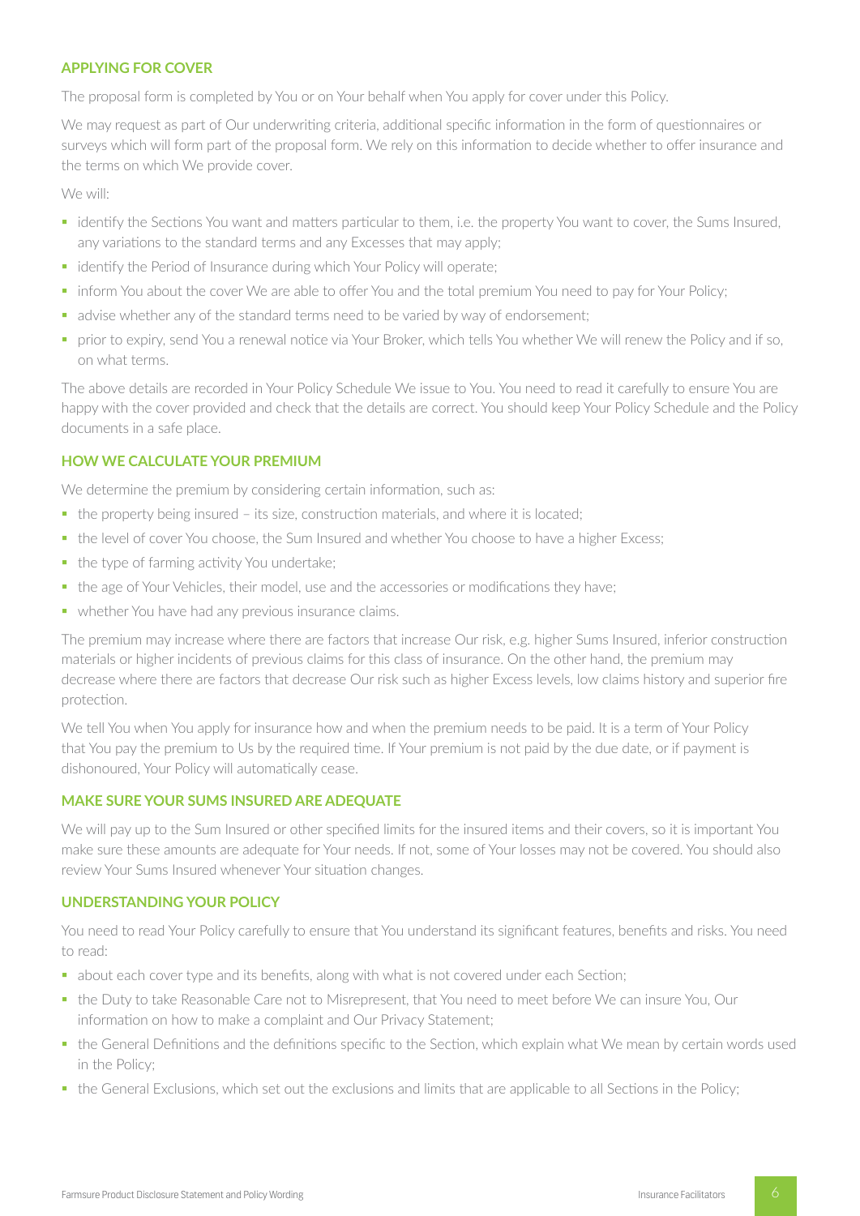## APPLYING FOR COVER

The proposal form is completed by You or on Your behalf when You apply for cover under this Policy.

We may request as part of Our underwriting criteria, additional specific information in the form of questionnaires or surveys which will form part of the proposal form. We rely on this information to decide whether to offer insurance and the terms on which We provide cover.

We will:

- identify the Sections You want and matters particular to them, i.e. the property You want to cover, the Sums Insured, any variations to the standard terms and any Excesses that may apply;
- identify the Period of Insurance during which Your Policy will operate;
- inform You about the cover We are able to offer You and the total premium You need to pay for Your Policy;
- advise whether any of the standard terms need to be varied by way of endorsement;
- prior to expiry, send You a renewal notice via Your Broker, which tells You whether We will renew the Policy and if so, on what terms.

The above details are recorded in Your Policy Schedule We issue to You. You need to read it carefully to ensure You are happy with the cover provided and check that the details are correct. You should keep Your Policy Schedule and the Policy documents in a safe place.

## HOW WE CALCULATE YOUR PREMIUM

We determine the premium by considering certain information, such as:

- the property being insured – its size, construction materials, and where it is located;
- the level of cover You choose, the Sum Insured and whether You choose to have a higher Excess;
- the type of farming activity You undertake;
- the age of Your Vehicles, their model, use and the accessories or modifications they have;
- whether You have had any previous insurance claims.

The premium may increase where there are factors that increase Our risk, e.g. higher Sums Insured, inferior construction materials or higher incidents of previous claims for this class of insurance. On the other hand, the premium may decrease where there are factors that decrease Our risk such as higher Excess levels, low claims history and superior fire protection.

We tell You when You apply for insurance how and when the premium needs to be paid. It is a term of Your Policy that You pay the premium to Us by the required time. If Your premium is not paid by the due date, or if payment is dishonoured, Your Policy will automatically cease.

## MAKE SURE YOUR SUMS INSURED ARE ADEQUATE

We will pay up to the Sum Insured or other specified limits for the insured items and their covers, so it is important You make sure these amounts are adequate for Your needs. If not, some of Your losses may not be covered. You should also review Your Sums Insured whenever Your situation changes.

## UNDERSTANDING YOUR POLICY

You need to read Your Policy carefully to ensure that You understand its significant features, benefits and risks. You need to read:

- about each cover type and its benefits, along with what is not covered under each Section;
- the Duty to take Reasonable Care not to Misrepresent, that You need to meet before We can insure You, Our information on how to make a complaint and Our Privacy Statement;
- the General Definitions and the definitions specific to the Section, which explain what We mean by certain words used in the Policy;
- the General Exclusions, which set out the exclusions and limits that are applicable to all Sections in the Policy;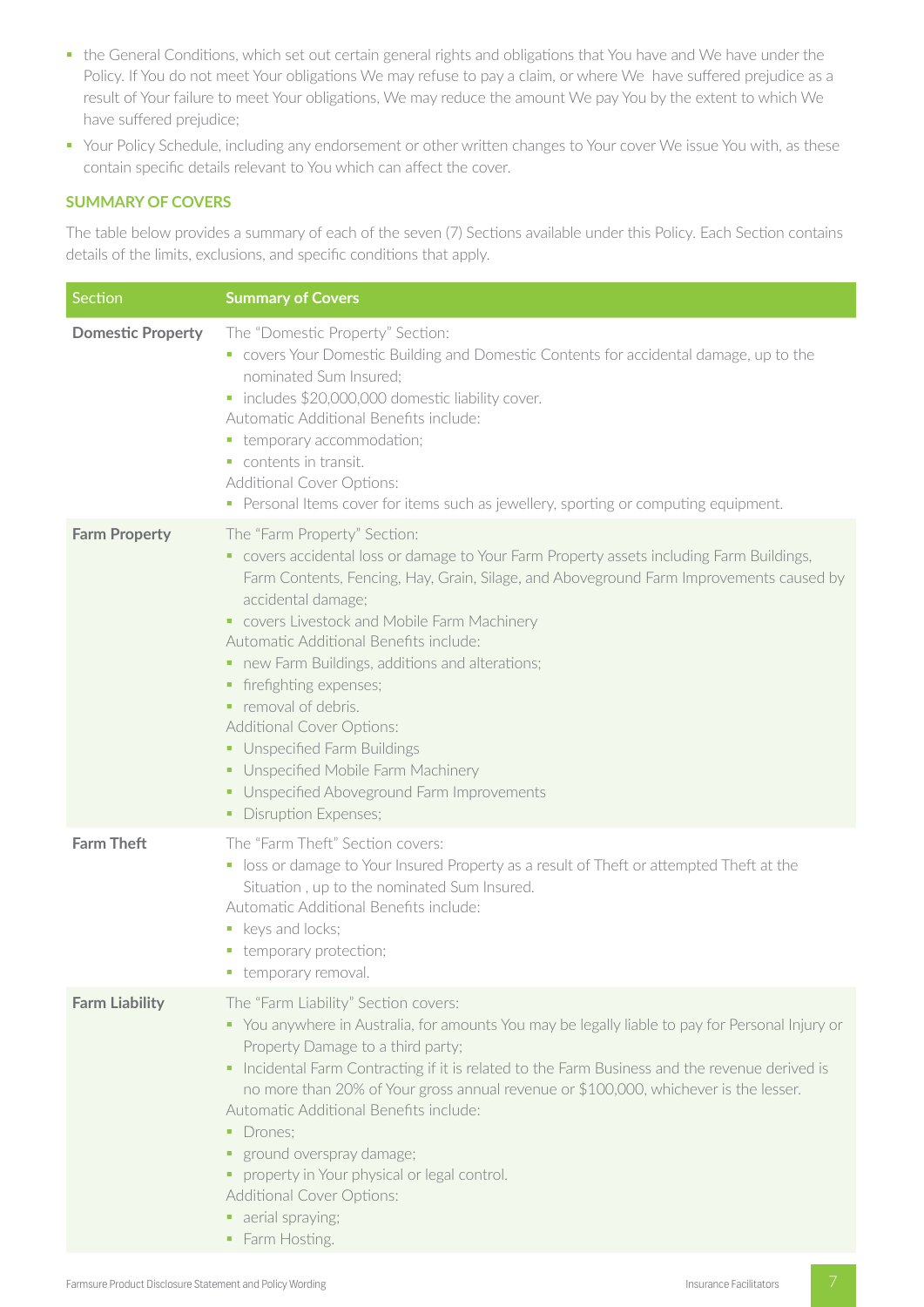- the General Conditions, which set out certain general rights and obligations that You have and We have under the Policy. If You do not meet Your obligations We may refuse to pay a claim, or where We have suffered prejudice as a result of Your failure to meet Your obligations, We may reduce the amount We pay You by the extent to which We have suffered prejudice;
- Your Policy Schedule, including any endorsement or other written changes to Your cover We issue You with, as these contain specific details relevant to You which can affect the cover.

## SUMMARY OF COVERS

The table below provides a summary of each of the seven (7) Sections available under this Policy. Each Section contains details of the limits, exclusions, and specific conditions that apply.

| Section | Summary of Covers |
|---|---|
| **Domestic Property** | The "Domestic Property" Section:<br>• covers Your Domestic Building and Domestic Contents for accidental damage, up to the nominated Sum Insured;<br>• includes $20,000,000 domestic liability cover.<br>Automatic Additional Benefits include:<br>• temporary accommodation;<br>• contents in transit.<br>Additional Cover Options:<br>• Personal Items cover for items such as jewellery, sporting or computing equipment. |
| **Farm Property** | The "Farm Property" Section:<br>• covers accidental loss or damage to Your Farm Property assets including Farm Buildings, Farm Contents, Fencing, Hay, Grain, Silage, and Aboveground Farm Improvements caused by accidental damage;<br>• covers Livestock and Mobile Farm Machinery<br>Automatic Additional Benefits include:<br>• new Farm Buildings, additions and alterations;<br>• firefighting expenses;<br>• removal of debris.<br>Additional Cover Options:<br>• Unspecified Farm Buildings<br>• Unspecified Mobile Farm Machinery<br>• Unspecified Aboveground Farm Improvements<br>• Disruption Expenses; |
| **Farm Theft** | The "Farm Theft" Section covers:<br>• loss or damage to Your Insured Property as a result of Theft or attempted Theft at the Situation , up to the nominated Sum Insured.<br>Automatic Additional Benefits include:<br>• keys and locks;<br>• temporary protection;<br>• temporary removal. |
| **Farm Liability** | The "Farm Liability" Section covers:<br>• You anywhere in Australia, for amounts You may be legally liable to pay for Personal Injury or Property Damage to a third party;<br>• Incidental Farm Contracting if it is related to the Farm Business and the revenue derived is no more than 20% of Your gross annual revenue or $100,000, whichever is the lesser.<br>Automatic Additional Benefits include:<br>• Drones;<br>• ground overspray damage;<br>• property in Your physical or legal control.<br>Additional Cover Options:<br>• aerial spraying;<br>• Farm Hosting. |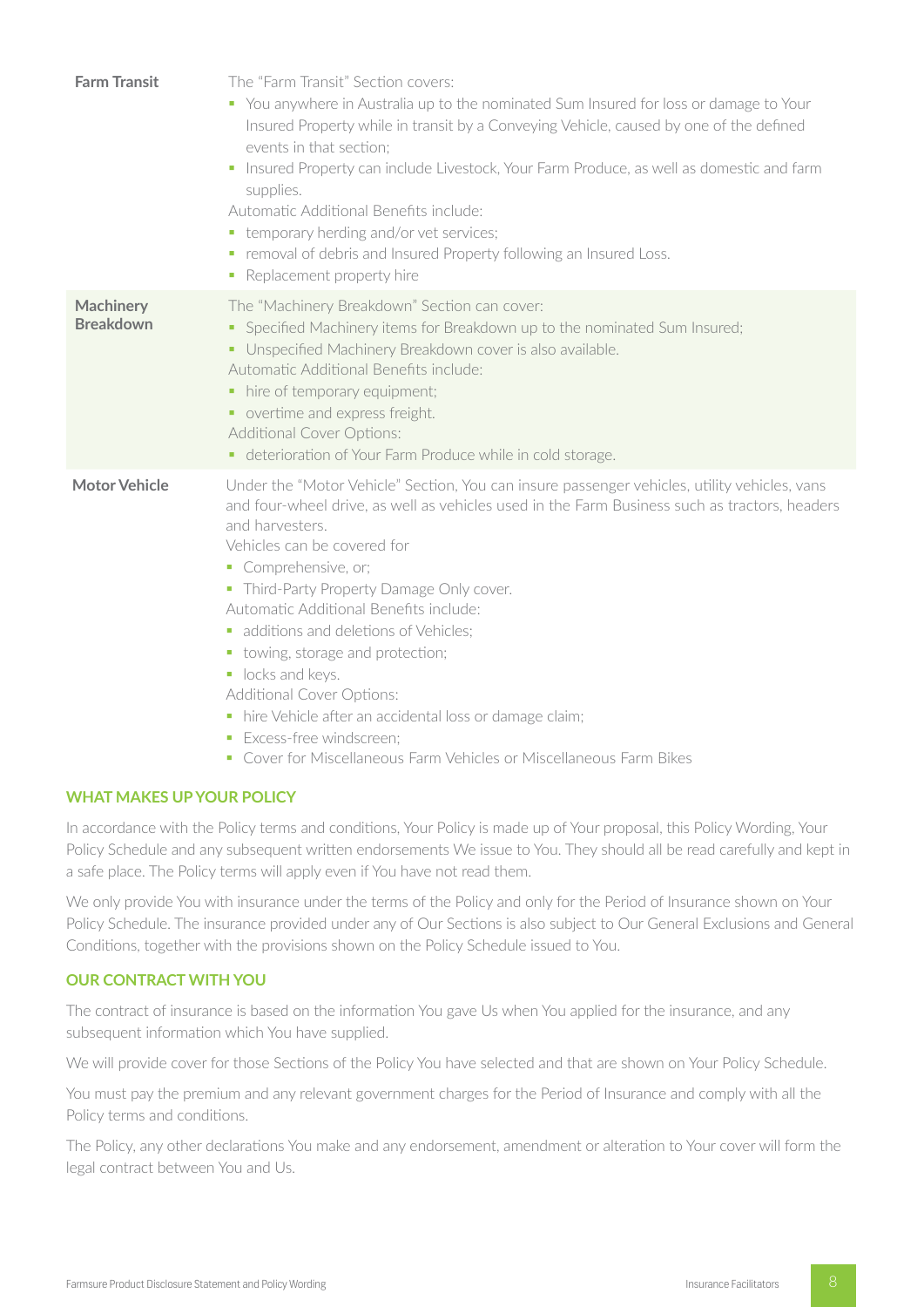| | |
|---|---|
| **Farm Transit** | The "Farm Transit" Section covers:<br>▪ You anywhere in Australia up to the nominated Sum Insured for loss or damage to Your Insured Property while in transit by a Conveying Vehicle, caused by one of the defined events in that section;<br>▪ Insured Property can include Livestock, Your Farm Produce, as well as domestic and farm supplies.<br>Automatic Additional Benefits include:<br>▪ temporary herding and/or vet services;<br>▪ removal of debris and Insured Property following an Insured Loss.<br>▪ Replacement property hire |
| **Machinery Breakdown** | The "Machinery Breakdown" Section can cover:<br>▪ Specified Machinery items for Breakdown up to the nominated Sum Insured;<br>▪ Unspecified Machinery Breakdown cover is also available.<br>Automatic Additional Benefits include:<br>▪ hire of temporary equipment;<br>▪ overtime and express freight.<br>Additional Cover Options:<br>▪ deterioration of Your Farm Produce while in cold storage. |
| **Motor Vehicle** | Under the "Motor Vehicle" Section, You can insure passenger vehicles, utility vehicles, vans and four-wheel drive, as well as vehicles used in the Farm Business such as tractors, headers and harvesters.<br>Vehicles can be covered for<br>▪ Comprehensive, or;<br>▪ Third-Party Property Damage Only cover.<br>Automatic Additional Benefits include:<br>▪ additions and deletions of Vehicles;<br>▪ towing, storage and protection;<br>▪ locks and keys.<br>Additional Cover Options:<br>▪ hire Vehicle after an accidental loss or damage claim;<br>▪ Excess-free windscreen;<br>▪ Cover for Miscellaneous Farm Vehicles or Miscellaneous Farm Bikes |

## WHAT MAKES UP YOUR POLICY

In accordance with the Policy terms and conditions, Your Policy is made up of Your proposal, this Policy Wording, Your Policy Schedule and any subsequent written endorsements We issue to You. They should all be read carefully and kept in a safe place. The Policy terms will apply even if You have not read them.

We only provide You with insurance under the terms of the Policy and only for the Period of Insurance shown on Your Policy Schedule. The insurance provided under any of Our Sections is also subject to Our General Exclusions and General Conditions, together with the provisions shown on the Policy Schedule issued to You.

## OUR CONTRACT WITH YOU

The contract of insurance is based on the information You gave Us when You applied for the insurance, and any subsequent information which You have supplied.

We will provide cover for those Sections of the Policy You have selected and that are shown on Your Policy Schedule.

You must pay the premium and any relevant government charges for the Period of Insurance and comply with all the Policy terms and conditions.

The Policy, any other declarations You make and any endorsement, amendment or alteration to Your cover will form the legal contract between You and Us.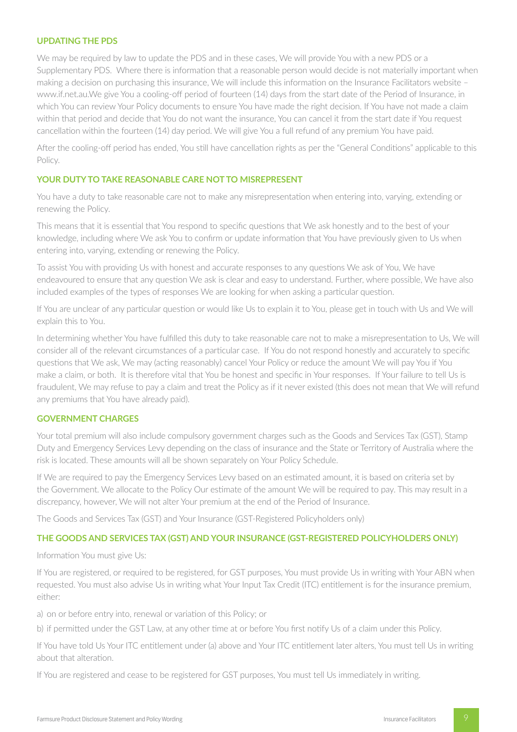## UPDATING THE PDS

We may be required by law to update the PDS and in these cases, We will provide You with a new PDS or a Supplementary PDS. Where there is information that a reasonable person would decide is not materially important when making a decision on purchasing this insurance, We will include this information on the Insurance Facilitators website – www.if.net.au.We give You a cooling-off period of fourteen (14) days from the start date of the Period of Insurance, in which You can review Your Policy documents to ensure You have made the right decision. If You have not made a claim within that period and decide that You do not want the insurance, You can cancel it from the start date if You request cancellation within the fourteen (14) day period. We will give You a full refund of any premium You have paid.

After the cooling-off period has ended, You still have cancellation rights as per the "General Conditions" applicable to this Policy.

## YOUR DUTY TO TAKE REASONABLE CARE NOT TO MISREPRESENT

You have a duty to take reasonable care not to make any misrepresentation when entering into, varying, extending or renewing the Policy.

This means that it is essential that You respond to specific questions that We ask honestly and to the best of your knowledge, including where We ask You to confirm or update information that You have previously given to Us when entering into, varying, extending or renewing the Policy.

To assist You with providing Us with honest and accurate responses to any questions We ask of You, We have endeavoured to ensure that any question We ask is clear and easy to understand. Further, where possible, We have also included examples of the types of responses We are looking for when asking a particular question.

If You are unclear of any particular question or would like Us to explain it to You, please get in touch with Us and We will explain this to You.

In determining whether You have fulfilled this duty to take reasonable care not to make a misrepresentation to Us, We will consider all of the relevant circumstances of a particular case. If You do not respond honestly and accurately to specific questions that We ask, We may (acting reasonably) cancel Your Policy or reduce the amount We will pay You if You make a claim, or both. It is therefore vital that You be honest and specific in Your responses. If Your failure to tell Us is fraudulent, We may refuse to pay a claim and treat the Policy as if it never existed (this does not mean that We will refund any premiums that You have already paid).

## GOVERNMENT CHARGES

Your total premium will also include compulsory government charges such as the Goods and Services Tax (GST), Stamp Duty and Emergency Services Levy depending on the class of insurance and the State or Territory of Australia where the risk is located. These amounts will all be shown separately on Your Policy Schedule.

If We are required to pay the Emergency Services Levy based on an estimated amount, it is based on criteria set by the Government. We allocate to the Policy Our estimate of the amount We will be required to pay. This may result in a discrepancy, however, We will not alter Your premium at the end of the Period of Insurance.

The Goods and Services Tax (GST) and Your Insurance (GST-Registered Policyholders only)

## THE GOODS AND SERVICES TAX (GST) AND YOUR INSURANCE (GST-REGISTERED POLICYHOLDERS ONLY)

Information You must give Us:

If You are registered, or required to be registered, for GST purposes, You must provide Us in writing with Your ABN when requested. You must also advise Us in writing what Your Input Tax Credit (ITC) entitlement is for the insurance premium, either:

a) on or before entry into, renewal or variation of this Policy; or

b) if permitted under the GST Law, at any other time at or before You first notify Us of a claim under this Policy.

If You have told Us Your ITC entitlement under (a) above and Your ITC entitlement later alters, You must tell Us in writing about that alteration.

If You are registered and cease to be registered for GST purposes, You must tell Us immediately in writing.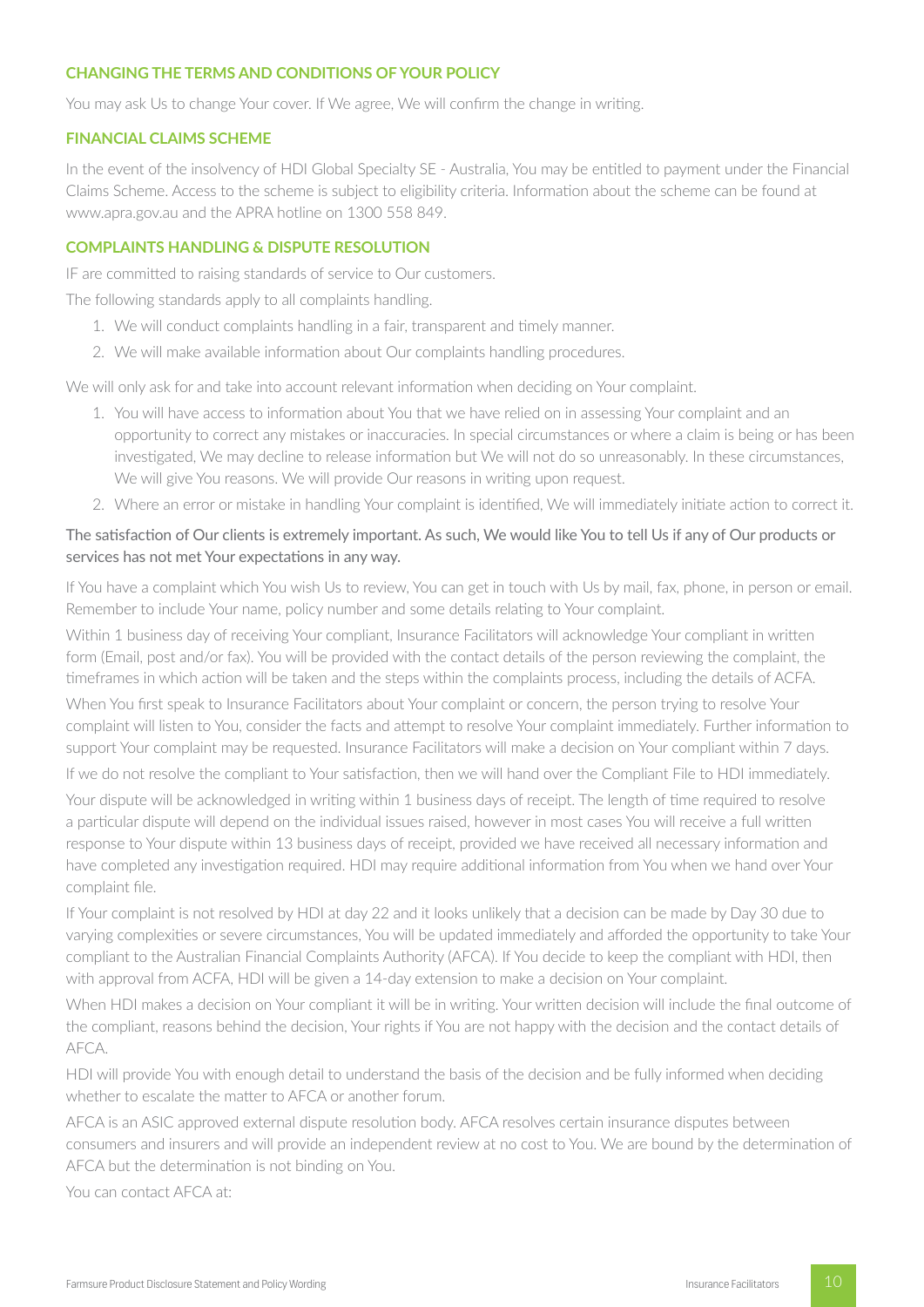### CHANGING THE TERMS AND CONDITIONS OF YOUR POLICY

You may ask Us to change Your cover. If We agree, We will confirm the change in writing.

### FINANCIAL CLAIMS SCHEME

In the event of the insolvency of HDI Global Specialty SE - Australia, You may be entitled to payment under the Financial Claims Scheme. Access to the scheme is subject to eligibility criteria. Information about the scheme can be found at www.apra.gov.au and the APRA hotline on 1300 558 849.

### COMPLAINTS HANDLING & DISPUTE RESOLUTION

IF are committed to raising standards of service to Our customers.

The following standards apply to all complaints handling.

1. We will conduct complaints handling in a fair, transparent and timely manner.
2. We will make available information about Our complaints handling procedures.

We will only ask for and take into account relevant information when deciding on Your complaint.

1. You will have access to information about You that we have relied on in assessing Your complaint and an opportunity to correct any mistakes or inaccuracies. In special circumstances or where a claim is being or has been investigated, We may decline to release information but We will not do so unreasonably. In these circumstances, We will give You reasons. We will provide Our reasons in writing upon request.
2. Where an error or mistake in handling Your complaint is identified, We will immediately initiate action to correct it.

The satisfaction of Our clients is extremely important. As such, We would like You to tell Us if any of Our products or services has not met Your expectations in any way.

If You have a complaint which You wish Us to review, You can get in touch with Us by mail, fax, phone, in person or email. Remember to include Your name, policy number and some details relating to Your complaint.

Within 1 business day of receiving Your compliant, Insurance Facilitators will acknowledge Your compliant in written form (Email, post and/or fax). You will be provided with the contact details of the person reviewing the complaint, the timeframes in which action will be taken and the steps within the complaints process, including the details of ACFA.

When You first speak to Insurance Facilitators about Your complaint or concern, the person trying to resolve Your complaint will listen to You, consider the facts and attempt to resolve Your complaint immediately. Further information to support Your complaint may be requested. Insurance Facilitators will make a decision on Your compliant within 7 days.

If we do not resolve the compliant to Your satisfaction, then we will hand over the Compliant File to HDI immediately.

Your dispute will be acknowledged in writing within 1 business days of receipt. The length of time required to resolve a particular dispute will depend on the individual issues raised, however in most cases You will receive a full written response to Your dispute within 13 business days of receipt, provided we have received all necessary information and have completed any investigation required. HDI may require additional information from You when we hand over Your complaint file.

If Your complaint is not resolved by HDI at day 22 and it looks unlikely that a decision can be made by Day 30 due to varying complexities or severe circumstances, You will be updated immediately and afforded the opportunity to take Your compliant to the Australian Financial Complaints Authority (AFCA). If You decide to keep the compliant with HDI, then with approval from ACFA, HDI will be given a 14-day extension to make a decision on Your complaint.

When HDI makes a decision on Your compliant it will be in writing. Your written decision will include the final outcome of the compliant, reasons behind the decision, Your rights if You are not happy with the decision and the contact details of AFCA.

HDI will provide You with enough detail to understand the basis of the decision and be fully informed when deciding whether to escalate the matter to AFCA or another forum.

AFCA is an ASIC approved external dispute resolution body. AFCA resolves certain insurance disputes between consumers and insurers and will provide an independent review at no cost to You. We are bound by the determination of AFCA but the determination is not binding on You.

You can contact AFCA at: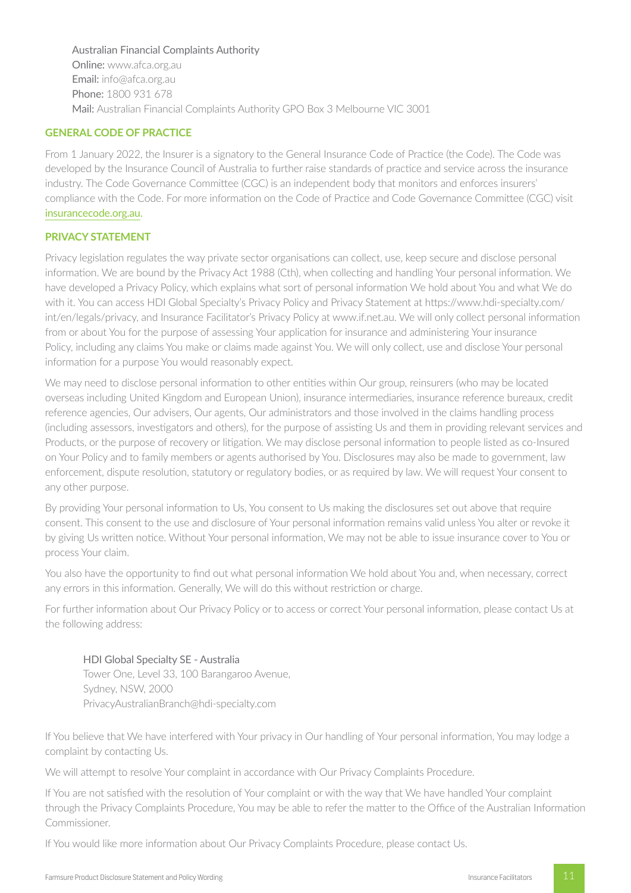Australian Financial Complaints Authority
**Online:** www.afca.org.au
**Email:** info@afca.org.au
**Phone:** 1800 931 678
**Mail:** Australian Financial Complaints Authority GPO Box 3 Melbourne VIC 3001

## GENERAL CODE OF PRACTICE

From 1 January 2022, the Insurer is a signatory to the General Insurance Code of Practice (the Code). The Code was developed by the Insurance Council of Australia to further raise standards of practice and service across the insurance industry. The Code Governance Committee (CGC) is an independent body that monitors and enforces insurers' compliance with the Code. For more information on the Code of Practice and Code Governance Committee (CGC) visit insurancecode.org.au.

## PRIVACY STATEMENT

Privacy legislation regulates the way private sector organisations can collect, use, keep secure and disclose personal information. We are bound by the Privacy Act 1988 (Cth), when collecting and handling Your personal information. We have developed a Privacy Policy, which explains what sort of personal information We hold about You and what We do with it. You can access HDI Global Specialty's Privacy Policy and Privacy Statement at https://www.hdi-specialty.com/int/en/legals/privacy, and Insurance Facilitator's Privacy Policy at www.if.net.au. We will only collect personal information from or about You for the purpose of assessing Your application for insurance and administering Your insurance Policy, including any claims You make or claims made against You. We will only collect, use and disclose Your personal information for a purpose You would reasonably expect.

We may need to disclose personal information to other entities within Our group, reinsurers (who may be located overseas including United Kingdom and European Union), insurance intermediaries, insurance reference bureaux, credit reference agencies, Our advisers, Our agents, Our administrators and those involved in the claims handling process (including assessors, investigators and others), for the purpose of assisting Us and them in providing relevant services and Products, or the purpose of recovery or litigation. We may disclose personal information to people listed as co-Insured on Your Policy and to family members or agents authorised by You. Disclosures may also be made to government, law enforcement, dispute resolution, statutory or regulatory bodies, or as required by law. We will request Your consent to any other purpose.

By providing Your personal information to Us, You consent to Us making the disclosures set out above that require consent. This consent to the use and disclosure of Your personal information remains valid unless You alter or revoke it by giving Us written notice. Without Your personal information, We may not be able to issue insurance cover to You or process Your claim.

You also have the opportunity to find out what personal information We hold about You and, when necessary, correct any errors in this information. Generally, We will do this without restriction or charge.

For further information about Our Privacy Policy or to access or correct Your personal information, please contact Us at the following address:

HDI Global Specialty SE - Australia
Tower One, Level 33, 100 Barangaroo Avenue,
Sydney, NSW, 2000
PrivacyAustralianBranch@hdi-specialty.com

If You believe that We have interfered with Your privacy in Our handling of Your personal information, You may lodge a complaint by contacting Us.

We will attempt to resolve Your complaint in accordance with Our Privacy Complaints Procedure.

If You are not satisfied with the resolution of Your complaint or with the way that We have handled Your complaint through the Privacy Complaints Procedure, You may be able to refer the matter to the Office of the Australian Information Commissioner.

If You would like more information about Our Privacy Complaints Procedure, please contact Us.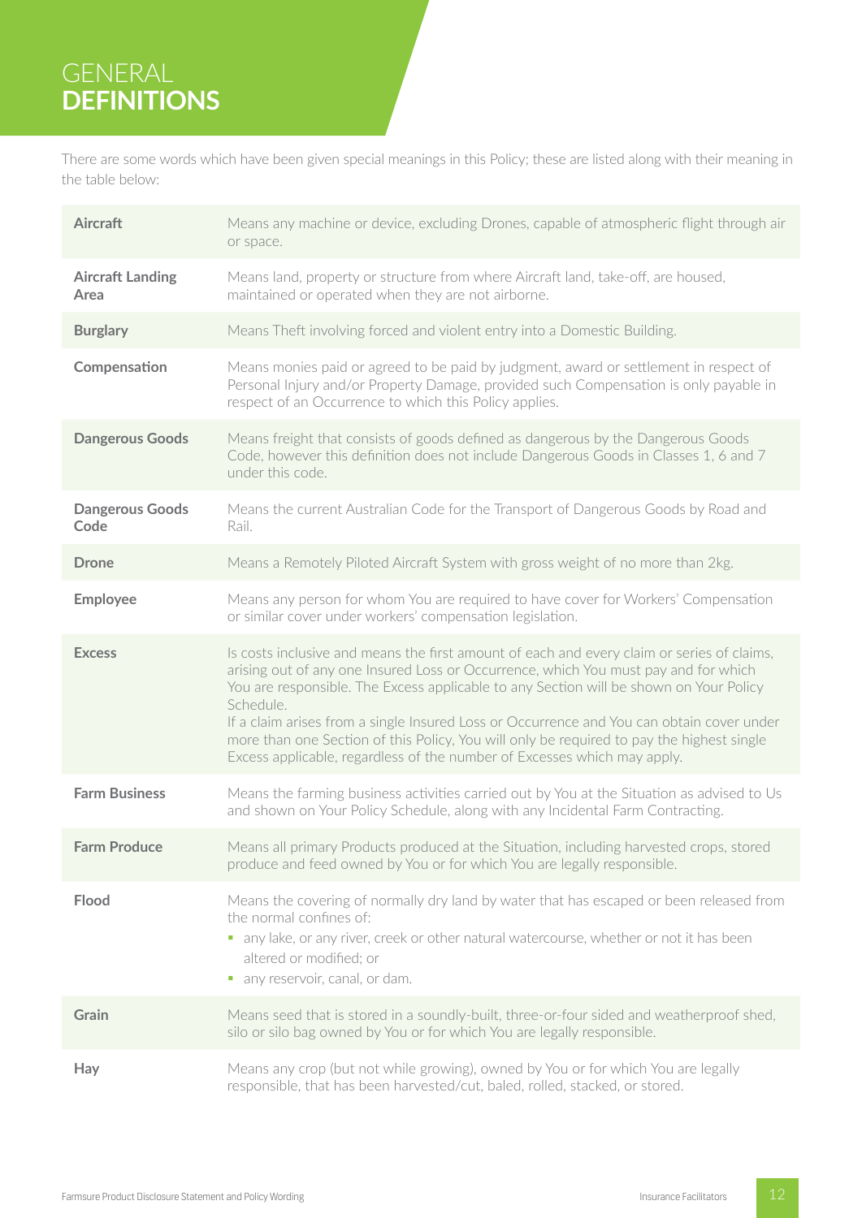# GENERAL **DEFINITIONS**

There are some words which have been given special meanings in this Policy; these are listed along with their meaning in the table below:

| Term | Meaning |
|---|---|
| **Aircraft** | Means any machine or device, excluding Drones, capable of atmospheric flight through air or space. |
| **Aircraft Landing Area** | Means land, property or structure from where Aircraft land, take-off, are housed, maintained or operated when they are not airborne. |
| **Burglary** | Means Theft involving forced and violent entry into a Domestic Building. |
| **Compensation** | Means monies paid or agreed to be paid by judgment, award or settlement in respect of Personal Injury and/or Property Damage, provided such Compensation is only payable in respect of an Occurrence to which this Policy applies. |
| **Dangerous Goods** | Means freight that consists of goods defined as dangerous by the Dangerous Goods Code, however this definition does not include Dangerous Goods in Classes 1, 6 and 7 under this code. |
| **Dangerous Goods Code** | Means the current Australian Code for the Transport of Dangerous Goods by Road and Rail. |
| **Drone** | Means a Remotely Piloted Aircraft System with gross weight of no more than 2kg. |
| **Employee** | Means any person for whom You are required to have cover for Workers' Compensation or similar cover under workers' compensation legislation. |
| **Excess** | Is costs inclusive and means the first amount of each and every claim or series of claims, arising out of any one Insured Loss or Occurrence, which You must pay and for which You are responsible. The Excess applicable to any Section will be shown on Your Policy Schedule.<br>If a claim arises from a single Insured Loss or Occurrence and You can obtain cover under more than one Section of this Policy, You will only be required to pay the highest single Excess applicable, regardless of the number of Excesses which may apply. |
| **Farm Business** | Means the farming business activities carried out by You at the Situation as advised to Us and shown on Your Policy Schedule, along with any Incidental Farm Contracting. |
| **Farm Produce** | Means all primary Products produced at the Situation, including harvested crops, stored produce and feed owned by You or for which You are legally responsible. |
| **Flood** | Means the covering of normally dry land by water that has escaped or been released from the normal confines of:<br>▪ any lake, or any river, creek or other natural watercourse, whether or not it has been altered or modified; or<br>▪ any reservoir, canal, or dam. |
| **Grain** | Means seed that is stored in a soundly-built, three-or-four sided and weatherproof shed, silo or silo bag owned by You or for which You are legally responsible. |
| **Hay** | Means any crop (but not while growing), owned by You or for which You are legally responsible, that has been harvested/cut, baled, rolled, stacked, or stored. |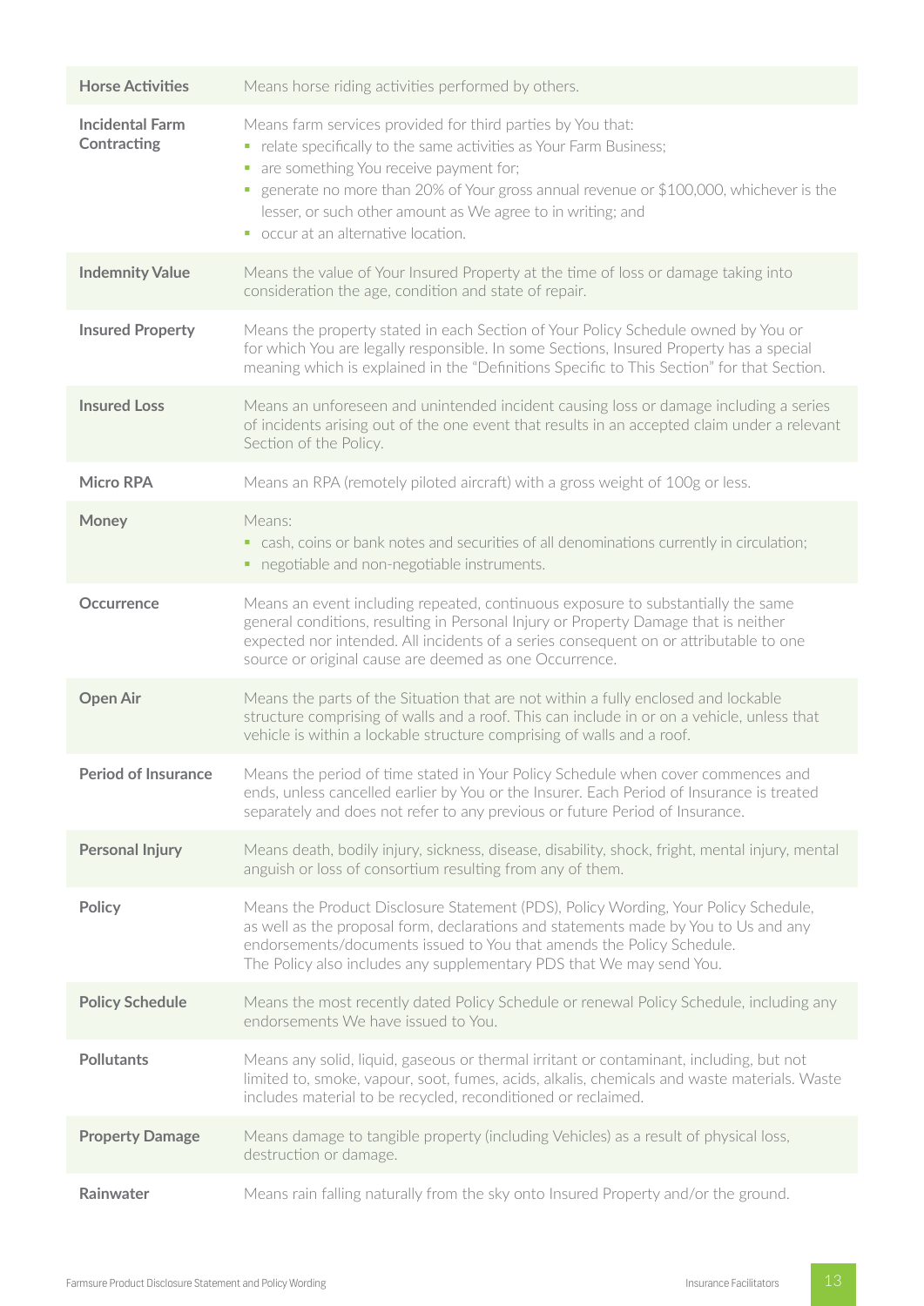| | |
|---|---|
| **Horse Activities** | Means horse riding activities performed by others. |
| **Incidental Farm Contracting** | Means farm services provided for third parties by You that:<br>▪ relate specifically to the same activities as Your Farm Business;<br>▪ are something You receive payment for;<br>▪ generate no more than 20% of Your gross annual revenue or $100,000, whichever is the lesser, or such other amount as We agree to in writing; and<br>▪ occur at an alternative location. |
| **Indemnity Value** | Means the value of Your Insured Property at the time of loss or damage taking into consideration the age, condition and state of repair. |
| **Insured Property** | Means the property stated in each Section of Your Policy Schedule owned by You or for which You are legally responsible. In some Sections, Insured Property has a special meaning which is explained in the "Definitions Specific to This Section" for that Section. |
| **Insured Loss** | Means an unforeseen and unintended incident causing loss or damage including a series of incidents arising out of the one event that results in an accepted claim under a relevant Section of the Policy. |
| **Micro RPA** | Means an RPA (remotely piloted aircraft) with a gross weight of 100g or less. |
| **Money** | Means:<br>▪ cash, coins or bank notes and securities of all denominations currently in circulation;<br>▪ negotiable and non-negotiable instruments. |
| **Occurrence** | Means an event including repeated, continuous exposure to substantially the same general conditions, resulting in Personal Injury or Property Damage that is neither expected nor intended. All incidents of a series consequent on or attributable to one source or original cause are deemed as one Occurrence. |
| **Open Air** | Means the parts of the Situation that are not within a fully enclosed and lockable structure comprising of walls and a roof. This can include in or on a vehicle, unless that vehicle is within a lockable structure comprising of walls and a roof. |
| **Period of Insurance** | Means the period of time stated in Your Policy Schedule when cover commences and ends, unless cancelled earlier by You or the Insurer. Each Period of Insurance is treated separately and does not refer to any previous or future Period of Insurance. |
| **Personal Injury** | Means death, bodily injury, sickness, disease, disability, shock, fright, mental injury, mental anguish or loss of consortium resulting from any of them. |
| **Policy** | Means the Product Disclosure Statement (PDS), Policy Wording, Your Policy Schedule, as well as the proposal form, declarations and statements made by You to Us and any endorsements/documents issued to You that amends the Policy Schedule.<br>The Policy also includes any supplementary PDS that We may send You. |
| **Policy Schedule** | Means the most recently dated Policy Schedule or renewal Policy Schedule, including any endorsements We have issued to You. |
| **Pollutants** | Means any solid, liquid, gaseous or thermal irritant or contaminant, including, but not limited to, smoke, vapour, soot, fumes, acids, alkalis, chemicals and waste materials. Waste includes material to be recycled, reconditioned or reclaimed. |
| **Property Damage** | Means damage to tangible property (including Vehicles) as a result of physical loss, destruction or damage. |
| **Rainwater** | Means rain falling naturally from the sky onto Insured Property and/or the ground. |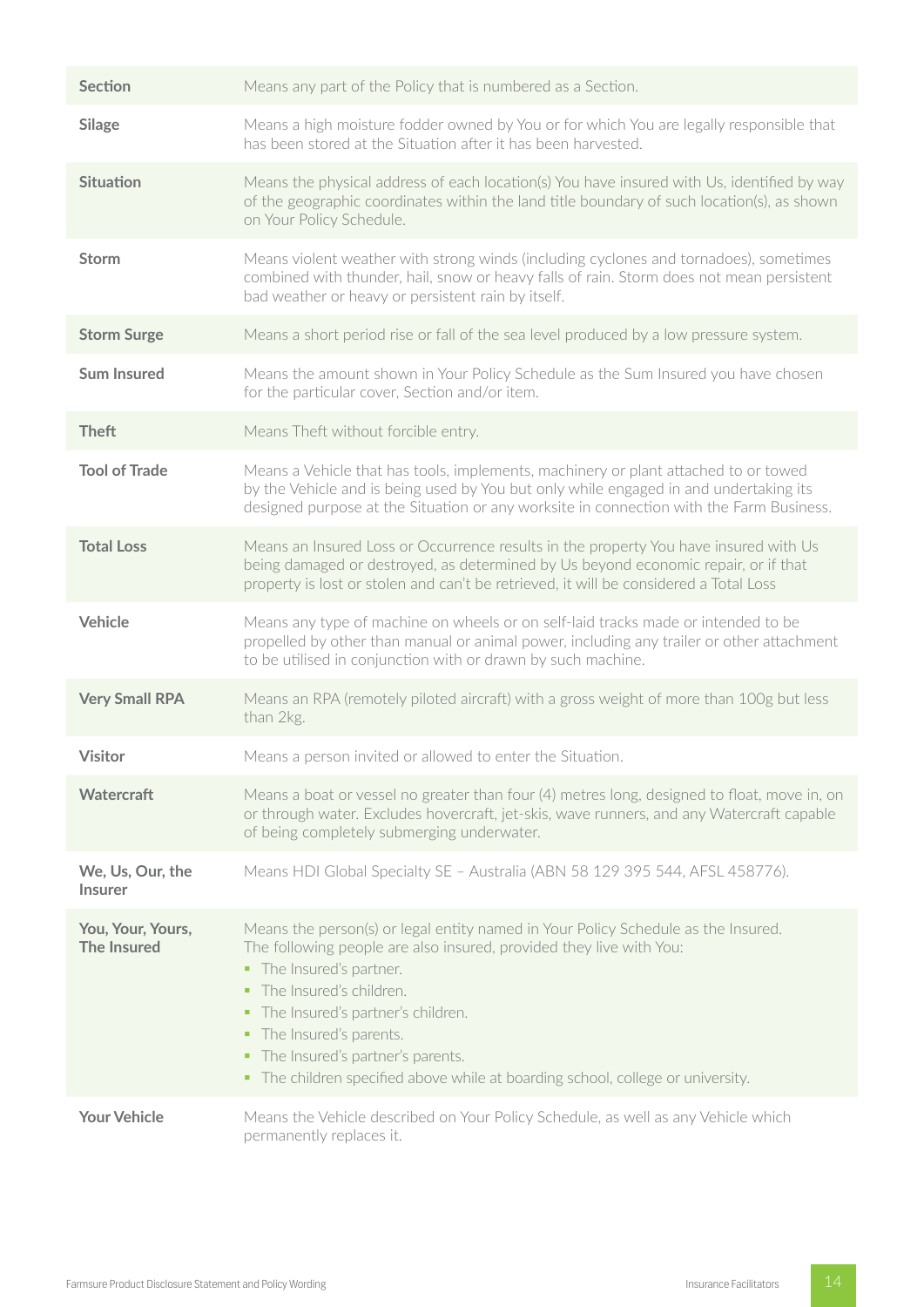| | |
|---|---|
| **Section** | Means any part of the Policy that is numbered as a Section. |
| **Silage** | Means a high moisture fodder owned by You or for which You are legally responsible that has been stored at the Situation after it has been harvested. |
| **Situation** | Means the physical address of each location(s) You have insured with Us, identified by way of the geographic coordinates within the land title boundary of such location(s), as shown on Your Policy Schedule. |
| **Storm** | Means violent weather with strong winds (including cyclones and tornadoes), sometimes combined with thunder, hail, snow or heavy falls of rain. Storm does not mean persistent bad weather or heavy or persistent rain by itself. |
| **Storm Surge** | Means a short period rise or fall of the sea level produced by a low pressure system. |
| **Sum Insured** | Means the amount shown in Your Policy Schedule as the Sum Insured you have chosen for the particular cover, Section and/or item. |
| **Theft** | Means Theft without forcible entry. |
| **Tool of Trade** | Means a Vehicle that has tools, implements, machinery or plant attached to or towed by the Vehicle and is being used by You but only while engaged in and undertaking its designed purpose at the Situation or any worksite in connection with the Farm Business. |
| **Total Loss** | Means an Insured Loss or Occurrence results in the property You have insured with Us being damaged or destroyed, as determined by Us beyond economic repair, or if that property is lost or stolen and can't be retrieved, it will be considered a Total Loss |
| **Vehicle** | Means any type of machine on wheels or on self-laid tracks made or intended to be propelled by other than manual or animal power, including any trailer or other attachment to be utilised in conjunction with or drawn by such machine. |
| **Very Small RPA** | Means an RPA (remotely piloted aircraft) with a gross weight of more than 100g but less than 2kg. |
| **Visitor** | Means a person invited or allowed to enter the Situation. |
| **Watercraft** | Means a boat or vessel no greater than four (4) metres long, designed to float, move in, on or through water. Excludes hovercraft, jet-skis, wave runners, and any Watercraft capable of being completely submerging underwater. |
| **We, Us, Our, the Insurer** | Means HDI Global Specialty SE – Australia (ABN 58 129 395 544, AFSL 458776). |
| **You, Your, Yours, The Insured** | Means the person(s) or legal entity named in Your Policy Schedule as the Insured. The following people are also insured, provided they live with You:<br>▪ The Insured's partner.<br>▪ The Insured's children.<br>▪ The Insured's partner's children.<br>▪ The Insured's parents.<br>▪ The Insured's partner's parents.<br>▪ The children specified above while at boarding school, college or university. |
| **Your Vehicle** | Means the Vehicle described on Your Policy Schedule, as well as any Vehicle which permanently replaces it. |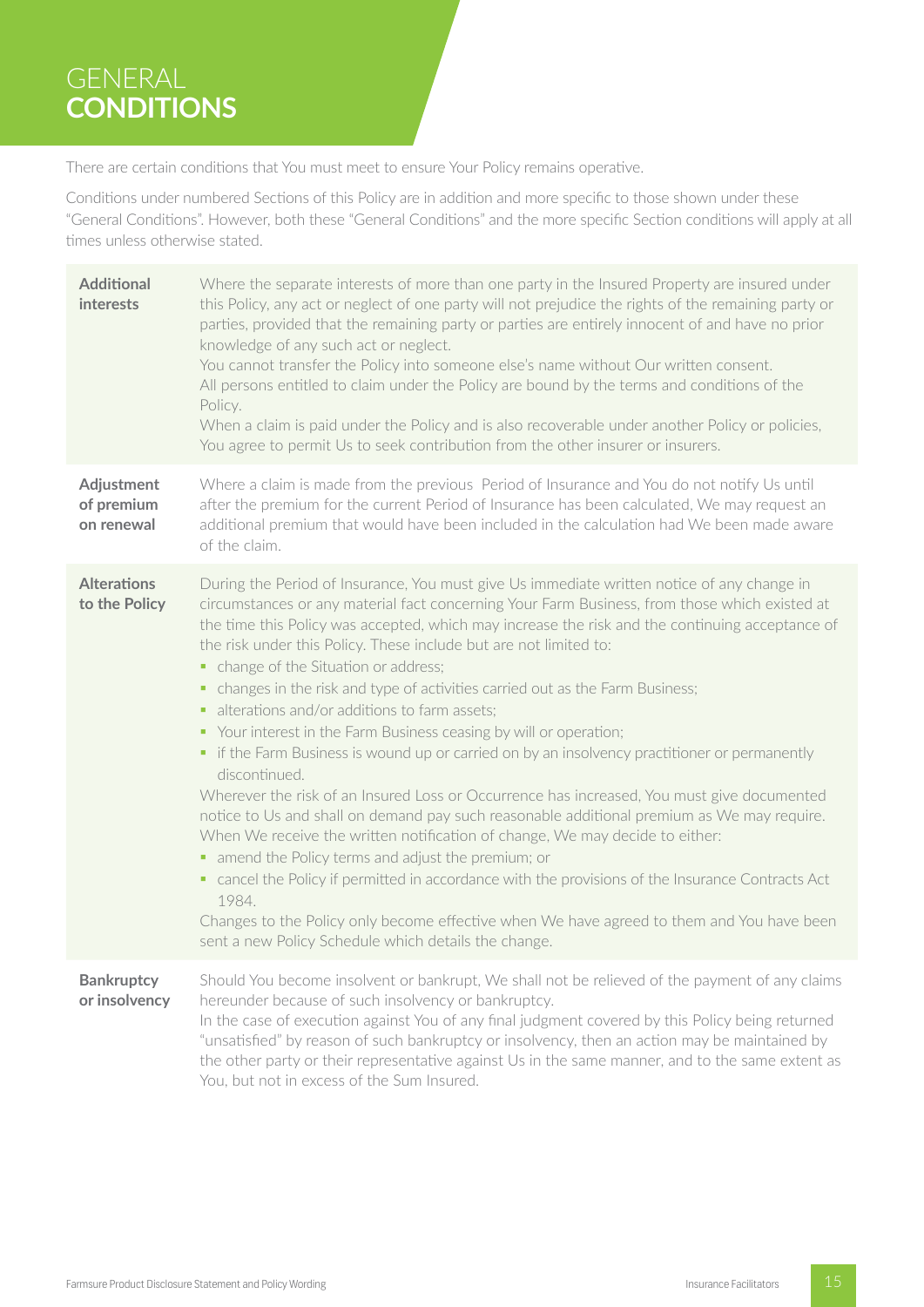# GENERAL **CONDITIONS**

There are certain conditions that You must meet to ensure Your Policy remains operative.

Conditions under numbered Sections of this Policy are in addition and more specific to those shown under these "General Conditions". However, both these "General Conditions" and the more specific Section conditions will apply at all times unless otherwise stated.

| | |
|---|---|
| **Additional interests** | Where the separate interests of more than one party in the Insured Property are insured under this Policy, any act or neglect of one party will not prejudice the rights of the remaining party or parties, provided that the remaining party or parties are entirely innocent of and have no prior knowledge of any such act or neglect.<br>You cannot transfer the Policy into someone else's name without Our written consent.<br>All persons entitled to claim under the Policy are bound by the terms and conditions of the Policy.<br>When a claim is paid under the Policy and is also recoverable under another Policy or policies, You agree to permit Us to seek contribution from the other insurer or insurers. |
| **Adjustment of premium on renewal** | Where a claim is made from the previous Period of Insurance and You do not notify Us until after the premium for the current Period of Insurance has been calculated, We may request an additional premium that would have been included in the calculation had We been made aware of the claim. |
| **Alterations to the Policy** | During the Period of Insurance, You must give Us immediate written notice of any change in circumstances or any material fact concerning Your Farm Business, from those which existed at the time this Policy was accepted, which may increase the risk and the continuing acceptance of the risk under this Policy. These include but are not limited to:<br>• change of the Situation or address;<br>• changes in the risk and type of activities carried out as the Farm Business;<br>• alterations and/or additions to farm assets;<br>• Your interest in the Farm Business ceasing by will or operation;<br>• if the Farm Business is wound up or carried on by an insolvency practitioner or permanently discontinued.<br>Wherever the risk of an Insured Loss or Occurrence has increased, You must give documented notice to Us and shall on demand pay such reasonable additional premium as We may require.<br>When We receive the written notification of change, We may decide to either:<br>• amend the Policy terms and adjust the premium; or<br>• cancel the Policy if permitted in accordance with the provisions of the Insurance Contracts Act 1984.<br>Changes to the Policy only become effective when We have agreed to them and You have been sent a new Policy Schedule which details the change. |
| **Bankruptcy or insolvency** | Should You become insolvent or bankrupt, We shall not be relieved of the payment of any claims hereunder because of such insolvency or bankruptcy.<br>In the case of execution against You of any final judgment covered by this Policy being returned "unsatisfied" by reason of such bankruptcy or insolvency, then an action may be maintained by the other party or their representative against Us in the same manner, and to the same extent as You, but not in excess of the Sum Insured. |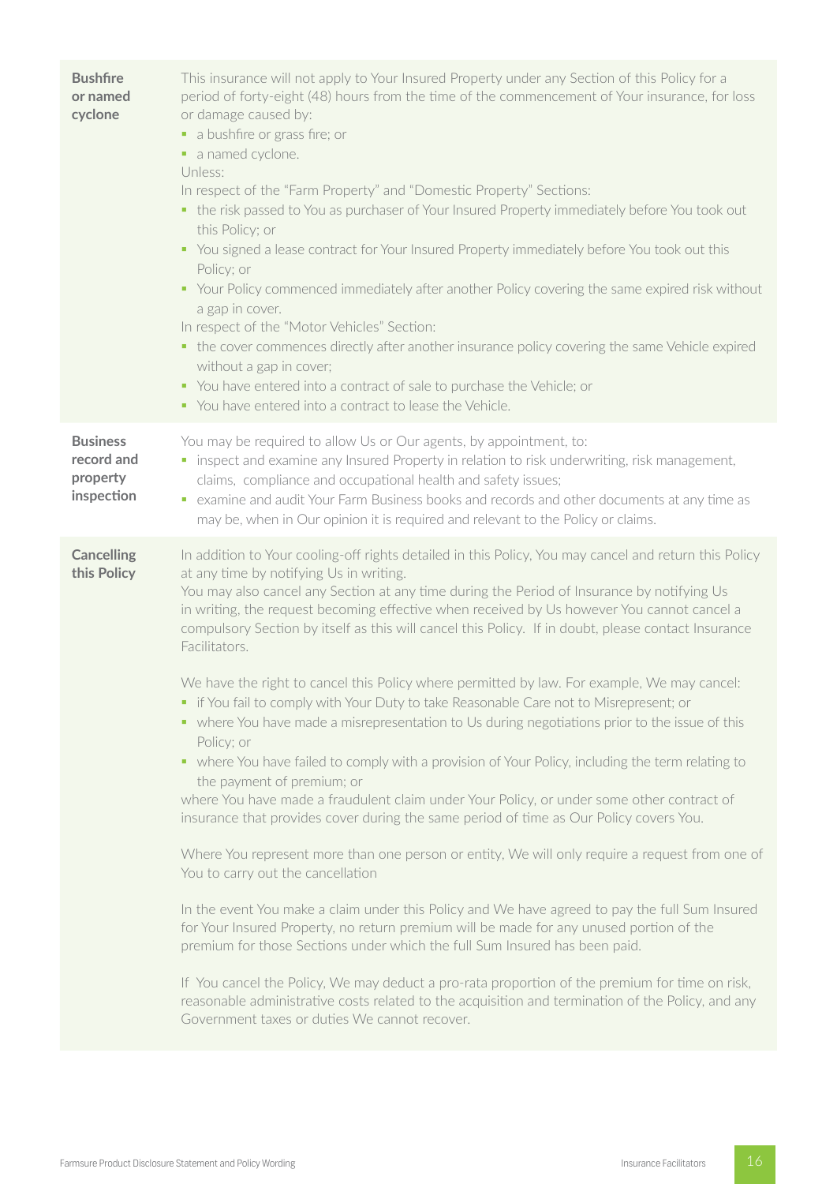| | |
|---|---|
| **Bushfire or named cyclone** | This insurance will not apply to Your Insured Property under any Section of this Policy for a period of forty-eight (48) hours from the time of the commencement of Your insurance, for loss or damage caused by:<br>▪ a bushfire or grass fire; or<br>▪ a named cyclone.<br>Unless:<br>In respect of the "Farm Property" and "Domestic Property" Sections:<br>▪ the risk passed to You as purchaser of Your Insured Property immediately before You took out this Policy; or<br>▪ You signed a lease contract for Your Insured Property immediately before You took out this Policy; or<br>▪ Your Policy commenced immediately after another Policy covering the same expired risk without a gap in cover.<br>In respect of the "Motor Vehicles" Section:<br>▪ the cover commences directly after another insurance policy covering the same Vehicle expired without a gap in cover;<br>▪ You have entered into a contract of sale to purchase the Vehicle; or<br>▪ You have entered into a contract to lease the Vehicle. |
| **Business record and property inspection** | You may be required to allow Us or Our agents, by appointment, to:<br>▪ inspect and examine any Insured Property in relation to risk underwriting, risk management, claims, compliance and occupational health and safety issues;<br>▪ examine and audit Your Farm Business books and records and other documents at any time as may be, when in Our opinion it is required and relevant to the Policy or claims. |
| **Cancelling this Policy** | In addition to Your cooling-off rights detailed in this Policy, You may cancel and return this Policy at any time by notifying Us in writing.<br>You may also cancel any Section at any time during the Period of Insurance by notifying Us in writing, the request becoming effective when received by Us however You cannot cancel a compulsory Section by itself as this will cancel this Policy. If in doubt, please contact Insurance Facilitators.<br><br>We have the right to cancel this Policy where permitted by law. For example, We may cancel:<br>▪ if You fail to comply with Your Duty to take Reasonable Care not to Misrepresent; or<br>▪ where You have made a misrepresentation to Us during negotiations prior to the issue of this Policy; or<br>▪ where You have failed to comply with a provision of Your Policy, including the term relating to the payment of premium; or<br>where You have made a fraudulent claim under Your Policy, or under some other contract of insurance that provides cover during the same period of time as Our Policy covers You.<br><br>Where You represent more than one person or entity, We will only require a request from one of You to carry out the cancellation<br><br>In the event You make a claim under this Policy and We have agreed to pay the full Sum Insured for Your Insured Property, no return premium will be made for any unused portion of the premium for those Sections under which the full Sum Insured has been paid.<br><br>If You cancel the Policy, We may deduct a pro-rata proportion of the premium for time on risk, reasonable administrative costs related to the acquisition and termination of the Policy, and any Government taxes or duties We cannot recover. |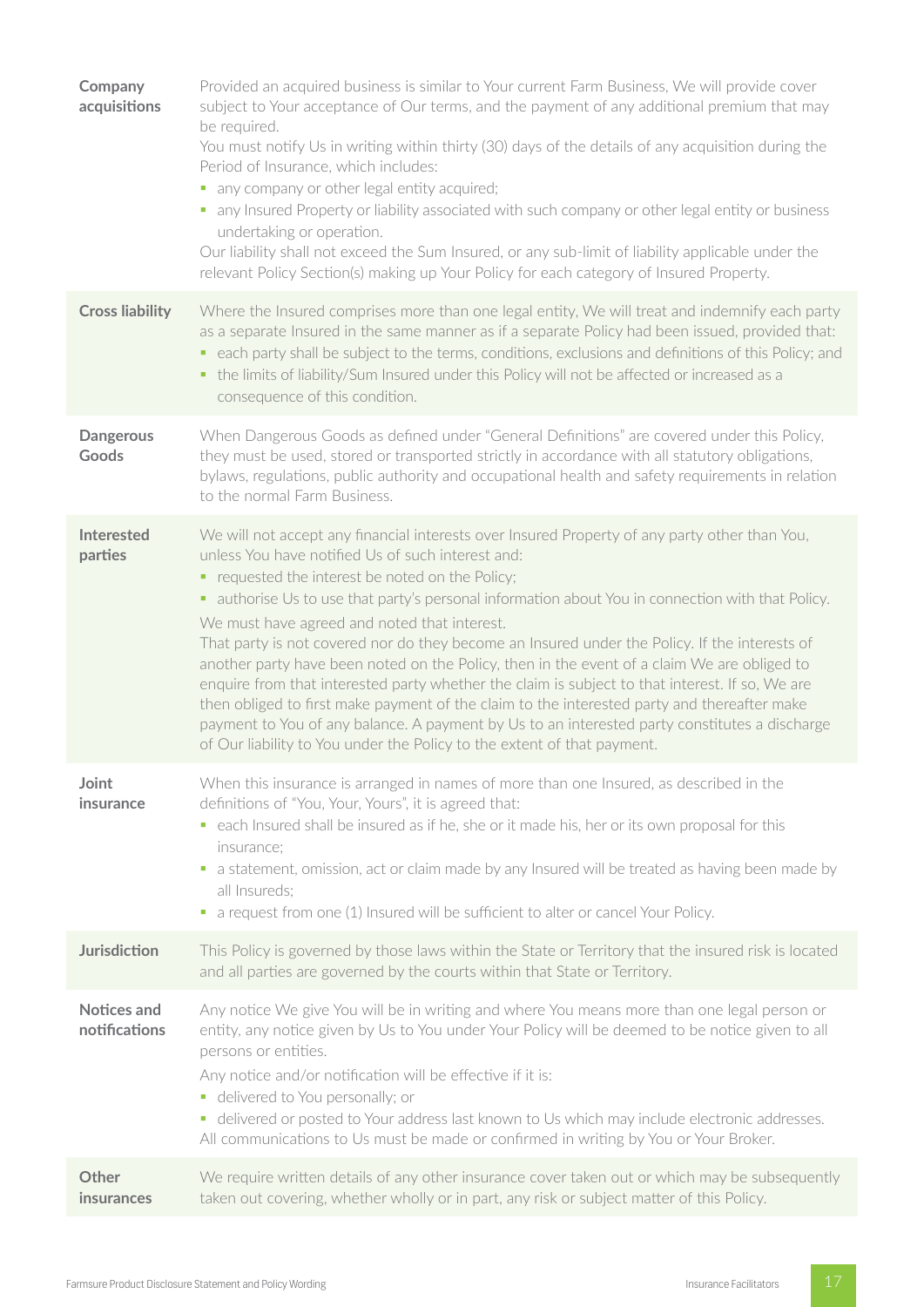| | |
|---|---|
| **Company acquisitions** | Provided an acquired business is similar to Your current Farm Business, We will provide cover subject to Your acceptance of Our terms, and the payment of any additional premium that may be required.<br>You must notify Us in writing within thirty (30) days of the details of any acquisition during the Period of Insurance, which includes:<br>• any company or other legal entity acquired;<br>• any Insured Property or liability associated with such company or other legal entity or business undertaking or operation.<br>Our liability shall not exceed the Sum Insured, or any sub-limit of liability applicable under the relevant Policy Section(s) making up Your Policy for each category of Insured Property. |
| **Cross liability** | Where the Insured comprises more than one legal entity, We will treat and indemnify each party as a separate Insured in the same manner as if a separate Policy had been issued, provided that:<br>• each party shall be subject to the terms, conditions, exclusions and definitions of this Policy; and<br>• the limits of liability/Sum Insured under this Policy will not be affected or increased as a consequence of this condition. |
| **Dangerous Goods** | When Dangerous Goods as defined under "General Definitions" are covered under this Policy, they must be used, stored or transported strictly in accordance with all statutory obligations, bylaws, regulations, public authority and occupational health and safety requirements in relation to the normal Farm Business. |
| **Interested parties** | We will not accept any financial interests over Insured Property of any party other than You, unless You have notified Us of such interest and:<br>• requested the interest be noted on the Policy;<br>• authorise Us to use that party's personal information about You in connection with that Policy.<br>We must have agreed and noted that interest.<br>That party is not covered nor do they become an Insured under the Policy. If the interests of another party have been noted on the Policy, then in the event of a claim We are obliged to enquire from that interested party whether the claim is subject to that interest. If so, We are then obliged to first make payment of the claim to the interested party and thereafter make payment to You of any balance. A payment by Us to an interested party constitutes a discharge of Our liability to You under the Policy to the extent of that payment. |
| **Joint insurance** | When this insurance is arranged in names of more than one Insured, as described in the definitions of "You, Your, Yours", it is agreed that:<br>• each Insured shall be insured as if he, she or it made his, her or its own proposal for this insurance;<br>• a statement, omission, act or claim made by any Insured will be treated as having been made by all Insureds;<br>• a request from one (1) Insured will be sufficient to alter or cancel Your Policy. |
| **Jurisdiction** | This Policy is governed by those laws within the State or Territory that the insured risk is located and all parties are governed by the courts within that State or Territory. |
| **Notices and notifications** | Any notice We give You will be in writing and where You means more than one legal person or entity, any notice given by Us to You under Your Policy will be deemed to be notice given to all persons or entities.<br>Any notice and/or notification will be effective if it is:<br>• delivered to You personally; or<br>• delivered or posted to Your address last known to Us which may include electronic addresses.<br>All communications to Us must be made or confirmed in writing by You or Your Broker. |
| **Other insurances** | We require written details of any other insurance cover taken out or which may be subsequently taken out covering, whether wholly or in part, any risk or subject matter of this Policy. |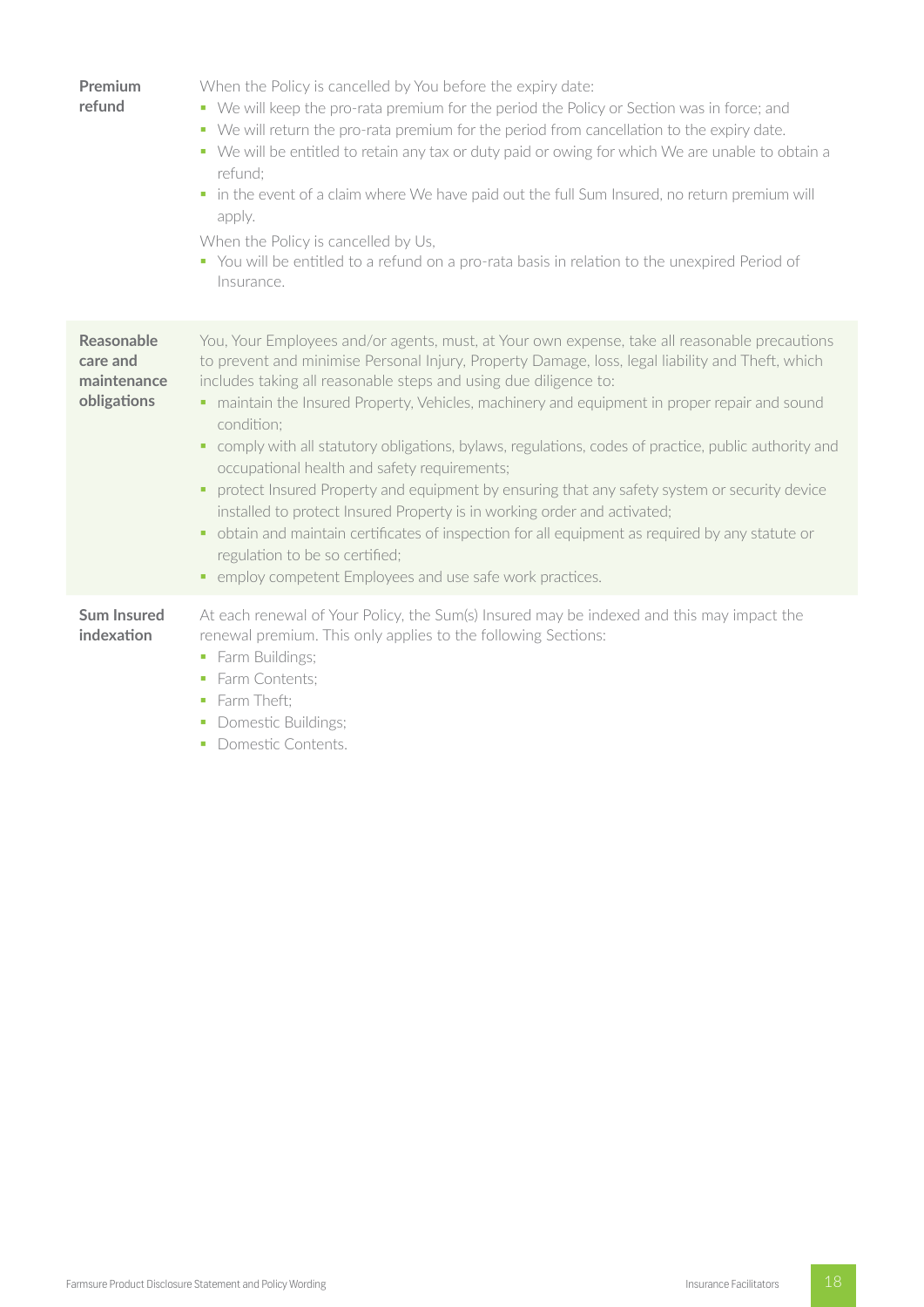**Premium refund**

When the Policy is cancelled by You before the expiry date:

- We will keep the pro-rata premium for the period the Policy or Section was in force; and
- We will return the pro-rata premium for the period from cancellation to the expiry date.
- We will be entitled to retain any tax or duty paid or owing for which We are unable to obtain a refund;
- in the event of a claim where We have paid out the full Sum Insured, no return premium will apply.

When the Policy is cancelled by Us,

- You will be entitled to a refund on a pro-rata basis in relation to the unexpired Period of Insurance.

**Reasonable care and maintenance obligations**

You, Your Employees and/or agents, must, at Your own expense, take all reasonable precautions to prevent and minimise Personal Injury, Property Damage, loss, legal liability and Theft, which includes taking all reasonable steps and using due diligence to:

- maintain the Insured Property, Vehicles, machinery and equipment in proper repair and sound condition;
- comply with all statutory obligations, bylaws, regulations, codes of practice, public authority and occupational health and safety requirements;
- protect Insured Property and equipment by ensuring that any safety system or security device installed to protect Insured Property is in working order and activated;
- obtain and maintain certificates of inspection for all equipment as required by any statute or regulation to be so certified;
- employ competent Employees and use safe work practices.

**Sum Insured indexation**

At each renewal of Your Policy, the Sum(s) Insured may be indexed and this may impact the renewal premium. This only applies to the following Sections:

- Farm Buildings;
- Farm Contents;
- Farm Theft;
- Domestic Buildings;
- Domestic Contents.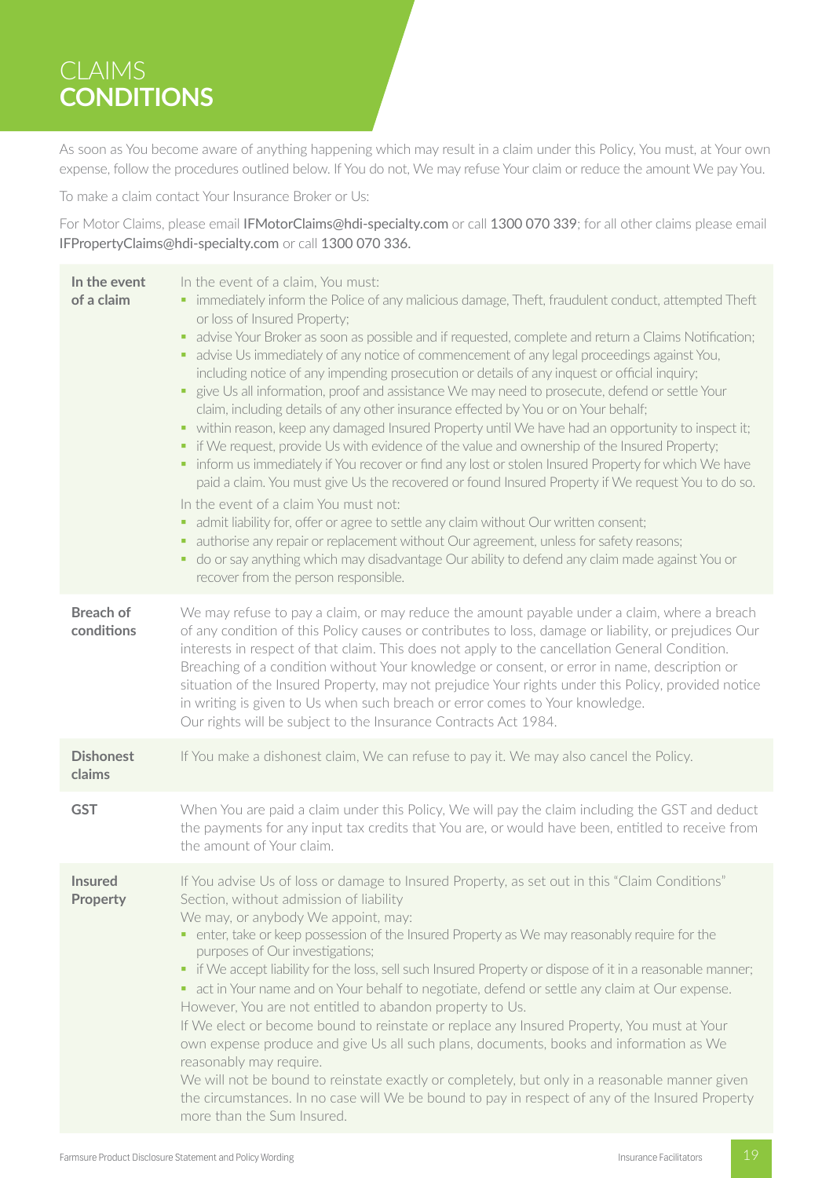# CLAIMS **CONDITIONS**

As soon as You become aware of anything happening which may result in a claim under this Policy, You must, at Your own expense, follow the procedures outlined below. If You do not, We may refuse Your claim or reduce the amount We pay You.

To make a claim contact Your Insurance Broker or Us:

For Motor Claims, please email IFMotorClaims@hdi-specialty.com or call 1300 070 339; for all other claims please email IFPropertyClaims@hdi-specialty.com or call 1300 070 336.

| | |
|---|---|
| **In the event of a claim** | In the event of a claim, You must:<br>▪ immediately inform the Police of any malicious damage, Theft, fraudulent conduct, attempted Theft or loss of Insured Property;<br>▪ advise Your Broker as soon as possible and if requested, complete and return a Claims Notification;<br>▪ advise Us immediately of any notice of commencement of any legal proceedings against You, including notice of any impending prosecution or details of any inquest or official inquiry;<br>▪ give Us all information, proof and assistance We may need to prosecute, defend or settle Your claim, including details of any other insurance effected by You or on Your behalf;<br>▪ within reason, keep any damaged Insured Property until We have had an opportunity to inspect it;<br>▪ if We request, provide Us with evidence of the value and ownership of the Insured Property;<br>▪ inform us immediately if You recover or find any lost or stolen Insured Property for which We have paid a claim. You must give Us the recovered or found Insured Property if We request You to do so.<br>In the event of a claim You must not:<br>▪ admit liability for, offer or agree to settle any claim without Our written consent;<br>▪ authorise any repair or replacement without Our agreement, unless for safety reasons;<br>▪ do or say anything which may disadvantage Our ability to defend any claim made against You or recover from the person responsible. |
| **Breach of conditions** | We may refuse to pay a claim, or may reduce the amount payable under a claim, where a breach of any condition of this Policy causes or contributes to loss, damage or liability, or prejudices Our interests in respect of that claim. This does not apply to the cancellation General Condition. Breaching of a condition without Your knowledge or consent, or error in name, description or situation of the Insured Property, may not prejudice Your rights under this Policy, provided notice in writing is given to Us when such breach or error comes to Your knowledge.<br>Our rights will be subject to the Insurance Contracts Act 1984. |
| **Dishonest claims** | If You make a dishonest claim, We can refuse to pay it. We may also cancel the Policy. |
| **GST** | When You are paid a claim under this Policy, We will pay the claim including the GST and deduct the payments for any input tax credits that You are, or would have been, entitled to receive from the amount of Your claim. |
| **Insured Property** | If You advise Us of loss or damage to Insured Property, as set out in this "Claim Conditions" Section, without admission of liability<br>We may, or anybody We appoint, may:<br>▪ enter, take or keep possession of the Insured Property as We may reasonably require for the purposes of Our investigations;<br>▪ if We accept liability for the loss, sell such Insured Property or dispose of it in a reasonable manner;<br>▪ act in Your name and on Your behalf to negotiate, defend or settle any claim at Our expense.<br>However, You are not entitled to abandon property to Us.<br>If We elect or become bound to reinstate or replace any Insured Property, You must at Your own expense produce and give Us all such plans, documents, books and information as We reasonably may require.<br>We will not be bound to reinstate exactly or completely, but only in a reasonable manner given the circumstances. In no case will We be bound to pay in respect of any of the Insured Property more than the Sum Insured. |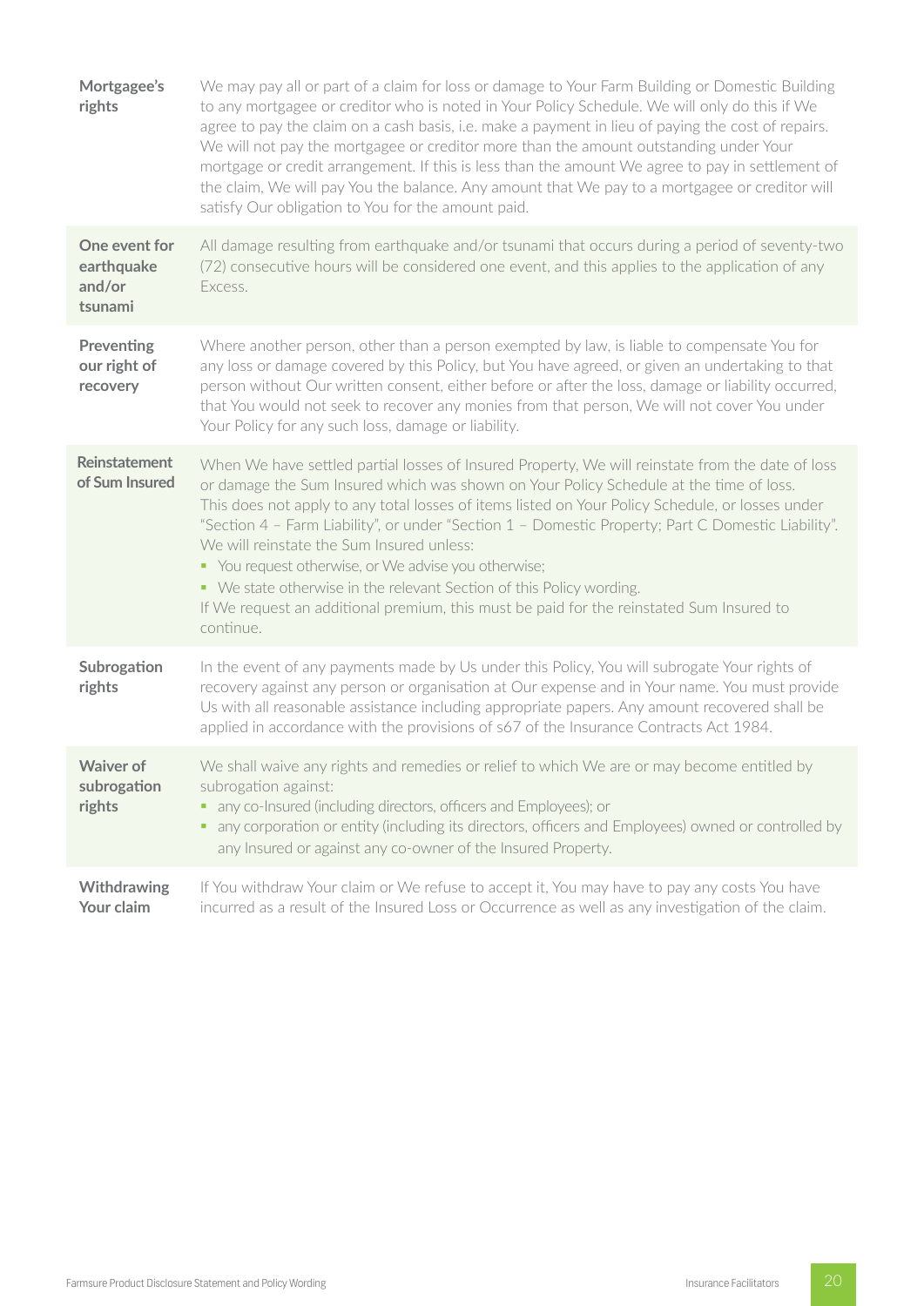| | |
|---|---|
| **Mortgagee's rights** | We may pay all or part of a claim for loss or damage to Your Farm Building or Domestic Building to any mortgagee or creditor who is noted in Your Policy Schedule. We will only do this if We agree to pay the claim on a cash basis, i.e. make a payment in lieu of paying the cost of repairs. We will not pay the mortgagee or creditor more than the amount outstanding under Your mortgage or credit arrangement. If this is less than the amount We agree to pay in settlement of the claim, We will pay You the balance. Any amount that We pay to a mortgagee or creditor will satisfy Our obligation to You for the amount paid. |
| **One event for earthquake and/or tsunami** | All damage resulting from earthquake and/or tsunami that occurs during a period of seventy-two (72) consecutive hours will be considered one event, and this applies to the application of any Excess. |
| **Preventing our right of recovery** | Where another person, other than a person exempted by law, is liable to compensate You for any loss or damage covered by this Policy, but You have agreed, or given an undertaking to that person without Our written consent, either before or after the loss, damage or liability occurred, that You would not seek to recover any monies from that person, We will not cover You under Your Policy for any such loss, damage or liability. |
| **Reinstatement of Sum Insured** | When We have settled partial losses of Insured Property, We will reinstate from the date of loss or damage the Sum Insured which was shown on Your Policy Schedule at the time of loss. This does not apply to any total losses of items listed on Your Policy Schedule, or losses under "Section 4 – Farm Liability", or under "Section 1 – Domestic Property; Part C Domestic Liability". We will reinstate the Sum Insured unless: <br>▪ You request otherwise, or We advise you otherwise; <br>▪ We state otherwise in the relevant Section of this Policy wording. <br>If We request an additional premium, this must be paid for the reinstated Sum Insured to continue. |
| **Subrogation rights** | In the event of any payments made by Us under this Policy, You will subrogate Your rights of recovery against any person or organisation at Our expense and in Your name. You must provide Us with all reasonable assistance including appropriate papers. Any amount recovered shall be applied in accordance with the provisions of s67 of the Insurance Contracts Act 1984. |
| **Waiver of subrogation rights** | We shall waive any rights and remedies or relief to which We are or may become entitled by subrogation against: <br>▪ any co-Insured (including directors, officers and Employees); or <br>▪ any corporation or entity (including its directors, officers and Employees) owned or controlled by any Insured or against any co-owner of the Insured Property. |
| **Withdrawing Your claim** | If You withdraw Your claim or We refuse to accept it, You may have to pay any costs You have incurred as a result of the Insured Loss or Occurrence as well as any investigation of the claim. |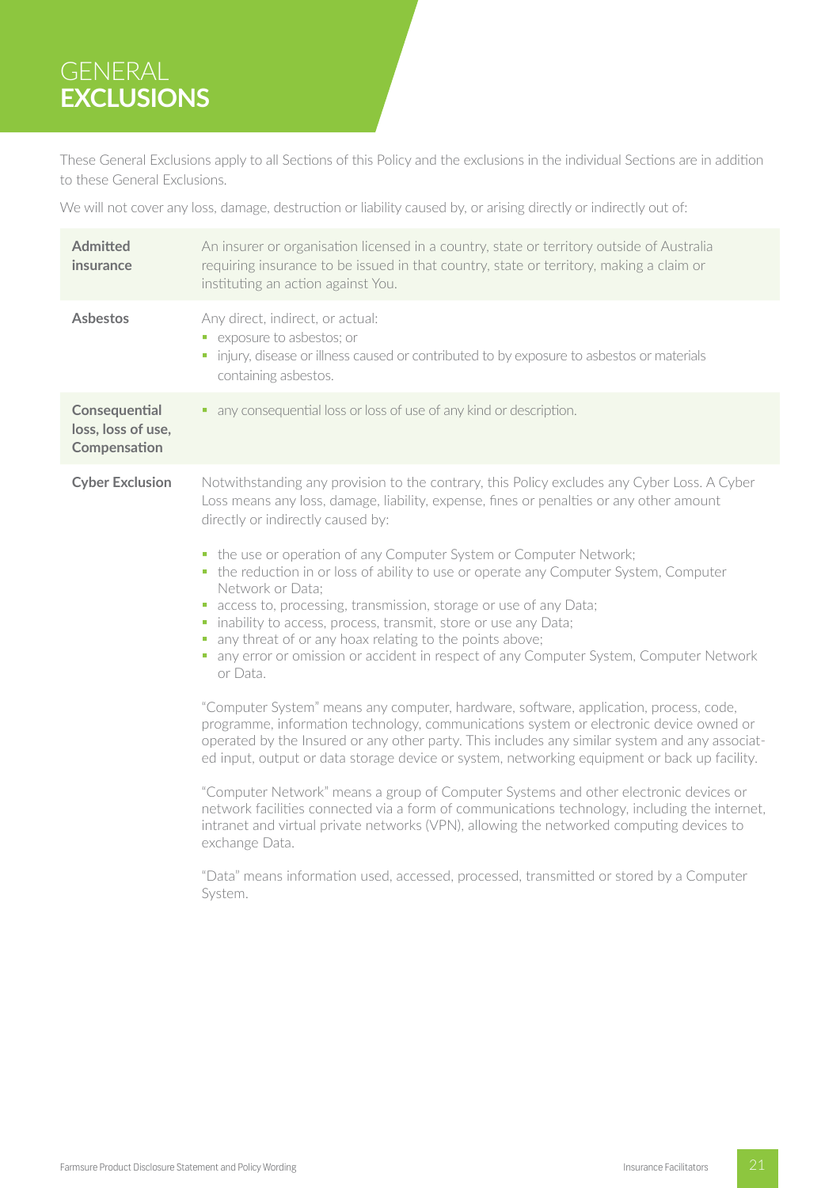# GENERAL **EXCLUSIONS**

These General Exclusions apply to all Sections of this Policy and the exclusions in the individual Sections are in addition to these General Exclusions.

We will not cover any loss, damage, destruction or liability caused by, or arising directly or indirectly out of:

| | |
|---|---|
| **Admitted insurance** | An insurer or organisation licensed in a country, state or territory outside of Australia requiring insurance to be issued in that country, state or territory, making a claim or instituting an action against You. |
| **Asbestos** | Any direct, indirect, or actual:<br>▪ exposure to asbestos; or<br>▪ injury, disease or illness caused or contributed to by exposure to asbestos or materials containing asbestos. |
| **Consequential loss, loss of use, Compensation** | ▪ any consequential loss or loss of use of any kind or description. |
| **Cyber Exclusion** | Notwithstanding any provision to the contrary, this Policy excludes any Cyber Loss. A Cyber Loss means any loss, damage, liability, expense, fines or penalties or any other amount directly or indirectly caused by:<br>▪ the use or operation of any Computer System or Computer Network;<br>▪ the reduction in or loss of ability to use or operate any Computer System, Computer Network or Data;<br>▪ access to, processing, transmission, storage or use of any Data;<br>▪ inability to access, process, transmit, store or use any Data;<br>▪ any threat of or any hoax relating to the points above;<br>▪ any error or omission or accident in respect of any Computer System, Computer Network or Data.<br><br>"Computer System" means any computer, hardware, software, application, process, code, programme, information technology, communications system or electronic device owned or operated by the Insured or any other party. This includes any similar system and any associated input, output or data storage device or system, networking equipment or back up facility.<br><br>"Computer Network" means a group of Computer Systems and other electronic devices or network facilities connected via a form of communications technology, including the internet, intranet and virtual private networks (VPN), allowing the networked computing devices to exchange Data.<br><br>"Data" means information used, accessed, processed, transmitted or stored by a Computer System. |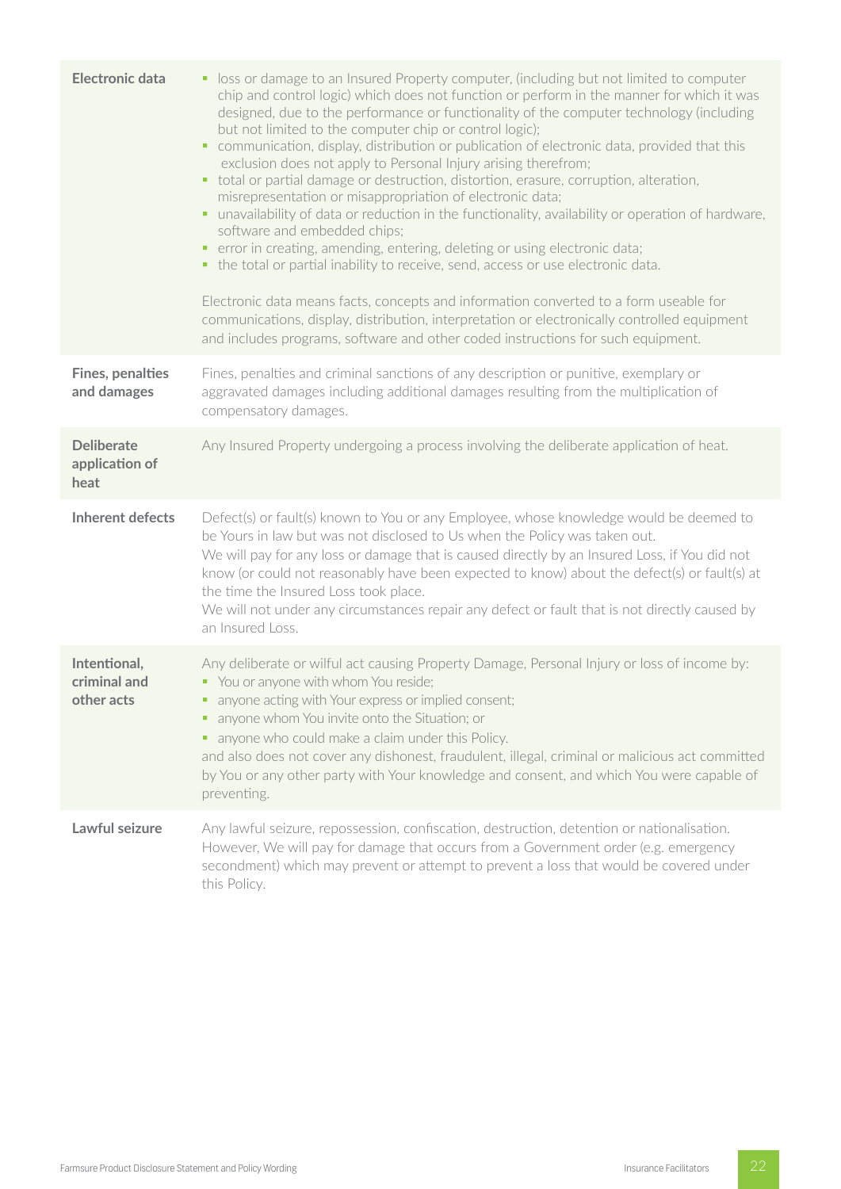| | |
|---|---|
| **Electronic data** | - loss or damage to an Insured Property computer, (including but not limited to computer chip and control logic) which does not function or perform in the manner for which it was designed, due to the performance or functionality of the computer technology (including but not limited to the computer chip or control logic);<br>- communication, display, distribution or publication of electronic data, provided that this exclusion does not apply to Personal Injury arising therefrom;<br>- total or partial damage or destruction, distortion, erasure, corruption, alteration, misrepresentation or misappropriation of electronic data;<br>- unavailability of data or reduction in the functionality, availability or operation of hardware, software and embedded chips;<br>- error in creating, amending, entering, deleting or using electronic data;<br>- the total or partial inability to receive, send, access or use electronic data.<br><br>Electronic data means facts, concepts and information converted to a form useable for communications, display, distribution, interpretation or electronically controlled equipment and includes programs, software and other coded instructions for such equipment. |
| **Fines, penalties and damages** | Fines, penalties and criminal sanctions of any description or punitive, exemplary or aggravated damages including additional damages resulting from the multiplication of compensatory damages. |
| **Deliberate application of heat** | Any Insured Property undergoing a process involving the deliberate application of heat. |
| **Inherent defects** | Defect(s) or fault(s) known to You or any Employee, whose knowledge would be deemed to be Yours in law but was not disclosed to Us when the Policy was taken out.<br>We will pay for any loss or damage that is caused directly by an Insured Loss, if You did not know (or could not reasonably have been expected to know) about the defect(s) or fault(s) at the time the Insured Loss took place.<br>We will not under any circumstances repair any defect or fault that is not directly caused by an Insured Loss. |
| **Intentional, criminal and other acts** | Any deliberate or wilful act causing Property Damage, Personal Injury or loss of income by:<br>- You or anyone with whom You reside;<br>- anyone acting with Your express or implied consent;<br>- anyone whom You invite onto the Situation; or<br>- anyone who could make a claim under this Policy.<br><br>and also does not cover any dishonest, fraudulent, illegal, criminal or malicious act committed by You or any other party with Your knowledge and consent, and which You were capable of preventing. |
| **Lawful seizure** | Any lawful seizure, repossession, confiscation, destruction, detention or nationalisation. However, We will pay for damage that occurs from a Government order (e.g. emergency secondment) which may prevent or attempt to prevent a loss that would be covered under this Policy. |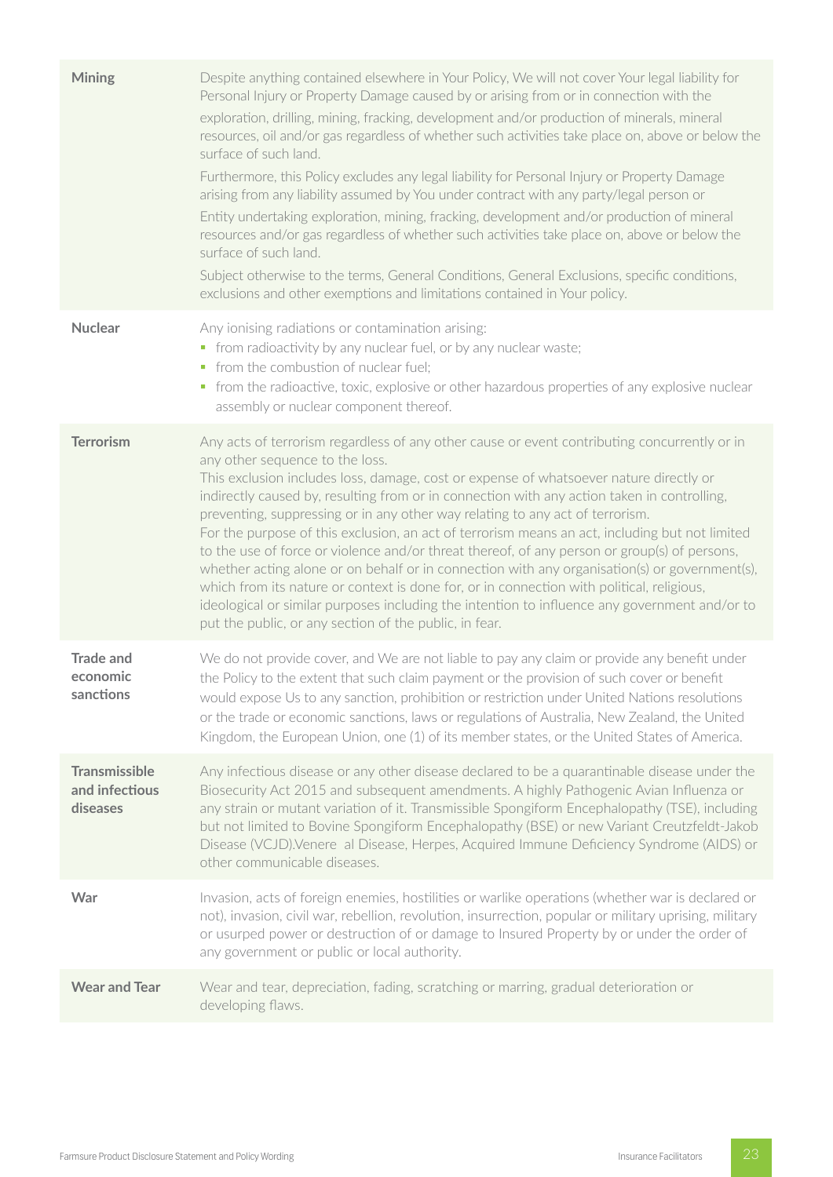| | |
|---|---|
| **Mining** | Despite anything contained elsewhere in Your Policy, We will not cover Your legal liability for Personal Injury or Property Damage caused by or arising from or in connection with the exploration, drilling, mining, fracking, development and/or production of minerals, mineral resources, oil and/or gas regardless of whether such activities take place on, above or below the surface of such land.<br><br>Furthermore, this Policy excludes any legal liability for Personal Injury or Property Damage arising from any liability assumed by You under contract with any party/legal person or Entity undertaking exploration, mining, fracking, development and/or production of mineral resources and/or gas regardless of whether such activities take place on, above or below the surface of such land.<br><br>Subject otherwise to the terms, General Conditions, General Exclusions, specific conditions, exclusions and other exemptions and limitations contained in Your policy. |
| **Nuclear** | Any ionising radiations or contamination arising:<br>▪ from radioactivity by any nuclear fuel, or by any nuclear waste;<br>▪ from the combustion of nuclear fuel;<br>▪ from the radioactive, toxic, explosive or other hazardous properties of any explosive nuclear assembly or nuclear component thereof. |
| **Terrorism** | Any acts of terrorism regardless of any other cause or event contributing concurrently or in any other sequence to the loss.<br>This exclusion includes loss, damage, cost or expense of whatsoever nature directly or indirectly caused by, resulting from or in connection with any action taken in controlling, preventing, suppressing or in any other way relating to any act of terrorism.<br>For the purpose of this exclusion, an act of terrorism means an act, including but not limited to the use of force or violence and/or threat thereof, of any person or group(s) of persons, whether acting alone or on behalf or in connection with any organisation(s) or government(s), which from its nature or context is done for, or in connection with political, religious, ideological or similar purposes including the intention to influence any government and/or to put the public, or any section of the public, in fear. |
| **Trade and economic sanctions** | We do not provide cover, and We are not liable to pay any claim or provide any benefit under the Policy to the extent that such claim payment or the provision of such cover or benefit would expose Us to any sanction, prohibition or restriction under United Nations resolutions or the trade or economic sanctions, laws or regulations of Australia, New Zealand, the United Kingdom, the European Union, one (1) of its member states, or the United States of America. |
| **Transmissible and infectious diseases** | Any infectious disease or any other disease declared to be a quarantinable disease under the Biosecurity Act 2015 and subsequent amendments. A highly Pathogenic Avian Influenza or any strain or mutant variation of it. Transmissible Spongiform Encephalopathy (TSE), including but not limited to Bovine Spongiform Encephalopathy (BSE) or new Variant Creutzfeldt-Jakob Disease (VCJD).Venere  al Disease, Herpes, Acquired Immune Deficiency Syndrome (AIDS) or other communicable diseases. |
| **War** | Invasion, acts of foreign enemies, hostilities or warlike operations (whether war is declared or not), invasion, civil war, rebellion, revolution, insurrection, popular or military uprising, military or usurped power or destruction of or damage to Insured Property by or under the order of any government or public or local authority. |
| **Wear and Tear** | Wear and tear, depreciation, fading, scratching or marring, gradual deterioration or developing flaws. |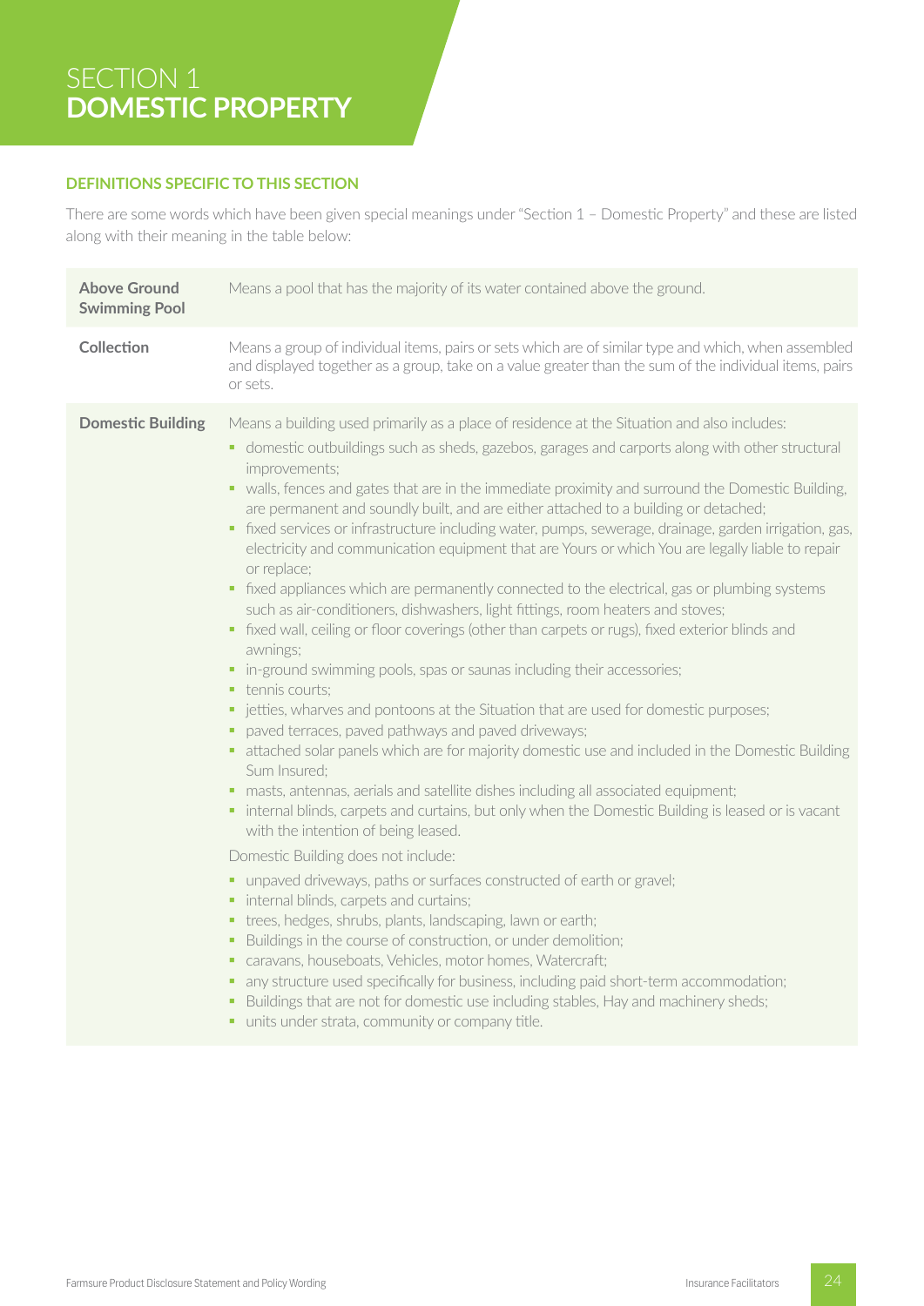# SECTION 1 **DOMESTIC PROPERTY**

## DEFINITIONS SPECIFIC TO THIS SECTION

There are some words which have been given special meanings under "Section 1 – Domestic Property" and these are listed along with their meaning in the table below:

| Term | Meaning |
|---|---|
| **Above Ground Swimming Pool** | Means a pool that has the majority of its water contained above the ground. |
| **Collection** | Means a group of individual items, pairs or sets which are of similar type and which, when assembled and displayed together as a group, take on a value greater than the sum of the individual items, pairs or sets. |
| **Domestic Building** | Means a building used primarily as a place of residence at the Situation and also includes:<br>▪ domestic outbuildings such as sheds, gazebos, garages and carports along with other structural improvements;<br>▪ walls, fences and gates that are in the immediate proximity and surround the Domestic Building, are permanent and soundly built, and are either attached to a building or detached;<br>▪ fixed services or infrastructure including water, pumps, sewerage, drainage, garden irrigation, gas, electricity and communication equipment that are Yours or which You are legally liable to repair or replace;<br>▪ fixed appliances which are permanently connected to the electrical, gas or plumbing systems such as air-conditioners, dishwashers, light fittings, room heaters and stoves;<br>▪ fixed wall, ceiling or floor coverings (other than carpets or rugs), fixed exterior blinds and awnings;<br>▪ in-ground swimming pools, spas or saunas including their accessories;<br>▪ tennis courts;<br>▪ jetties, wharves and pontoons at the Situation that are used for domestic purposes;<br>▪ paved terraces, paved pathways and paved driveways;<br>▪ attached solar panels which are for majority domestic use and included in the Domestic Building Sum Insured;<br>▪ masts, antennas, aerials and satellite dishes including all associated equipment;<br>▪ internal blinds, carpets and curtains, but only when the Domestic Building is leased or is vacant with the intention of being leased.<br><br>Domestic Building does not include:<br>▪ unpaved driveways, paths or surfaces constructed of earth or gravel;<br>▪ internal blinds, carpets and curtains;<br>▪ trees, hedges, shrubs, plants, landscaping, lawn or earth;<br>▪ Buildings in the course of construction, or under demolition;<br>▪ caravans, houseboats, Vehicles, motor homes, Watercraft;<br>▪ any structure used specifically for business, including paid short-term accommodation;<br>▪ Buildings that are not for domestic use including stables, Hay and machinery sheds;<br>▪ units under strata, community or company title. |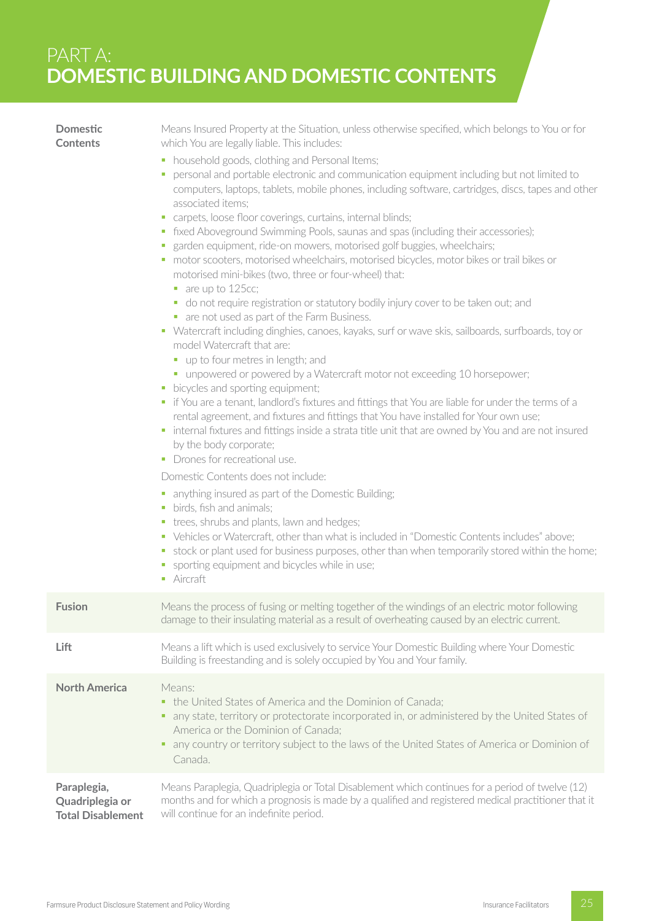# PART A:
# DOMESTIC BUILDING AND DOMESTIC CONTENTS

**Domestic Contents**

Means Insured Property at the Situation, unless otherwise specified, which belongs to You or for which You are legally liable. This includes:

- household goods, clothing and Personal Items;
- personal and portable electronic and communication equipment including but not limited to computers, laptops, tablets, mobile phones, including software, cartridges, discs, tapes and other associated items;
- carpets, loose floor coverings, curtains, internal blinds;
- fixed Aboveground Swimming Pools, saunas and spas (including their accessories);
- garden equipment, ride-on mowers, motorised golf buggies, wheelchairs;
- motor scooters, motorised wheelchairs, motorised bicycles, motor bikes or trail bikes or motorised mini-bikes (two, three or four-wheel) that:
  - are up to 125cc;
  - do not require registration or statutory bodily injury cover to be taken out; and
  - are not used as part of the Farm Business.
- Watercraft including dinghies, canoes, kayaks, surf or wave skis, sailboards, surfboards, toy or model Watercraft that are:
  - up to four metres in length; and
  - unpowered or powered by a Watercraft motor not exceeding 10 horsepower;
- bicycles and sporting equipment;
- if You are a tenant, landlord's fixtures and fittings that You are liable for under the terms of a rental agreement, and fixtures and fittings that You have installed for Your own use;
- internal fixtures and fittings inside a strata title unit that are owned by You and are not insured by the body corporate;
- Drones for recreational use.

Domestic Contents does not include:

- anything insured as part of the Domestic Building;
- birds, fish and animals;
- trees, shrubs and plants, lawn and hedges;
- Vehicles or Watercraft, other than what is included in "Domestic Contents includes" above;
- stock or plant used for business purposes, other than when temporarily stored within the home;
- sporting equipment and bicycles while in use;
- Aircraft

**Fusion**

Means the process of fusing or melting together of the windings of an electric motor following damage to their insulating material as a result of overheating caused by an electric current.

**Lift**

Means a lift which is used exclusively to service Your Domestic Building where Your Domestic Building is freestanding and is solely occupied by You and Your family.

**North America**

Means:

- the United States of America and the Dominion of Canada;
- any state, territory or protectorate incorporated in, or administered by the United States of America or the Dominion of Canada;
- any country or territory subject to the laws of the United States of America or Dominion of Canada.

**Paraplegia, Quadriplegia or Total Disablement**

Means Paraplegia, Quadriplegia or Total Disablement which continues for a period of twelve (12) months and for which a prognosis is made by a qualified and registered medical practitioner that it will continue for an indefinite period.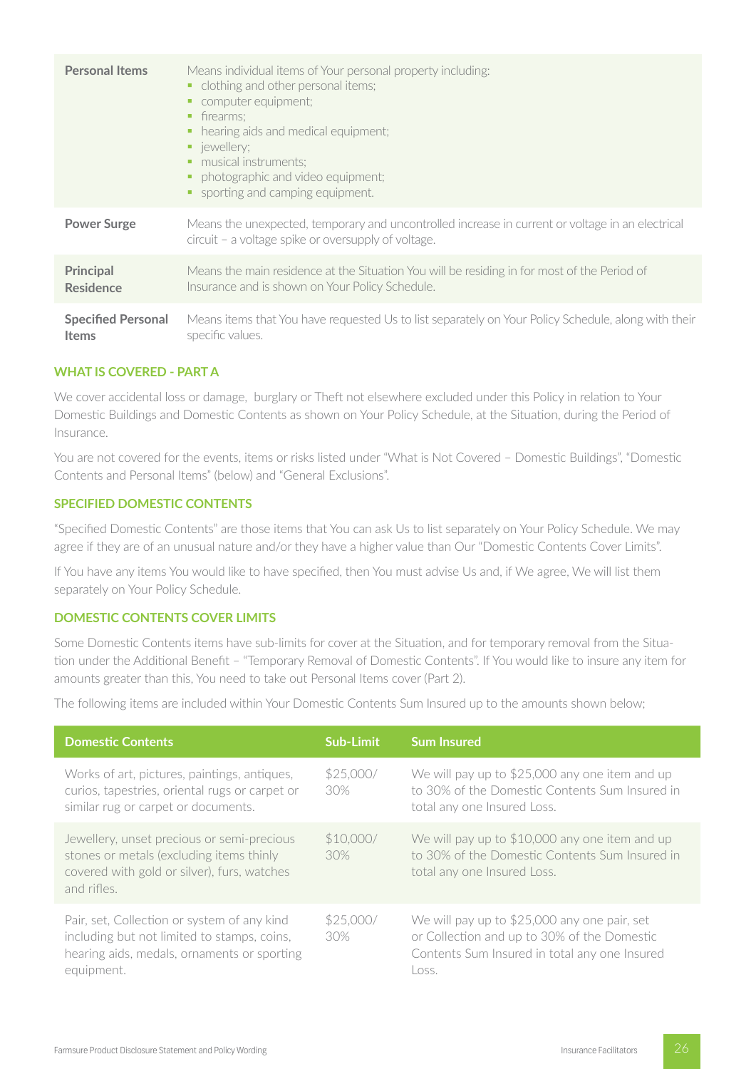| | |
|---|---|
| **Personal Items** | Means individual items of Your personal property including:<br>▪ clothing and other personal items;<br>▪ computer equipment;<br>▪ firearms;<br>▪ hearing aids and medical equipment;<br>▪ jewellery;<br>▪ musical instruments;<br>▪ photographic and video equipment;<br>▪ sporting and camping equipment. |
| **Power Surge** | Means the unexpected, temporary and uncontrolled increase in current or voltage in an electrical circuit – a voltage spike or oversupply of voltage. |
| **Principal Residence** | Means the main residence at the Situation You will be residing in for most of the Period of Insurance and is shown on Your Policy Schedule. |
| **Specified Personal Items** | Means items that You have requested Us to list separately on Your Policy Schedule, along with their specific values. |

## WHAT IS COVERED - PART A

We cover accidental loss or damage, burglary or Theft not elsewhere excluded under this Policy in relation to Your Domestic Buildings and Domestic Contents as shown on Your Policy Schedule, at the Situation, during the Period of Insurance.

You are not covered for the events, items or risks listed under "What is Not Covered – Domestic Buildings", "Domestic Contents and Personal Items" (below) and "General Exclusions".

## SPECIFIED DOMESTIC CONTENTS

"Specified Domestic Contents" are those items that You can ask Us to list separately on Your Policy Schedule. We may agree if they are of an unusual nature and/or they have a higher value than Our "Domestic Contents Cover Limits".

If You have any items You would like to have specified, then You must advise Us and, if We agree, We will list them separately on Your Policy Schedule.

## DOMESTIC CONTENTS COVER LIMITS

Some Domestic Contents items have sub-limits for cover at the Situation, and for temporary removal from the Situation under the Additional Benefit – "Temporary Removal of Domestic Contents". If You would like to insure any item for amounts greater than this, You need to take out Personal Items cover (Part 2).

The following items are included within Your Domestic Contents Sum Insured up to the amounts shown below;

| Domestic Contents | Sub-Limit | Sum Insured |
|---|---|---|
| Works of art, pictures, paintings, antiques, curios, tapestries, oriental rugs or carpet or similar rug or carpet or documents. | $25,000/ 30% | We will pay up to $25,000 any one item and up to 30% of the Domestic Contents Sum Insured in total any one Insured Loss. |
| Jewellery, unset precious or semi-precious stones or metals (excluding items thinly covered with gold or silver), furs, watches and rifles. | $10,000/ 30% | We will pay up to $10,000 any one item and up to 30% of the Domestic Contents Sum Insured in total any one Insured Loss. |
| Pair, set, Collection or system of any kind including but not limited to stamps, coins, hearing aids, medals, ornaments or sporting equipment. | $25,000/ 30% | We will pay up to $25,000 any one pair, set or Collection and up to 30% of the Domestic Contents Sum Insured in total any one Insured Loss. |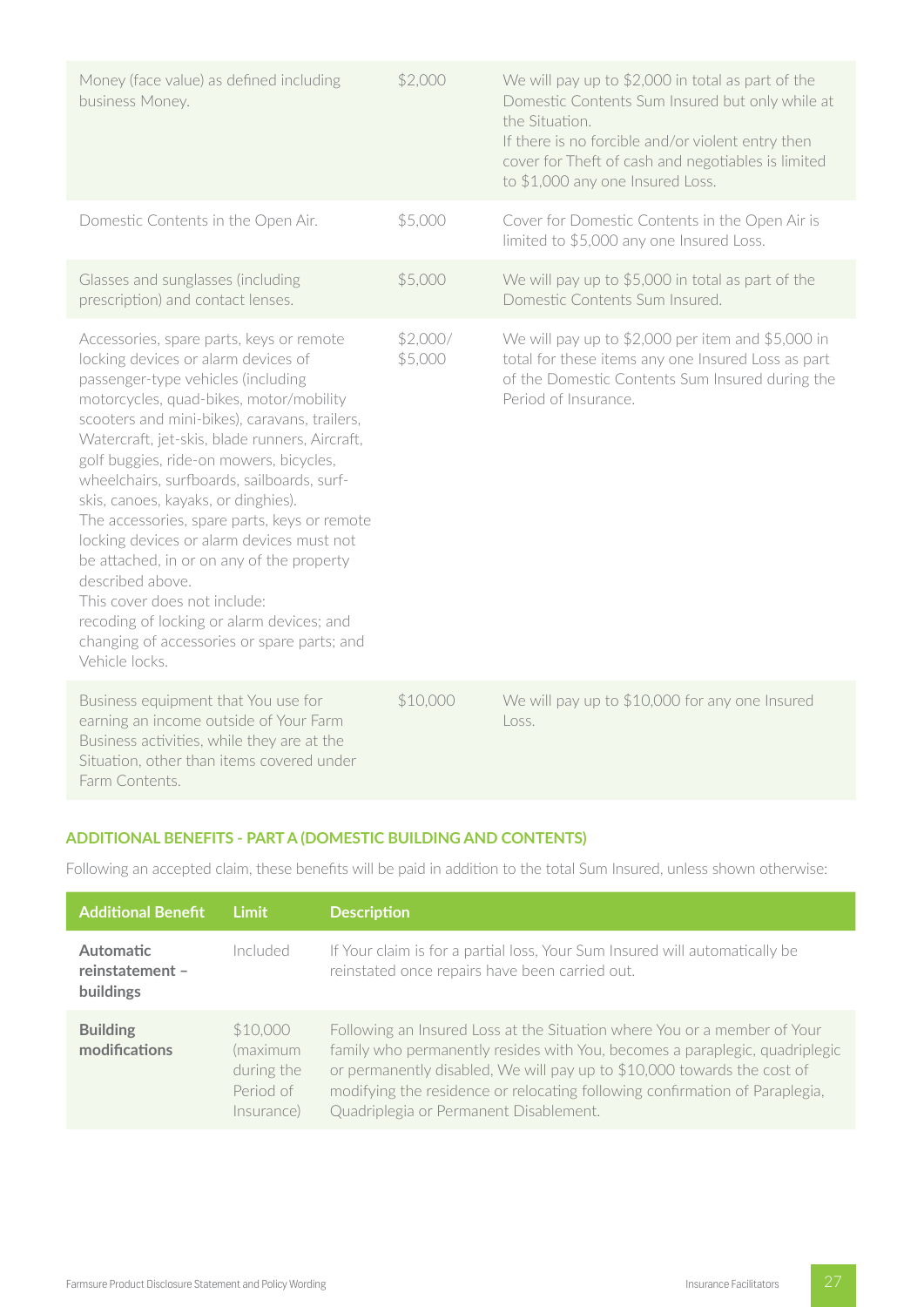| | | |
|---|---|---|
| Money (face value) as defined including business Money. | $2,000 | We will pay up to $2,000 in total as part of the Domestic Contents Sum Insured but only while at the Situation.<br>If there is no forcible and/or violent entry then cover for Theft of cash and negotiables is limited to $1,000 any one Insured Loss. |
| Domestic Contents in the Open Air. | $5,000 | Cover for Domestic Contents in the Open Air is limited to $5,000 any one Insured Loss. |
| Glasses and sunglasses (including prescription) and contact lenses. | $5,000 | We will pay up to $5,000 in total as part of the Domestic Contents Sum Insured. |
| Accessories, spare parts, keys or remote locking devices or alarm devices of passenger-type vehicles (including motorcycles, quad-bikes, motor/mobility scooters and mini-bikes), caravans, trailers, Watercraft, jet-skis, blade runners, Aircraft, golf buggies, ride-on mowers, bicycles, wheelchairs, surfboards, sailboards, surf-skis, canoes, kayaks, or dinghies).<br>The accessories, spare parts, keys or remote locking devices or alarm devices must not be attached, in or on any of the property described above.<br>This cover does not include:<br>recoding of locking or alarm devices; and changing of accessories or spare parts; and Vehicle locks. | $2,000/<br>$5,000 | We will pay up to $2,000 per item and $5,000 in total for these items any one Insured Loss as part of the Domestic Contents Sum Insured during the Period of Insurance. |
| Business equipment that You use for earning an income outside of Your Farm Business activities, while they are at the Situation, other than items covered under Farm Contents. | $10,000 | We will pay up to $10,000 for any one Insured Loss. |

### ADDITIONAL BENEFITS - PART A (DOMESTIC BUILDING AND CONTENTS)

Following an accepted claim, these benefits will be paid in addition to the total Sum Insured, unless shown otherwise:

| Additional Benefit | Limit | Description |
|---|---|---|
| **Automatic reinstatement – buildings** | Included | If Your claim is for a partial loss, Your Sum Insured will automatically be reinstated once repairs have been carried out. |
| **Building modifications** | $10,000 (maximum during the Period of Insurance) | Following an Insured Loss at the Situation where You or a member of Your family who permanently resides with You, becomes a paraplegic, quadriplegic or permanently disabled, We will pay up to $10,000 towards the cost of modifying the residence or relocating following confirmation of Paraplegia, Quadriplegia or Permanent Disablement. |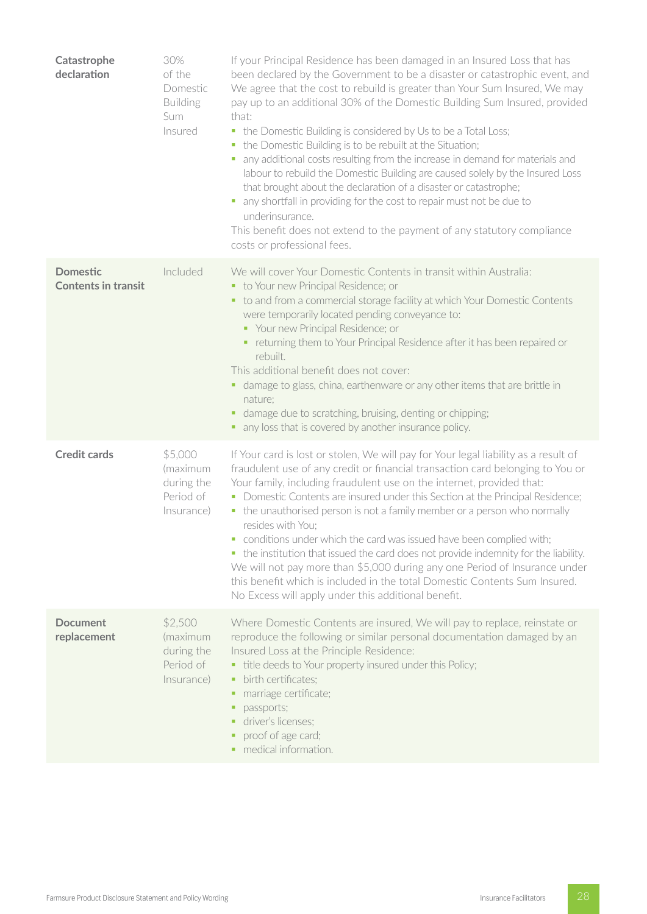| | | |
|---|---|---|
| **Catastrophe declaration** | 30% of the Domestic Building Sum Insured | If your Principal Residence has been damaged in an Insured Loss that has been declared by the Government to be a disaster or catastrophic event, and We agree that the cost to rebuild is greater than Your Sum Insured, We may pay up to an additional 30% of the Domestic Building Sum Insured, provided that:<br>▪ the Domestic Building is considered by Us to be a Total Loss;<br>▪ the Domestic Building is to be rebuilt at the Situation;<br>▪ any additional costs resulting from the increase in demand for materials and labour to rebuild the Domestic Building are caused solely by the Insured Loss that brought about the declaration of a disaster or catastrophe;<br>▪ any shortfall in providing for the cost to repair must not be due to underinsurance.<br>This benefit does not extend to the payment of any statutory compliance costs or professional fees. |
| **Domestic Contents in transit** | Included | We will cover Your Domestic Contents in transit within Australia:<br>▪ to Your new Principal Residence; or<br>▪ to and from a commercial storage facility at which Your Domestic Contents were temporarily located pending conveyance to:<br>&nbsp;&nbsp;▪ Your new Principal Residence; or<br>&nbsp;&nbsp;▪ returning them to Your Principal Residence after it has been repaired or rebuilt.<br>This additional benefit does not cover:<br>▪ damage to glass, china, earthenware or any other items that are brittle in nature;<br>▪ damage due to scratching, bruising, denting or chipping;<br>▪ any loss that is covered by another insurance policy. |
| **Credit cards** | $5,000 (maximum during the Period of Insurance) | If Your card is lost or stolen, We will pay for Your legal liability as a result of fraudulent use of any credit or financial transaction card belonging to You or Your family, including fraudulent use on the internet, provided that:<br>▪ Domestic Contents are insured under this Section at the Principal Residence;<br>▪ the unauthorised person is not a family member or a person who normally resides with You;<br>▪ conditions under which the card was issued have been complied with;<br>▪ the institution that issued the card does not provide indemnity for the liability.<br>We will not pay more than $5,000 during any one Period of Insurance under this benefit which is included in the total Domestic Contents Sum Insured. No Excess will apply under this additional benefit. |
| **Document replacement** | $2,500 (maximum during the Period of Insurance) | Where Domestic Contents are insured, We will pay to replace, reinstate or reproduce the following or similar personal documentation damaged by an Insured Loss at the Principle Residence:<br>▪ title deeds to Your property insured under this Policy;<br>▪ birth certificates;<br>▪ marriage certificate;<br>▪ passports;<br>▪ driver's licenses;<br>▪ proof of age card;<br>▪ medical information. |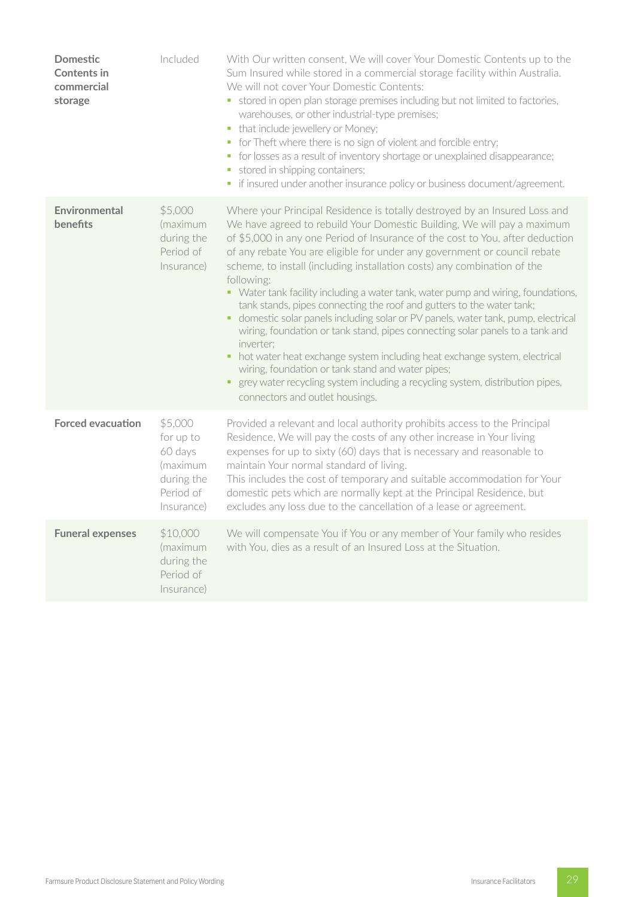| | | |
|---|---|---|
| **Domestic Contents in commercial storage** | Included | With Our written consent, We will cover Your Domestic Contents up to the Sum Insured while stored in a commercial storage facility within Australia.<br>We will not cover Your Domestic Contents:<br>▪ stored in open plan storage premises including but not limited to factories, warehouses, or other industrial-type premises;<br>▪ that include jewellery or Money;<br>▪ for Theft where there is no sign of violent and forcible entry;<br>▪ for losses as a result of inventory shortage or unexplained disappearance;<br>▪ stored in shipping containers;<br>▪ if insured under another insurance policy or business document/agreement. |
| **Environmental benefits** | $5,000 (maximum during the Period of Insurance) | Where your Principal Residence is totally destroyed by an Insured Loss and We have agreed to rebuild Your Domestic Building, We will pay a maximum of $5,000 in any one Period of Insurance of the cost to You, after deduction of any rebate You are eligible for under any government or council rebate scheme, to install (including installation costs) any combination of the following:<br>▪ Water tank facility including a water tank, water pump and wiring, foundations, tank stands, pipes connecting the roof and gutters to the water tank;<br>▪ domestic solar panels including solar or PV panels, water tank, pump, electrical wiring, foundation or tank stand, pipes connecting solar panels to a tank and inverter;<br>▪ hot water heat exchange system including heat exchange system, electrical wiring, foundation or tank stand and water pipes;<br>▪ grey water recycling system including a recycling system, distribution pipes, connectors and outlet housings. |
| **Forced evacuation** | $5,000 for up to 60 days (maximum during the Period of Insurance) | Provided a relevant and local authority prohibits access to the Principal Residence, We will pay the costs of any other increase in Your living expenses for up to sixty (60) days that is necessary and reasonable to maintain Your normal standard of living.<br>This includes the cost of temporary and suitable accommodation for Your domestic pets which are normally kept at the Principal Residence, but excludes any loss due to the cancellation of a lease or agreement. |
| **Funeral expenses** | $10,000 (maximum during the Period of Insurance) | We will compensate You if You or any member of Your family who resides with You, dies as a result of an Insured Loss at the Situation. |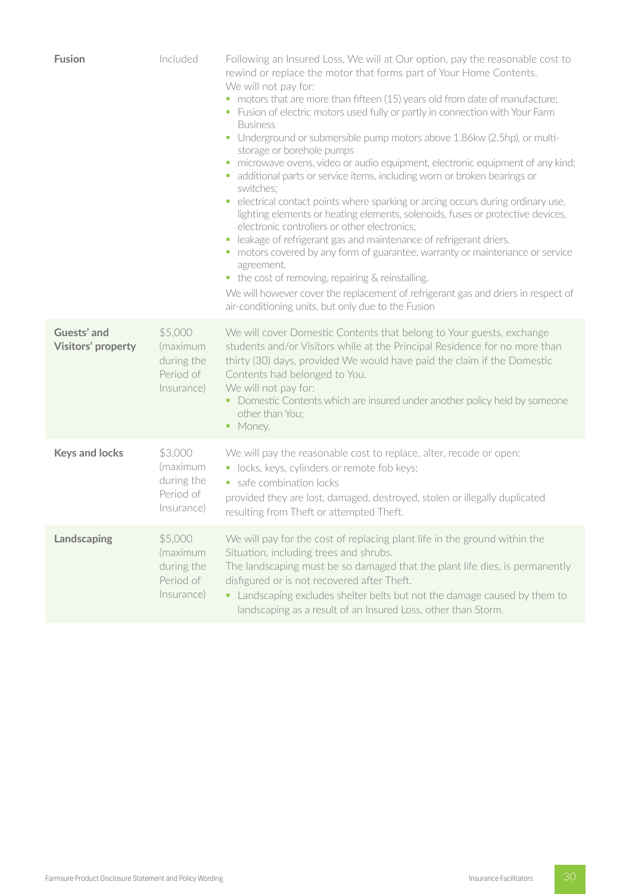| | | |
|---|---|---|
| **Fusion** | Included | Following an Insured Loss, We will at Our option, pay the reasonable cost to rewind or replace the motor that forms part of Your Home Contents.<br>We will not pay for:<br>▪ motors that are more than fifteen (15) years old from date of manufacture;<br>▪ Fusion of electric motors used fully or partly in connection with Your Farm Business<br>▪ Underground or submersible pump motors above 1.86kw (2.5hp), or multi-storage or borehole pumps<br>▪ microwave ovens, video or audio equipment, electronic equipment of any kind;<br>▪ additional parts or service items, including worn or broken bearings or switches;<br>▪ electrical contact points where sparking or arcing occurs during ordinary use, lighting elements or heating elements, solenoids, fuses or protective devices, electronic controllers or other electronics;<br>▪ leakage of refrigerant gas and maintenance of refrigerant driers.<br>▪ motors covered by any form of guarantee, warranty or maintenance or service agreement.<br>▪ the cost of removing, repairing & reinstalling.<br>We will however cover the replacement of refrigerant gas and driers in respect of air-conditioning units, but only due to the Fusion |
| **Guests' and Visitors' property** | $5,000 (maximum during the Period of Insurance) | We will cover Domestic Contents that belong to Your guests, exchange students and/or Visitors while at the Principal Residence for no more than thirty (30) days, provided We would have paid the claim if the Domestic Contents had belonged to You.<br>We will not pay for:<br>▪ Domestic Contents which are insured under another policy held by someone other than You;<br>▪ Money. |
| **Keys and locks** | $3,000 (maximum during the Period of Insurance) | We will pay the reasonable cost to replace, alter, recode or open:<br>▪ locks, keys, cylinders or remote fob keys;<br>▪ safe combination locks<br>provided they are lost, damaged, destroyed, stolen or illegally duplicated resulting from Theft or attempted Theft. |
| **Landscaping** | $5,000 (maximum during the Period of Insurance) | We will pay for the cost of replacing plant life in the ground within the Situation, including trees and shrubs.<br>The landscaping must be so damaged that the plant life dies, is permanently disfigured or is not recovered after Theft.<br>▪ Landscaping excludes shelter belts but not the damage caused by them to landscaping as a result of an Insured Loss, other than Storm. |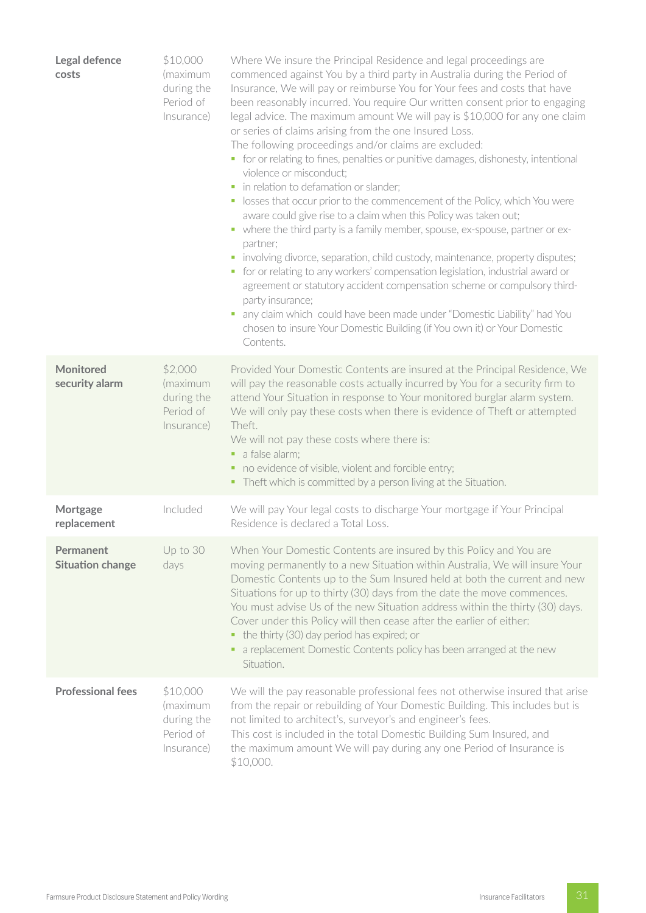| | | |
|---|---|---|
| **Legal defence costs** | $10,000 (maximum during the Period of Insurance) | Where We insure the Principal Residence and legal proceedings are commenced against You by a third party in Australia during the Period of Insurance, We will pay or reimburse You for Your fees and costs that have been reasonably incurred. You require Our written consent prior to engaging legal advice. The maximum amount We will pay is $10,000 for any one claim or series of claims arising from the one Insured Loss.<br>The following proceedings and/or claims are excluded:<br>▪ for or relating to fines, penalties or punitive damages, dishonesty, intentional violence or misconduct;<br>▪ in relation to defamation or slander;<br>▪ losses that occur prior to the commencement of the Policy, which You were aware could give rise to a claim when this Policy was taken out;<br>▪ where the third party is a family member, spouse, ex-spouse, partner or ex-partner;<br>▪ involving divorce, separation, child custody, maintenance, property disputes;<br>▪ for or relating to any workers' compensation legislation, industrial award or agreement or statutory accident compensation scheme or compulsory third-party insurance;<br>▪ any claim which could have been made under "Domestic Liability" had You chosen to insure Your Domestic Building (if You own it) or Your Domestic Contents. |
| **Monitored security alarm** | $2,000 (maximum during the Period of Insurance) | Provided Your Domestic Contents are insured at the Principal Residence, We will pay the reasonable costs actually incurred by You for a security firm to attend Your Situation in response to Your monitored burglar alarm system. We will only pay these costs when there is evidence of Theft or attempted Theft.<br>We will not pay these costs where there is:<br>▪ a false alarm;<br>▪ no evidence of visible, violent and forcible entry;<br>▪ Theft which is committed by a person living at the Situation. |
| **Mortgage replacement** | Included | We will pay Your legal costs to discharge Your mortgage if Your Principal Residence is declared a Total Loss. |
| **Permanent Situation change** | Up to 30 days | When Your Domestic Contents are insured by this Policy and You are moving permanently to a new Situation within Australia, We will insure Your Domestic Contents up to the Sum Insured held at both the current and new Situations for up to thirty (30) days from the date the move commences. You must advise Us of the new Situation address within the thirty (30) days. Cover under this Policy will then cease after the earlier of either:<br>▪ the thirty (30) day period has expired; or<br>▪ a replacement Domestic Contents policy has been arranged at the new Situation. |
| **Professional fees** | $10,000 (maximum during the Period of Insurance) | We will the pay reasonable professional fees not otherwise insured that arise from the repair or rebuilding of Your Domestic Building. This includes but is not limited to architect's, surveyor's and engineer's fees.<br>This cost is included in the total Domestic Building Sum Insured, and the maximum amount We will pay during any one Period of Insurance is $10,000. |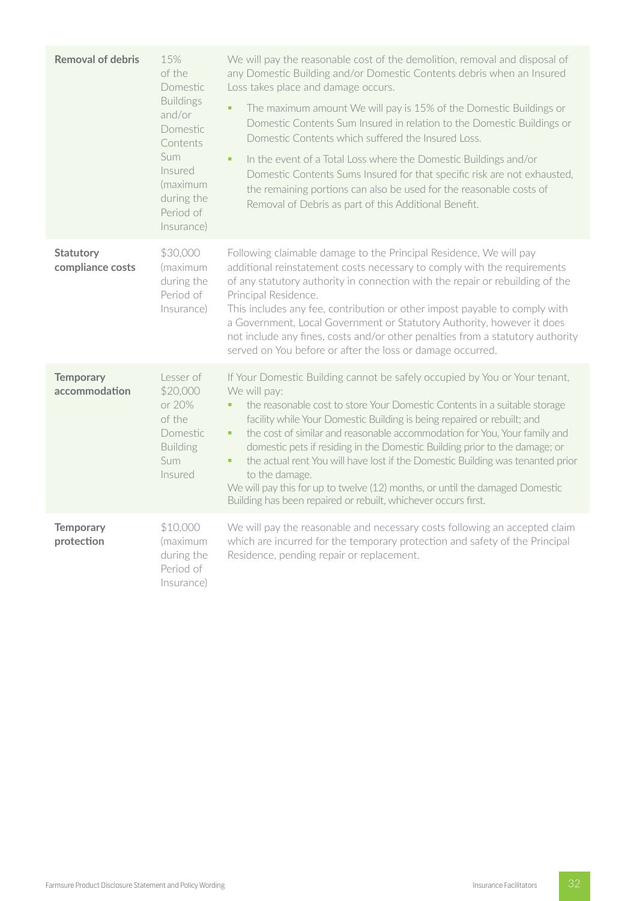| | | |
|---|---|---|
| **Removal of debris** | 15% of the Domestic Buildings and/or Domestic Contents Sum Insured (maximum during the Period of Insurance) | We will pay the reasonable cost of the demolition, removal and disposal of any Domestic Building and/or Domestic Contents debris when an Insured Loss takes place and damage occurs.<br>- The maximum amount We will pay is 15% of the Domestic Buildings or Domestic Contents Sum Insured in relation to the Domestic Buildings or Domestic Contents which suffered the Insured Loss.<br>- In the event of a Total Loss where the Domestic Buildings and/or Domestic Contents Sums Insured for that specific risk are not exhausted, the remaining portions can also be used for the reasonable costs of Removal of Debris as part of this Additional Benefit. |
| **Statutory compliance costs** | $30,000 (maximum during the Period of Insurance) | Following claimable damage to the Principal Residence, We will pay additional reinstatement costs necessary to comply with the requirements of any statutory authority in connection with the repair or rebuilding of the Principal Residence.<br>This includes any fee, contribution or other impost payable to comply with a Government, Local Government or Statutory Authority, however it does not include any fines, costs and/or other penalties from a statutory authority served on You before or after the loss or damage occurred. |
| **Temporary accommodation** | Lesser of $20,000 or 20% of the Domestic Building Sum Insured | If Your Domestic Building cannot be safely occupied by You or Your tenant, We will pay:<br>- the reasonable cost to store Your Domestic Contents in a suitable storage facility while Your Domestic Building is being repaired or rebuilt; and<br>- the cost of similar and reasonable accommodation for You, Your family and domestic pets if residing in the Domestic Building prior to the damage; or<br>- the actual rent You will have lost if the Domestic Building was tenanted prior to the damage.<br>We will pay this for up to twelve (12) months, or until the damaged Domestic Building has been repaired or rebuilt, whichever occurs first. |
| **Temporary protection** | $10,000 (maximum during the Period of Insurance) | We will pay the reasonable and necessary costs following an accepted claim which are incurred for the temporary protection and safety of the Principal Residence, pending repair or replacement. |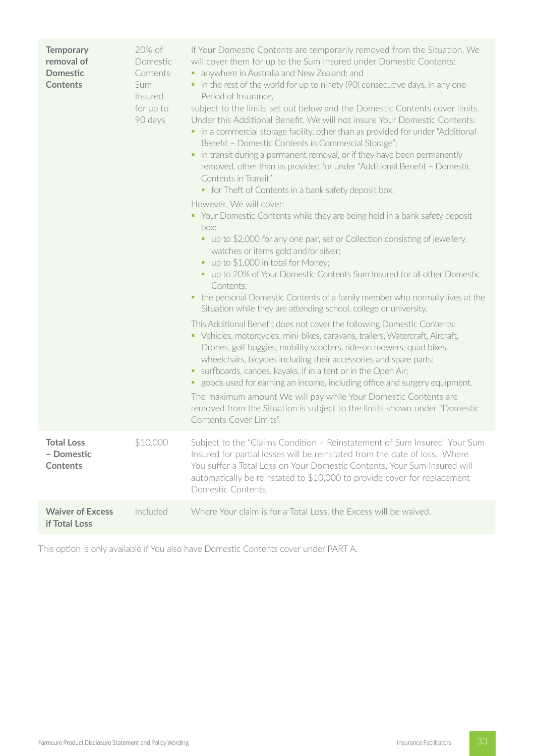| | | |
|---|---|---|
| **Temporary removal of Domestic Contents** | 20% of Domestic Contents Sum Insured for up to 90 days | If Your Domestic Contents are temporarily removed from the Situation, We will cover them for up to the Sum Insured under Domestic Contents:<br>▪ anywhere in Australia and New Zealand; and<br>▪ in the rest of the world for up to ninety (90) consecutive days, in any one Period of Insurance,<br>subject to the limits set out below and the Domestic Contents cover limits.<br>Under this Additional Benefit, We will not insure Your Domestic Contents:<br>▪ in a commercial storage facility, other than as provided for under "Additional Benefit – Domestic Contents in Commercial Storage";<br>▪ in transit during a permanent removal, or if they have been permanently removed, other than as provided for under "Additional Benefit – Domestic Contents in Transit".<br>&nbsp;&nbsp;▪ for Theft of Contents in a bank safety deposit box.<br>However, We will cover:<br>▪ Your Domestic Contents while they are being held in a bank safety deposit box:<br>&nbsp;&nbsp;▪ up to $2,000 for any one pair, set or Collection consisting of jewellery, watches or items gold and/or silver;<br>&nbsp;&nbsp;▪ up to $1,000 in total for Money;<br>&nbsp;&nbsp;▪ up to 20% of Your Domestic Contents Sum Insured for all other Domestic Contents;<br>▪ the personal Domestic Contents of a family member who normally lives at the Situation while they are attending school, college or university.<br>This Additional Benefit does not cover the following Domestic Contents:<br>▪ Vehicles, motorcycles, mini-bikes, caravans, trailers, Watercraft, Aircraft, Drones, golf buggies, mobility scooters, ride-on mowers, quad bikes, wheelchairs, bicycles including their accessories and spare parts;<br>▪ surfboards, canoes, kayaks, if in a tent or in the Open Air;<br>▪ goods used for earning an income, including office and surgery equipment.<br>The maximum amount We will pay while Your Domestic Contents are removed from the Situation is subject to the limits shown under "Domestic Contents Cover Limits". |
| **Total Loss – Domestic Contents** | $10,000 | Subject to the "Claims Condition – Reinstatement of Sum Insured" Your Sum Insured for partial losses will be reinstated from the date of loss. Where You suffer a Total Loss on Your Domestic Contents, Your Sum Insured will automatically be reinstated to $10,000 to provide cover for replacement Domestic Contents. |
| **Waiver of Excess if Total Loss** | Included | Where Your claim is for a Total Loss, the Excess will be waived. |

This option is only available if You also have Domestic Contents cover under PART A.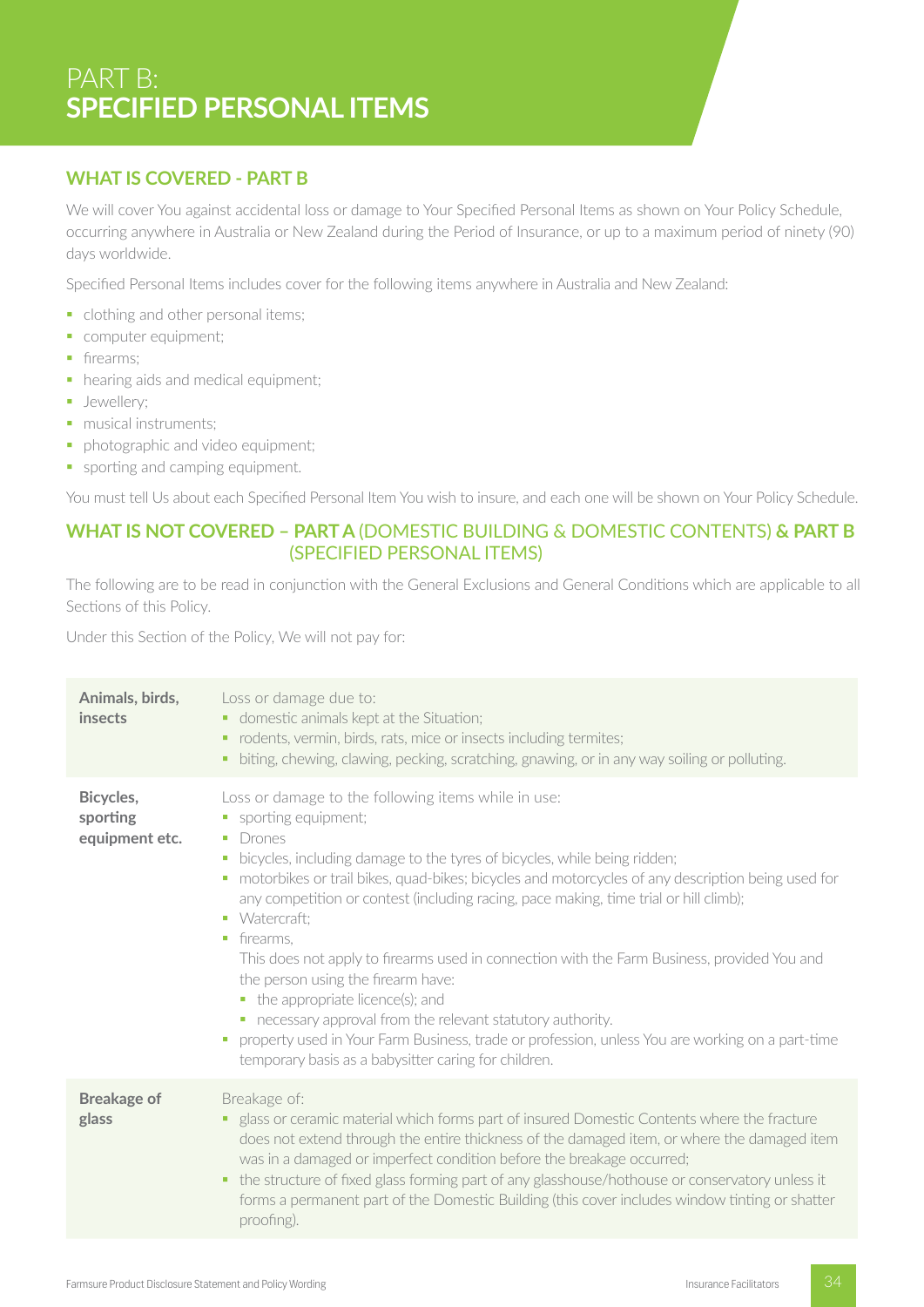# PART B: SPECIFIED PERSONAL ITEMS

## WHAT IS COVERED - PART B

We will cover You against accidental loss or damage to Your Specified Personal Items as shown on Your Policy Schedule, occurring anywhere in Australia or New Zealand during the Period of Insurance, or up to a maximum period of ninety (90) days worldwide.

Specified Personal Items includes cover for the following items anywhere in Australia and New Zealand:

- clothing and other personal items;
- computer equipment;
- firearms;
- hearing aids and medical equipment;
- Jewellery;
- musical instruments;
- photographic and video equipment;
- sporting and camping equipment.

You must tell Us about each Specified Personal Item You wish to insure, and each one will be shown on Your Policy Schedule.

## WHAT IS NOT COVERED – PART A (DOMESTIC BUILDING & DOMESTIC CONTENTS) & PART B (SPECIFIED PERSONAL ITEMS)

The following are to be read in conjunction with the General Exclusions and General Conditions which are applicable to all Sections of this Policy.

Under this Section of the Policy, We will not pay for:

| | |
|---|---|
| **Animals, birds, insects** | Loss or damage due to:<br>▪ domestic animals kept at the Situation;<br>▪ rodents, vermin, birds, rats, mice or insects including termites;<br>▪ biting, chewing, clawing, pecking, scratching, gnawing, or in any way soiling or polluting. |
| **Bicycles, sporting equipment etc.** | Loss or damage to the following items while in use:<br>▪ sporting equipment;<br>▪ Drones<br>▪ bicycles, including damage to the tyres of bicycles, while being ridden;<br>▪ motorbikes or trail bikes, quad-bikes; bicycles and motorcycles of any description being used for any competition or contest (including racing, pace making, time trial or hill climb);<br>▪ Watercraft;<br>▪ firearms,<br>This does not apply to firearms used in connection with the Farm Business, provided You and the person using the firearm have:<br>  ▪ the appropriate licence(s); and<br>  ▪ necessary approval from the relevant statutory authority.<br>▪ property used in Your Farm Business, trade or profession, unless You are working on a part-time temporary basis as a babysitter caring for children. |
| **Breakage of glass** | Breakage of:<br>▪ glass or ceramic material which forms part of insured Domestic Contents where the fracture does not extend through the entire thickness of the damaged item, or where the damaged item was in a damaged or imperfect condition before the breakage occurred;<br>▪ the structure of fixed glass forming part of any glasshouse/hothouse or conservatory unless it forms a permanent part of the Domestic Building (this cover includes window tinting or shatter proofing). |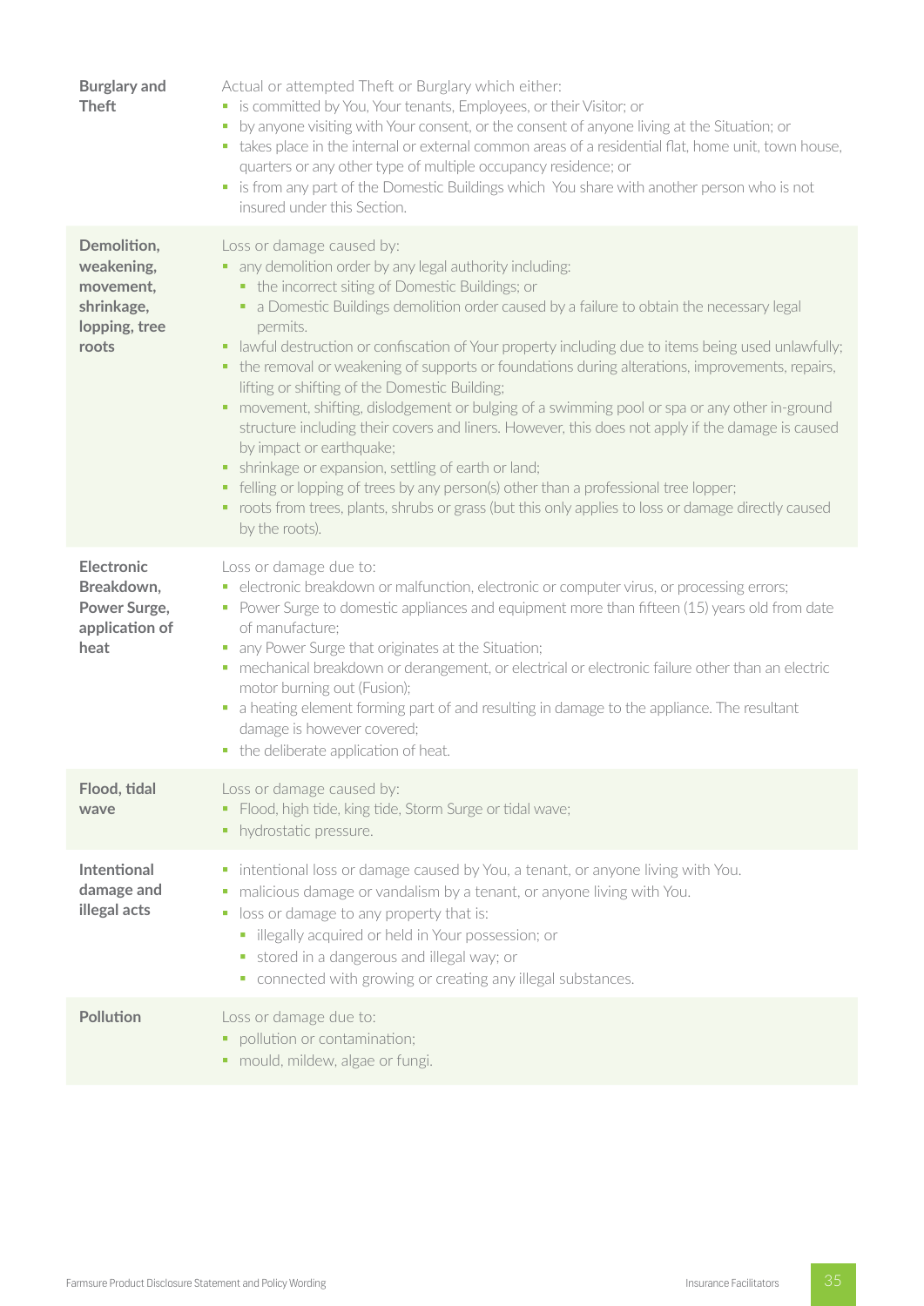| | |
|---|---|
| **Burglary and Theft** | Actual or attempted Theft or Burglary which either:<br>▪ is committed by You, Your tenants, Employees, or their Visitor; or<br>▪ by anyone visiting with Your consent, or the consent of anyone living at the Situation; or<br>▪ takes place in the internal or external common areas of a residential flat, home unit, town house, quarters or any other type of multiple occupancy residence; or<br>▪ is from any part of the Domestic Buildings which You share with another person who is not insured under this Section. |
| **Demolition, weakening, movement, shrinkage, lopping, tree roots** | Loss or damage caused by:<br>▪ any demolition order by any legal authority including:<br>&nbsp;&nbsp;▪ the incorrect siting of Domestic Buildings; or<br>&nbsp;&nbsp;▪ a Domestic Buildings demolition order caused by a failure to obtain the necessary legal permits.<br>▪ lawful destruction or confiscation of Your property including due to items being used unlawfully;<br>▪ the removal or weakening of supports or foundations during alterations, improvements, repairs, lifting or shifting of the Domestic Building;<br>▪ movement, shifting, dislodgement or bulging of a swimming pool or spa or any other in-ground structure including their covers and liners. However, this does not apply if the damage is caused by impact or earthquake;<br>▪ shrinkage or expansion, settling of earth or land;<br>▪ felling or lopping of trees by any person(s) other than a professional tree lopper;<br>▪ roots from trees, plants, shrubs or grass (but this only applies to loss or damage directly caused by the roots). |
| **Electronic Breakdown, Power Surge, application of heat** | Loss or damage due to:<br>▪ electronic breakdown or malfunction, electronic or computer virus, or processing errors;<br>▪ Power Surge to domestic appliances and equipment more than fifteen (15) years old from date of manufacture;<br>▪ any Power Surge that originates at the Situation;<br>▪ mechanical breakdown or derangement, or electrical or electronic failure other than an electric motor burning out (Fusion);<br>▪ a heating element forming part of and resulting in damage to the appliance. The resultant damage is however covered;<br>▪ the deliberate application of heat. |
| **Flood, tidal wave** | Loss or damage caused by:<br>▪ Flood, high tide, king tide, Storm Surge or tidal wave;<br>▪ hydrostatic pressure. |
| **Intentional damage and illegal acts** | ▪ intentional loss or damage caused by You, a tenant, or anyone living with You.<br>▪ malicious damage or vandalism by a tenant, or anyone living with You.<br>▪ loss or damage to any property that is:<br>&nbsp;&nbsp;▪ illegally acquired or held in Your possession; or<br>&nbsp;&nbsp;▪ stored in a dangerous and illegal way; or<br>&nbsp;&nbsp;▪ connected with growing or creating any illegal substances. |
| **Pollution** | Loss or damage due to:<br>▪ pollution or contamination;<br>▪ mould, mildew, algae or fungi. |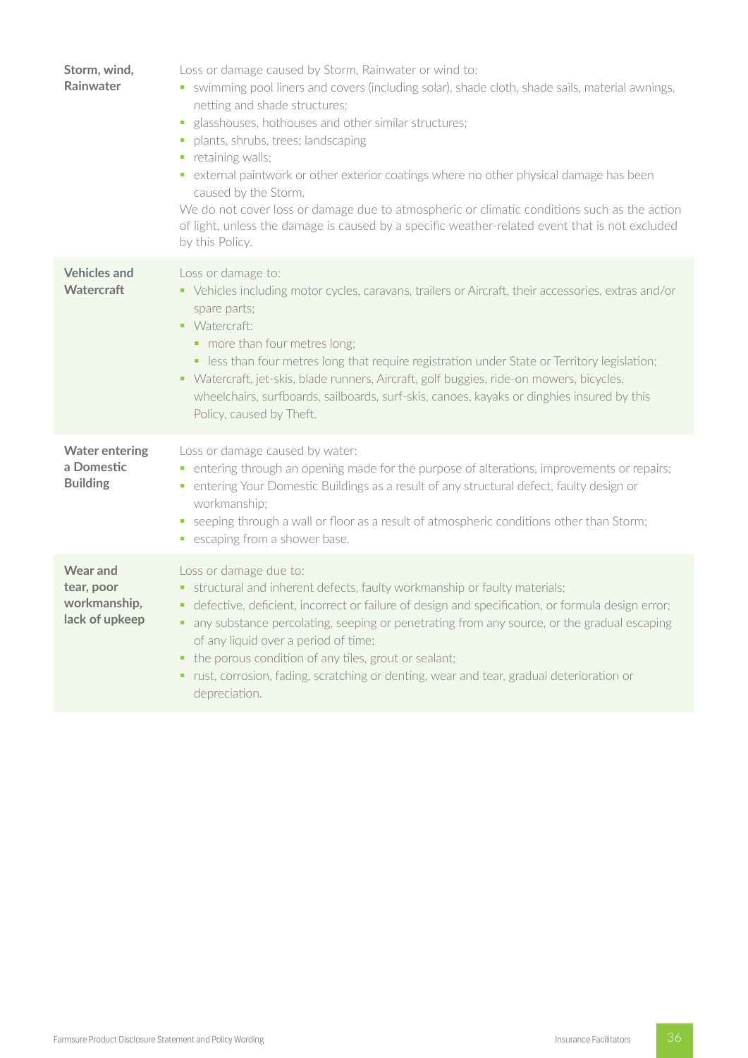| | |
|---|---|
| **Storm, wind, Rainwater** | Loss or damage caused by Storm, Rainwater or wind to:<br>▪ swimming pool liners and covers (including solar), shade cloth, shade sails, material awnings, netting and shade structures;<br>▪ glasshouses, hothouses and other similar structures;<br>▪ plants, shrubs, trees; landscaping<br>▪ retaining walls;<br>▪ external paintwork or other exterior coatings where no other physical damage has been caused by the Storm.<br>We do not cover loss or damage due to atmospheric or climatic conditions such as the action of light, unless the damage is caused by a specific weather-related event that is not excluded by this Policy. |
| **Vehicles and Watercraft** | Loss or damage to:<br>▪ Vehicles including motor cycles, caravans, trailers or Aircraft, their accessories, extras and/or spare parts;<br>▪ Watercraft:<br>&nbsp;&nbsp;▪ more than four metres long;<br>&nbsp;&nbsp;▪ less than four metres long that require registration under State or Territory legislation;<br>▪ Watercraft, jet-skis, blade runners, Aircraft, golf buggies, ride-on mowers, bicycles, wheelchairs, surfboards, sailboards, surf-skis, canoes, kayaks or dinghies insured by this Policy, caused by Theft. |
| **Water entering a Domestic Building** | Loss or damage caused by water:<br>▪ entering through an opening made for the purpose of alterations, improvements or repairs;<br>▪ entering Your Domestic Buildings as a result of any structural defect, faulty design or workmanship;<br>▪ seeping through a wall or floor as a result of atmospheric conditions other than Storm;<br>▪ escaping from a shower base. |
| **Wear and tear, poor workmanship, lack of upkeep** | Loss or damage due to:<br>▪ structural and inherent defects, faulty workmanship or faulty materials;<br>▪ defective, deficient, incorrect or failure of design and specification, or formula design error;<br>▪ any substance percolating, seeping or penetrating from any source, or the gradual escaping of any liquid over a period of time;<br>▪ the porous condition of any tiles, grout or sealant;<br>▪ rust, corrosion, fading, scratching or denting, wear and tear, gradual deterioration or depreciation. |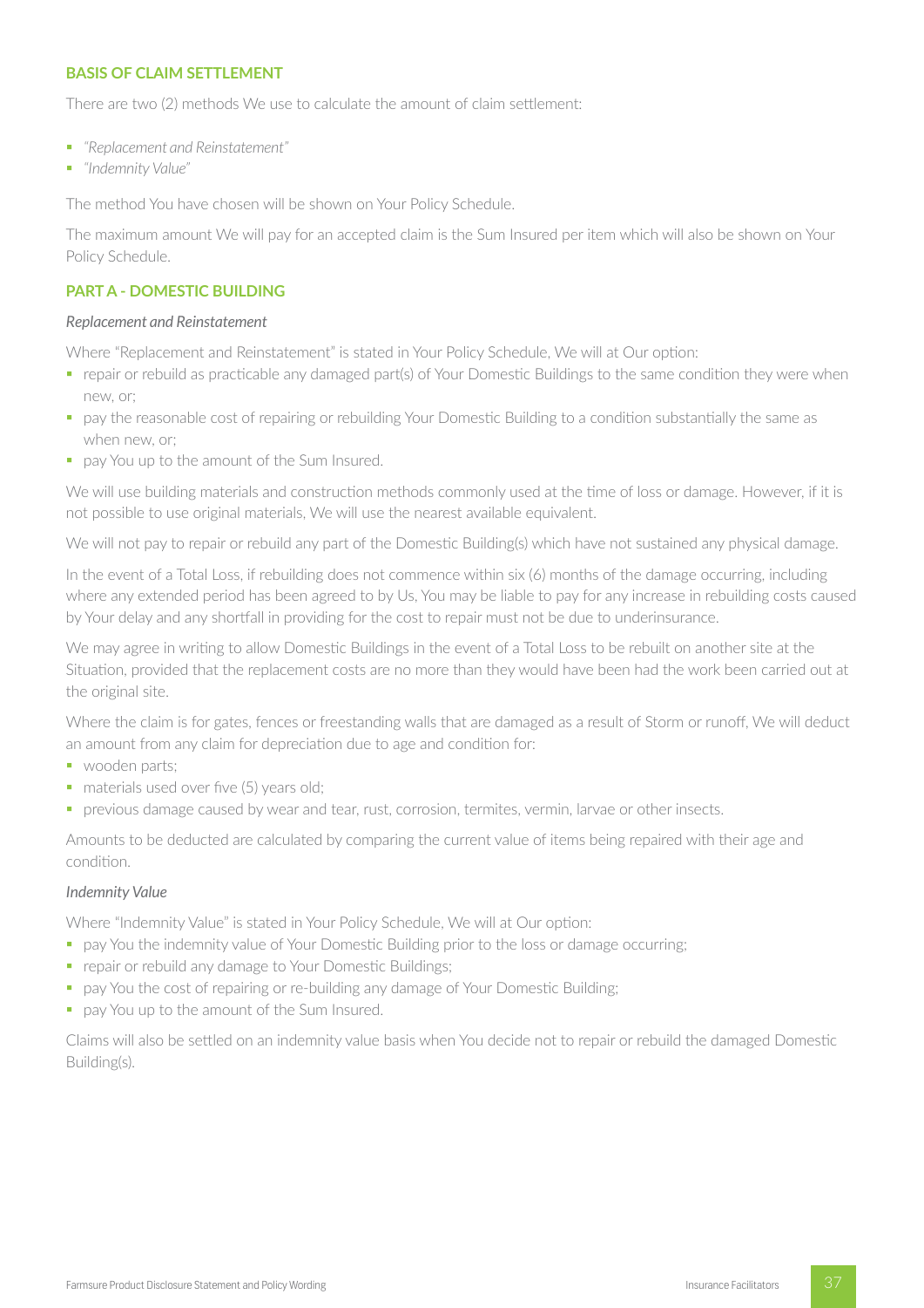## BASIS OF CLAIM SETTLEMENT

There are two (2) methods We use to calculate the amount of claim settlement:

- *"Replacement and Reinstatement"*
- *"Indemnity Value"*

The method You have chosen will be shown on Your Policy Schedule.

The maximum amount We will pay for an accepted claim is the Sum Insured per item which will also be shown on Your Policy Schedule.

## PART A - DOMESTIC BUILDING

*Replacement and Reinstatement*

Where "Replacement and Reinstatement" is stated in Your Policy Schedule, We will at Our option:

- repair or rebuild as practicable any damaged part(s) of Your Domestic Buildings to the same condition they were when new, or;
- pay the reasonable cost of repairing or rebuilding Your Domestic Building to a condition substantially the same as when new, or;
- pay You up to the amount of the Sum Insured.

We will use building materials and construction methods commonly used at the time of loss or damage. However, if it is not possible to use original materials, We will use the nearest available equivalent.

We will not pay to repair or rebuild any part of the Domestic Building(s) which have not sustained any physical damage.

In the event of a Total Loss, if rebuilding does not commence within six (6) months of the damage occurring, including where any extended period has been agreed to by Us, You may be liable to pay for any increase in rebuilding costs caused by Your delay and any shortfall in providing for the cost to repair must not be due to underinsurance.

We may agree in writing to allow Domestic Buildings in the event of a Total Loss to be rebuilt on another site at the Situation, provided that the replacement costs are no more than they would have been had the work been carried out at the original site.

Where the claim is for gates, fences or freestanding walls that are damaged as a result of Storm or runoff, We will deduct an amount from any claim for depreciation due to age and condition for:

- wooden parts;
- materials used over five (5) years old;
- previous damage caused by wear and tear, rust, corrosion, termites, vermin, larvae or other insects.

Amounts to be deducted are calculated by comparing the current value of items being repaired with their age and condition.

*Indemnity Value*

Where "Indemnity Value" is stated in Your Policy Schedule, We will at Our option:

- pay You the indemnity value of Your Domestic Building prior to the loss or damage occurring;
- repair or rebuild any damage to Your Domestic Buildings;
- pay You the cost of repairing or re-building any damage of Your Domestic Building;
- pay You up to the amount of the Sum Insured.

Claims will also be settled on an indemnity value basis when You decide not to repair or rebuild the damaged Domestic Building(s).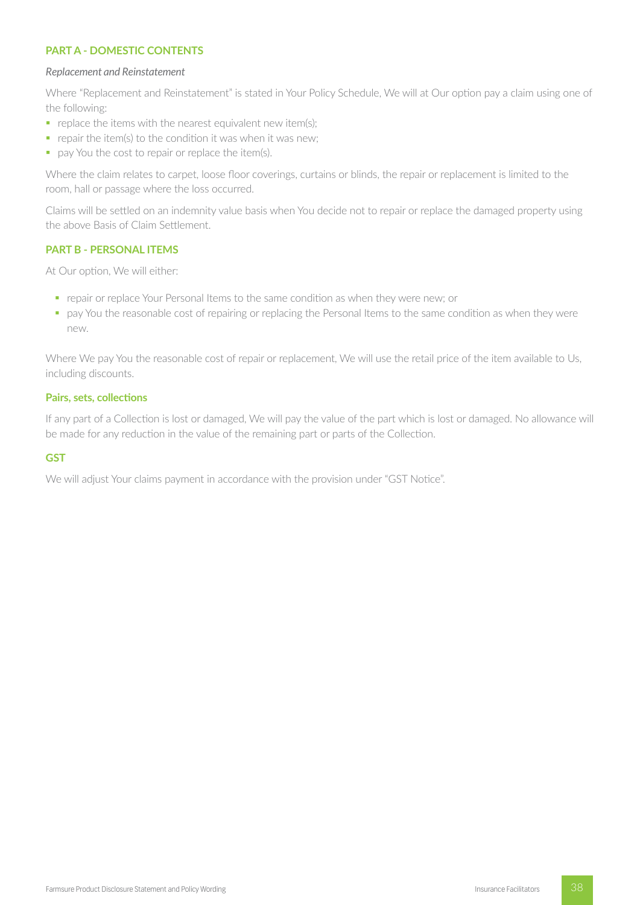## PART A - DOMESTIC CONTENTS

*Replacement and Reinstatement*

Where "Replacement and Reinstatement" is stated in Your Policy Schedule, We will at Our option pay a claim using one of the following:

- replace the items with the nearest equivalent new item(s);
- repair the item(s) to the condition it was when it was new;
- pay You the cost to repair or replace the item(s).

Where the claim relates to carpet, loose floor coverings, curtains or blinds, the repair or replacement is limited to the room, hall or passage where the loss occurred.

Claims will be settled on an indemnity value basis when You decide not to repair or replace the damaged property using the above Basis of Claim Settlement.

## PART B - PERSONAL ITEMS

At Our option, We will either:

- repair or replace Your Personal Items to the same condition as when they were new; or
- pay You the reasonable cost of repairing or replacing the Personal Items to the same condition as when they were new.

Where We pay You the reasonable cost of repair or replacement, We will use the retail price of the item available to Us, including discounts.

### Pairs, sets, collections

If any part of a Collection is lost or damaged, We will pay the value of the part which is lost or damaged. No allowance will be made for any reduction in the value of the remaining part or parts of the Collection.

### GST

We will adjust Your claims payment in accordance with the provision under "GST Notice".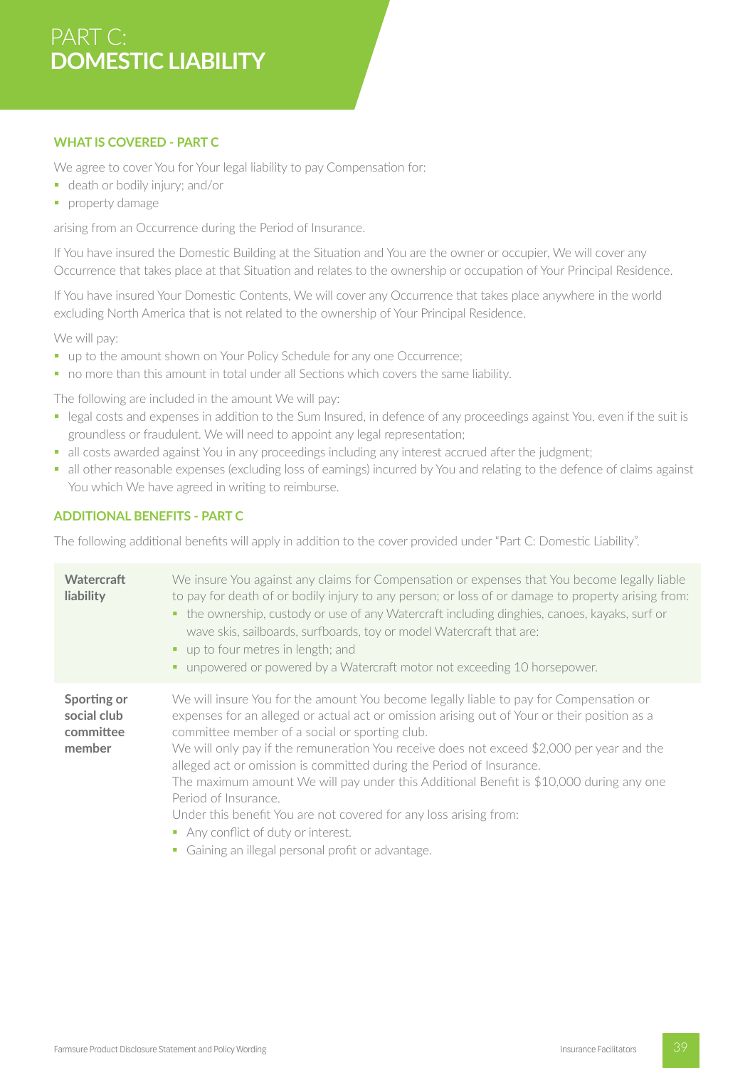# PART C: DOMESTIC LIABILITY

### WHAT IS COVERED - PART C

We agree to cover You for Your legal liability to pay Compensation for:

- death or bodily injury; and/or
- property damage

arising from an Occurrence during the Period of Insurance.

If You have insured the Domestic Building at the Situation and You are the owner or occupier, We will cover any Occurrence that takes place at that Situation and relates to the ownership or occupation of Your Principal Residence.

If You have insured Your Domestic Contents, We will cover any Occurrence that takes place anywhere in the world excluding North America that is not related to the ownership of Your Principal Residence.

We will pay:

- up to the amount shown on Your Policy Schedule for any one Occurrence;
- no more than this amount in total under all Sections which covers the same liability.

The following are included in the amount We will pay:

- legal costs and expenses in addition to the Sum Insured, in defence of any proceedings against You, even if the suit is groundless or fraudulent. We will need to appoint any legal representation;
- all costs awarded against You in any proceedings including any interest accrued after the judgment;
- all other reasonable expenses (excluding loss of earnings) incurred by You and relating to the defence of claims against You which We have agreed in writing to reimburse.

### ADDITIONAL BENEFITS - PART C

The following additional benefits will apply in addition to the cover provided under "Part C: Domestic Liability".

| | |
|---|---|
| **Watercraft liability** | We insure You against any claims for Compensation or expenses that You become legally liable to pay for death of or bodily injury to any person; or loss of or damage to property arising from:<br>▪ the ownership, custody or use of any Watercraft including dinghies, canoes, kayaks, surf or wave skis, sailboards, surfboards, toy or model Watercraft that are:<br>▪ up to four metres in length; and<br>▪ unpowered or powered by a Watercraft motor not exceeding 10 horsepower. |
| **Sporting or social club committee member** | We will insure You for the amount You become legally liable to pay for Compensation or expenses for an alleged or actual act or omission arising out of Your or their position as a committee member of a social or sporting club.<br>We will only pay if the remuneration You receive does not exceed $2,000 per year and the alleged act or omission is committed during the Period of Insurance.<br>The maximum amount We will pay under this Additional Benefit is $10,000 during any one Period of Insurance.<br>Under this benefit You are not covered for any loss arising from:<br>▪ Any conflict of duty or interest.<br>▪ Gaining an illegal personal profit or advantage. |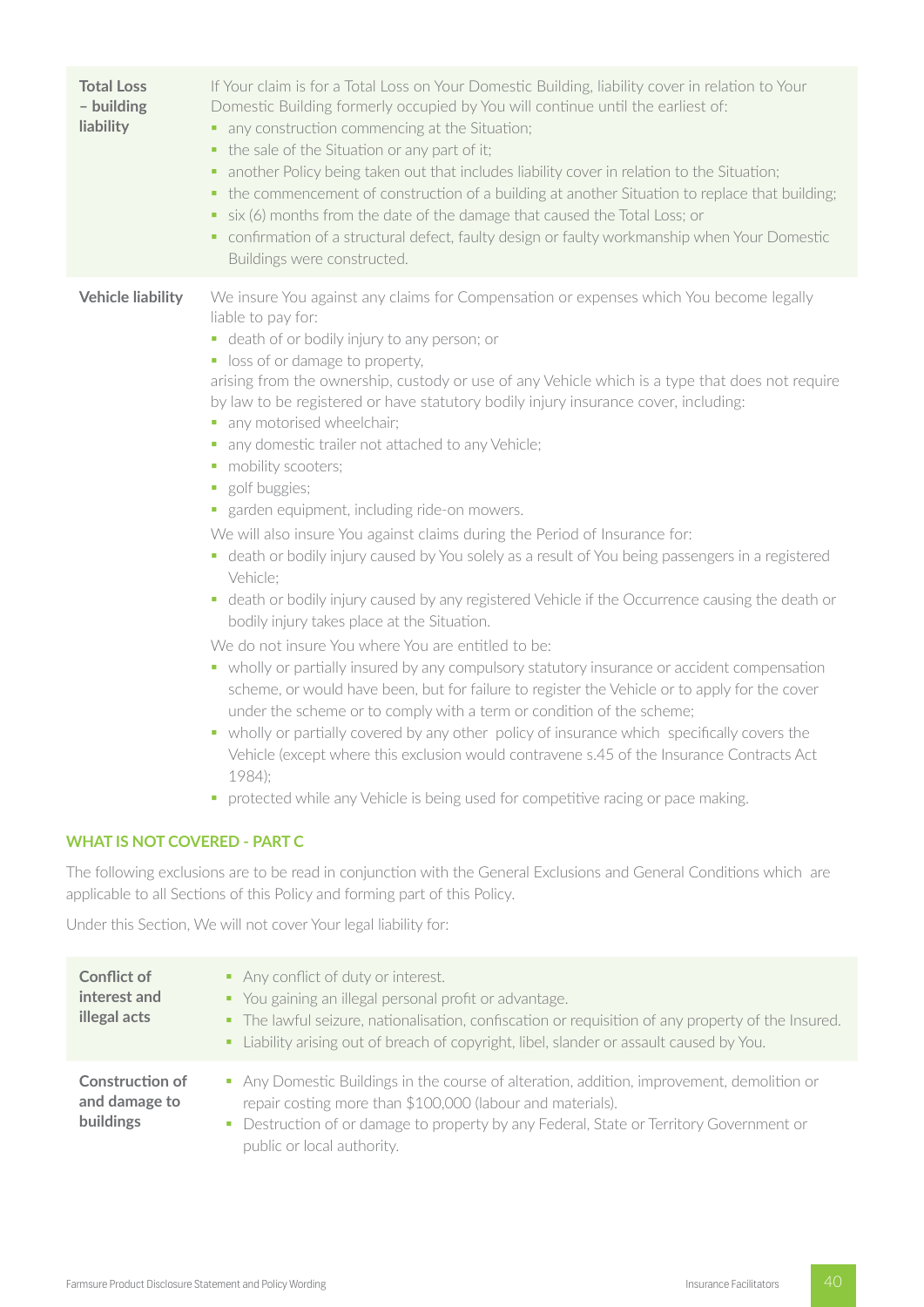| | |
|---|---|
| **Total Loss – building liability** | If Your claim is for a Total Loss on Your Domestic Building, liability cover in relation to Your Domestic Building formerly occupied by You will continue until the earliest of:<br>▪ any construction commencing at the Situation;<br>▪ the sale of the Situation or any part of it;<br>▪ another Policy being taken out that includes liability cover in relation to the Situation;<br>▪ the commencement of construction of a building at another Situation to replace that building;<br>▪ six (6) months from the date of the damage that caused the Total Loss; or<br>▪ confirmation of a structural defect, faulty design or faulty workmanship when Your Domestic Buildings were constructed. |
| **Vehicle liability** | We insure You against any claims for Compensation or expenses which You become legally liable to pay for:<br>▪ death of or bodily injury to any person; or<br>▪ loss of or damage to property,<br>arising from the ownership, custody or use of any Vehicle which is a type that does not require by law to be registered or have statutory bodily injury insurance cover, including:<br>▪ any motorised wheelchair;<br>▪ any domestic trailer not attached to any Vehicle;<br>▪ mobility scooters;<br>▪ golf buggies;<br>▪ garden equipment, including ride-on mowers.<br>We will also insure You against claims during the Period of Insurance for:<br>▪ death or bodily injury caused by You solely as a result of You being passengers in a registered Vehicle;<br>▪ death or bodily injury caused by any registered Vehicle if the Occurrence causing the death or bodily injury takes place at the Situation.<br>We do not insure You where You are entitled to be:<br>▪ wholly or partially insured by any compulsory statutory insurance or accident compensation scheme, or would have been, but for failure to register the Vehicle or to apply for the cover under the scheme or to comply with a term or condition of the scheme;<br>▪ wholly or partially covered by any other policy of insurance which specifically covers the Vehicle (except where this exclusion would contravene s.45 of the Insurance Contracts Act 1984);<br>▪ protected while any Vehicle is being used for competitive racing or pace making. |

## WHAT IS NOT COVERED - PART C

The following exclusions are to be read in conjunction with the General Exclusions and General Conditions which are applicable to all Sections of this Policy and forming part of this Policy.

Under this Section, We will not cover Your legal liability for:

| | |
|---|---|
| **Conflict of interest and illegal acts** | ▪ Any conflict of duty or interest.<br>▪ You gaining an illegal personal profit or advantage.<br>▪ The lawful seizure, nationalisation, confiscation or requisition of any property of the Insured.<br>▪ Liability arising out of breach of copyright, libel, slander or assault caused by You. |
| **Construction of and damage to buildings** | ▪ Any Domestic Buildings in the course of alteration, addition, improvement, demolition or repair costing more than $100,000 (labour and materials).<br>▪ Destruction of or damage to property by any Federal, State or Territory Government or public or local authority. |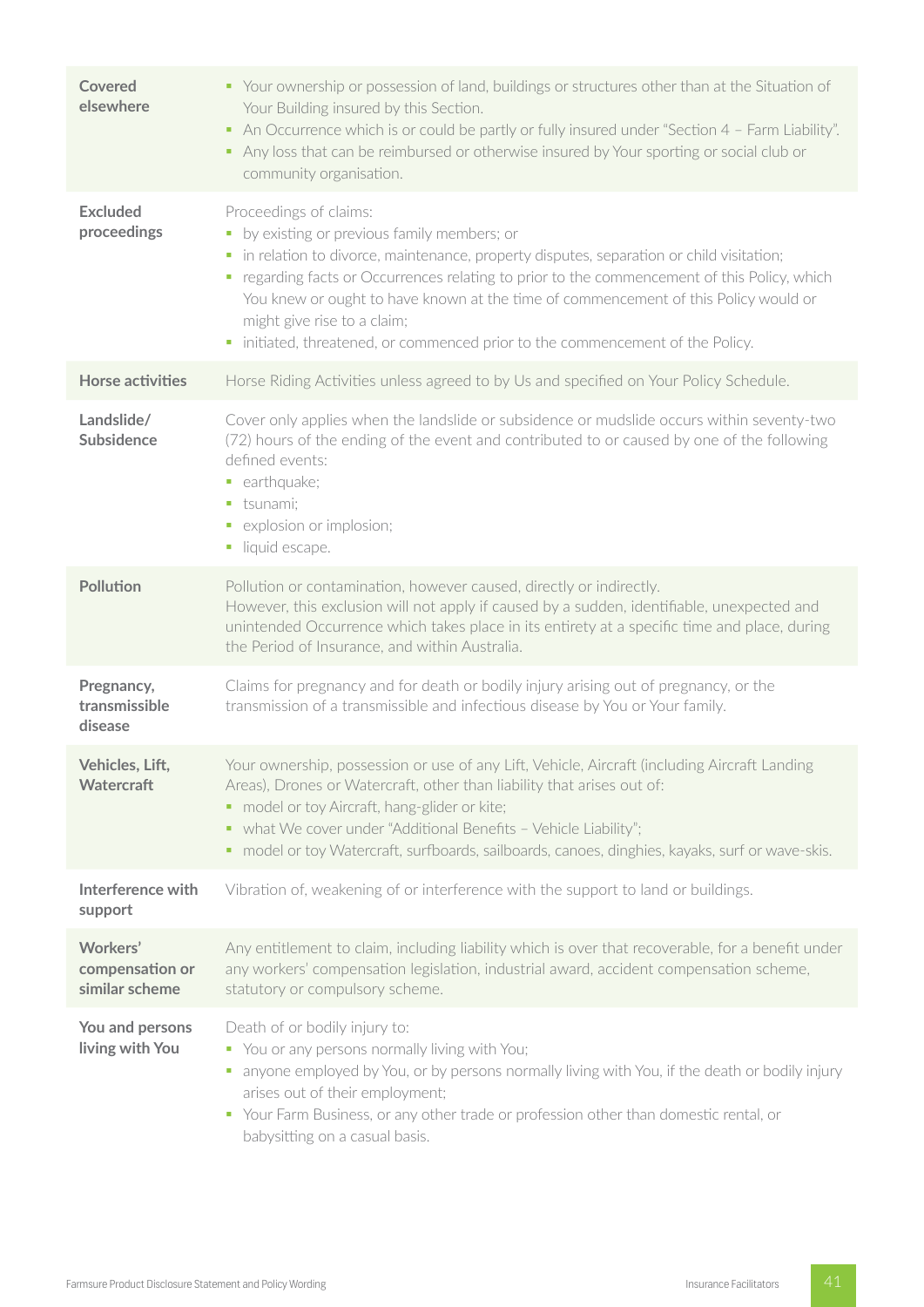| | |
|---|---|
| **Covered elsewhere** | ▪ Your ownership or possession of land, buildings or structures other than at the Situation of Your Building insured by this Section.<br>▪ An Occurrence which is or could be partly or fully insured under "Section 4 – Farm Liability".<br>▪ Any loss that can be reimbursed or otherwise insured by Your sporting or social club or community organisation. |
| **Excluded proceedings** | Proceedings of claims:<br>▪ by existing or previous family members; or<br>▪ in relation to divorce, maintenance, property disputes, separation or child visitation;<br>▪ regarding facts or Occurrences relating to prior to the commencement of this Policy, which You knew or ought to have known at the time of commencement of this Policy would or might give rise to a claim;<br>▪ initiated, threatened, or commenced prior to the commencement of the Policy. |
| **Horse activities** | Horse Riding Activities unless agreed to by Us and specified on Your Policy Schedule. |
| **Landslide/ Subsidence** | Cover only applies when the landslide or subsidence or mudslide occurs within seventy-two (72) hours of the ending of the event and contributed to or caused by one of the following defined events:<br>▪ earthquake;<br>▪ tsunami;<br>▪ explosion or implosion;<br>▪ liquid escape. |
| **Pollution** | Pollution or contamination, however caused, directly or indirectly.<br>However, this exclusion will not apply if caused by a sudden, identifiable, unexpected and unintended Occurrence which takes place in its entirety at a specific time and place, during the Period of Insurance, and within Australia. |
| **Pregnancy, transmissible disease** | Claims for pregnancy and for death or bodily injury arising out of pregnancy, or the transmission of a transmissible and infectious disease by You or Your family. |
| **Vehicles, Lift, Watercraft** | Your ownership, possession or use of any Lift, Vehicle, Aircraft (including Aircraft Landing Areas), Drones or Watercraft, other than liability that arises out of:<br>▪ model or toy Aircraft, hang-glider or kite;<br>▪ what We cover under "Additional Benefits – Vehicle Liability";<br>▪ model or toy Watercraft, surfboards, sailboards, canoes, dinghies, kayaks, surf or wave-skis. |
| **Interference with support** | Vibration of, weakening of or interference with the support to land or buildings. |
| **Workers' compensation or similar scheme** | Any entitlement to claim, including liability which is over that recoverable, for a benefit under any workers' compensation legislation, industrial award, accident compensation scheme, statutory or compulsory scheme. |
| **You and persons living with You** | Death of or bodily injury to:<br>▪ You or any persons normally living with You;<br>▪ anyone employed by You, or by persons normally living with You, if the death or bodily injury arises out of their employment;<br>▪ Your Farm Business, or any other trade or profession other than domestic rental, or babysitting on a casual basis. |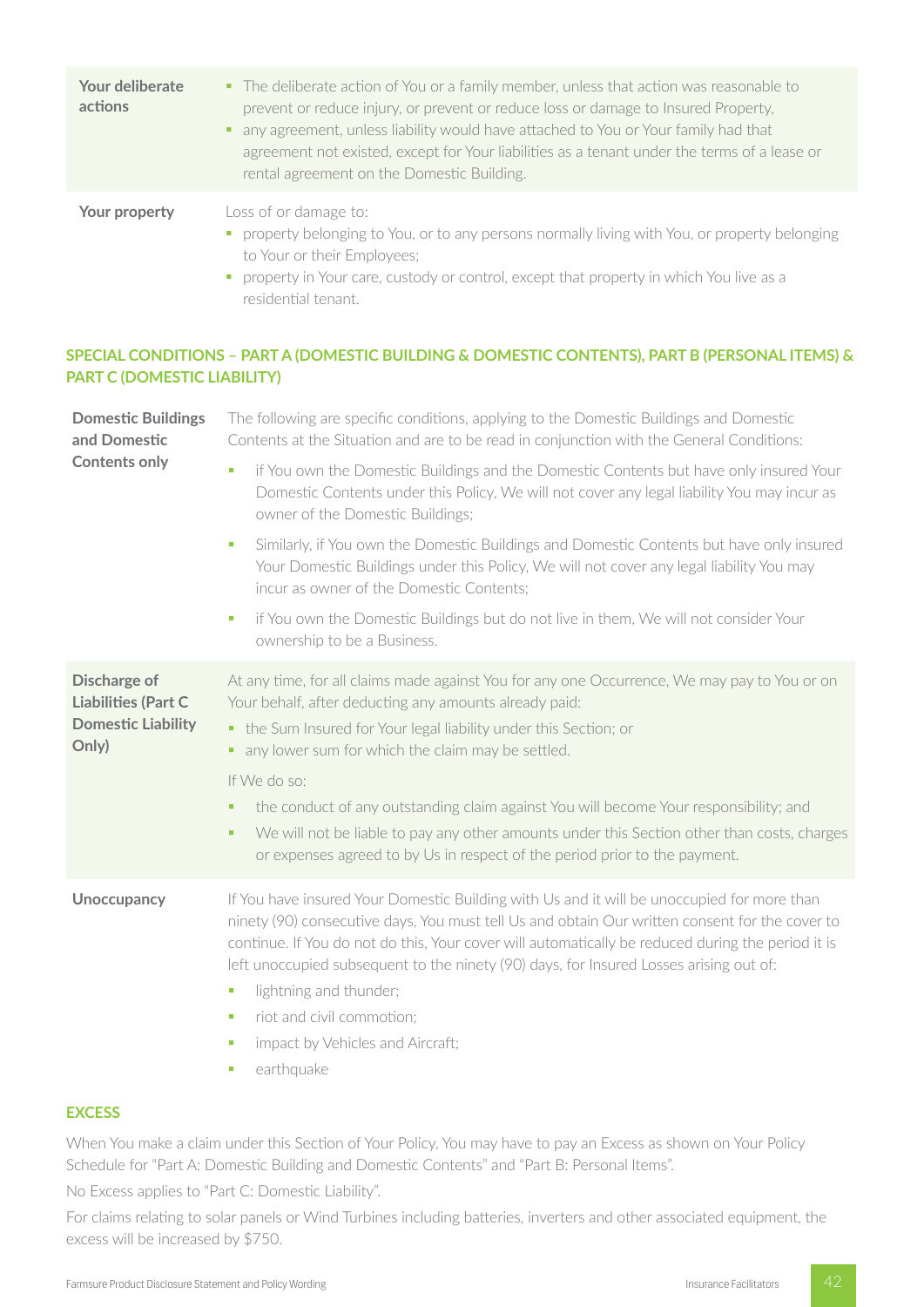| | |
|---|---|
| **Your deliberate actions** | ▪ The deliberate action of You or a family member, unless that action was reasonable to prevent or reduce injury, or prevent or reduce loss or damage to Insured Property, ▪ any agreement, unless liability would have attached to You or Your family had that agreement not existed, except for Your liabilities as a tenant under the terms of a lease or rental agreement on the Domestic Building. |
| **Your property** | Loss of or damage to: ▪ property belonging to You, or to any persons normally living with You, or property belonging to Your or their Employees; ▪ property in Your care, custody or control, except that property in which You live as a residential tenant. |

## SPECIAL CONDITIONS – PART A (DOMESTIC BUILDING & DOMESTIC CONTENTS), PART B (PERSONAL ITEMS) & PART C (DOMESTIC LIABILITY)

| | |
|---|---|
| **Domestic Buildings and Domestic Contents only** | The following are specific conditions, applying to the Domestic Buildings and Domestic Contents at the Situation and are to be read in conjunction with the General Conditions: ▪ if You own the Domestic Buildings and the Domestic Contents but have only insured Your Domestic Contents under this Policy, We will not cover any legal liability You may incur as owner of the Domestic Buildings; ▪ Similarly, if You own the Domestic Buildings and Domestic Contents but have only insured Your Domestic Buildings under this Policy, We will not cover any legal liability You may incur as owner of the Domestic Contents; ▪ if You own the Domestic Buildings but do not live in them, We will not consider Your ownership to be a Business. |
| **Discharge of Liabilities (Part C Domestic Liability Only)** | At any time, for all claims made against You for any one Occurrence, We may pay to You or on Your behalf, after deducting any amounts already paid: ▪ the Sum Insured for Your legal liability under this Section; or ▪ any lower sum for which the claim may be settled. If We do so: ▪ the conduct of any outstanding claim against You will become Your responsibility; and ▪ We will not be liable to pay any other amounts under this Section other than costs, charges or expenses agreed to by Us in respect of the period prior to the payment. |
| **Unoccupancy** | If You have insured Your Domestic Building with Us and it will be unoccupied for more than ninety (90) consecutive days, You must tell Us and obtain Our written consent for the cover to continue. If You do not do this, Your cover will automatically be reduced during the period it is left unoccupied subsequent to the ninety (90) days, for Insured Losses arising out of: ▪ lightning and thunder; ▪ riot and civil commotion; ▪ impact by Vehicles and Aircraft; ▪ earthquake |

## EXCESS

When You make a claim under this Section of Your Policy, You may have to pay an Excess as shown on Your Policy Schedule for "Part A: Domestic Building and Domestic Contents" and "Part B: Personal Items".

No Excess applies to "Part C: Domestic Liability".

For claims relating to solar panels or Wind Turbines including batteries, inverters and other associated equipment, the excess will be increased by $750.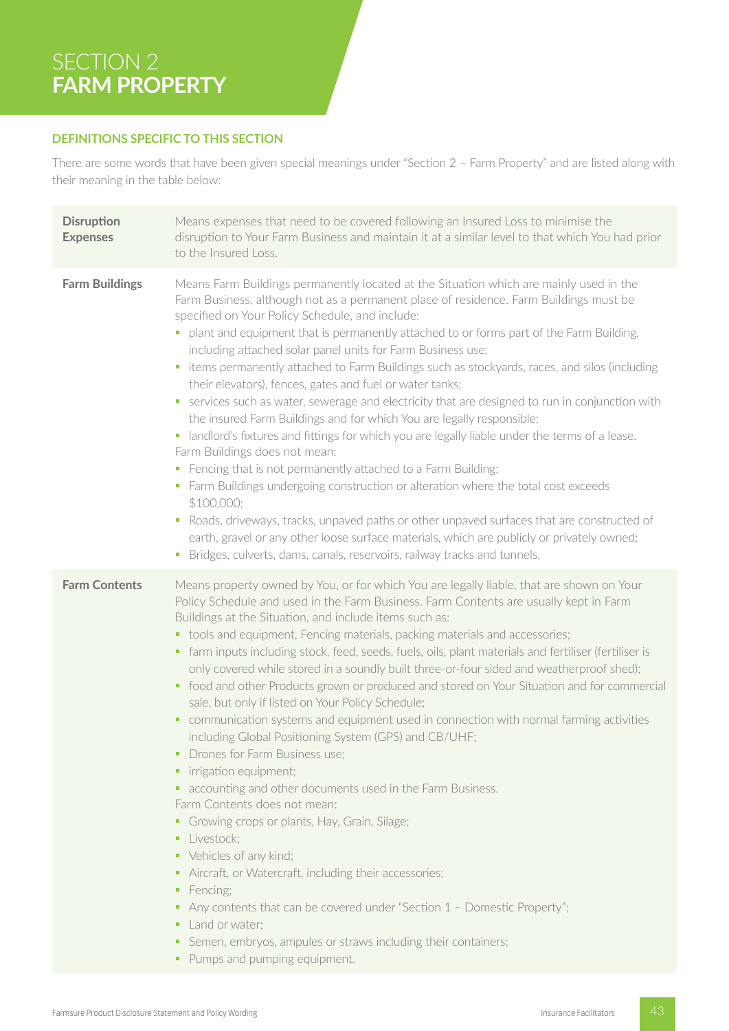# SECTION 2
# FARM PROPERTY

## DEFINITIONS SPECIFIC TO THIS SECTION

There are some words that have been given special meanings under "Section 2 – Farm Property" and are listed along with their meaning in the table below:

| | |
|---|---|
| **Disruption Expenses** | Means expenses that need to be covered following an Insured Loss to minimise the disruption to Your Farm Business and maintain it at a similar level to that which You had prior to the Insured Loss. |
| **Farm Buildings** | Means Farm Buildings permanently located at the Situation which are mainly used in the Farm Business, although not as a permanent place of residence. Farm Buildings must be specified on Your Policy Schedule, and include:<br>▪ plant and equipment that is permanently attached to or forms part of the Farm Building, including attached solar panel units for Farm Business use;<br>▪ items permanently attached to Farm Buildings such as stockyards, races, and silos (including their elevators), fences, gates and fuel or water tanks;<br>▪ services such as water, sewerage and electricity that are designed to run in conjunction with the insured Farm Buildings and for which You are legally responsible;<br>▪ landlord's fixtures and fittings for which you are legally liable under the terms of a lease.<br>Farm Buildings does not mean:<br>▪ Fencing that is not permanently attached to a Farm Building;<br>▪ Farm Buildings undergoing construction or alteration where the total cost exceeds $100,000;<br>▪ Roads, driveways, tracks, unpaved paths or other unpaved surfaces that are constructed of earth, gravel or any other loose surface materials, which are publicly or privately owned;<br>▪ Bridges, culverts, dams, canals, reservoirs, railway tracks and tunnels. |
| **Farm Contents** | Means property owned by You, or for which You are legally liable, that are shown on Your Policy Schedule and used in the Farm Business. Farm Contents are usually kept in Farm Buildings at the Situation, and include items such as:<br>▪ tools and equipment, Fencing materials, packing materials and accessories;<br>▪ farm inputs including stock, feed, seeds, fuels, oils, plant materials and fertiliser (fertiliser is only covered while stored in a soundly built three-or-four sided and weatherproof shed);<br>▪ food and other Products grown or produced and stored on Your Situation and for commercial sale, but only if listed on Your Policy Schedule;<br>▪ communication systems and equipment used in connection with normal farming activities including Global Positioning System (GPS) and CB/UHF;<br>▪ Drones for Farm Business use;<br>▪ irrigation equipment;<br>▪ accounting and other documents used in the Farm Business.<br>Farm Contents does not mean:<br>▪ Growing crops or plants, Hay, Grain, Silage;<br>▪ Livestock;<br>▪ Vehicles of any kind;<br>▪ Aircraft, or Watercraft, including their accessories;<br>▪ Fencing;<br>▪ Any contents that can be covered under "Section 1 – Domestic Property";<br>▪ Land or water;<br>▪ Semen, embryos, ampules or straws including their containers;<br>▪ Pumps and pumping equipment. |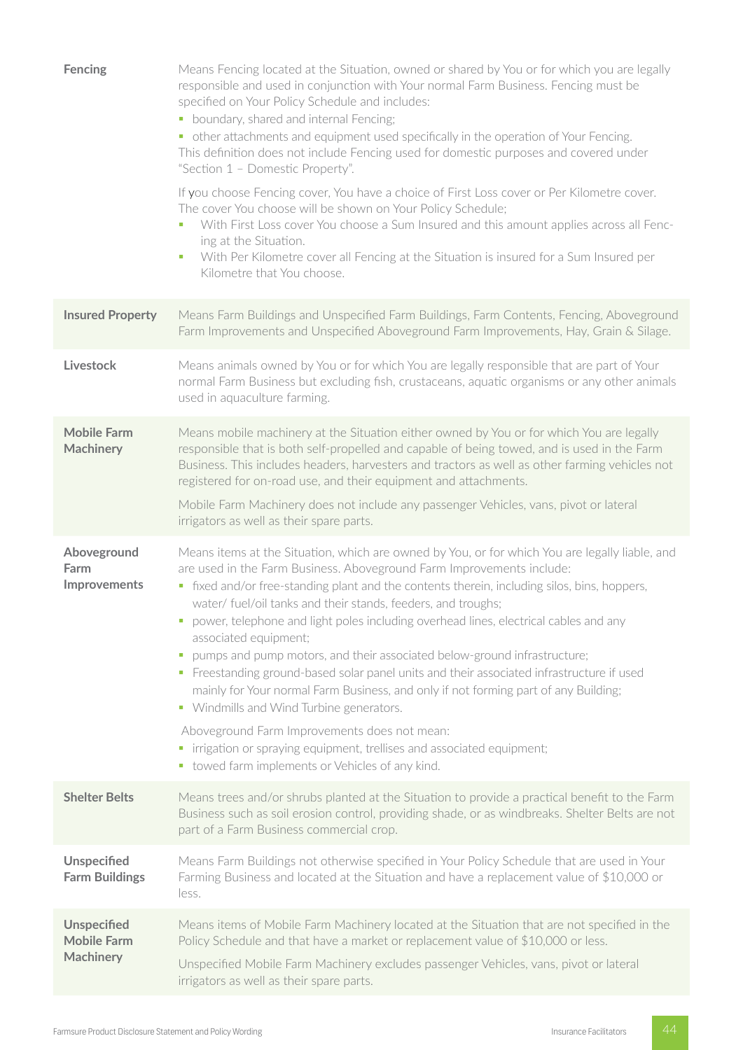| | |
|---|---|
| **Fencing** | Means Fencing located at the Situation, owned or shared by You or for which you are legally responsible and used in conjunction with Your normal Farm Business. Fencing must be specified on Your Policy Schedule and includes:<br>• boundary, shared and internal Fencing;<br>• other attachments and equipment used specifically in the operation of Your Fencing.<br>This definition does not include Fencing used for domestic purposes and covered under "Section 1 – Domestic Property".<br><br>If you choose Fencing cover, You have a choice of First Loss cover or Per Kilometre cover. The cover You choose will be shown on Your Policy Schedule;<br>• With First Loss cover You choose a Sum Insured and this amount applies across all Fencing at the Situation.<br>• With Per Kilometre cover all Fencing at the Situation is insured for a Sum Insured per Kilometre that You choose. |
| **Insured Property** | Means Farm Buildings and Unspecified Farm Buildings, Farm Contents, Fencing, Aboveground Farm Improvements and Unspecified Aboveground Farm Improvements, Hay, Grain & Silage. |
| **Livestock** | Means animals owned by You or for which You are legally responsible that are part of Your normal Farm Business but excluding fish, crustaceans, aquatic organisms or any other animals used in aquaculture farming. |
| **Mobile Farm Machinery** | Means mobile machinery at the Situation either owned by You or for which You are legally responsible that is both self-propelled and capable of being towed, and is used in the Farm Business. This includes headers, harvesters and tractors as well as other farming vehicles not registered for on-road use, and their equipment and attachments.<br><br>Mobile Farm Machinery does not include any passenger Vehicles, vans, pivot or lateral irrigators as well as their spare parts. |
| **Aboveground Farm Improvements** | Means items at the Situation, which are owned by You, or for which You are legally liable, and are used in the Farm Business. Aboveground Farm Improvements include:<br>• fixed and/or free-standing plant and the contents therein, including silos, bins, hoppers, water/ fuel/oil tanks and their stands, feeders, and troughs;<br>• power, telephone and light poles including overhead lines, electrical cables and any associated equipment;<br>• pumps and pump motors, and their associated below-ground infrastructure;<br>• Freestanding ground-based solar panel units and their associated infrastructure if used mainly for Your normal Farm Business, and only if not forming part of any Building;<br>• Windmills and Wind Turbine generators.<br><br>Aboveground Farm Improvements does not mean:<br>• irrigation or spraying equipment, trellises and associated equipment;<br>• towed farm implements or Vehicles of any kind. |
| **Shelter Belts** | Means trees and/or shrubs planted at the Situation to provide a practical benefit to the Farm Business such as soil erosion control, providing shade, or as windbreaks. Shelter Belts are not part of a Farm Business commercial crop. |
| **Unspecified Farm Buildings** | Means Farm Buildings not otherwise specified in Your Policy Schedule that are used in Your Farming Business and located at the Situation and have a replacement value of $10,000 or less. |
| **Unspecified Mobile Farm Machinery** | Means items of Mobile Farm Machinery located at the Situation that are not specified in the Policy Schedule and that have a market or replacement value of $10,000 or less.<br><br>Unspecified Mobile Farm Machinery excludes passenger Vehicles, vans, pivot or lateral irrigators as well as their spare parts. |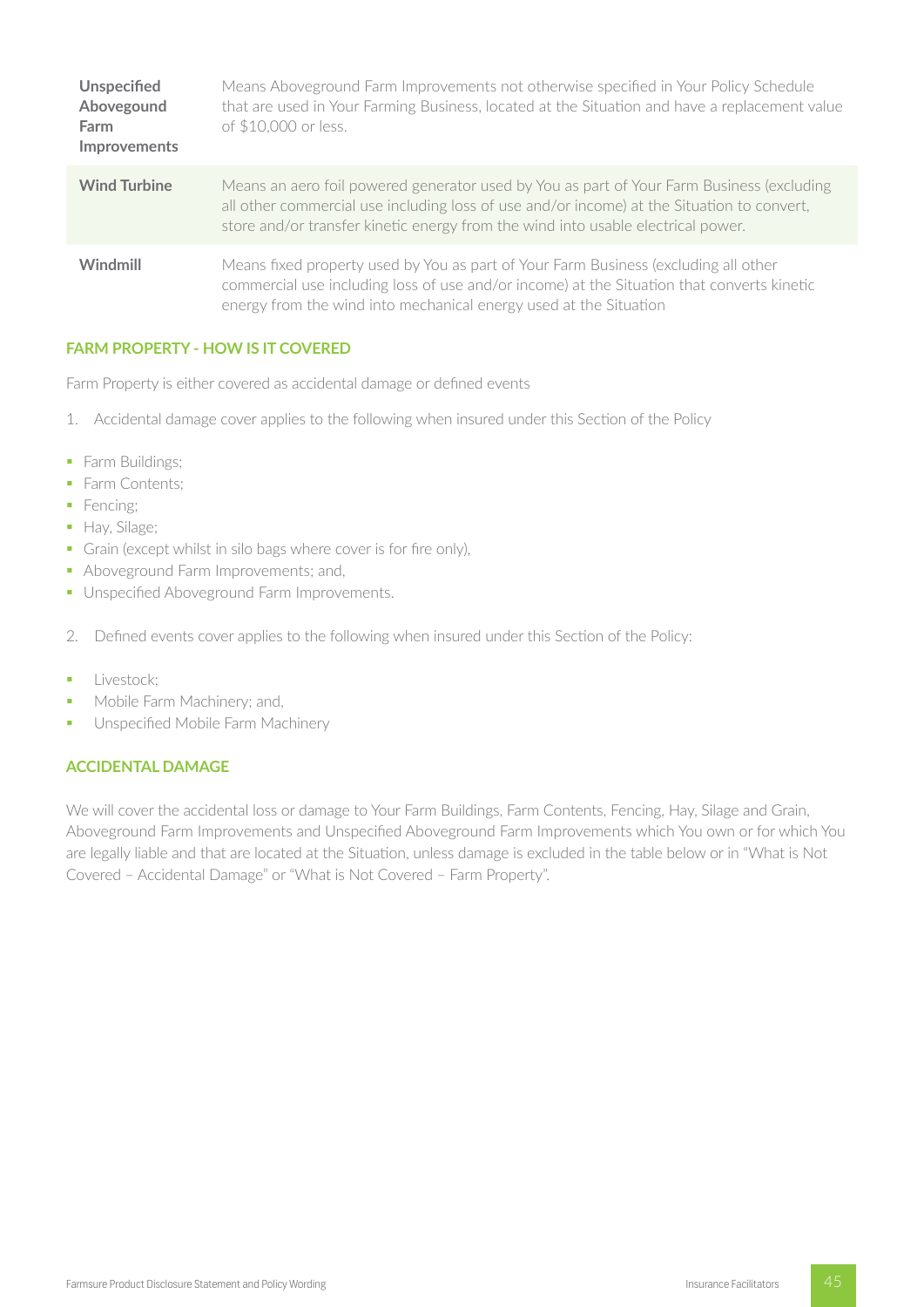| | |
|---|---|
| **Unspecified Abovegound Farm Improvements** | Means Aboveground Farm Improvements not otherwise specified in Your Policy Schedule that are used in Your Farming Business, located at the Situation and have a replacement value of $10,000 or less. |
| **Wind Turbine** | Means an aero foil powered generator used by You as part of Your Farm Business (excluding all other commercial use including loss of use and/or income) at the Situation to convert, store and/or transfer kinetic energy from the wind into usable electrical power. |
| **Windmill** | Means fixed property used by You as part of Your Farm Business (excluding all other commercial use including loss of use and/or income) at the Situation that converts kinetic energy from the wind into mechanical energy used at the Situation |

## FARM PROPERTY - HOW IS IT COVERED

Farm Property is either covered as accidental damage or defined events

1. Accidental damage cover applies to the following when insured under this Section of the Policy

- Farm Buildings;
- Farm Contents;
- Fencing;
- Hay, Silage;
- Grain (except whilst in silo bags where cover is for fire only),
- Aboveground Farm Improvements; and,
- Unspecified Aboveground Farm Improvements.

2. Defined events cover applies to the following when insured under this Section of the Policy:

- Livestock;
- Mobile Farm Machinery; and,
- Unspecified Mobile Farm Machinery

## ACCIDENTAL DAMAGE

We will cover the accidental loss or damage to Your Farm Buildings, Farm Contents, Fencing, Hay, Silage and Grain, Aboveground Farm Improvements and Unspecified Aboveground Farm Improvements which You own or for which You are legally liable and that are located at the Situation, unless damage is excluded in the table below or in "What is Not Covered – Accidental Damage" or "What is Not Covered – Farm Property".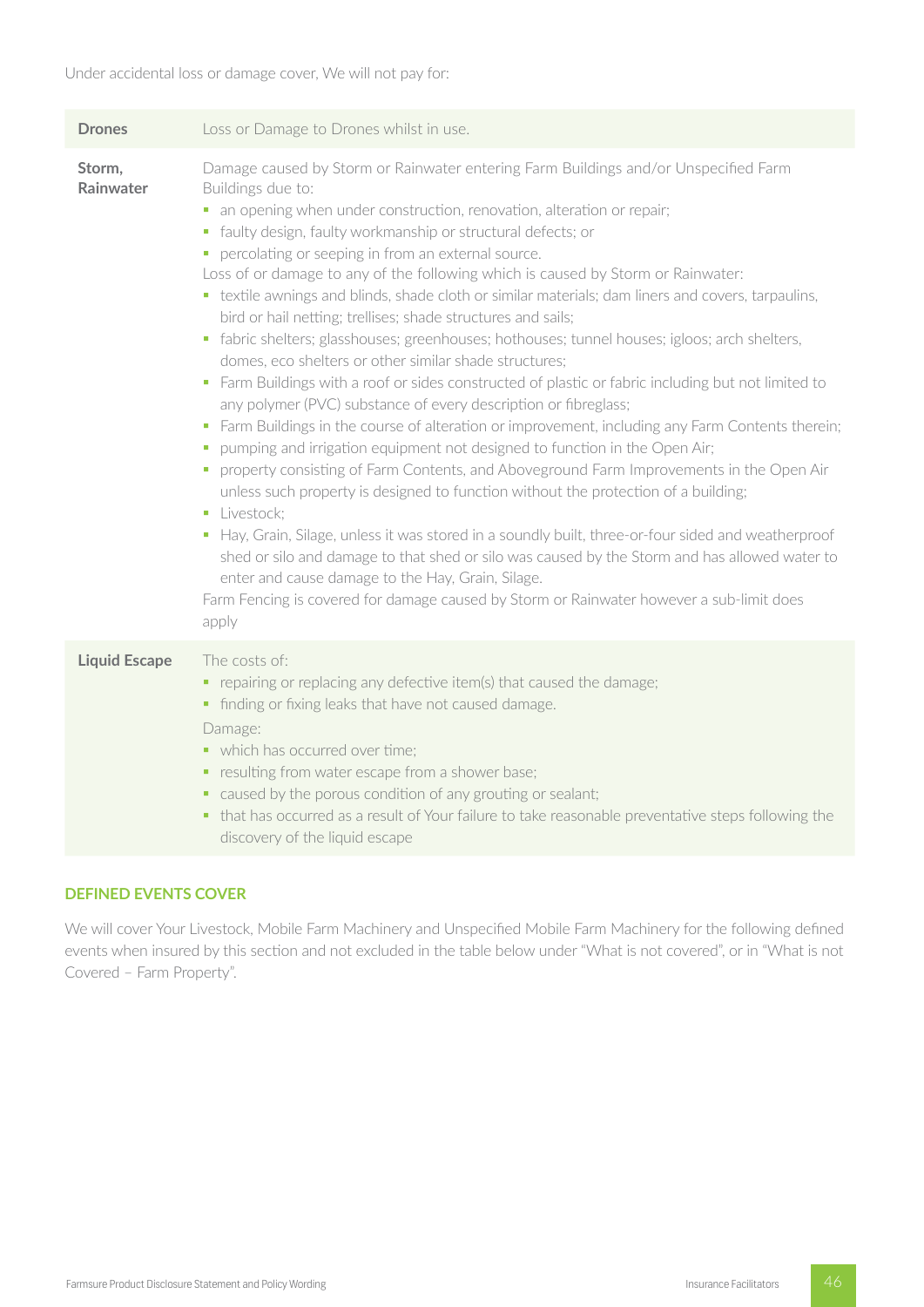Under accidental loss or damage cover, We will not pay for:

| | |
|---|---|
| **Drones** | Loss or Damage to Drones whilst in use. |
| **Storm, Rainwater** | Damage caused by Storm or Rainwater entering Farm Buildings and/or Unspecified Farm Buildings due to:<br>▪ an opening when under construction, renovation, alteration or repair;<br>▪ faulty design, faulty workmanship or structural defects; or<br>▪ percolating or seeping in from an external source.<br>Loss of or damage to any of the following which is caused by Storm or Rainwater:<br>▪ textile awnings and blinds, shade cloth or similar materials; dam liners and covers, tarpaulins, bird or hail netting; trellises; shade structures and sails;<br>▪ fabric shelters; glasshouses; greenhouses; hothouses; tunnel houses; igloos; arch shelters, domes, eco shelters or other similar shade structures;<br>▪ Farm Buildings with a roof or sides constructed of plastic or fabric including but not limited to any polymer (PVC) substance of every description or fibreglass;<br>▪ Farm Buildings in the course of alteration or improvement, including any Farm Contents therein;<br>▪ pumping and irrigation equipment not designed to function in the Open Air;<br>▪ property consisting of Farm Contents, and Aboveground Farm Improvements in the Open Air unless such property is designed to function without the protection of a building;<br>▪ Livestock;<br>▪ Hay, Grain, Silage, unless it was stored in a soundly built, three-or-four sided and weatherproof shed or silo and damage to that shed or silo was caused by the Storm and has allowed water to enter and cause damage to the Hay, Grain, Silage.<br>Farm Fencing is covered for damage caused by Storm or Rainwater however a sub-limit does apply |
| **Liquid Escape** | The costs of:<br>▪ repairing or replacing any defective item(s) that caused the damage;<br>▪ finding or fixing leaks that have not caused damage.<br>Damage:<br>▪ which has occurred over time;<br>▪ resulting from water escape from a shower base;<br>▪ caused by the porous condition of any grouting or sealant;<br>▪ that has occurred as a result of Your failure to take reasonable preventative steps following the discovery of the liquid escape |

## DEFINED EVENTS COVER

We will cover Your Livestock, Mobile Farm Machinery and Unspecified Mobile Farm Machinery for the following defined events when insured by this section and not excluded in the table below under "What is not covered", or in "What is not Covered – Farm Property".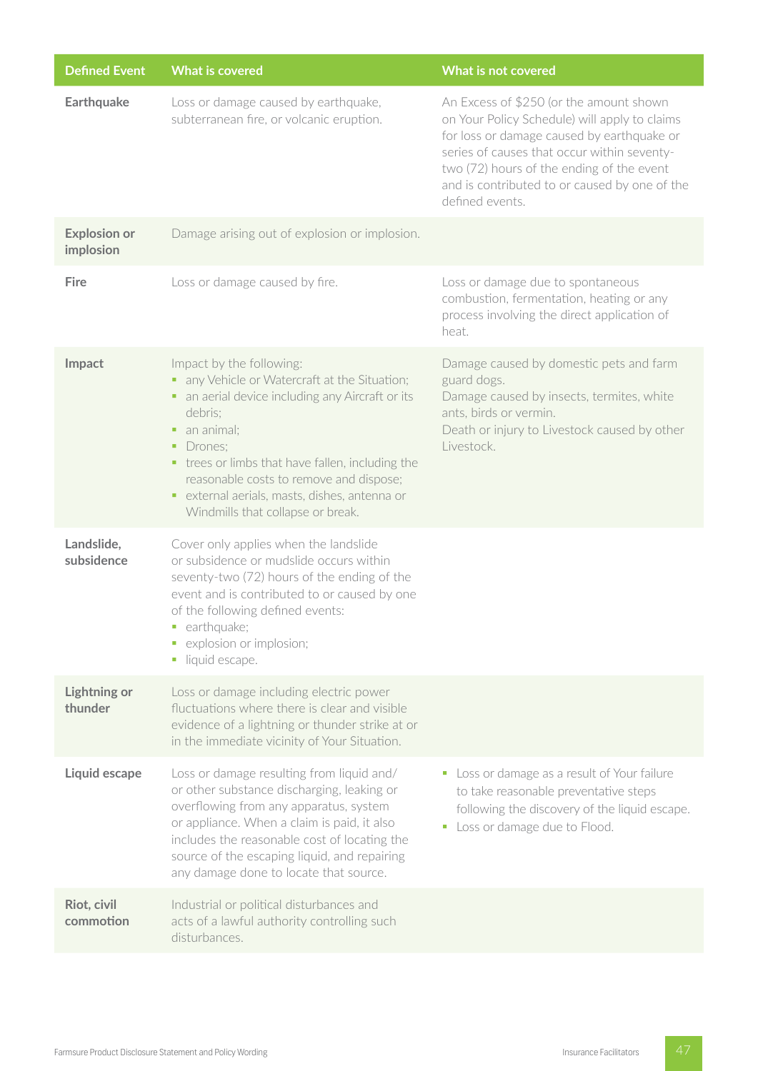| Defined Event | What is covered | What is not covered |
|---|---|---|
| **Earthquake** | Loss or damage caused by earthquake, subterranean fire, or volcanic eruption. | An Excess of $250 (or the amount shown on Your Policy Schedule) will apply to claims for loss or damage caused by earthquake or series of causes that occur within seventy-two (72) hours of the ending of the event and is contributed to or caused by one of the defined events. |
| **Explosion or implosion** | Damage arising out of explosion or implosion. | |
| **Fire** | Loss or damage caused by fire. | Loss or damage due to spontaneous combustion, fermentation, heating or any process involving the direct application of heat. |
| **Impact** | Impact by the following:<br>▪ any Vehicle or Watercraft at the Situation;<br>▪ an aerial device including any Aircraft or its debris;<br>▪ an animal;<br>▪ Drones;<br>▪ trees or limbs that have fallen, including the reasonable costs to remove and dispose;<br>▪ external aerials, masts, dishes, antenna or Windmills that collapse or break. | Damage caused by domestic pets and farm guard dogs.<br>Damage caused by insects, termites, white ants, birds or vermin.<br>Death or injury to Livestock caused by other Livestock. |
| **Landslide, subsidence** | Cover only applies when the landslide or subsidence or mudslide occurs within seventy-two (72) hours of the ending of the event and is contributed to or caused by one of the following defined events:<br>▪ earthquake;<br>▪ explosion or implosion;<br>▪ liquid escape. | |
| **Lightning or thunder** | Loss or damage including electric power fluctuations where there is clear and visible evidence of a lightning or thunder strike at or in the immediate vicinity of Your Situation. | |
| **Liquid escape** | Loss or damage resulting from liquid and/or other substance discharging, leaking or overflowing from any apparatus, system or appliance. When a claim is paid, it also includes the reasonable cost of locating the source of the escaping liquid, and repairing any damage done to locate that source. | ▪ Loss or damage as a result of Your failure to take reasonable preventative steps following the discovery of the liquid escape.<br>▪ Loss or damage due to Flood. |
| **Riot, civil commotion** | Industrial or political disturbances and acts of a lawful authority controlling such disturbances. | |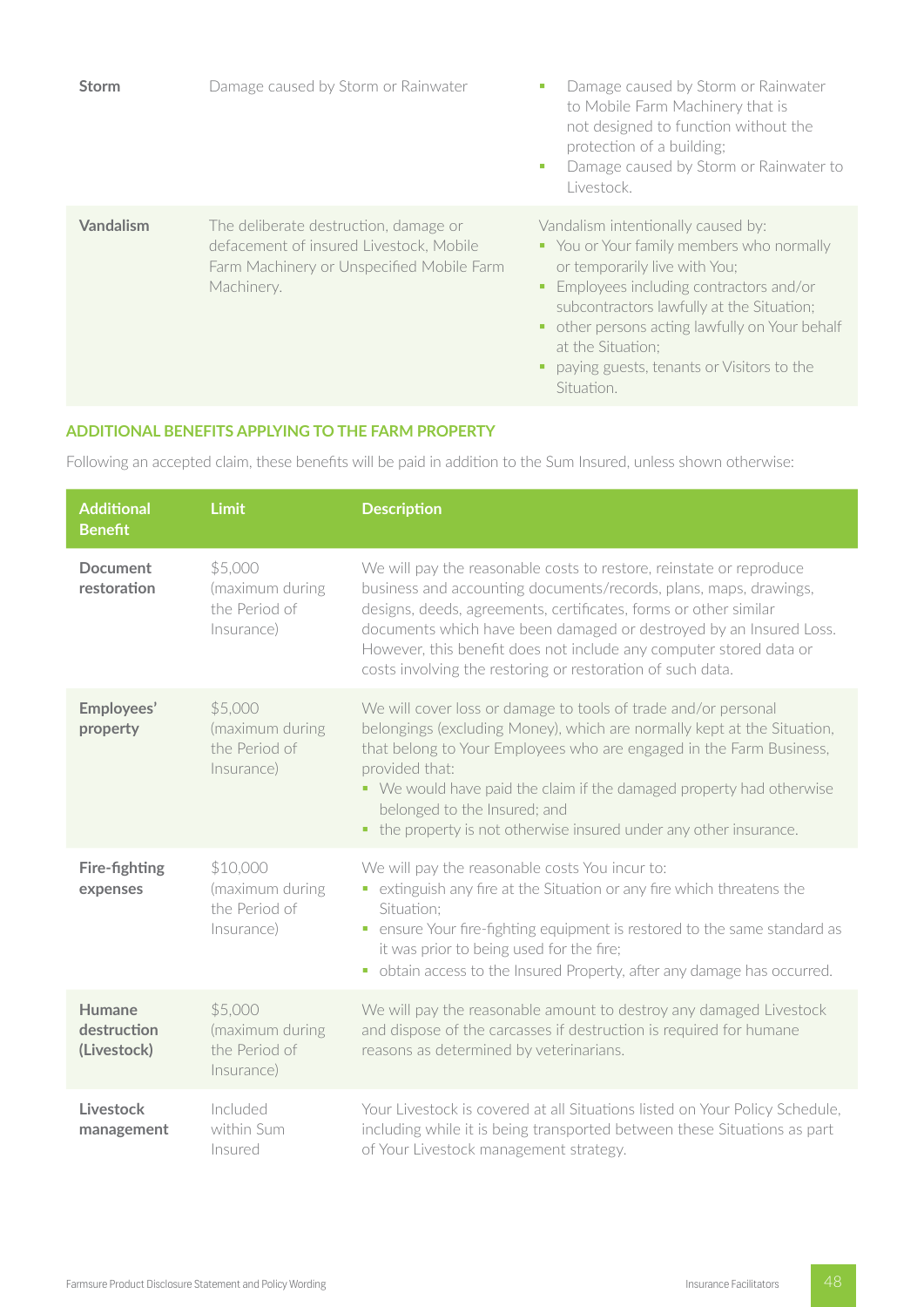| | | |
|---|---|---|
| **Storm** | Damage caused by Storm or Rainwater | - Damage caused by Storm or Rainwater to Mobile Farm Machinery that is not designed to function without the protection of a building;<br>- Damage caused by Storm or Rainwater to Livestock. |
| **Vandalism** | The deliberate destruction, damage or defacement of insured Livestock, Mobile Farm Machinery or Unspecified Mobile Farm Machinery. | Vandalism intentionally caused by:<br>- You or Your family members who normally or temporarily live with You;<br>- Employees including contractors and/or subcontractors lawfully at the Situation;<br>- other persons acting lawfully on Your behalf at the Situation;<br>- paying guests, tenants or Visitors to the Situation. |

### ADDITIONAL BENEFITS APPLYING TO THE FARM PROPERTY

Following an accepted claim, these benefits will be paid in addition to the Sum Insured, unless shown otherwise:

| Additional Benefit | Limit | Description |
|---|---|---|
| **Document restoration** | $5,000 (maximum during the Period of Insurance) | We will pay the reasonable costs to restore, reinstate or reproduce business and accounting documents/records, plans, maps, drawings, designs, deeds, agreements, certificates, forms or other similar documents which have been damaged or destroyed by an Insured Loss. However, this benefit does not include any computer stored data or costs involving the restoring or restoration of such data. |
| **Employees' property** | $5,000 (maximum during the Period of Insurance) | We will cover loss or damage to tools of trade and/or personal belongings (excluding Money), which are normally kept at the Situation, that belong to Your Employees who are engaged in the Farm Business, provided that:<br>- We would have paid the claim if the damaged property had otherwise belonged to the Insured; and<br>- the property is not otherwise insured under any other insurance. |
| **Fire-fighting expenses** | $10,000 (maximum during the Period of Insurance) | We will pay the reasonable costs You incur to:<br>- extinguish any fire at the Situation or any fire which threatens the Situation;<br>- ensure Your fire-fighting equipment is restored to the same standard as it was prior to being used for the fire;<br>- obtain access to the Insured Property, after any damage has occurred. |
| **Humane destruction (Livestock)** | $5,000 (maximum during the Period of Insurance) | We will pay the reasonable amount to destroy any damaged Livestock and dispose of the carcasses if destruction is required for humane reasons as determined by veterinarians. |
| **Livestock management** | Included within Sum Insured | Your Livestock is covered at all Situations listed on Your Policy Schedule, including while it is being transported between these Situations as part of Your Livestock management strategy. |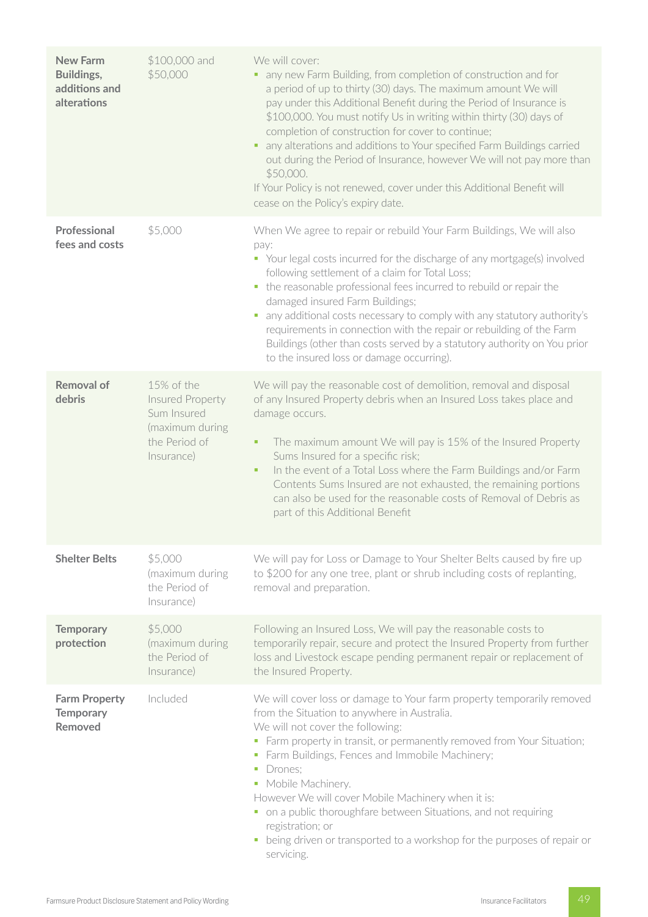| | | |
|---|---|---|
| **New Farm Buildings, additions and alterations** | \$100,000 and \$50,000 | We will cover:<br>▪ any new Farm Building, from completion of construction and for a period of up to thirty (30) days. The maximum amount We will pay under this Additional Benefit during the Period of Insurance is \$100,000. You must notify Us in writing within thirty (30) days of completion of construction for cover to continue;<br>▪ any alterations and additions to Your specified Farm Buildings carried out during the Period of Insurance, however We will not pay more than \$50,000.<br>If Your Policy is not renewed, cover under this Additional Benefit will cease on the Policy's expiry date. |
| **Professional fees and costs** | \$5,000 | When We agree to repair or rebuild Your Farm Buildings, We will also pay:<br>▪ Your legal costs incurred for the discharge of any mortgage(s) involved following settlement of a claim for Total Loss;<br>▪ the reasonable professional fees incurred to rebuild or repair the damaged insured Farm Buildings;<br>▪ any additional costs necessary to comply with any statutory authority's requirements in connection with the repair or rebuilding of the Farm Buildings (other than costs served by a statutory authority on You prior to the insured loss or damage occurring). |
| **Removal of debris** | 15% of the Insured Property Sum Insured (maximum during the Period of Insurance) | We will pay the reasonable cost of demolition, removal and disposal of any Insured Property debris when an Insured Loss takes place and damage occurs.<br>▪ The maximum amount We will pay is 15% of the Insured Property Sums Insured for a specific risk;<br>▪ In the event of a Total Loss where the Farm Buildings and/or Farm Contents Sums Insured are not exhausted, the remaining portions can also be used for the reasonable costs of Removal of Debris as part of this Additional Benefit |
| **Shelter Belts** | \$5,000 (maximum during the Period of Insurance) | We will pay for Loss or Damage to Your Shelter Belts caused by fire up to \$200 for any one tree, plant or shrub including costs of replanting, removal and preparation. |
| **Temporary protection** | \$5,000 (maximum during the Period of Insurance) | Following an Insured Loss, We will pay the reasonable costs to temporarily repair, secure and protect the Insured Property from further loss and Livestock escape pending permanent repair or replacement of the Insured Property. |
| **Farm Property Temporary Removed** | Included | We will cover loss or damage to Your farm property temporarily removed from the Situation to anywhere in Australia.<br>We will not cover the following:<br>▪ Farm property in transit, or permanently removed from Your Situation;<br>▪ Farm Buildings, Fences and Immobile Machinery;<br>▪ Drones;<br>▪ Mobile Machinery.<br>However We will cover Mobile Machinery when it is:<br>▪ on a public thoroughfare between Situations, and not requiring registration; or<br>▪ being driven or transported to a workshop for the purposes of repair or servicing. |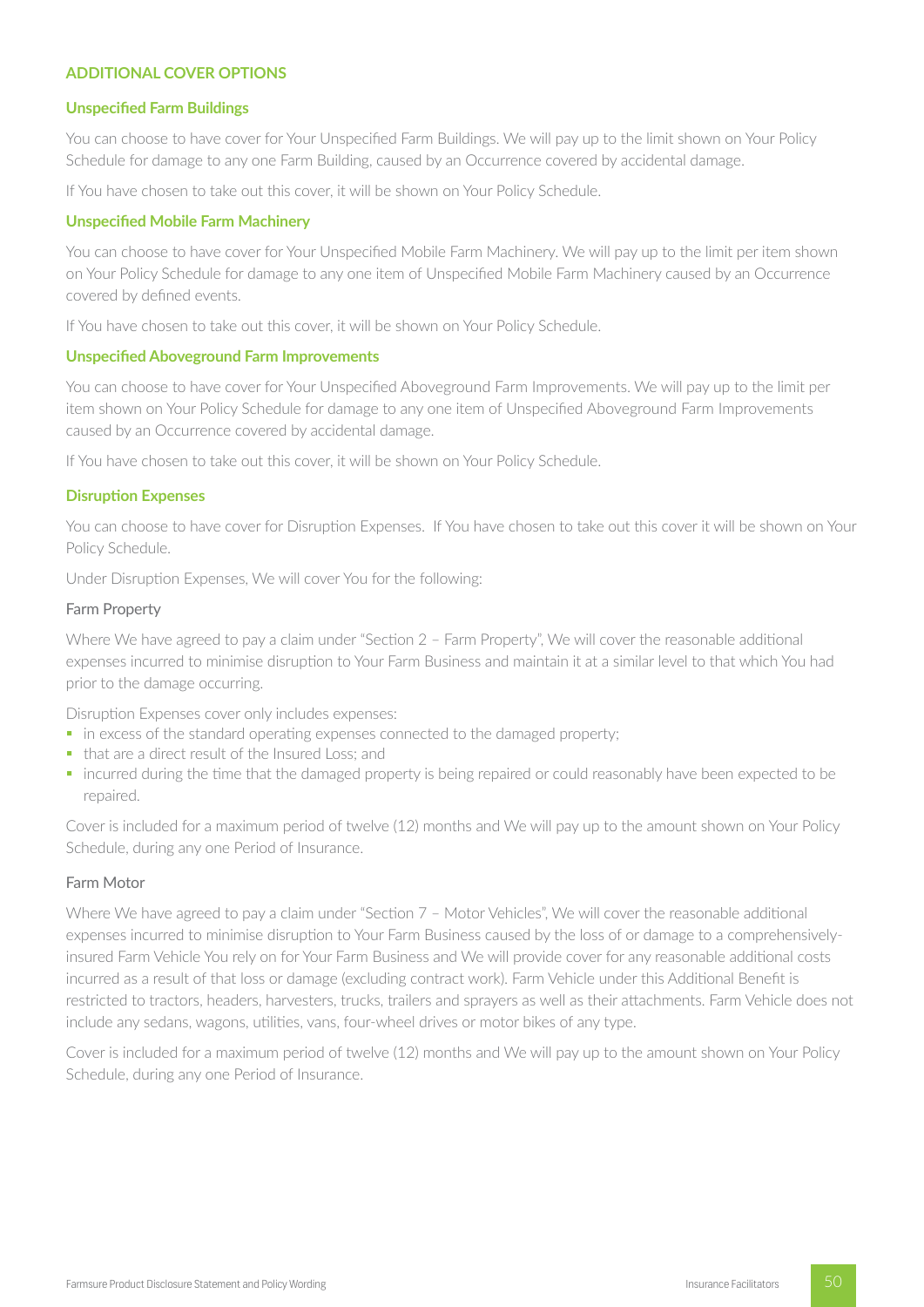## ADDITIONAL COVER OPTIONS

### Unspecified Farm Buildings

You can choose to have cover for Your Unspecified Farm Buildings. We will pay up to the limit shown on Your Policy Schedule for damage to any one Farm Building, caused by an Occurrence covered by accidental damage.

If You have chosen to take out this cover, it will be shown on Your Policy Schedule.

### Unspecified Mobile Farm Machinery

You can choose to have cover for Your Unspecified Mobile Farm Machinery. We will pay up to the limit per item shown on Your Policy Schedule for damage to any one item of Unspecified Mobile Farm Machinery caused by an Occurrence covered by defined events.

If You have chosen to take out this cover, it will be shown on Your Policy Schedule.

### Unspecified Aboveground Farm Improvements

You can choose to have cover for Your Unspecified Aboveground Farm Improvements. We will pay up to the limit per item shown on Your Policy Schedule for damage to any one item of Unspecified Aboveground Farm Improvements caused by an Occurrence covered by accidental damage.

If You have chosen to take out this cover, it will be shown on Your Policy Schedule.

### Disruption Expenses

You can choose to have cover for Disruption Expenses. If You have chosen to take out this cover it will be shown on Your Policy Schedule.

Under Disruption Expenses, We will cover You for the following:

#### Farm Property

Where We have agreed to pay a claim under "Section 2 – Farm Property", We will cover the reasonable additional expenses incurred to minimise disruption to Your Farm Business and maintain it at a similar level to that which You had prior to the damage occurring.

Disruption Expenses cover only includes expenses:

- in excess of the standard operating expenses connected to the damaged property;
- that are a direct result of the Insured Loss; and
- incurred during the time that the damaged property is being repaired or could reasonably have been expected to be repaired.

Cover is included for a maximum period of twelve (12) months and We will pay up to the amount shown on Your Policy Schedule, during any one Period of Insurance.

#### Farm Motor

Where We have agreed to pay a claim under "Section 7 – Motor Vehicles", We will cover the reasonable additional expenses incurred to minimise disruption to Your Farm Business caused by the loss of or damage to a comprehensively-insured Farm Vehicle You rely on for Your Farm Business and We will provide cover for any reasonable additional costs incurred as a result of that loss or damage (excluding contract work). Farm Vehicle under this Additional Benefit is restricted to tractors, headers, harvesters, trucks, trailers and sprayers as well as their attachments. Farm Vehicle does not include any sedans, wagons, utilities, vans, four-wheel drives or motor bikes of any type.

Cover is included for a maximum period of twelve (12) months and We will pay up to the amount shown on Your Policy Schedule, during any one Period of Insurance.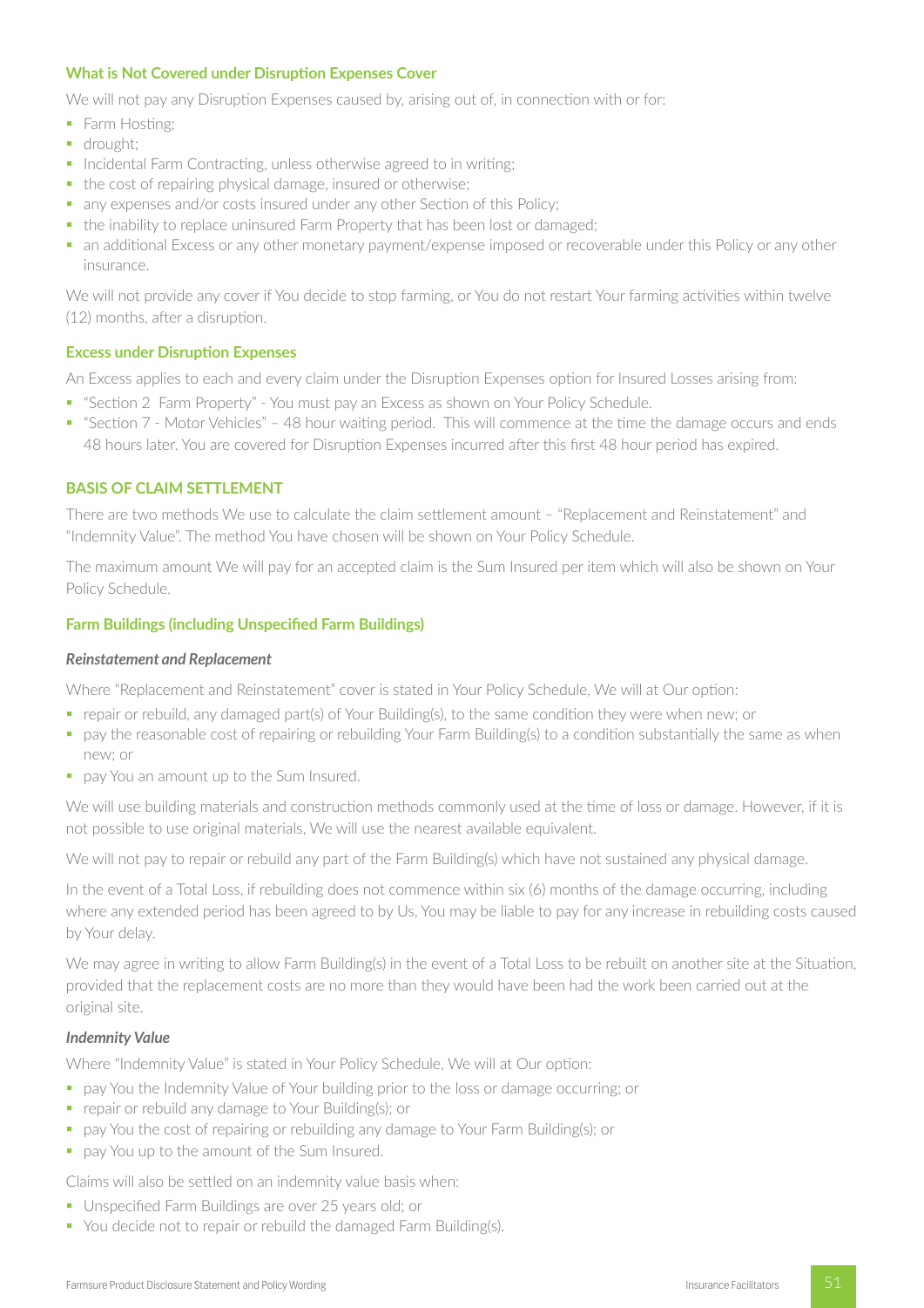### What is Not Covered under Disruption Expenses Cover

We will not pay any Disruption Expenses caused by, arising out of, in connection with or for:

- Farm Hosting;
- drought;
- Incidental Farm Contracting, unless otherwise agreed to in writing;
- the cost of repairing physical damage, insured or otherwise;
- any expenses and/or costs insured under any other Section of this Policy;
- the inability to replace uninsured Farm Property that has been lost or damaged;
- an additional Excess or any other monetary payment/expense imposed or recoverable under this Policy or any other insurance.

We will not provide any cover if You decide to stop farming, or You do not restart Your farming activities within twelve (12) months, after a disruption.

### Excess under Disruption Expenses

An Excess applies to each and every claim under the Disruption Expenses option for Insured Losses arising from:

- "Section 2 Farm Property" - You must pay an Excess as shown on Your Policy Schedule.
- "Section 7 - Motor Vehicles" – 48 hour waiting period. This will commence at the time the damage occurs and ends 48 hours later. You are covered for Disruption Expenses incurred after this first 48 hour period has expired.

## BASIS OF CLAIM SETTLEMENT

There are two methods We use to calculate the claim settlement amount – "Replacement and Reinstatement" and "Indemnity Value". The method You have chosen will be shown on Your Policy Schedule.

The maximum amount We will pay for an accepted claim is the Sum Insured per item which will also be shown on Your Policy Schedule.

### Farm Buildings (including Unspecified Farm Buildings)

***Reinstatement and Replacement***

Where "Replacement and Reinstatement" cover is stated in Your Policy Schedule, We will at Our option:

- repair or rebuild, any damaged part(s) of Your Building(s), to the same condition they were when new; or
- pay the reasonable cost of repairing or rebuilding Your Farm Building(s) to a condition substantially the same as when new; or
- pay You an amount up to the Sum Insured.

We will use building materials and construction methods commonly used at the time of loss or damage. However, if it is not possible to use original materials, We will use the nearest available equivalent.

We will not pay to repair or rebuild any part of the Farm Building(s) which have not sustained any physical damage.

In the event of a Total Loss, if rebuilding does not commence within six (6) months of the damage occurring, including where any extended period has been agreed to by Us, You may be liable to pay for any increase in rebuilding costs caused by Your delay.

We may agree in writing to allow Farm Building(s) in the event of a Total Loss to be rebuilt on another site at the Situation, provided that the replacement costs are no more than they would have been had the work been carried out at the original site.

***Indemnity Value***

Where "Indemnity Value" is stated in Your Policy Schedule, We will at Our option:

- pay You the Indemnity Value of Your building prior to the loss or damage occurring; or
- repair or rebuild any damage to Your Building(s); or
- pay You the cost of repairing or rebuilding any damage to Your Farm Building(s); or
- pay You up to the amount of the Sum Insured.

Claims will also be settled on an indemnity value basis when:

- Unspecified Farm Buildings are over 25 years old; or
- You decide not to repair or rebuild the damaged Farm Building(s).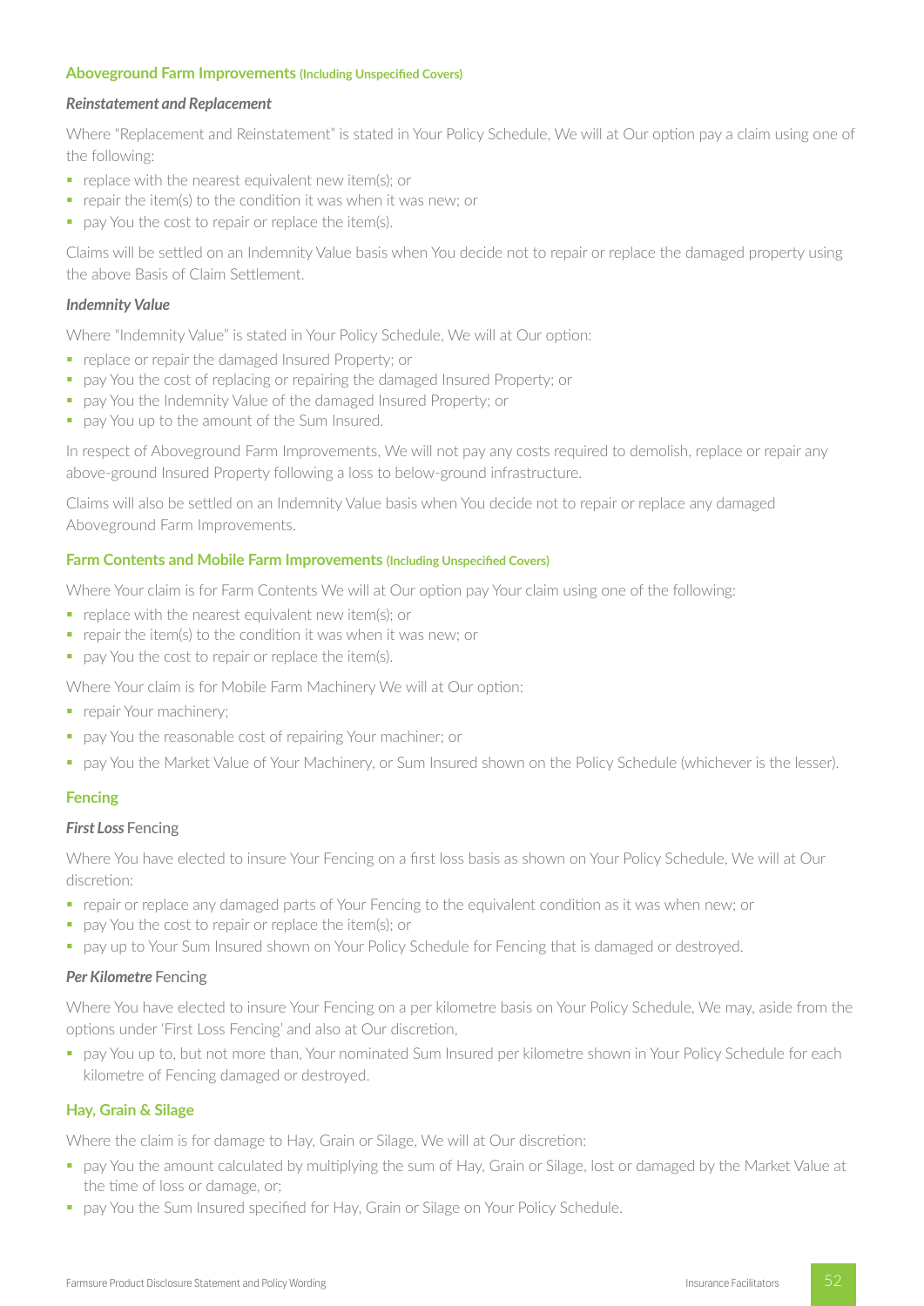### Aboveground Farm Improvements (Including Unspecified Covers)

#### *Reinstatement and Replacement*

Where "Replacement and Reinstatement" is stated in Your Policy Schedule, We will at Our option pay a claim using one of the following:

- replace with the nearest equivalent new item(s); or
- repair the item(s) to the condition it was when it was new; or
- pay You the cost to repair or replace the item(s).

Claims will be settled on an Indemnity Value basis when You decide not to repair or replace the damaged property using the above Basis of Claim Settlement.

#### *Indemnity Value*

Where "Indemnity Value" is stated in Your Policy Schedule, We will at Our option:

- replace or repair the damaged Insured Property; or
- pay You the cost of replacing or repairing the damaged Insured Property; or
- pay You the Indemnity Value of the damaged Insured Property; or
- pay You up to the amount of the Sum Insured.

In respect of Aboveground Farm Improvements, We will not pay any costs required to demolish, replace or repair any above-ground Insured Property following a loss to below-ground infrastructure.

Claims will also be settled on an Indemnity Value basis when You decide not to repair or replace any damaged Aboveground Farm Improvements.

### Farm Contents and Mobile Farm Improvements (Including Unspecified Covers)

Where Your claim is for Farm Contents We will at Our option pay Your claim using one of the following:

- replace with the nearest equivalent new item(s); or
- repair the item(s) to the condition it was when it was new; or
- pay You the cost to repair or replace the item(s).

Where Your claim is for Mobile Farm Machinery We will at Our option:

- repair Your machinery;
- pay You the reasonable cost of repairing Your machiner; or
- pay You the Market Value of Your Machinery, or Sum Insured shown on the Policy Schedule (whichever is the lesser).

### Fencing

#### ***First Loss*** Fencing

Where You have elected to insure Your Fencing on a first loss basis as shown on Your Policy Schedule, We will at Our discretion:

- repair or replace any damaged parts of Your Fencing to the equivalent condition as it was when new; or
- pay You the cost to repair or replace the item(s); or
- pay up to Your Sum Insured shown on Your Policy Schedule for Fencing that is damaged or destroyed.

#### ***Per Kilometre*** Fencing

Where You have elected to insure Your Fencing on a per kilometre basis on Your Policy Schedule, We may, aside from the options under 'First Loss Fencing' and also at Our discretion,

- pay You up to, but not more than, Your nominated Sum Insured per kilometre shown in Your Policy Schedule for each kilometre of Fencing damaged or destroyed.

### Hay, Grain & Silage

Where the claim is for damage to Hay, Grain or Silage, We will at Our discretion:

- pay You the amount calculated by multiplying the sum of Hay, Grain or Silage, lost or damaged by the Market Value at the time of loss or damage, or;
- pay You the Sum Insured specified for Hay, Grain or Silage on Your Policy Schedule.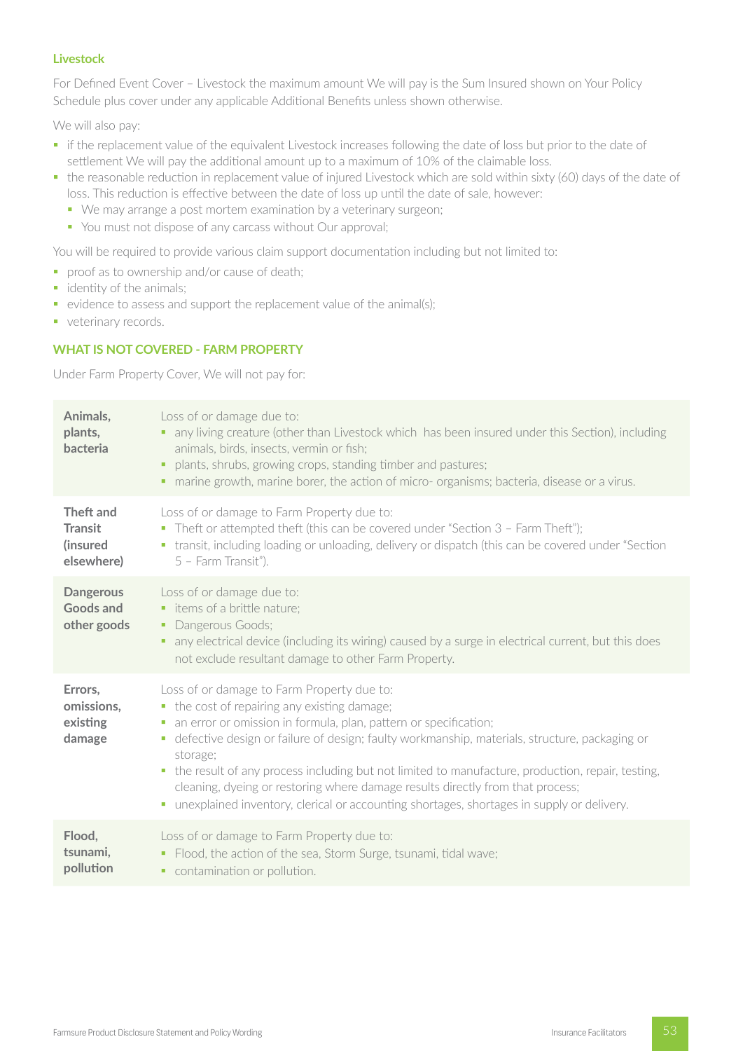### Livestock

For Defined Event Cover – Livestock the maximum amount We will pay is the Sum Insured shown on Your Policy Schedule plus cover under any applicable Additional Benefits unless shown otherwise.

We will also pay:

- if the replacement value of the equivalent Livestock increases following the date of loss but prior to the date of settlement We will pay the additional amount up to a maximum of 10% of the claimable loss.
- the reasonable reduction in replacement value of injured Livestock which are sold within sixty (60) days of the date of loss. This reduction is effective between the date of loss up until the date of sale, however:
  - We may arrange a post mortem examination by a veterinary surgeon;
  - You must not dispose of any carcass without Our approval;

You will be required to provide various claim support documentation including but not limited to:

- proof as to ownership and/or cause of death;
- identity of the animals;
- evidence to assess and support the replacement value of the animal(s);
- veterinary records.

## WHAT IS NOT COVERED - FARM PROPERTY

Under Farm Property Cover, We will not pay for:

| | |
|---|---|
| **Animals, plants, bacteria** | Loss of or damage due to:<br>▪ any living creature (other than Livestock which has been insured under this Section), including animals, birds, insects, vermin or fish;<br>▪ plants, shrubs, growing crops, standing timber and pastures;<br>▪ marine growth, marine borer, the action of micro- organisms; bacteria, disease or a virus. |
| **Theft and Transit (insured elsewhere)** | Loss of or damage to Farm Property due to:<br>▪ Theft or attempted theft (this can be covered under "Section 3 – Farm Theft");<br>▪ transit, including loading or unloading, delivery or dispatch (this can be covered under "Section 5 – Farm Transit"). |
| **Dangerous Goods and other goods** | Loss of or damage due to:<br>▪ items of a brittle nature;<br>▪ Dangerous Goods;<br>▪ any electrical device (including its wiring) caused by a surge in electrical current, but this does not exclude resultant damage to other Farm Property. |
| **Errors, omissions, existing damage** | Loss of or damage to Farm Property due to:<br>▪ the cost of repairing any existing damage;<br>▪ an error or omission in formula, plan, pattern or specification;<br>▪ defective design or failure of design; faulty workmanship, materials, structure, packaging or storage;<br>▪ the result of any process including but not limited to manufacture, production, repair, testing, cleaning, dyeing or restoring where damage results directly from that process;<br>▪ unexplained inventory, clerical or accounting shortages, shortages in supply or delivery. |
| **Flood, tsunami, pollution** | Loss of or damage to Farm Property due to:<br>▪ Flood, the action of the sea, Storm Surge, tsunami, tidal wave;<br>▪ contamination or pollution. |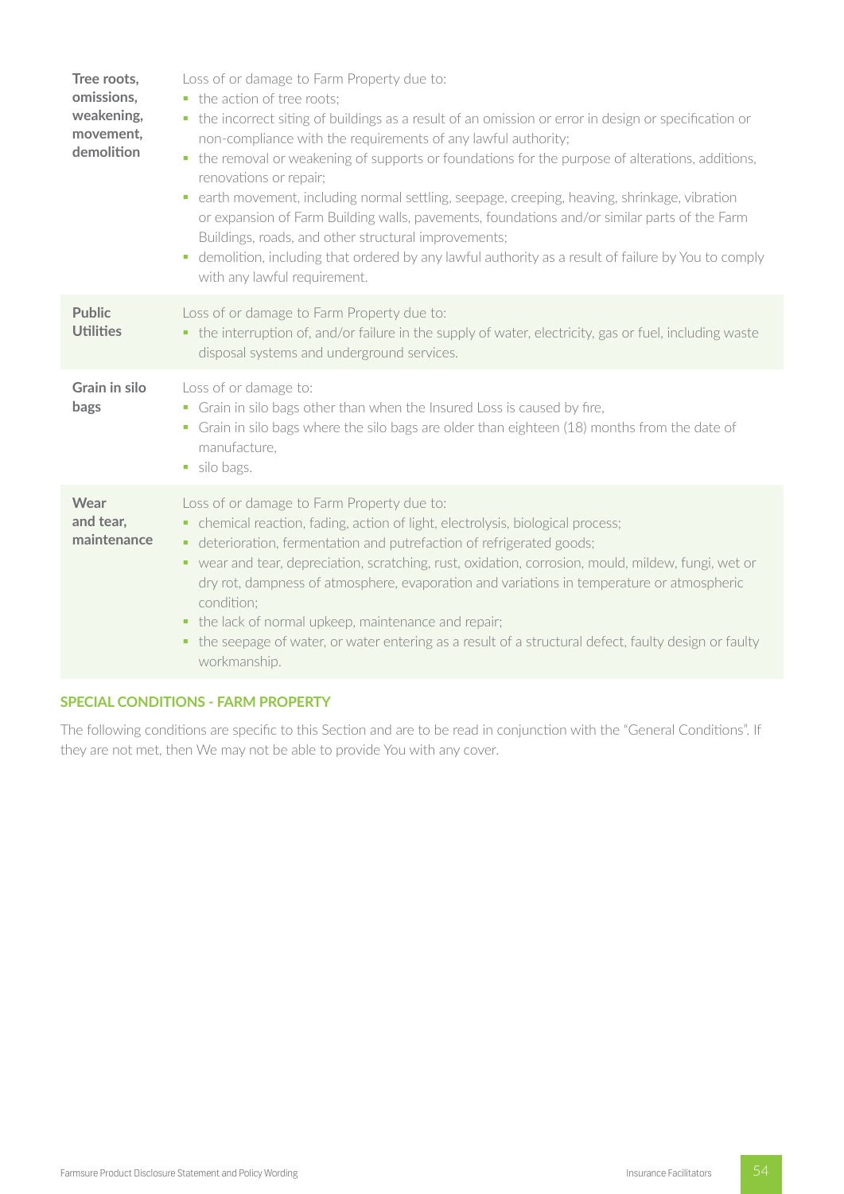| | |
|---|---|
| **Tree roots, omissions, weakening, movement, demolition** | Loss of or damage to Farm Property due to:<br>▪ the action of tree roots;<br>▪ the incorrect siting of buildings as a result of an omission or error in design or specification or non-compliance with the requirements of any lawful authority;<br>▪ the removal or weakening of supports or foundations for the purpose of alterations, additions, renovations or repair;<br>▪ earth movement, including normal settling, seepage, creeping, heaving, shrinkage, vibration or expansion of Farm Building walls, pavements, foundations and/or similar parts of the Farm Buildings, roads, and other structural improvements;<br>▪ demolition, including that ordered by any lawful authority as a result of failure by You to comply with any lawful requirement. |
| **Public Utilities** | Loss of or damage to Farm Property due to:<br>▪ the interruption of, and/or failure in the supply of water, electricity, gas or fuel, including waste disposal systems and underground services. |
| **Grain in silo bags** | Loss of or damage to:<br>▪ Grain in silo bags other than when the Insured Loss is caused by fire,<br>▪ Grain in silo bags where the silo bags are older than eighteen (18) months from the date of manufacture,<br>▪ silo bags. |
| **Wear and tear, maintenance** | Loss of or damage to Farm Property due to:<br>▪ chemical reaction, fading, action of light, electrolysis, biological process;<br>▪ deterioration, fermentation and putrefaction of refrigerated goods;<br>▪ wear and tear, depreciation, scratching, rust, oxidation, corrosion, mould, mildew, fungi, wet or dry rot, dampness of atmosphere, evaporation and variations in temperature or atmospheric condition;<br>▪ the lack of normal upkeep, maintenance and repair;<br>▪ the seepage of water, or water entering as a result of a structural defect, faulty design or faulty workmanship. |

## SPECIAL CONDITIONS - FARM PROPERTY

The following conditions are specific to this Section and are to be read in conjunction with the "General Conditions". If they are not met, then We may not be able to provide You with any cover.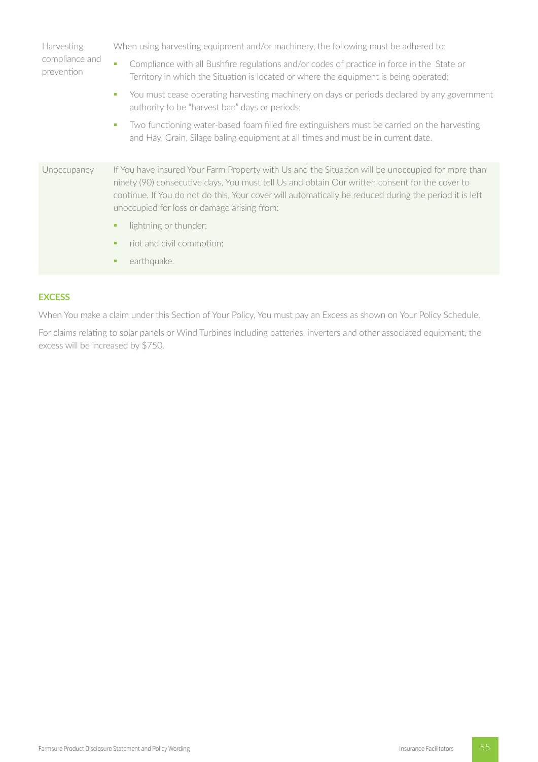| | |
|---|---|
| Harvesting compliance and prevention | When using harvesting equipment and/or machinery, the following must be adhered to:<br>▪ Compliance with all Bushfire regulations and/or codes of practice in force in the State or Territory in which the Situation is located or where the equipment is being operated;<br>▪ You must cease operating harvesting machinery on days or periods declared by any government authority to be "harvest ban" days or periods;<br>▪ Two functioning water-based foam filled fire extinguishers must be carried on the harvesting and Hay, Grain, Silage baling equipment at all times and must be in current date. |
| Unoccupancy | If You have insured Your Farm Property with Us and the Situation will be unoccupied for more than ninety (90) consecutive days, You must tell Us and obtain Our written consent for the cover to continue. If You do not do this, Your cover will automatically be reduced during the period it is left unoccupied for loss or damage arising from:<br>▪ lightning or thunder;<br>▪ riot and civil commotion;<br>▪ earthquake. |

## EXCESS

When You make a claim under this Section of Your Policy, You must pay an Excess as shown on Your Policy Schedule.

For claims relating to solar panels or Wind Turbines including batteries, inverters and other associated equipment, the excess will be increased by $750.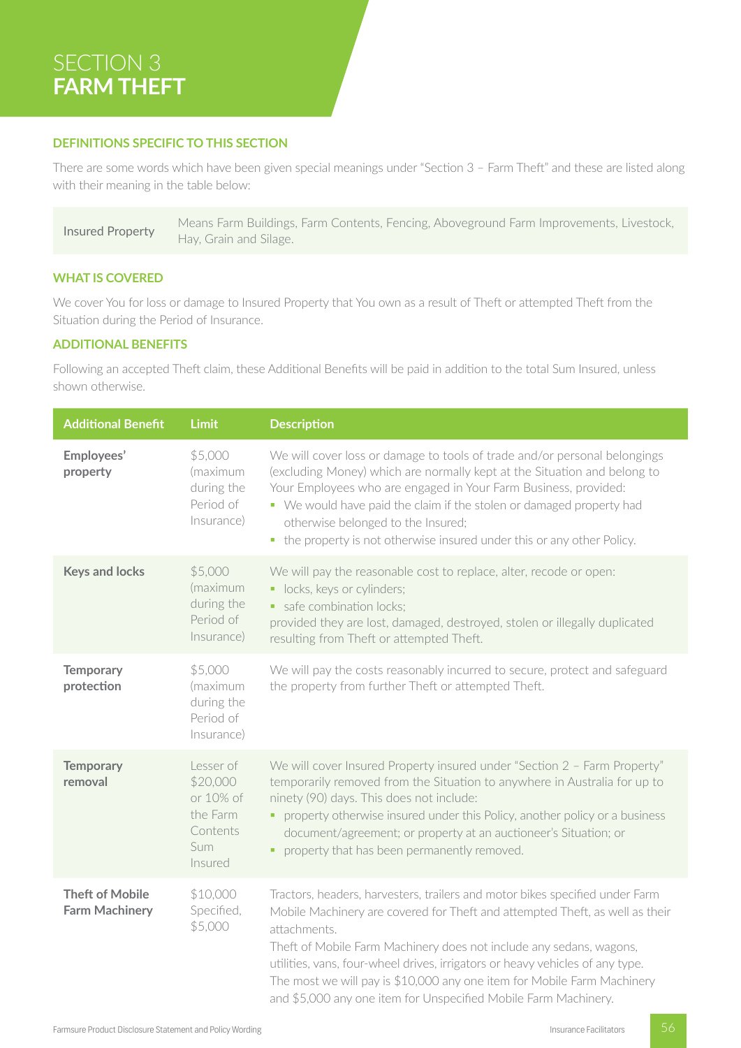# SECTION 3
# FARM THEFT

## DEFINITIONS SPECIFIC TO THIS SECTION

There are some words which have been given special meanings under "Section 3 – Farm Theft" and these are listed along with their meaning in the table below:

| | |
|---|---|
| Insured Property | Means Farm Buildings, Farm Contents, Fencing, Aboveground Farm Improvements, Livestock, Hay, Grain and Silage. |

## WHAT IS COVERED

We cover You for loss or damage to Insured Property that You own as a result of Theft or attempted Theft from the Situation during the Period of Insurance.

## ADDITIONAL BENEFITS

Following an accepted Theft claim, these Additional Benefits will be paid in addition to the total Sum Insured, unless shown otherwise.

| Additional Benefit | Limit | Description |
|---|---|---|
| **Employees' property** | $5,000 (maximum during the Period of Insurance) | We will cover loss or damage to tools of trade and/or personal belongings (excluding Money) which are normally kept at the Situation and belong to Your Employees who are engaged in Your Farm Business, provided:<br>▪ We would have paid the claim if the stolen or damaged property had otherwise belonged to the Insured;<br>▪ the property is not otherwise insured under this or any other Policy. |
| **Keys and locks** | $5,000 (maximum during the Period of Insurance) | We will pay the reasonable cost to replace, alter, recode or open:<br>▪ locks, keys or cylinders;<br>▪ safe combination locks;<br>provided they are lost, damaged, destroyed, stolen or illegally duplicated resulting from Theft or attempted Theft. |
| **Temporary protection** | $5,000 (maximum during the Period of Insurance) | We will pay the costs reasonably incurred to secure, protect and safeguard the property from further Theft or attempted Theft. |
| **Temporary removal** | Lesser of $20,000 or 10% of the Farm Contents Sum Insured | We will cover Insured Property insured under "Section 2 – Farm Property" temporarily removed from the Situation to anywhere in Australia for up to ninety (90) days. This does not include:<br>▪ property otherwise insured under this Policy, another policy or a business document/agreement; or property at an auctioneer's Situation; or<br>▪ property that has been permanently removed. |
| **Theft of Mobile Farm Machinery** | $10,000 Specified, $5,000 | Tractors, headers, harvesters, trailers and motor bikes specified under Farm Mobile Machinery are covered for Theft and attempted Theft, as well as their attachments.<br>Theft of Mobile Farm Machinery does not include any sedans, wagons, utilities, vans, four-wheel drives, irrigators or heavy vehicles of any type.<br>The most we will pay is $10,000 any one item for Mobile Farm Machinery and $5,000 any one item for Unspecified Mobile Farm Machinery. |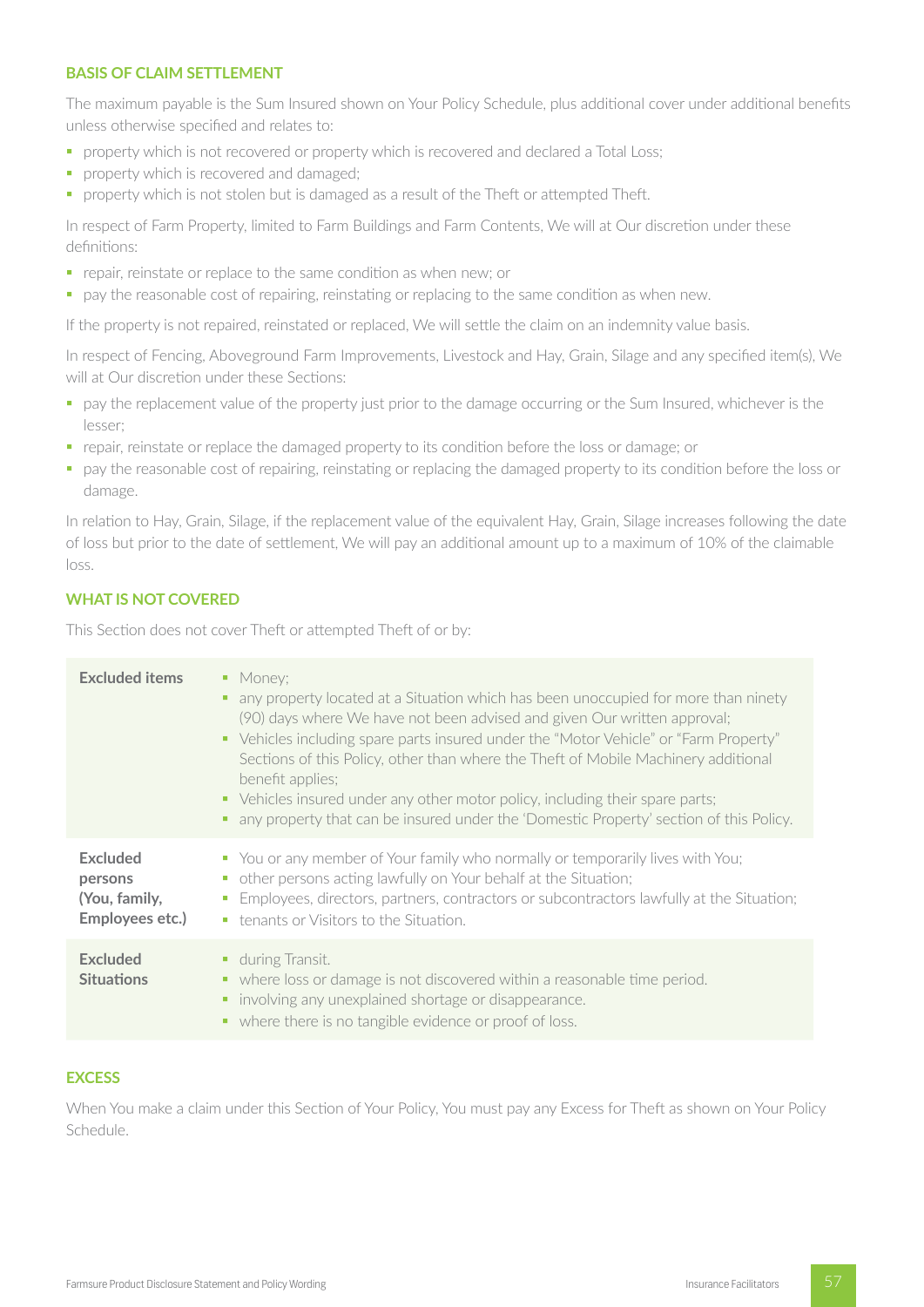## BASIS OF CLAIM SETTLEMENT

The maximum payable is the Sum Insured shown on Your Policy Schedule, plus additional cover under additional benefits unless otherwise specified and relates to:

- property which is not recovered or property which is recovered and declared a Total Loss;
- property which is recovered and damaged;
- property which is not stolen but is damaged as a result of the Theft or attempted Theft.

In respect of Farm Property, limited to Farm Buildings and Farm Contents, We will at Our discretion under these definitions:

- repair, reinstate or replace to the same condition as when new; or
- pay the reasonable cost of repairing, reinstating or replacing to the same condition as when new.

If the property is not repaired, reinstated or replaced, We will settle the claim on an indemnity value basis.

In respect of Fencing, Aboveground Farm Improvements, Livestock and Hay, Grain, Silage and any specified item(s), We will at Our discretion under these Sections:

- pay the replacement value of the property just prior to the damage occurring or the Sum Insured, whichever is the lesser;
- repair, reinstate or replace the damaged property to its condition before the loss or damage; or
- pay the reasonable cost of repairing, reinstating or replacing the damaged property to its condition before the loss or damage.

In relation to Hay, Grain, Silage, if the replacement value of the equivalent Hay, Grain, Silage increases following the date of loss but prior to the date of settlement, We will pay an additional amount up to a maximum of 10% of the claimable loss.

## WHAT IS NOT COVERED

This Section does not cover Theft or attempted Theft of or by:

| | |
|---|---|
| **Excluded items** | • Money;<br>• any property located at a Situation which has been unoccupied for more than ninety (90) days where We have not been advised and given Our written approval;<br>• Vehicles including spare parts insured under the "Motor Vehicle" or "Farm Property" Sections of this Policy, other than where the Theft of Mobile Machinery additional benefit applies;<br>• Vehicles insured under any other motor policy, including their spare parts;<br>• any property that can be insured under the 'Domestic Property' section of this Policy. |
| **Excluded persons (You, family, Employees etc.)** | • You or any member of Your family who normally or temporarily lives with You;<br>• other persons acting lawfully on Your behalf at the Situation;<br>• Employees, directors, partners, contractors or subcontractors lawfully at the Situation;<br>• tenants or Visitors to the Situation. |
| **Excluded Situations** | • during Transit.<br>• where loss or damage is not discovered within a reasonable time period.<br>• involving any unexplained shortage or disappearance.<br>• where there is no tangible evidence or proof of loss. |

## EXCESS

When You make a claim under this Section of Your Policy, You must pay any Excess for Theft as shown on Your Policy Schedule.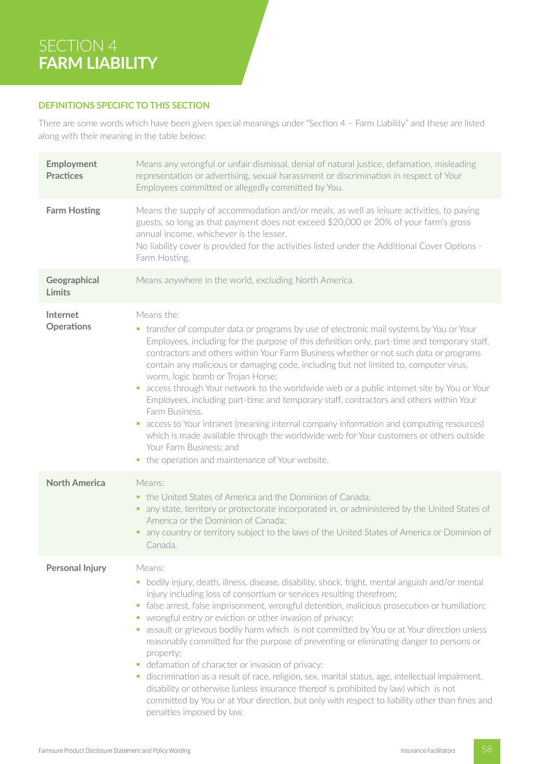# SECTION 4
# **FARM LIABILITY**

## DEFINITIONS SPECIFIC TO THIS SECTION

There are some words which have been given special meanings under "Section 4 – Farm Liability" and these are listed along with their meaning in the table below:

| | |
|---|---|
| **Employment Practices** | Means any wrongful or unfair dismissal, denial of natural justice, defamation, misleading representation or advertising, sexual harassment or discrimination in respect of Your Employees committed or allegedly committed by You. |
| **Farm Hosting** | Means the supply of accommodation and/or meals, as well as leisure activities, to paying guests, so long as that payment does not exceed $20,000 or 20% of your farm's gross annual income, whichever is the lesser.<br>No liability cover is provided for the activities listed under the Additional Cover Options - Farm Hosting. |
| **Geographical Limits** | Means anywhere in the world, excluding North America. |
| **Internet Operations** | Means the:<br>▪ transfer of computer data or programs by use of electronic mail systems by You or Your Employees, including for the purpose of this definition only, part-time and temporary staff, contractors and others within Your Farm Business whether or not such data or programs contain any malicious or damaging code, including but not limited to, computer virus, worm, logic bomb or Trojan Horse;<br>▪ access through Your network to the worldwide web or a public internet site by You or Your Employees, including part-time and temporary staff, contractors and others within Your Farm Business.<br>▪ access to Your intranet (meaning internal company information and computing resources) which is made available through the worldwide web for Your customers or others outside Your Farm Business; and<br>▪ the operation and maintenance of Your website. |
| **North America** | Means:<br>▪ the United States of America and the Dominion of Canada;<br>▪ any state, territory or protectorate incorporated in, or administered by the United States of America or the Dominion of Canada;<br>▪ any country or territory subject to the laws of the United States of America or Dominion of Canada. |
| **Personal Injury** | Means:<br>▪ bodily injury, death, illness, disease, disability, shock, fright, mental anguish and/or mental injury including loss of consortium or services resulting therefrom;<br>▪ false arrest, false imprisonment, wrongful detention, malicious prosecution or humiliation;<br>▪ wrongful entry or eviction or other invasion of privacy;<br>▪ assault or grievous bodily harm which is not committed by You or at Your direction unless reasonably committed for the purpose of preventing or eliminating danger to persons or property;<br>▪ defamation of character or invasion of privacy:<br>▪ discrimination as a result of race, religion, sex, marital status, age, intellectual impairment, disability or otherwise (unless insurance thereof is prohibited by law) which is not committed by You or at Your direction, but only with respect to liability other than fines and penalties imposed by law. |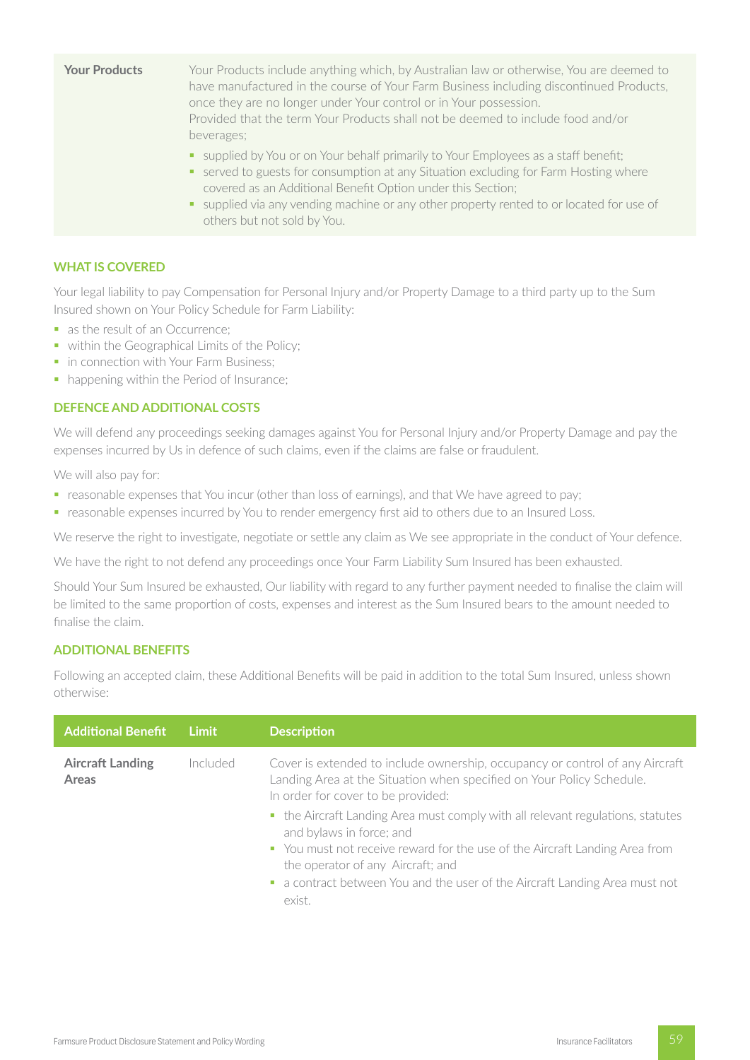| | |
|---|---|
| **Your Products** | Your Products include anything which, by Australian law or otherwise, You are deemed to have manufactured in the course of Your Farm Business including discontinued Products, once they are no longer under Your control or in Your possession.<br>Provided that the term Your Products shall not be deemed to include food and/or beverages;<br>▪ supplied by You or on Your behalf primarily to Your Employees as a staff benefit;<br>▪ served to guests for consumption at any Situation excluding for Farm Hosting where covered as an Additional Benefit Option under this Section;<br>▪ supplied via any vending machine or any other property rented to or located for use of others but not sold by You. |

## WHAT IS COVERED

Your legal liability to pay Compensation for Personal Injury and/or Property Damage to a third party up to the Sum Insured shown on Your Policy Schedule for Farm Liability:

- as the result of an Occurrence;
- within the Geographical Limits of the Policy;
- in connection with Your Farm Business;
- happening within the Period of Insurance;

## DEFENCE AND ADDITIONAL COSTS

We will defend any proceedings seeking damages against You for Personal Injury and/or Property Damage and pay the expenses incurred by Us in defence of such claims, even if the claims are false or fraudulent.

We will also pay for:

- reasonable expenses that You incur (other than loss of earnings), and that We have agreed to pay;
- reasonable expenses incurred by You to render emergency first aid to others due to an Insured Loss.

We reserve the right to investigate, negotiate or settle any claim as We see appropriate in the conduct of Your defence.

We have the right to not defend any proceedings once Your Farm Liability Sum Insured has been exhausted.

Should Your Sum Insured be exhausted, Our liability with regard to any further payment needed to finalise the claim will be limited to the same proportion of costs, expenses and interest as the Sum Insured bears to the amount needed to finalise the claim.

## ADDITIONAL BENEFITS

Following an accepted claim, these Additional Benefits will be paid in addition to the total Sum Insured, unless shown otherwise:

| Additional Benefit | Limit | Description |
|---|---|---|
| **Aircraft Landing Areas** | Included | Cover is extended to include ownership, occupancy or control of any Aircraft Landing Area at the Situation when specified on Your Policy Schedule.<br>In order for cover to be provided:<br>▪ the Aircraft Landing Area must comply with all relevant regulations, statutes and bylaws in force; and<br>▪ You must not receive reward for the use of the Aircraft Landing Area from the operator of any Aircraft; and<br>▪ a contract between You and the user of the Aircraft Landing Area must not exist. |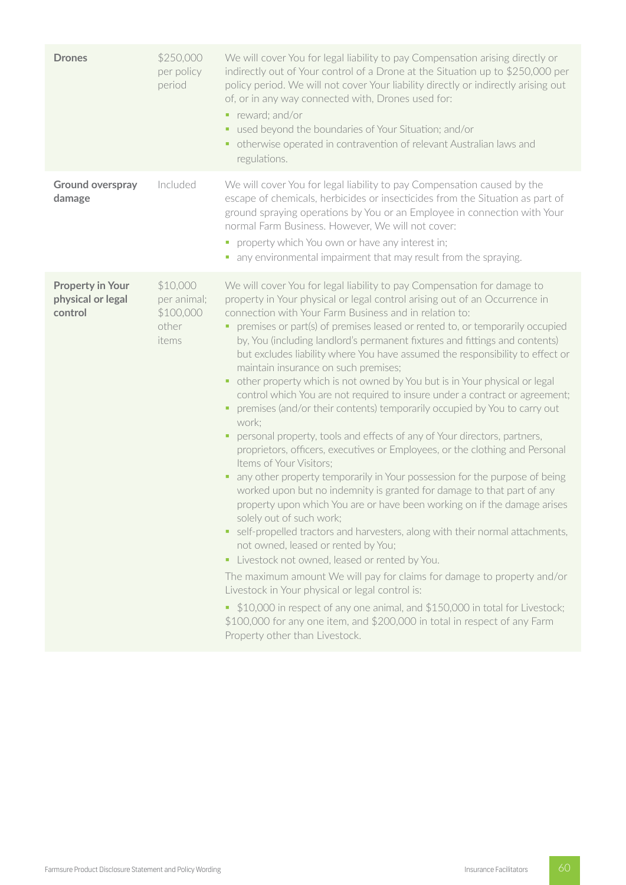| | | |
|---|---|---|
| **Drones** | $250,000 per policy period | We will cover You for legal liability to pay Compensation arising directly or indirectly out of Your control of a Drone at the Situation up to $250,000 per policy period. We will not cover Your liability directly or indirectly arising out of, or in any way connected with, Drones used for:<br>- reward; and/or<br>- used beyond the boundaries of Your Situation; and/or<br>- otherwise operated in contravention of relevant Australian laws and regulations. |
| **Ground overspray damage** | Included | We will cover You for legal liability to pay Compensation caused by the escape of chemicals, herbicides or insecticides from the Situation as part of ground spraying operations by You or an Employee in connection with Your normal Farm Business. However, We will not cover:<br>- property which You own or have any interest in;<br>- any environmental impairment that may result from the spraying. |
| **Property in Your physical or legal control** | $10,000 per animal; $100,000 other items | We will cover You for legal liability to pay Compensation for damage to property in Your physical or legal control arising out of an Occurrence in connection with Your Farm Business and in relation to:<br>- premises or part(s) of premises leased or rented to, or temporarily occupied by, You (including landlord's permanent fixtures and fittings and contents) but excludes liability where You have assumed the responsibility to effect or maintain insurance on such premises;<br>- other property which is not owned by You but is in Your physical or legal control which You are not required to insure under a contract or agreement;<br>- premises (and/or their contents) temporarily occupied by You to carry out work;<br>- personal property, tools and effects of any of Your directors, partners, proprietors, officers, executives or Employees, or the clothing and Personal Items of Your Visitors;<br>- any other property temporarily in Your possession for the purpose of being worked upon but no indemnity is granted for damage to that part of any property upon which You are or have been working on if the damage arises solely out of such work;<br>- self-propelled tractors and harvesters, along with their normal attachments, not owned, leased or rented by You;<br>- Livestock not owned, leased or rented by You.<br><br>The maximum amount We will pay for claims for damage to property and/or Livestock in Your physical or legal control is:<br><br>- $10,000 in respect of any one animal, and $150,000 in total for Livestock; $100,000 for any one item, and $200,000 in total in respect of any Farm Property other than Livestock. |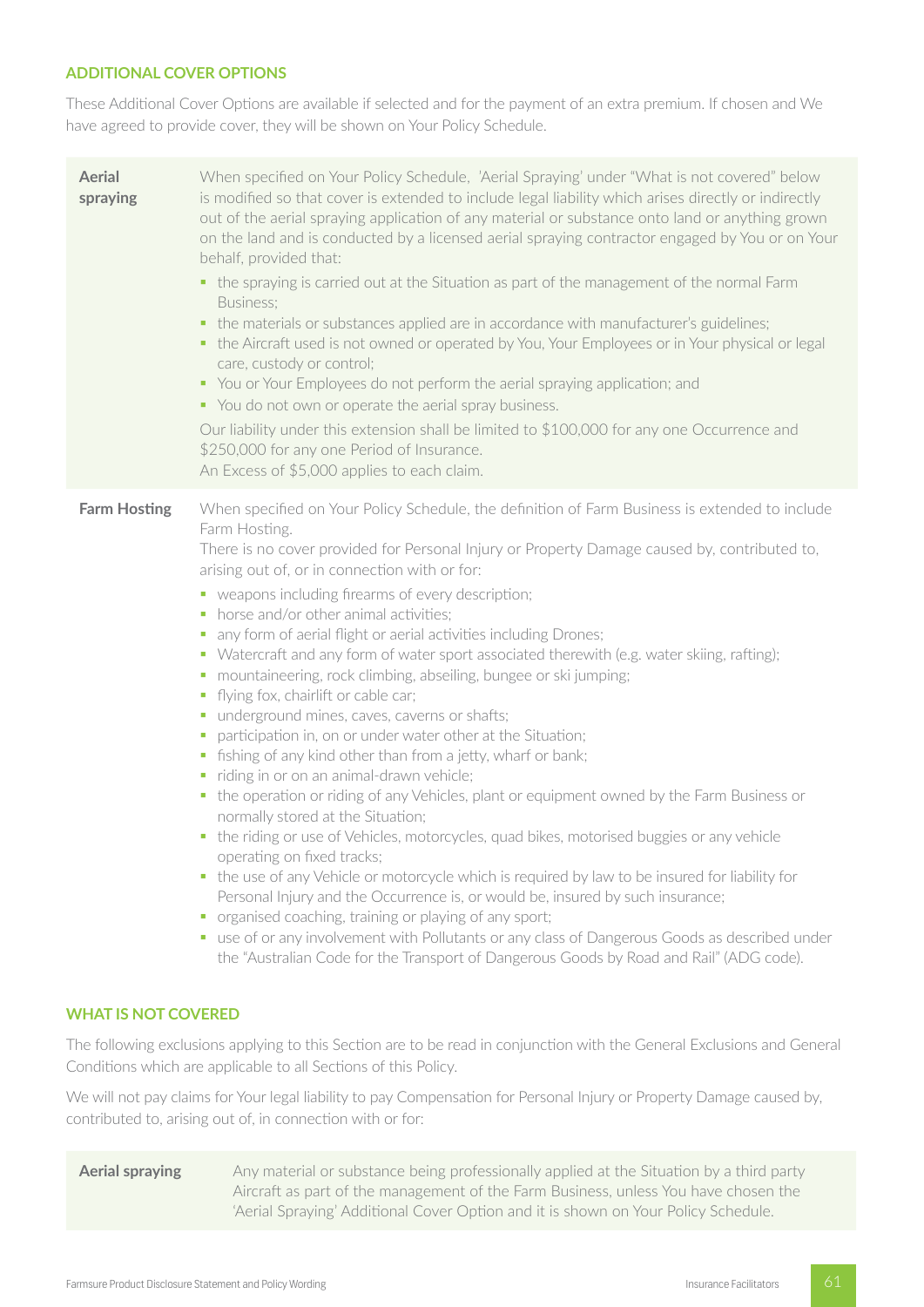## ADDITIONAL COVER OPTIONS

These Additional Cover Options are available if selected and for the payment of an extra premium. If chosen and We have agreed to provide cover, they will be shown on Your Policy Schedule.

**Aerial spraying**

When specified on Your Policy Schedule, 'Aerial Spraying' under "What is not covered" below is modified so that cover is extended to include legal liability which arises directly or indirectly out of the aerial spraying application of any material or substance onto land or anything grown on the land and is conducted by a licensed aerial spraying contractor engaged by You or on Your behalf, provided that:

- the spraying is carried out at the Situation as part of the management of the normal Farm Business;
- the materials or substances applied are in accordance with manufacturer's guidelines;
- the Aircraft used is not owned or operated by You, Your Employees or in Your physical or legal care, custody or control;
- You or Your Employees do not perform the aerial spraying application; and
- You do not own or operate the aerial spray business.

Our liability under this extension shall be limited to $100,000 for any one Occurrence and $250,000 for any one Period of Insurance.
An Excess of $5,000 applies to each claim.

**Farm Hosting**

When specified on Your Policy Schedule, the definition of Farm Business is extended to include Farm Hosting.
There is no cover provided for Personal Injury or Property Damage caused by, contributed to, arising out of, or in connection with or for:

- weapons including firearms of every description;
- horse and/or other animal activities;
- any form of aerial flight or aerial activities including Drones;
- Watercraft and any form of water sport associated therewith (e.g. water skiing, rafting);
- mountaineering, rock climbing, abseiling, bungee or ski jumping;
- flying fox, chairlift or cable car;
- underground mines, caves, caverns or shafts;
- participation in, on or under water other at the Situation;
- fishing of any kind other than from a jetty, wharf or bank;
- riding in or on an animal-drawn vehicle;
- the operation or riding of any Vehicles, plant or equipment owned by the Farm Business or normally stored at the Situation;
- the riding or use of Vehicles, motorcycles, quad bikes, motorised buggies or any vehicle operating on fixed tracks;
- the use of any Vehicle or motorcycle which is required by law to be insured for liability for Personal Injury and the Occurrence is, or would be, insured by such insurance;
- organised coaching, training or playing of any sport;
- use of or any involvement with Pollutants or any class of Dangerous Goods as described under the "Australian Code for the Transport of Dangerous Goods by Road and Rail" (ADG code).

## WHAT IS NOT COVERED

The following exclusions applying to this Section are to be read in conjunction with the General Exclusions and General Conditions which are applicable to all Sections of this Policy.

We will not pay claims for Your legal liability to pay Compensation for Personal Injury or Property Damage caused by, contributed to, arising out of, in connection with or for:

**Aerial spraying**

Any material or substance being professionally applied at the Situation by a third party Aircraft as part of the management of the Farm Business, unless You have chosen the 'Aerial Spraying' Additional Cover Option and it is shown on Your Policy Schedule.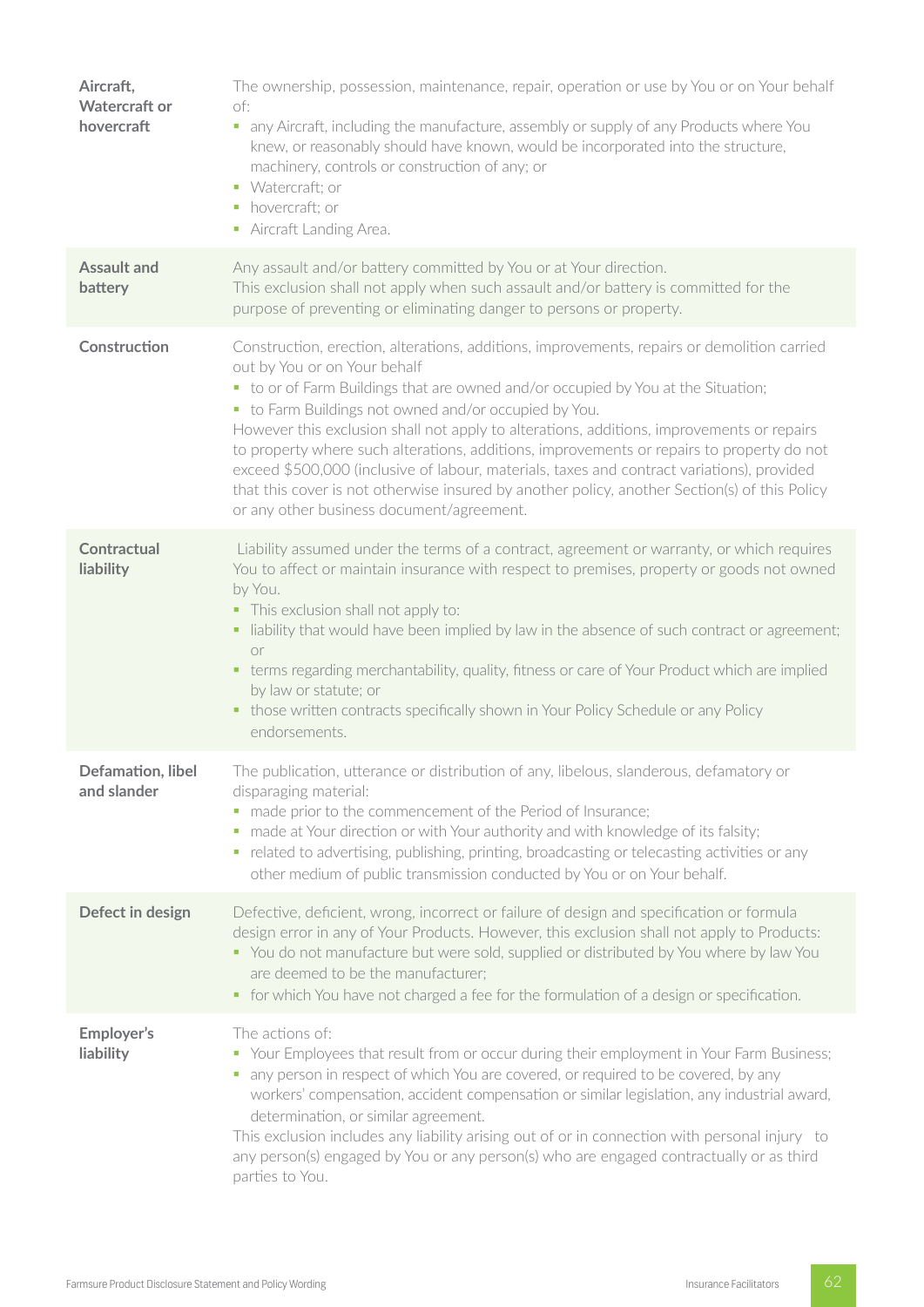| | |
|---|---|
| **Aircraft, Watercraft or hovercraft** | The ownership, possession, maintenance, repair, operation or use by You or on Your behalf of:<br>▪ any Aircraft, including the manufacture, assembly or supply of any Products where You knew, or reasonably should have known, would be incorporated into the structure, machinery, controls or construction of any; or<br>▪ Watercraft; or<br>▪ hovercraft; or<br>▪ Aircraft Landing Area. |
| **Assault and battery** | Any assault and/or battery committed by You or at Your direction.<br>This exclusion shall not apply when such assault and/or battery is committed for the purpose of preventing or eliminating danger to persons or property. |
| **Construction** | Construction, erection, alterations, additions, improvements, repairs or demolition carried out by You or on Your behalf<br>▪ to or of Farm Buildings that are owned and/or occupied by You at the Situation;<br>▪ to Farm Buildings not owned and/or occupied by You.<br>However this exclusion shall not apply to alterations, additions, improvements or repairs to property where such alterations, additions, improvements or repairs to property do not exceed $500,000 (inclusive of labour, materials, taxes and contract variations), provided that this cover is not otherwise insured by another policy, another Section(s) of this Policy or any other business document/agreement. |
| **Contractual liability** | Liability assumed under the terms of a contract, agreement or warranty, or which requires You to affect or maintain insurance with respect to premises, property or goods not owned by You.<br>▪ This exclusion shall not apply to:<br>▪ liability that would have been implied by law in the absence of such contract or agreement; or<br>▪ terms regarding merchantability, quality, fitness or care of Your Product which are implied by law or statute; or<br>▪ those written contracts specifically shown in Your Policy Schedule or any Policy endorsements. |
| **Defamation, libel and slander** | The publication, utterance or distribution of any, libelous, slanderous, defamatory or disparaging material:<br>▪ made prior to the commencement of the Period of Insurance;<br>▪ made at Your direction or with Your authority and with knowledge of its falsity;<br>▪ related to advertising, publishing, printing, broadcasting or telecasting activities or any other medium of public transmission conducted by You or on Your behalf. |
| **Defect in design** | Defective, deficient, wrong, incorrect or failure of design and specification or formula design error in any of Your Products. However, this exclusion shall not apply to Products:<br>▪ You do not manufacture but were sold, supplied or distributed by You where by law You are deemed to be the manufacturer;<br>▪ for which You have not charged a fee for the formulation of a design or specification. |
| **Employer's liability** | The actions of:<br>▪ Your Employees that result from or occur during their employment in Your Farm Business;<br>▪ any person in respect of which You are covered, or required to be covered, by any workers' compensation, accident compensation or similar legislation, any industrial award, determination, or similar agreement.<br>This exclusion includes any liability arising out of or in connection with personal injury to any person(s) engaged by You or any person(s) who are engaged contractually or as third parties to You. |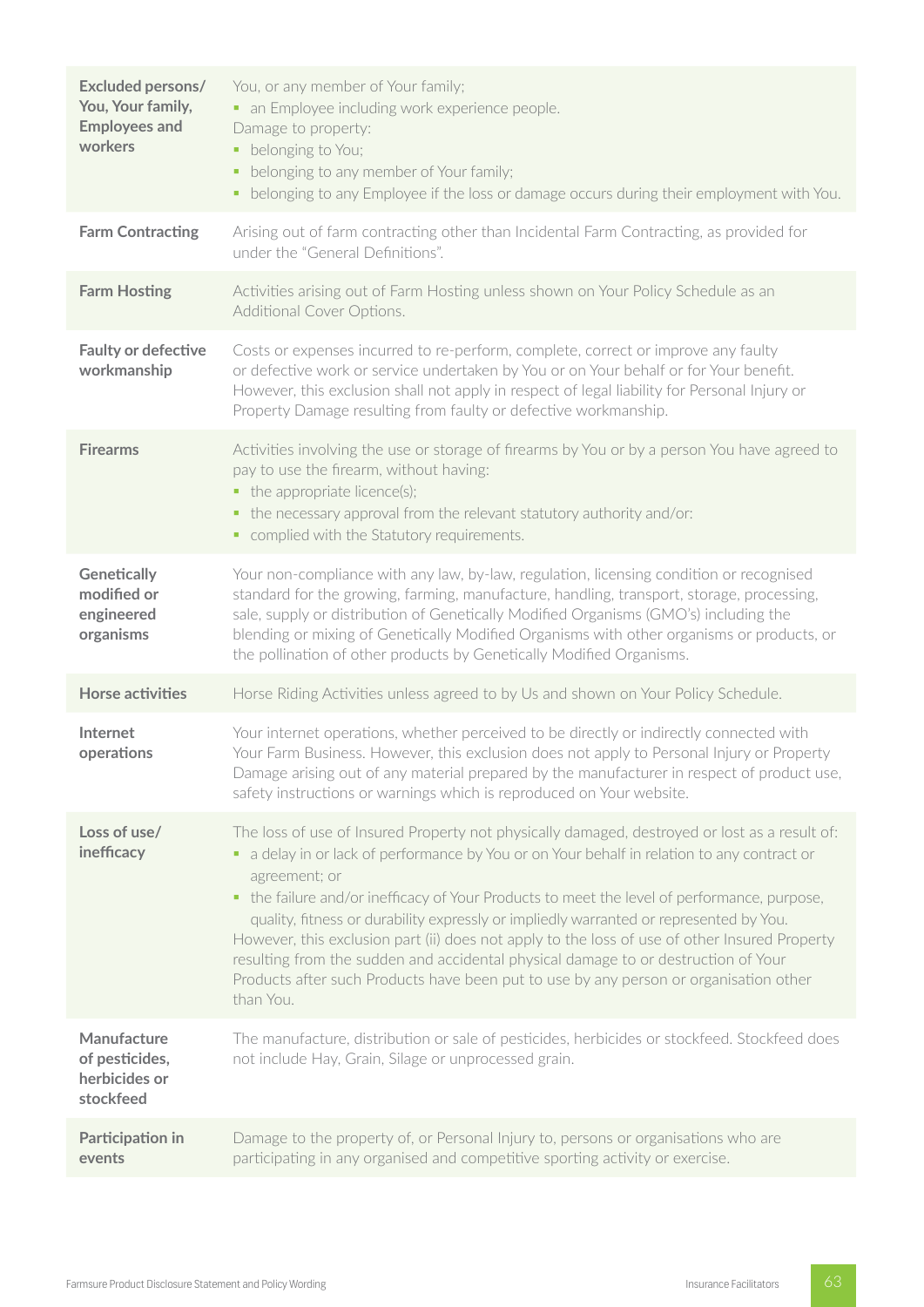| | |
|---|---|
| **Excluded persons/ You, Your family, Employees and workers** | You, or any member of Your family;<br>▪ an Employee including work experience people.<br>Damage to property:<br>▪ belonging to You;<br>▪ belonging to any member of Your family;<br>▪ belonging to any Employee if the loss or damage occurs during their employment with You. |
| **Farm Contracting** | Arising out of farm contracting other than Incidental Farm Contracting, as provided for under the "General Definitions". |
| **Farm Hosting** | Activities arising out of Farm Hosting unless shown on Your Policy Schedule as an Additional Cover Options. |
| **Faulty or defective workmanship** | Costs or expenses incurred to re-perform, complete, correct or improve any faulty or defective work or service undertaken by You or on Your behalf or for Your benefit. However, this exclusion shall not apply in respect of legal liability for Personal Injury or Property Damage resulting from faulty or defective workmanship. |
| **Firearms** | Activities involving the use or storage of firearms by You or by a person You have agreed to pay to use the firearm, without having:<br>▪ the appropriate licence(s);<br>▪ the necessary approval from the relevant statutory authority and/or:<br>▪ complied with the Statutory requirements. |
| **Genetically modified or engineered organisms** | Your non-compliance with any law, by-law, regulation, licensing condition or recognised standard for the growing, farming, manufacture, handling, transport, storage, processing, sale, supply or distribution of Genetically Modified Organisms (GMO's) including the blending or mixing of Genetically Modified Organisms with other organisms or products, or the pollination of other products by Genetically Modified Organisms. |
| **Horse activities** | Horse Riding Activities unless agreed to by Us and shown on Your Policy Schedule. |
| **Internet operations** | Your internet operations, whether perceived to be directly or indirectly connected with Your Farm Business. However, this exclusion does not apply to Personal Injury or Property Damage arising out of any material prepared by the manufacturer in respect of product use, safety instructions or warnings which is reproduced on Your website. |
| **Loss of use/ inefficacy** | The loss of use of Insured Property not physically damaged, destroyed or lost as a result of:<br>▪ a delay in or lack of performance by You or on Your behalf in relation to any contract or agreement; or<br>▪ the failure and/or inefficacy of Your Products to meet the level of performance, purpose, quality, fitness or durability expressly or impliedly warranted or represented by You.<br>However, this exclusion part (ii) does not apply to the loss of use of other Insured Property resulting from the sudden and accidental physical damage to or destruction of Your Products after such Products have been put to use by any person or organisation other than You. |
| **Manufacture of pesticides, herbicides or stockfeed** | The manufacture, distribution or sale of pesticides, herbicides or stockfeed. Stockfeed does not include Hay, Grain, Silage or unprocessed grain. |
| **Participation in events** | Damage to the property of, or Personal Injury to, persons or organisations who are participating in any organised and competitive sporting activity or exercise. |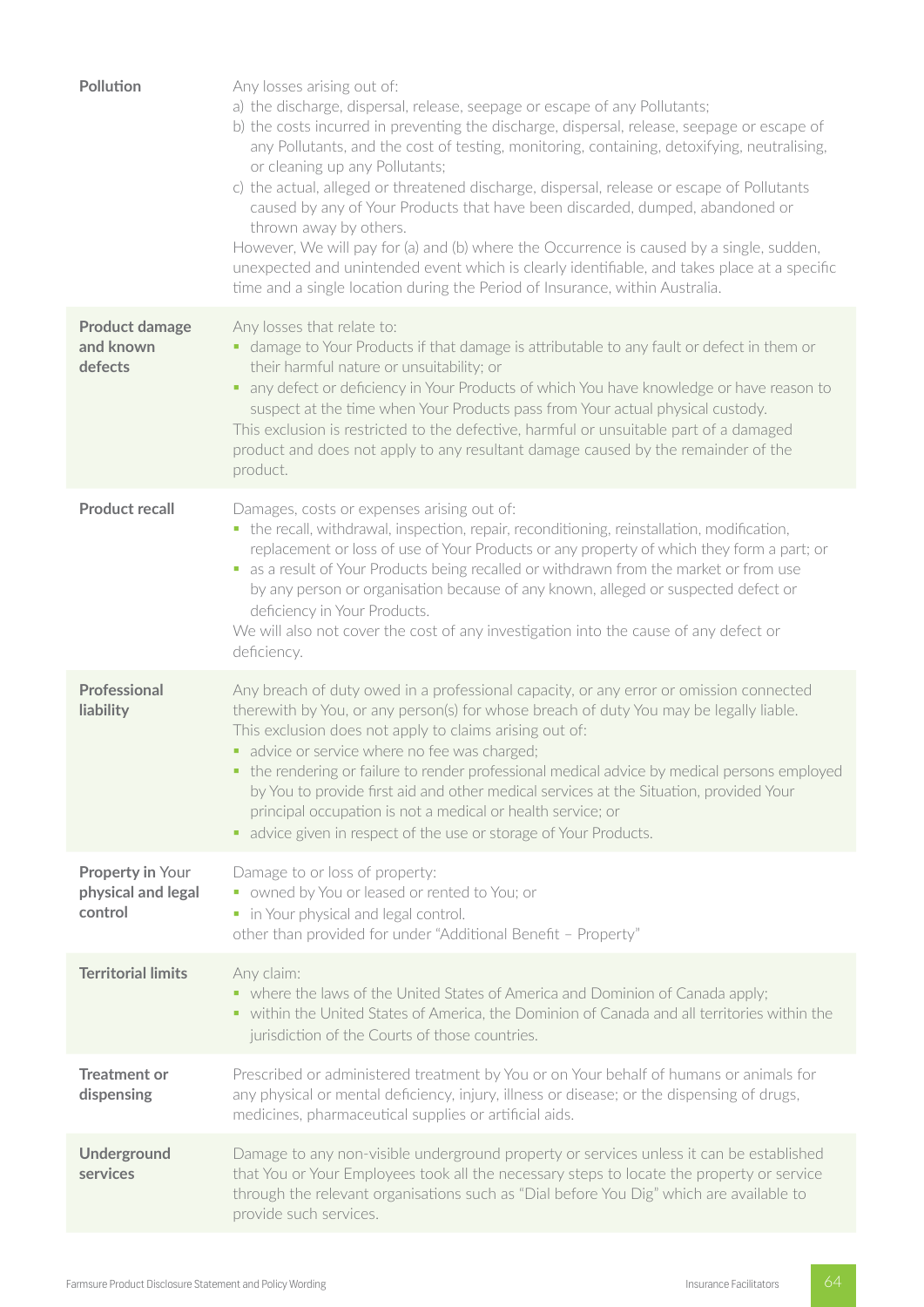| | |
|---|---|
| **Pollution** | Any losses arising out of:<br>a) the discharge, dispersal, release, seepage or escape of any Pollutants;<br>b) the costs incurred in preventing the discharge, dispersal, release, seepage or escape of any Pollutants, and the cost of testing, monitoring, containing, detoxifying, neutralising, or cleaning up any Pollutants;<br>c) the actual, alleged or threatened discharge, dispersal, release or escape of Pollutants caused by any of Your Products that have been discarded, dumped, abandoned or thrown away by others.<br>However, We will pay for (a) and (b) where the Occurrence is caused by a single, sudden, unexpected and unintended event which is clearly identifiable, and takes place at a specific time and a single location during the Period of Insurance, within Australia. |
| **Product damage and known defects** | Any losses that relate to:<br>▪ damage to Your Products if that damage is attributable to any fault or defect in them or their harmful nature or unsuitability; or<br>▪ any defect or deficiency in Your Products of which You have knowledge or have reason to suspect at the time when Your Products pass from Your actual physical custody.<br>This exclusion is restricted to the defective, harmful or unsuitable part of a damaged product and does not apply to any resultant damage caused by the remainder of the product. |
| **Product recall** | Damages, costs or expenses arising out of:<br>▪ the recall, withdrawal, inspection, repair, reconditioning, reinstallation, modification, replacement or loss of use of Your Products or any property of which they form a part; or<br>▪ as a result of Your Products being recalled or withdrawn from the market or from use by any person or organisation because of any known, alleged or suspected defect or deficiency in Your Products.<br>We will also not cover the cost of any investigation into the cause of any defect or deficiency. |
| **Professional liability** | Any breach of duty owed in a professional capacity, or any error or omission connected therewith by You, or any person(s) for whose breach of duty You may be legally liable.<br>This exclusion does not apply to claims arising out of:<br>▪ advice or service where no fee was charged;<br>▪ the rendering or failure to render professional medical advice by medical persons employed by You to provide first aid and other medical services at the Situation, provided Your principal occupation is not a medical or health service; or<br>▪ advice given in respect of the use or storage of Your Products. |
| **Property in Your physical and legal control** | Damage to or loss of property:<br>▪ owned by You or leased or rented to You; or<br>▪ in Your physical and legal control.<br>other than provided for under "Additional Benefit – Property" |
| **Territorial limits** | Any claim:<br>▪ where the laws of the United States of America and Dominion of Canada apply;<br>▪ within the United States of America, the Dominion of Canada and all territories within the jurisdiction of the Courts of those countries. |
| **Treatment or dispensing** | Prescribed or administered treatment by You or on Your behalf of humans or animals for any physical or mental deficiency, injury, illness or disease; or the dispensing of drugs, medicines, pharmaceutical supplies or artificial aids. |
| **Underground services** | Damage to any non-visible underground property or services unless it can be established that You or Your Employees took all the necessary steps to locate the property or service through the relevant organisations such as "Dial before You Dig" which are available to provide such services. |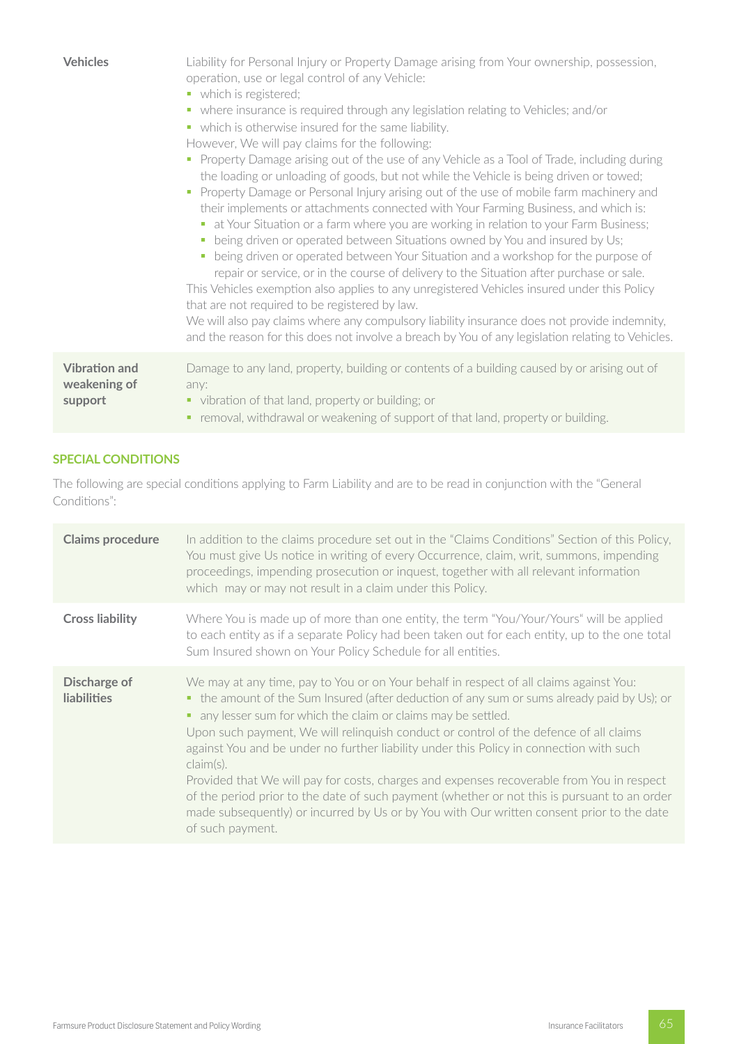| | |
|---|---|
| **Vehicles** | Liability for Personal Injury or Property Damage arising from Your ownership, possession, operation, use or legal control of any Vehicle:<br>• which is registered;<br>• where insurance is required through any legislation relating to Vehicles; and/or<br>• which is otherwise insured for the same liability.<br>However, We will pay claims for the following:<br>• Property Damage arising out of the use of any Vehicle as a Tool of Trade, including during the loading or unloading of goods, but not while the Vehicle is being driven or towed;<br>• Property Damage or Personal Injury arising out of the use of mobile farm machinery and their implements or attachments connected with Your Farming Business, and which is:<br>  ◦ at Your Situation or a farm where you are working in relation to your Farm Business;<br>  ◦ being driven or operated between Situations owned by You and insured by Us;<br>  ◦ being driven or operated between Your Situation and a workshop for the purpose of repair or service, or in the course of delivery to the Situation after purchase or sale.<br>This Vehicles exemption also applies to any unregistered Vehicles insured under this Policy that are not required to be registered by law.<br>We will also pay claims where any compulsory liability insurance does not provide indemnity, and the reason for this does not involve a breach by You of any legislation relating to Vehicles. |
| **Vibration and weakening of support** | Damage to any land, property, building or contents of a building caused by or arising out of any:<br>• vibration of that land, property or building; or<br>• removal, withdrawal or weakening of support of that land, property or building. |

## SPECIAL CONDITIONS

The following are special conditions applying to Farm Liability and are to be read in conjunction with the "General Conditions":

| | |
|---|---|
| **Claims procedure** | In addition to the claims procedure set out in the "Claims Conditions" Section of this Policy, You must give Us notice in writing of every Occurrence, claim, writ, summons, impending proceedings, impending prosecution or inquest, together with all relevant information which may or may not result in a claim under this Policy. |
| **Cross liability** | Where You is made up of more than one entity, the term "You/Your/Yours" will be applied to each entity as if a separate Policy had been taken out for each entity, up to the one total Sum Insured shown on Your Policy Schedule for all entities. |
| **Discharge of liabilities** | We may at any time, pay to You or on Your behalf in respect of all claims against You:<br>• the amount of the Sum Insured (after deduction of any sum or sums already paid by Us); or<br>• any lesser sum for which the claim or claims may be settled.<br>Upon such payment, We will relinquish conduct or control of the defence of all claims against You and be under no further liability under this Policy in connection with such claim(s).<br>Provided that We will pay for costs, charges and expenses recoverable from You in respect of the period prior to the date of such payment (whether or not this is pursuant to an order made subsequently) or incurred by Us or by You with Our written consent prior to the date of such payment. |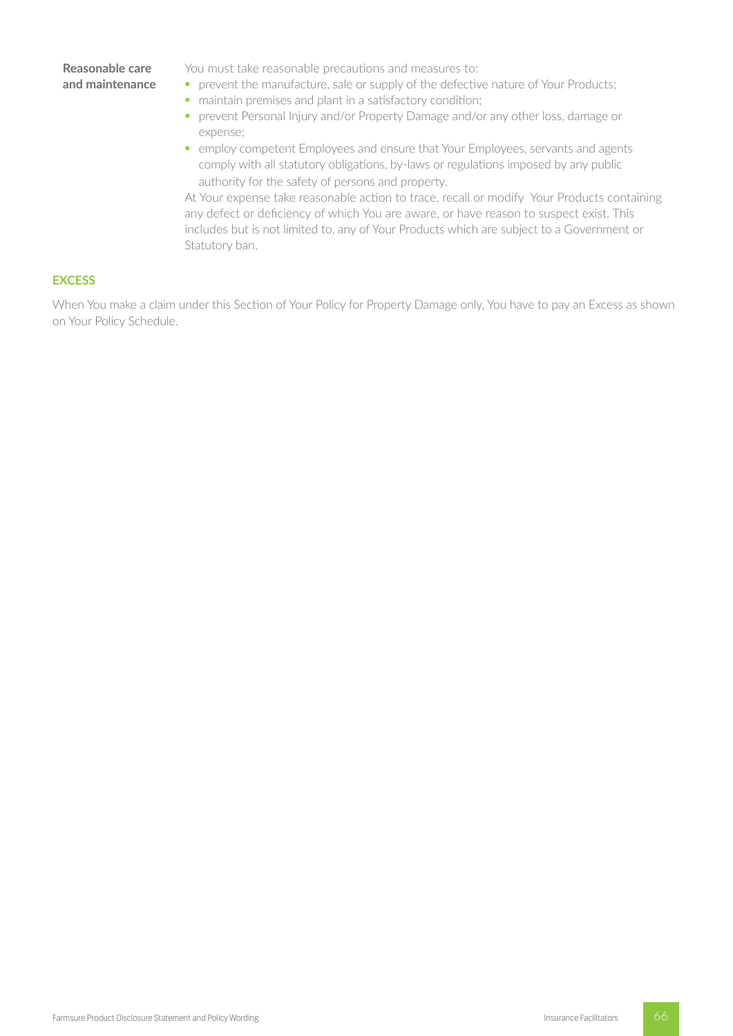**Reasonable care and maintenance**

You must take reasonable precautions and measures to:

- prevent the manufacture, sale or supply of the defective nature of Your Products;
- maintain premises and plant in a satisfactory condition;
- prevent Personal Injury and/or Property Damage and/or any other loss, damage or expense;
- employ competent Employees and ensure that Your Employees, servants and agents comply with all statutory obligations, by-laws or regulations imposed by any public authority for the safety of persons and property.

At Your expense take reasonable action to trace, recall or modify Your Products containing any defect or deficiency of which You are aware, or have reason to suspect exist. This includes but is not limited to, any of Your Products which are subject to a Government or Statutory ban.

## EXCESS

When You make a claim under this Section of Your Policy for Property Damage only, You have to pay an Excess as shown on Your Policy Schedule.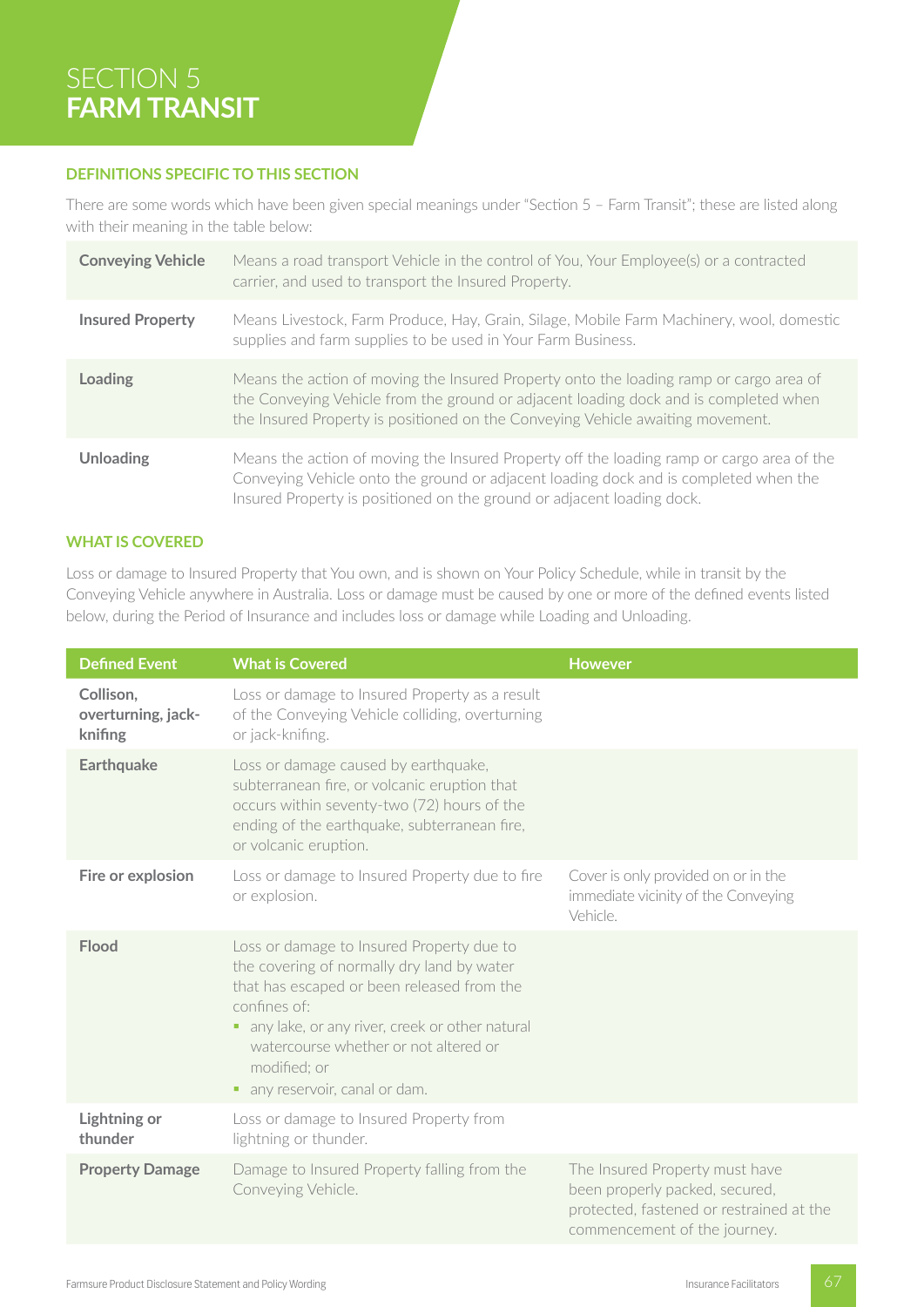# SECTION 5 **FARM TRANSIT**

## DEFINITIONS SPECIFIC TO THIS SECTION

There are some words which have been given special meanings under "Section 5 – Farm Transit"; these are listed along with their meaning in the table below:

| | |
|---|---|
| **Conveying Vehicle** | Means a road transport Vehicle in the control of You, Your Employee(s) or a contracted carrier, and used to transport the Insured Property. |
| **Insured Property** | Means Livestock, Farm Produce, Hay, Grain, Silage, Mobile Farm Machinery, wool, domestic supplies and farm supplies to be used in Your Farm Business. |
| **Loading** | Means the action of moving the Insured Property onto the loading ramp or cargo area of the Conveying Vehicle from the ground or adjacent loading dock and is completed when the Insured Property is positioned on the Conveying Vehicle awaiting movement. |
| **Unloading** | Means the action of moving the Insured Property off the loading ramp or cargo area of the Conveying Vehicle onto the ground or adjacent loading dock and is completed when the Insured Property is positioned on the ground or adjacent loading dock. |

## WHAT IS COVERED

Loss or damage to Insured Property that You own, and is shown on Your Policy Schedule, while in transit by the Conveying Vehicle anywhere in Australia. Loss or damage must be caused by one or more of the defined events listed below, during the Period of Insurance and includes loss or damage while Loading and Unloading.

| Defined Event | What is Covered | However |
|---|---|---|
| **Collison, overturning, jack-knifing** | Loss or damage to Insured Property as a result of the Conveying Vehicle colliding, overturning or jack-knifing. | |
| **Earthquake** | Loss or damage caused by earthquake, subterranean fire, or volcanic eruption that occurs within seventy-two (72) hours of the ending of the earthquake, subterranean fire, or volcanic eruption. | |
| **Fire or explosion** | Loss or damage to Insured Property due to fire or explosion. | Cover is only provided on or in the immediate vicinity of the Conveying Vehicle. |
| **Flood** | Loss or damage to Insured Property due to the covering of normally dry land by water that has escaped or been released from the confines of:<br>▪ any lake, or any river, creek or other natural watercourse whether or not altered or modified; or<br>▪ any reservoir, canal or dam. | |
| **Lightning or thunder** | Loss or damage to Insured Property from lightning or thunder. | |
| **Property Damage** | Damage to Insured Property falling from the Conveying Vehicle. | The Insured Property must have been properly packed, secured, protected, fastened or restrained at the commencement of the journey. |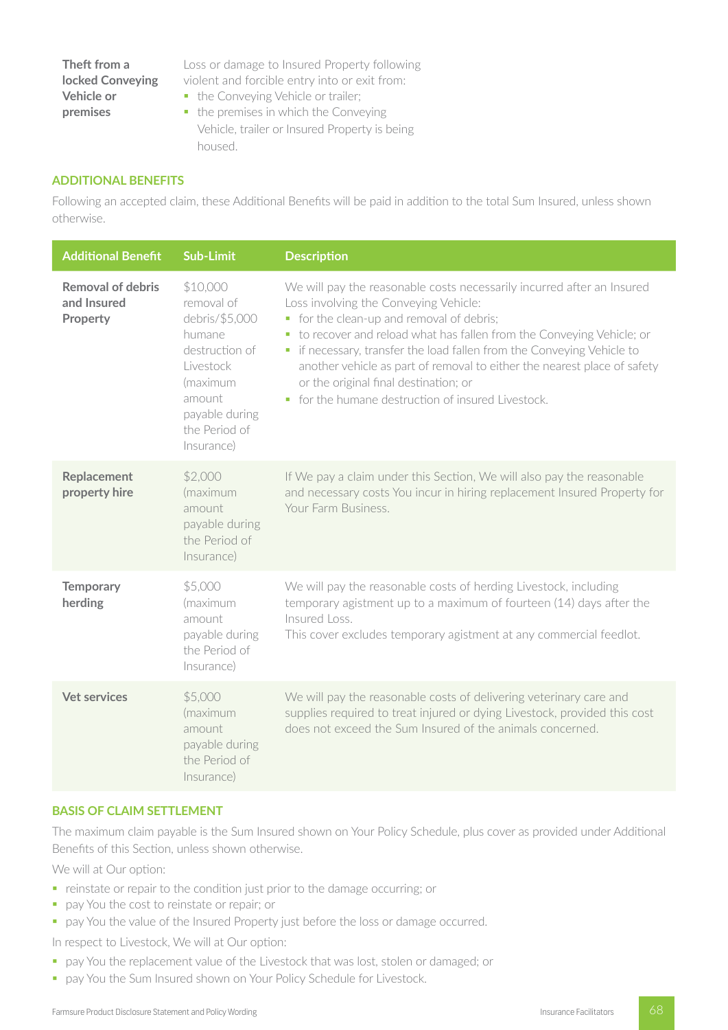| | |
|---|---|
| **Theft from a locked Conveying Vehicle or premises** | Loss or damage to Insured Property following violent and forcible entry into or exit from: <br>▪ the Conveying Vehicle or trailer; <br>▪ the premises in which the Conveying Vehicle, trailer or Insured Property is being housed. |

## ADDITIONAL BENEFITS

Following an accepted claim, these Additional Benefits will be paid in addition to the total Sum Insured, unless shown otherwise.

| Additional Benefit | Sub-Limit | Description |
|---|---|---|
| **Removal of debris and Insured Property** | $10,000 removal of debris/$5,000 humane destruction of Livestock (maximum amount payable during the Period of Insurance) | We will pay the reasonable costs necessarily incurred after an Insured Loss involving the Conveying Vehicle: <br>▪ for the clean-up and removal of debris; <br>▪ to recover and reload what has fallen from the Conveying Vehicle; or <br>▪ if necessary, transfer the load fallen from the Conveying Vehicle to another vehicle as part of removal to either the nearest place of safety or the original final destination; or <br>▪ for the humane destruction of insured Livestock. |
| **Replacement property hire** | $2,000 (maximum amount payable during the Period of Insurance) | If We pay a claim under this Section, We will also pay the reasonable and necessary costs You incur in hiring replacement Insured Property for Your Farm Business. |
| **Temporary herding** | $5,000 (maximum amount payable during the Period of Insurance) | We will pay the reasonable costs of herding Livestock, including temporary agistment up to a maximum of fourteen (14) days after the Insured Loss. <br>This cover excludes temporary agistment at any commercial feedlot. |
| **Vet services** | $5,000 (maximum amount payable during the Period of Insurance) | We will pay the reasonable costs of delivering veterinary care and supplies required to treat injured or dying Livestock, provided this cost does not exceed the Sum Insured of the animals concerned. |

## BASIS OF CLAIM SETTLEMENT

The maximum claim payable is the Sum Insured shown on Your Policy Schedule, plus cover as provided under Additional Benefits of this Section, unless shown otherwise.

We will at Our option:

- reinstate or repair to the condition just prior to the damage occurring; or
- pay You the cost to reinstate or repair; or
- pay You the value of the Insured Property just before the loss or damage occurred.

In respect to Livestock, We will at Our option:

- pay You the replacement value of the Livestock that was lost, stolen or damaged; or
- pay You the Sum Insured shown on Your Policy Schedule for Livestock.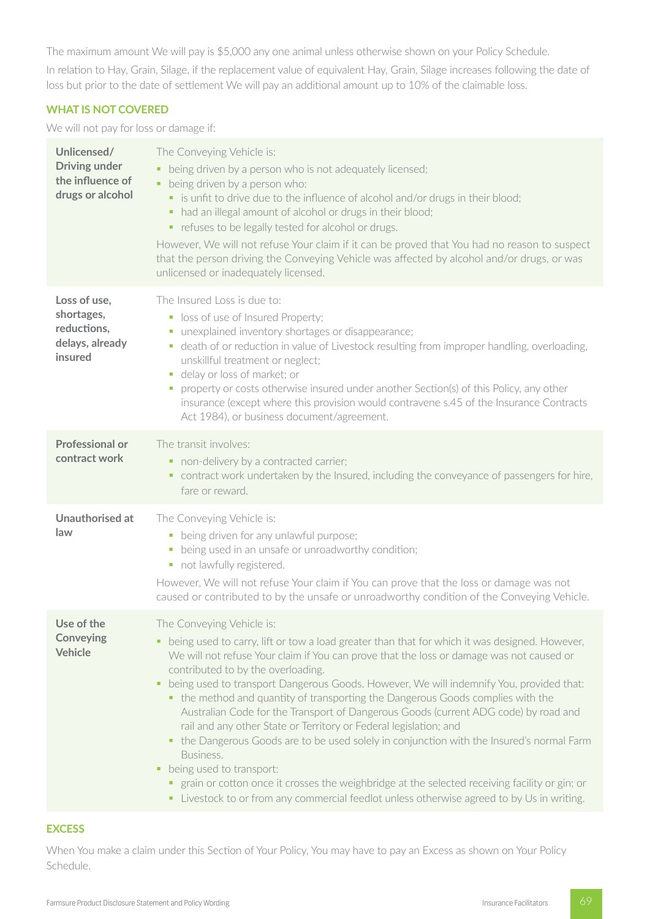The maximum amount We will pay is $5,000 any one animal unless otherwise shown on your Policy Schedule.

In relation to Hay, Grain, Silage, if the replacement value of equivalent Hay, Grain, Silage increases following the date of loss but prior to the date of settlement We will pay an additional amount up to 10% of the claimable loss.

### WHAT IS NOT COVERED

We will not pay for loss or damage if:

| | |
|---|---|
| **Unlicensed/ Driving under the influence of drugs or alcohol** | The Conveying Vehicle is:<br>▪ being driven by a person who is not adequately licensed;<br>▪ being driven by a person who:<br>  ▪ is unfit to drive due to the influence of alcohol and/or drugs in their blood;<br>  ▪ had an illegal amount of alcohol or drugs in their blood;<br>  ▪ refuses to be legally tested for alcohol or drugs.<br>However, We will not refuse Your claim if it can be proved that You had no reason to suspect that the person driving the Conveying Vehicle was affected by alcohol and/or drugs, or was unlicensed or inadequately licensed. |
| **Loss of use, shortages, reductions, delays, already insured** | The Insured Loss is due to:<br>▪ loss of use of Insured Property;<br>▪ unexplained inventory shortages or disappearance;<br>▪ death of or reduction in value of Livestock resulting from improper handling, overloading, unskillful treatment or neglect;<br>▪ delay or loss of market; or<br>▪ property or costs otherwise insured under another Section(s) of this Policy, any other insurance (except where this provision would contravene s.45 of the Insurance Contracts Act 1984), or business document/agreement. |
| **Professional or contract work** | The transit involves:<br>▪ non-delivery by a contracted carrier;<br>▪ contract work undertaken by the Insured, including the conveyance of passengers for hire, fare or reward. |
| **Unauthorised at law** | The Conveying Vehicle is:<br>▪ being driven for any unlawful purpose;<br>▪ being used in an unsafe or unroadworthy condition;<br>▪ not lawfully registered.<br>However, We will not refuse Your claim if You can prove that the loss or damage was not caused or contributed to by the unsafe or unroadworthy condition of the Conveying Vehicle. |
| **Use of the Conveying Vehicle** | The Conveying Vehicle is:<br>▪ being used to carry, lift or tow a load greater than that for which it was designed. However, We will not refuse Your claim if You can prove that the loss or damage was not caused or contributed to by the overloading.<br>▪ being used to transport Dangerous Goods. However, We will indemnify You, provided that:<br>  ▪ the method and quantity of transporting the Dangerous Goods complies with the Australian Code for the Transport of Dangerous Goods (current ADG code) by road and rail and any other State or Territory or Federal legislation; and<br>  ▪ the Dangerous Goods are to be used solely in conjunction with the Insured's normal Farm Business.<br>▪ being used to transport:<br>  ▪ grain or cotton once it crosses the weighbridge at the selected receiving facility or gin; or<br>  ▪ Livestock to or from any commercial feedlot unless otherwise agreed to by Us in writing. |

### EXCESS

When You make a claim under this Section of Your Policy, You may have to pay an Excess as shown on Your Policy Schedule.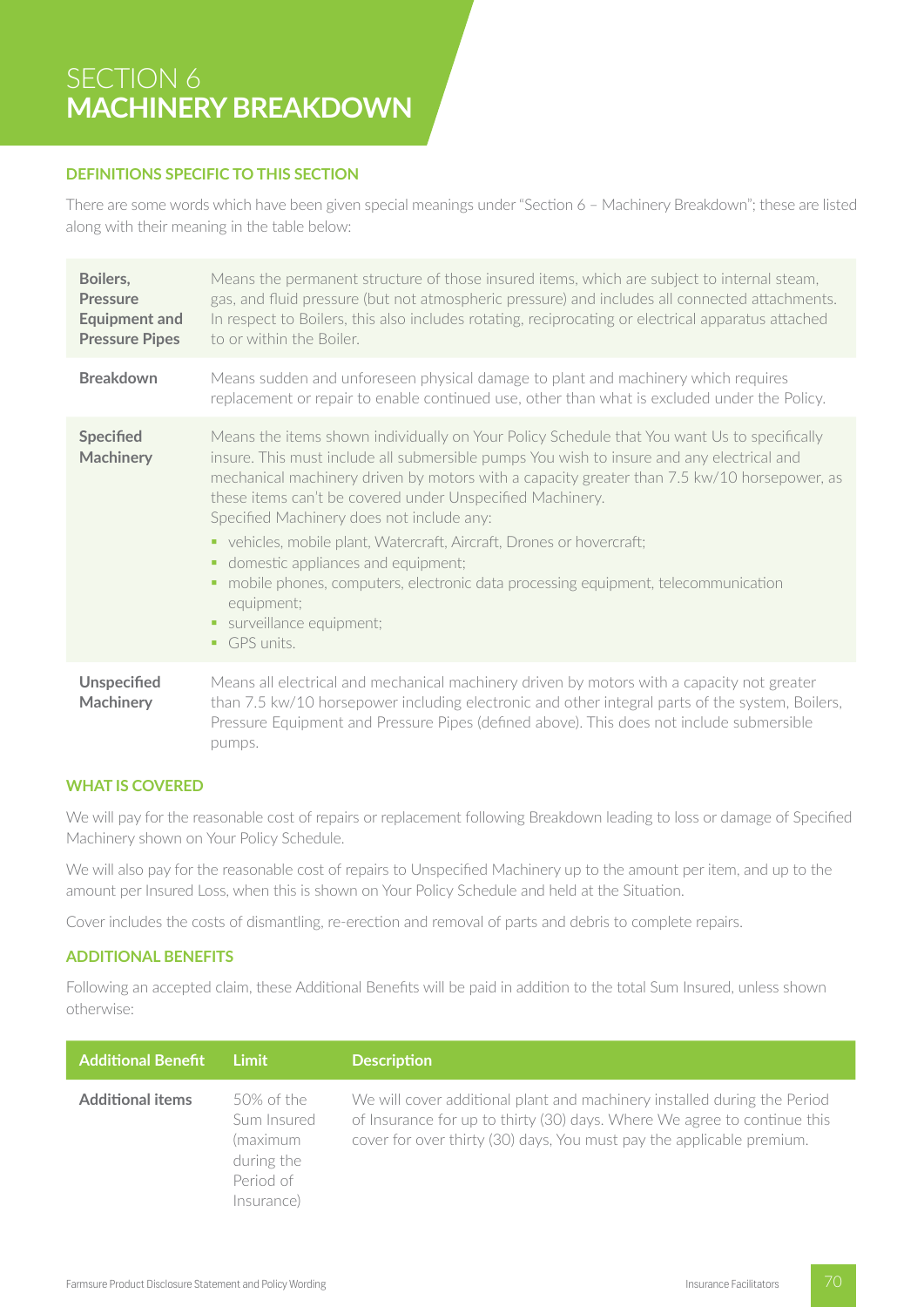# SECTION 6
# MACHINERY BREAKDOWN

## DEFINITIONS SPECIFIC TO THIS SECTION

There are some words which have been given special meanings under "Section 6 – Machinery Breakdown"; these are listed along with their meaning in the table below:

| | |
|---|---|
| **Boilers, Pressure Equipment and Pressure Pipes** | Means the permanent structure of those insured items, which are subject to internal steam, gas, and fluid pressure (but not atmospheric pressure) and includes all connected attachments. In respect to Boilers, this also includes rotating, reciprocating or electrical apparatus attached to or within the Boiler. |
| **Breakdown** | Means sudden and unforeseen physical damage to plant and machinery which requires replacement or repair to enable continued use, other than what is excluded under the Policy. |
| **Specified Machinery** | Means the items shown individually on Your Policy Schedule that You want Us to specifically insure. This must include all submersible pumps You wish to insure and any electrical and mechanical machinery driven by motors with a capacity greater than 7.5 kw/10 horsepower, as these items can't be covered under Unspecified Machinery.<br>Specified Machinery does not include any:<br>▪ vehicles, mobile plant, Watercraft, Aircraft, Drones or hovercraft;<br>▪ domestic appliances and equipment;<br>▪ mobile phones, computers, electronic data processing equipment, telecommunication equipment;<br>▪ surveillance equipment;<br>▪ GPS units. |
| **Unspecified Machinery** | Means all electrical and mechanical machinery driven by motors with a capacity not greater than 7.5 kw/10 horsepower including electronic and other integral parts of the system, Boilers, Pressure Equipment and Pressure Pipes (defined above). This does not include submersible pumps. |

## WHAT IS COVERED

We will pay for the reasonable cost of repairs or replacement following Breakdown leading to loss or damage of Specified Machinery shown on Your Policy Schedule.

We will also pay for the reasonable cost of repairs to Unspecified Machinery up to the amount per item, and up to the amount per Insured Loss, when this is shown on Your Policy Schedule and held at the Situation.

Cover includes the costs of dismantling, re-erection and removal of parts and debris to complete repairs.

## ADDITIONAL BENEFITS

Following an accepted claim, these Additional Benefits will be paid in addition to the total Sum Insured, unless shown otherwise:

| Additional Benefit | Limit | Description |
|---|---|---|
| **Additional items** | 50% of the Sum Insured (maximum during the Period of Insurance) | We will cover additional plant and machinery installed during the Period of Insurance for up to thirty (30) days. Where We agree to continue this cover for over thirty (30) days, You must pay the applicable premium. |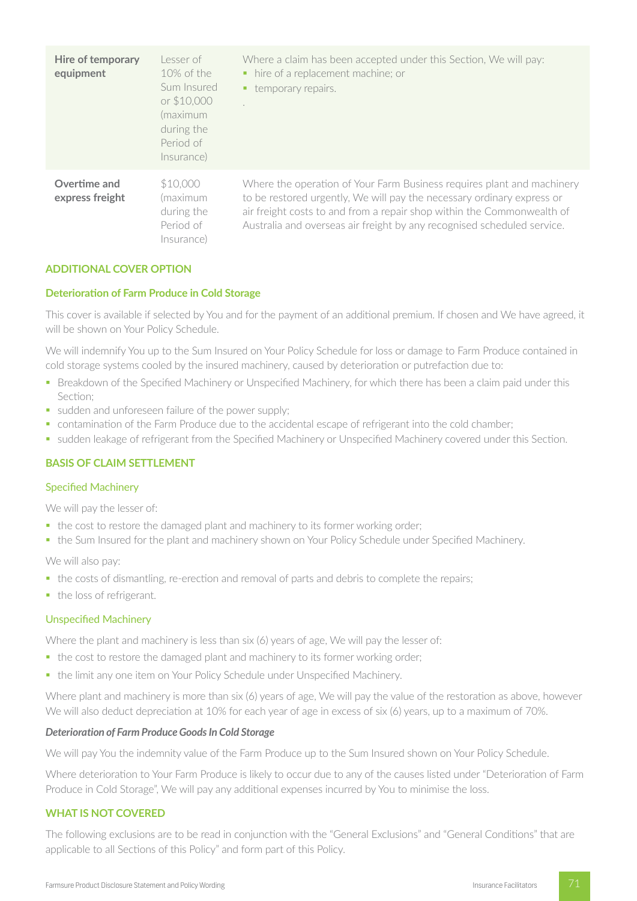| | | |
|---|---|---|
| **Hire of temporary equipment** | Lesser of 10% of the Sum Insured or $10,000 (maximum during the Period of Insurance) | Where a claim has been accepted under this Section, We will pay:<br>▪ hire of a replacement machine; or<br>▪ temporary repairs.<br>. |
| **Overtime and express freight** | $10,000 (maximum during the Period of Insurance) | Where the operation of Your Farm Business requires plant and machinery to be restored urgently, We will pay the necessary ordinary express or air freight costs to and from a repair shop within the Commonwealth of Australia and overseas air freight by any recognised scheduled service. |

## ADDITIONAL COVER OPTION

### Deterioration of Farm Produce in Cold Storage

This cover is available if selected by You and for the payment of an additional premium. If chosen and We have agreed, it will be shown on Your Policy Schedule.

We will indemnify You up to the Sum Insured on Your Policy Schedule for loss or damage to Farm Produce contained in cold storage systems cooled by the insured machinery, caused by deterioration or putrefaction due to:

- Breakdown of the Specified Machinery or Unspecified Machinery, for which there has been a claim paid under this Section;
- sudden and unforeseen failure of the power supply;
- contamination of the Farm Produce due to the accidental escape of refrigerant into the cold chamber;
- sudden leakage of refrigerant from the Specified Machinery or Unspecified Machinery covered under this Section.

## BASIS OF CLAIM SETTLEMENT

### Specified Machinery

We will pay the lesser of:

- the cost to restore the damaged plant and machinery to its former working order;
- the Sum Insured for the plant and machinery shown on Your Policy Schedule under Specified Machinery.

We will also pay:

- the costs of dismantling, re-erection and removal of parts and debris to complete the repairs;
- the loss of refrigerant.

### Unspecified Machinery

Where the plant and machinery is less than six (6) years of age, We will pay the lesser of:

- the cost to restore the damaged plant and machinery to its former working order;
- the limit any one item on Your Policy Schedule under Unspecified Machinery.

Where plant and machinery is more than six (6) years of age, We will pay the value of the restoration as above, however We will also deduct depreciation at 10% for each year of age in excess of six (6) years, up to a maximum of 70%.

***Deterioration of Farm Produce Goods In Cold Storage***

We will pay You the indemnity value of the Farm Produce up to the Sum Insured shown on Your Policy Schedule.

Where deterioration to Your Farm Produce is likely to occur due to any of the causes listed under "Deterioration of Farm Produce in Cold Storage", We will pay any additional expenses incurred by You to minimise the loss.

## WHAT IS NOT COVERED

The following exclusions are to be read in conjunction with the "General Exclusions" and "General Conditions" that are applicable to all Sections of this Policy" and form part of this Policy.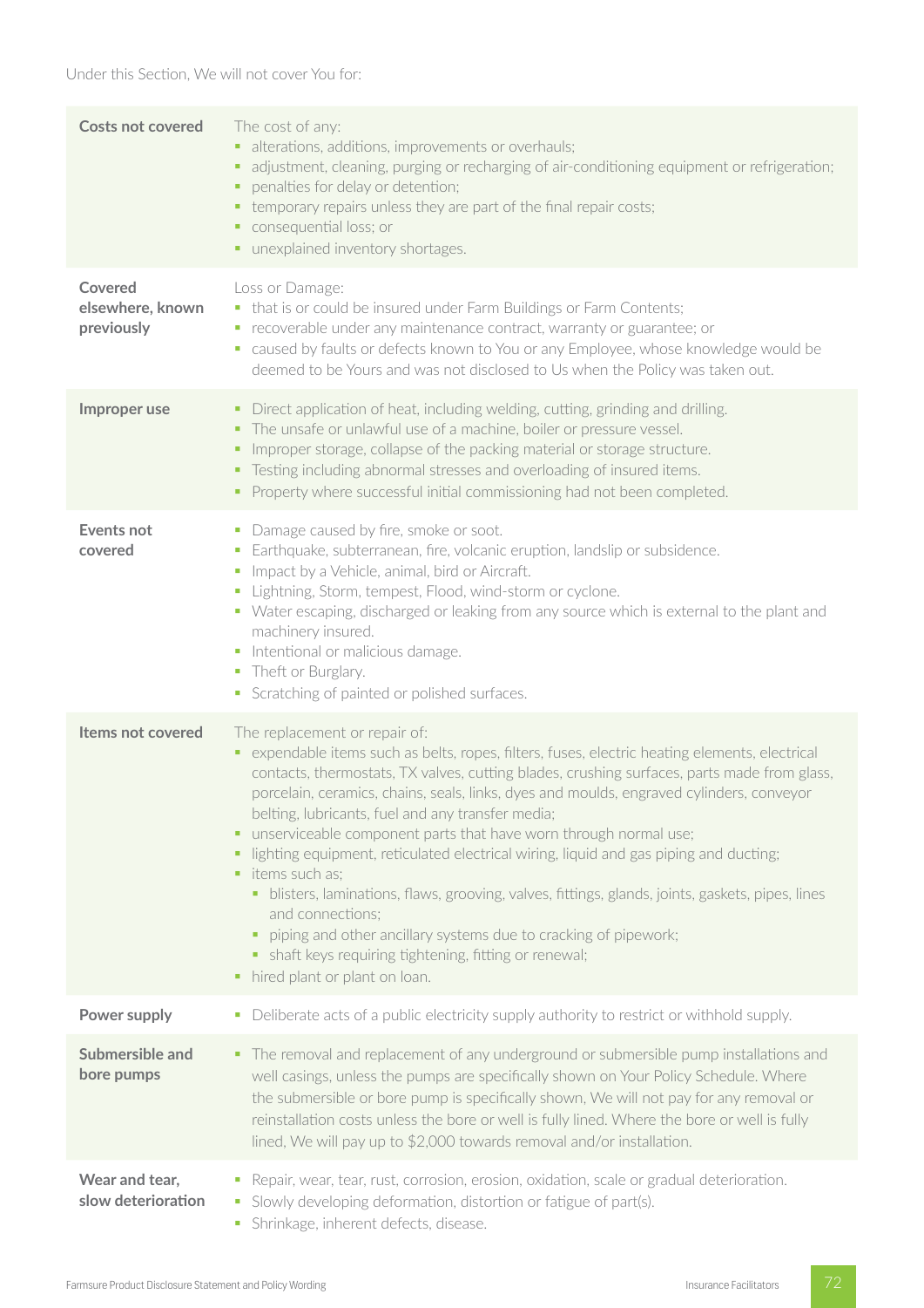Under this Section, We will not cover You for:

| | |
|---|---|
| **Costs not covered** | The cost of any:<br>▪ alterations, additions, improvements or overhauls;<br>▪ adjustment, cleaning, purging or recharging of air-conditioning equipment or refrigeration;<br>▪ penalties for delay or detention;<br>▪ temporary repairs unless they are part of the final repair costs;<br>▪ consequential loss; or<br>▪ unexplained inventory shortages. |
| **Covered elsewhere, known previously** | Loss or Damage:<br>▪ that is or could be insured under Farm Buildings or Farm Contents;<br>▪ recoverable under any maintenance contract, warranty or guarantee; or<br>▪ caused by faults or defects known to You or any Employee, whose knowledge would be deemed to be Yours and was not disclosed to Us when the Policy was taken out. |
| **Improper use** | ▪ Direct application of heat, including welding, cutting, grinding and drilling.<br>▪ The unsafe or unlawful use of a machine, boiler or pressure vessel.<br>▪ Improper storage, collapse of the packing material or storage structure.<br>▪ Testing including abnormal stresses and overloading of insured items.<br>▪ Property where successful initial commissioning had not been completed. |
| **Events not covered** | ▪ Damage caused by fire, smoke or soot.<br>▪ Earthquake, subterranean, fire, volcanic eruption, landslip or subsidence.<br>▪ Impact by a Vehicle, animal, bird or Aircraft.<br>▪ Lightning, Storm, tempest, Flood, wind-storm or cyclone.<br>▪ Water escaping, discharged or leaking from any source which is external to the plant and machinery insured.<br>▪ Intentional or malicious damage.<br>▪ Theft or Burglary.<br>▪ Scratching of painted or polished surfaces. |
| **Items not covered** | The replacement or repair of:<br>▪ expendable items such as belts, ropes, filters, fuses, electric heating elements, electrical contacts, thermostats, TX valves, cutting blades, crushing surfaces, parts made from glass, porcelain, ceramics, chains, seals, links, dyes and moulds, engraved cylinders, conveyor belting, lubricants, fuel and any transfer media;<br>▪ unserviceable component parts that have worn through normal use;<br>▪ lighting equipment, reticulated electrical wiring, liquid and gas piping and ducting;<br>▪ items such as;<br>&nbsp;&nbsp;▪ blisters, laminations, flaws, grooving, valves, fittings, glands, joints, gaskets, pipes, lines and connections;<br>&nbsp;&nbsp;▪ piping and other ancillary systems due to cracking of pipework;<br>&nbsp;&nbsp;▪ shaft keys requiring tightening, fitting or renewal;<br>▪ hired plant or plant on loan. |
| **Power supply** | ▪ Deliberate acts of a public electricity supply authority to restrict or withhold supply. |
| **Submersible and bore pumps** | ▪ The removal and replacement of any underground or submersible pump installations and well casings, unless the pumps are specifically shown on Your Policy Schedule. Where the submersible or bore pump is specifically shown, We will not pay for any removal or reinstallation costs unless the bore or well is fully lined. Where the bore or well is fully lined, We will pay up to $2,000 towards removal and/or installation. |
| **Wear and tear, slow deterioration** | ▪ Repair, wear, tear, rust, corrosion, erosion, oxidation, scale or gradual deterioration.<br>▪ Slowly developing deformation, distortion or fatigue of part(s).<br>▪ Shrinkage, inherent defects, disease. |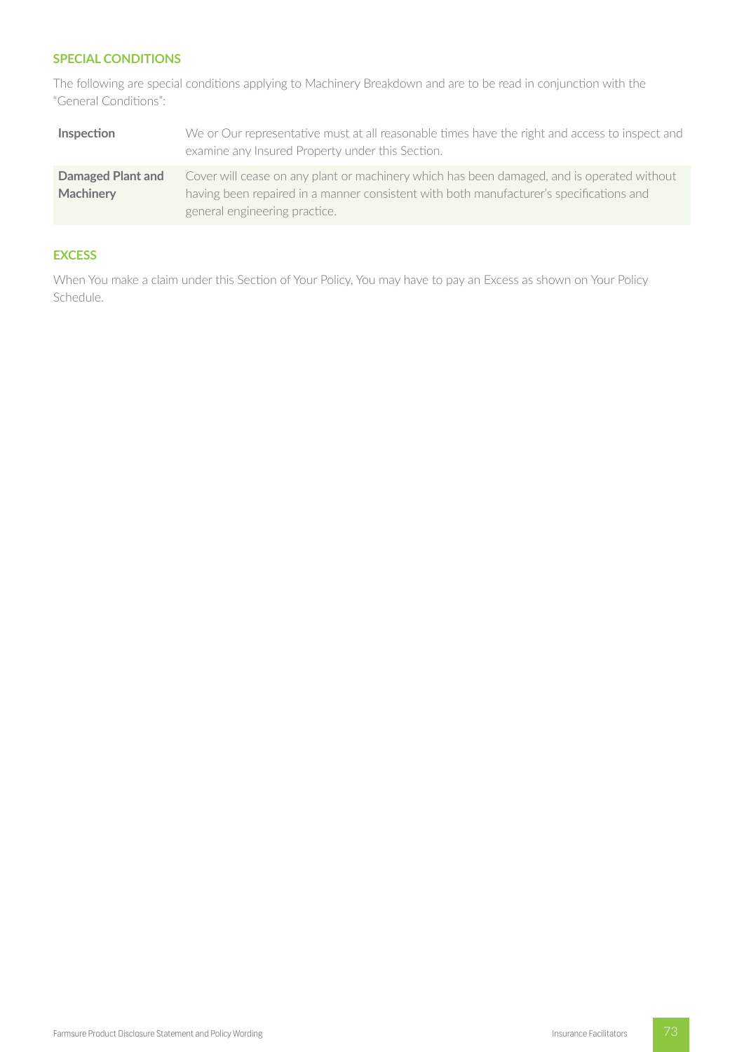## SPECIAL CONDITIONS

The following are special conditions applying to Machinery Breakdown and are to be read in conjunction with the "General Conditions":

| | |
|---|---|
| **Inspection** | We or Our representative must at all reasonable times have the right and access to inspect and examine any Insured Property under this Section. |
| **Damaged Plant and Machinery** | Cover will cease on any plant or machinery which has been damaged, and is operated without having been repaired in a manner consistent with both manufacturer's specifications and general engineering practice. |

## EXCESS

When You make a claim under this Section of Your Policy, You may have to pay an Excess as shown on Your Policy Schedule.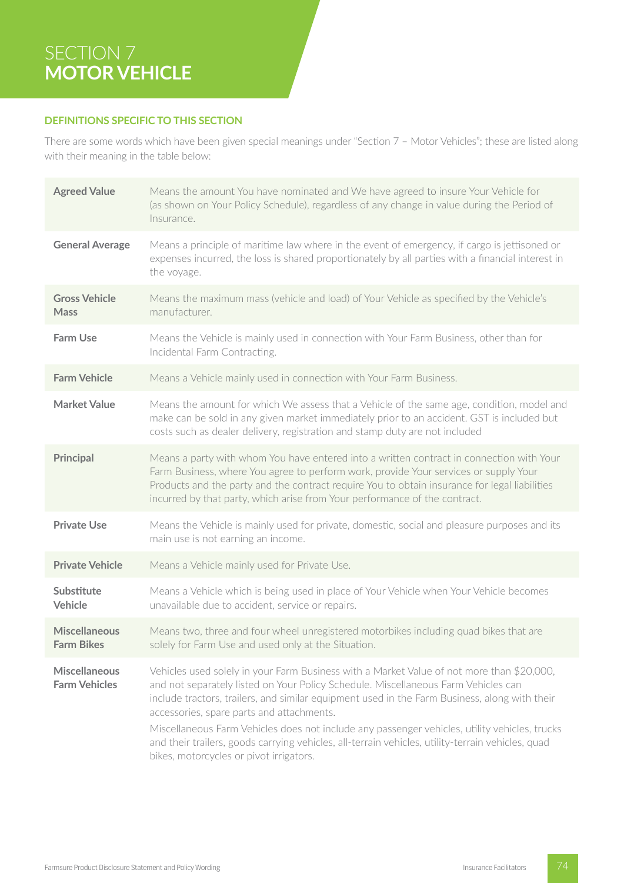# SECTION 7 MOTOR VEHICLE

## DEFINITIONS SPECIFIC TO THIS SECTION

There are some words which have been given special meanings under "Section 7 – Motor Vehicles"; these are listed along with their meaning in the table below:

| | |
|---|---|
| **Agreed Value** | Means the amount You have nominated and We have agreed to insure Your Vehicle for (as shown on Your Policy Schedule), regardless of any change in value during the Period of Insurance. |
| **General Average** | Means a principle of maritime law where in the event of emergency, if cargo is jettisoned or expenses incurred, the loss is shared proportionately by all parties with a financial interest in the voyage. |
| **Gross Vehicle Mass** | Means the maximum mass (vehicle and load) of Your Vehicle as specified by the Vehicle's manufacturer. |
| **Farm Use** | Means the Vehicle is mainly used in connection with Your Farm Business, other than for Incidental Farm Contracting. |
| **Farm Vehicle** | Means a Vehicle mainly used in connection with Your Farm Business. |
| **Market Value** | Means the amount for which We assess that a Vehicle of the same age, condition, model and make can be sold in any given market immediately prior to an accident. GST is included but costs such as dealer delivery, registration and stamp duty are not included |
| **Principal** | Means a party with whom You have entered into a written contract in connection with Your Farm Business, where You agree to perform work, provide Your services or supply Your Products and the party and the contract require You to obtain insurance for legal liabilities incurred by that party, which arise from Your performance of the contract. |
| **Private Use** | Means the Vehicle is mainly used for private, domestic, social and pleasure purposes and its main use is not earning an income. |
| **Private Vehicle** | Means a Vehicle mainly used for Private Use. |
| **Substitute Vehicle** | Means a Vehicle which is being used in place of Your Vehicle when Your Vehicle becomes unavailable due to accident, service or repairs. |
| **Miscellaneous Farm Bikes** | Means two, three and four wheel unregistered motorbikes including quad bikes that are solely for Farm Use and used only at the Situation. |
| **Miscellaneous Farm Vehicles** | Vehicles used solely in your Farm Business with a Market Value of not more than $20,000, and not separately listed on Your Policy Schedule. Miscellaneous Farm Vehicles can include tractors, trailers, and similar equipment used in the Farm Business, along with their accessories, spare parts and attachments.<br>Miscellaneous Farm Vehicles does not include any passenger vehicles, utility vehicles, trucks and their trailers, goods carrying vehicles, all-terrain vehicles, utility-terrain vehicles, quad bikes, motorcycles or pivot irrigators. |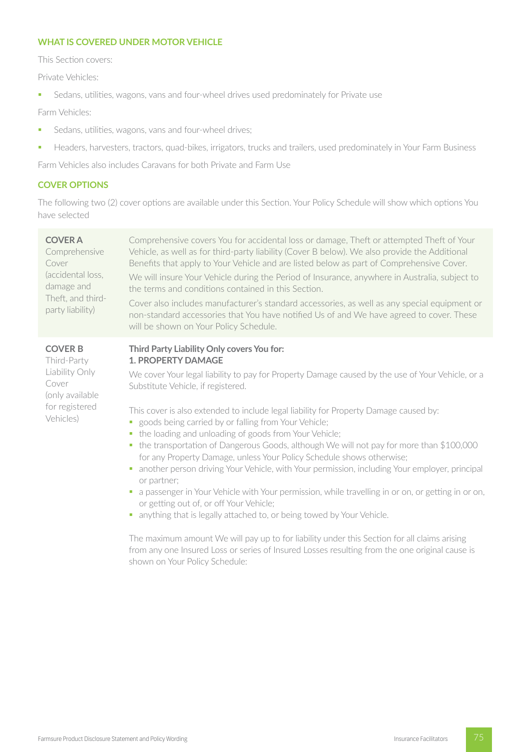## WHAT IS COVERED UNDER MOTOR VEHICLE

This Section covers:

Private Vehicles:

- Sedans, utilities, wagons, vans and four-wheel drives used predominately for Private use

Farm Vehicles:

- Sedans, utilities, wagons, vans and four-wheel drives;
- Headers, harvesters, tractors, quad-bikes, irrigators, trucks and trailers, used predominately in Your Farm Business

Farm Vehicles also includes Caravans for both Private and Farm Use

## COVER OPTIONS

The following two (2) cover options are available under this Section. Your Policy Schedule will show which options You have selected

| | |
|---|---|
| **COVER A**<br>Comprehensive Cover (accidental loss, damage and Theft, and third-party liability) | Comprehensive covers You for accidental loss or damage, Theft or attempted Theft of Your Vehicle, as well as for third-party liability (Cover B below). We also provide the Additional Benefits that apply to Your Vehicle and are listed below as part of Comprehensive Cover.<br>We will insure Your Vehicle during the Period of Insurance, anywhere in Australia, subject to the terms and conditions contained in this Section.<br>Cover also includes manufacturer's standard accessories, as well as any special equipment or non-standard accessories that You have notified Us of and We have agreed to cover. These will be shown on Your Policy Schedule. |
| **COVER B**<br>Third-Party Liability Only Cover (only available for registered Vehicles) | **Third Party Liability Only covers You for:**<br>**1. PROPERTY DAMAGE**<br>We cover Your legal liability to pay for Property Damage caused by the use of Your Vehicle, or a Substitute Vehicle, if registered.<br>This cover is also extended to include legal liability for Property Damage caused by:<br>▪ goods being carried by or falling from Your Vehicle;<br>▪ the loading and unloading of goods from Your Vehicle;<br>▪ the transportation of Dangerous Goods, although We will not pay for more than $100,000 for any Property Damage, unless Your Policy Schedule shows otherwise;<br>▪ another person driving Your Vehicle, with Your permission, including Your employer, principal or partner;<br>▪ a passenger in Your Vehicle with Your permission, while travelling in or on, or getting in or on, or getting out of, or off Your Vehicle;<br>▪ anything that is legally attached to, or being towed by Your Vehicle.<br>The maximum amount We will pay up to for liability under this Section for all claims arising from any one Insured Loss or series of Insured Losses resulting from the one original cause is shown on Your Policy Schedule: |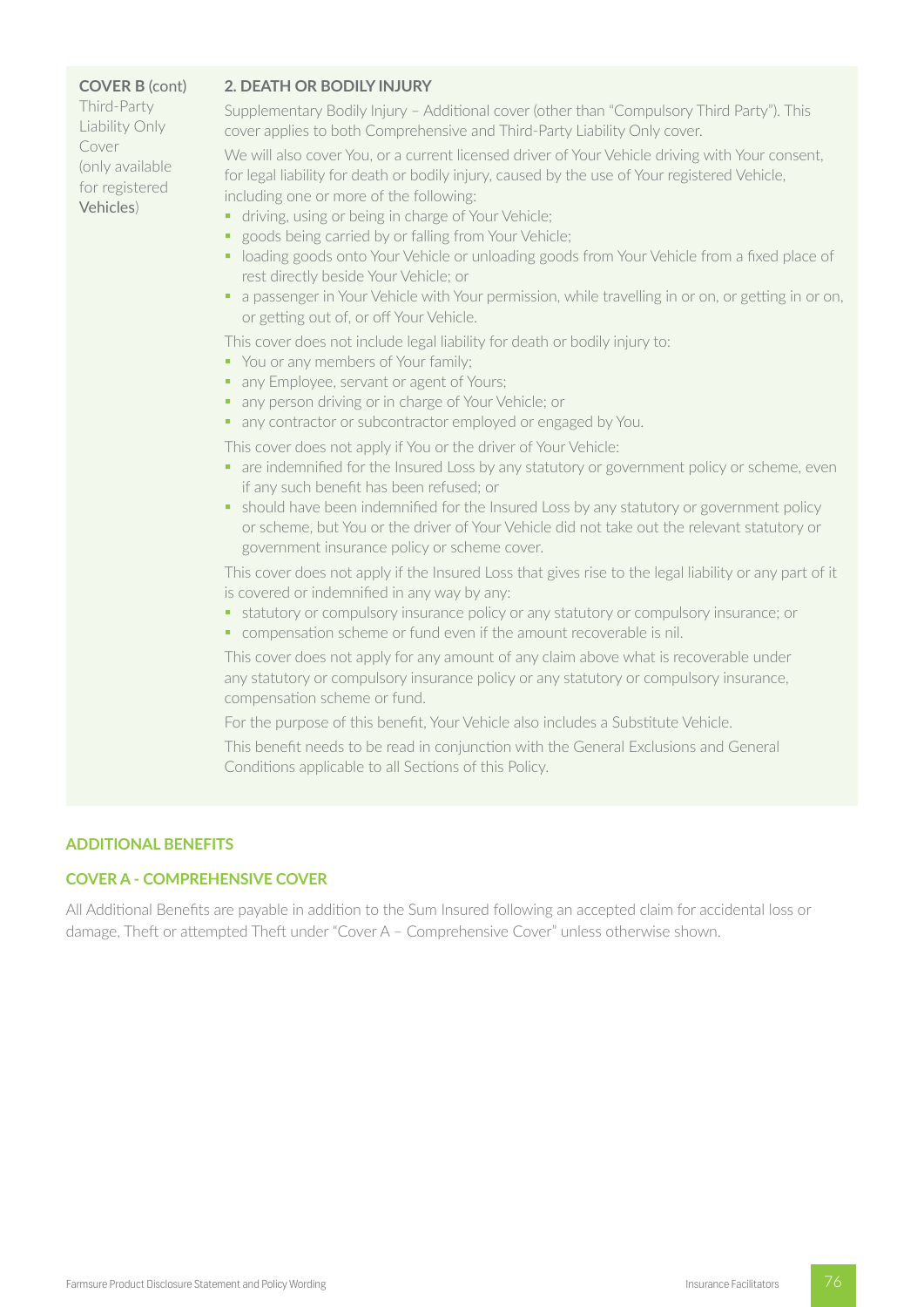**COVER B** (cont)
Third-Party Liability Only Cover (only available for registered Vehicles)

**2. DEATH OR BODILY INJURY**

Supplementary Bodily Injury – Additional cover (other than "Compulsory Third Party"). This cover applies to both Comprehensive and Third-Party Liability Only cover.

We will also cover You, or a current licensed driver of Your Vehicle driving with Your consent, for legal liability for death or bodily injury, caused by the use of Your registered Vehicle, including one or more of the following:

- driving, using or being in charge of Your Vehicle;
- goods being carried by or falling from Your Vehicle;
- loading goods onto Your Vehicle or unloading goods from Your Vehicle from a fixed place of rest directly beside Your Vehicle; or
- a passenger in Your Vehicle with Your permission, while travelling in or on, or getting in or on, or getting out of, or off Your Vehicle.

This cover does not include legal liability for death or bodily injury to:

- You or any members of Your family;
- any Employee, servant or agent of Yours;
- any person driving or in charge of Your Vehicle; or
- any contractor or subcontractor employed or engaged by You.

This cover does not apply if You or the driver of Your Vehicle:

- are indemnified for the Insured Loss by any statutory or government policy or scheme, even if any such benefit has been refused; or
- should have been indemnified for the Insured Loss by any statutory or government policy or scheme, but You or the driver of Your Vehicle did not take out the relevant statutory or government insurance policy or scheme cover.

This cover does not apply if the Insured Loss that gives rise to the legal liability or any part of it is covered or indemnified in any way by any:

- statutory or compulsory insurance policy or any statutory or compulsory insurance; or
- compensation scheme or fund even if the amount recoverable is nil.

This cover does not apply for any amount of any claim above what is recoverable under any statutory or compulsory insurance policy or any statutory or compulsory insurance, compensation scheme or fund.

For the purpose of this benefit, Your Vehicle also includes a Substitute Vehicle.

This benefit needs to be read in conjunction with the General Exclusions and General Conditions applicable to all Sections of this Policy.

## ADDITIONAL BENEFITS

### COVER A - COMPREHENSIVE COVER

All Additional Benefits are payable in addition to the Sum Insured following an accepted claim for accidental loss or damage, Theft or attempted Theft under "Cover A – Comprehensive Cover" unless otherwise shown.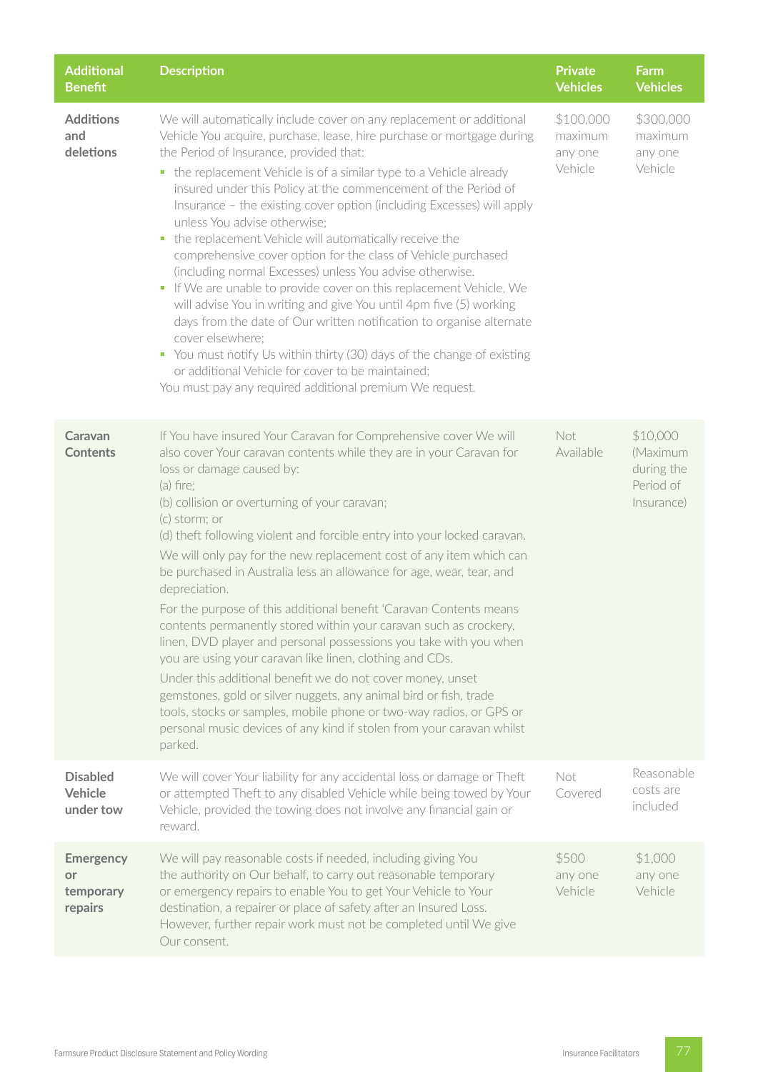| Additional Benefit | Description | Private Vehicles | Farm Vehicles |
|---|---|---|---|
| **Additions and deletions** | We will automatically include cover on any replacement or additional Vehicle You acquire, purchase, lease, hire purchase or mortgage during the Period of Insurance, provided that:<br>▪ the replacement Vehicle is of a similar type to a Vehicle already insured under this Policy at the commencement of the Period of Insurance – the existing cover option (including Excesses) will apply unless You advise otherwise;<br>▪ the replacement Vehicle will automatically receive the comprehensive cover option for the class of Vehicle purchased (including normal Excesses) unless You advise otherwise.<br>▪ If We are unable to provide cover on this replacement Vehicle, We will advise You in writing and give You until 4pm five (5) working days from the date of Our written notification to organise alternate cover elsewhere;<br>▪ You must notify Us within thirty (30) days of the change of existing or additional Vehicle for cover to be maintained;<br>You must pay any required additional premium We request. | $100,000 maximum any one Vehicle | $300,000 maximum any one Vehicle |
| **Caravan Contents** | If You have insured Your Caravan for Comprehensive cover We will also cover Your caravan contents while they are in your Caravan for loss or damage caused by:<br>(a) fire;<br>(b) collision or overturning of your caravan;<br>(c) storm; or<br>(d) theft following violent and forcible entry into your locked caravan.<br>We will only pay for the new replacement cost of any item which can be purchased in Australia less an allowance for age, wear, tear, and depreciation.<br>For the purpose of this additional benefit 'Caravan Contents means contents permanently stored within your caravan such as crockery, linen, DVD player and personal possessions you take with you when you are using your caravan like linen, clothing and CDs.<br>Under this additional benefit we do not cover money, unset gemstones, gold or silver nuggets, any animal bird or fish, trade tools, stocks or samples, mobile phone or two-way radios, or GPS or personal music devices of any kind if stolen from your caravan whilst parked. | Not Available | $10,000 (Maximum during the Period of Insurance) |
| **Disabled Vehicle under tow** | We will cover Your liability for any accidental loss or damage or Theft or attempted Theft to any disabled Vehicle while being towed by Your Vehicle, provided the towing does not involve any financial gain or reward. | Not Covered | Reasonable costs are included |
| **Emergency or temporary repairs** | We will pay reasonable costs if needed, including giving You the authority on Our behalf, to carry out reasonable temporary or emergency repairs to enable You to get Your Vehicle to Your destination, a repairer or place of safety after an Insured Loss. However, further repair work must not be completed until We give Our consent. | $500 any one Vehicle | $1,000 any one Vehicle |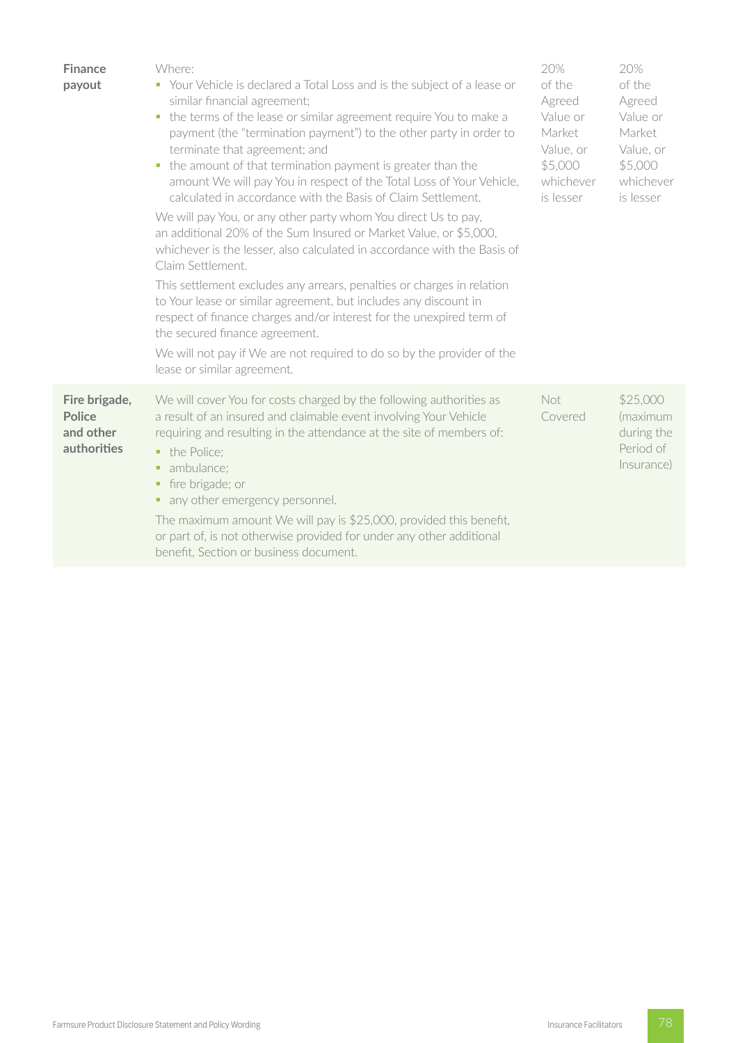| | | | |
|---|---|---|---|
| **Finance payout** | Where:<br>• Your Vehicle is declared a Total Loss and is the subject of a lease or similar financial agreement;<br>• the terms of the lease or similar agreement require You to make a payment (the "termination payment") to the other party in order to terminate that agreement; and<br>• the amount of that termination payment is greater than the amount We will pay You in respect of the Total Loss of Your Vehicle, calculated in accordance with the Basis of Claim Settlement.<br><br>We will pay You, or any other party whom You direct Us to pay, an additional 20% of the Sum Insured or Market Value, or $5,000, whichever is the lesser, also calculated in accordance with the Basis of Claim Settlement.<br><br>This settlement excludes any arrears, penalties or charges in relation to Your lease or similar agreement, but includes any discount in respect of finance charges and/or interest for the unexpired term of the secured finance agreement.<br><br>We will not pay if We are not required to do so by the provider of the lease or similar agreement. | 20% of the Agreed Value or Market Value, or $5,000 whichever is lesser | 20% of the Agreed Value or Market Value, or $5,000 whichever is lesser |
| **Fire brigade, Police and other authorities** | We will cover You for costs charged by the following authorities as a result of an insured and claimable event involving Your Vehicle requiring and resulting in the attendance at the site of members of:<br>• the Police;<br>• ambulance;<br>• fire brigade; or<br>• any other emergency personnel.<br><br>The maximum amount We will pay is $25,000, provided this benefit, or part of, is not otherwise provided for under any other additional benefit, Section or business document. | Not Covered | $25,000 (maximum during the Period of Insurance) |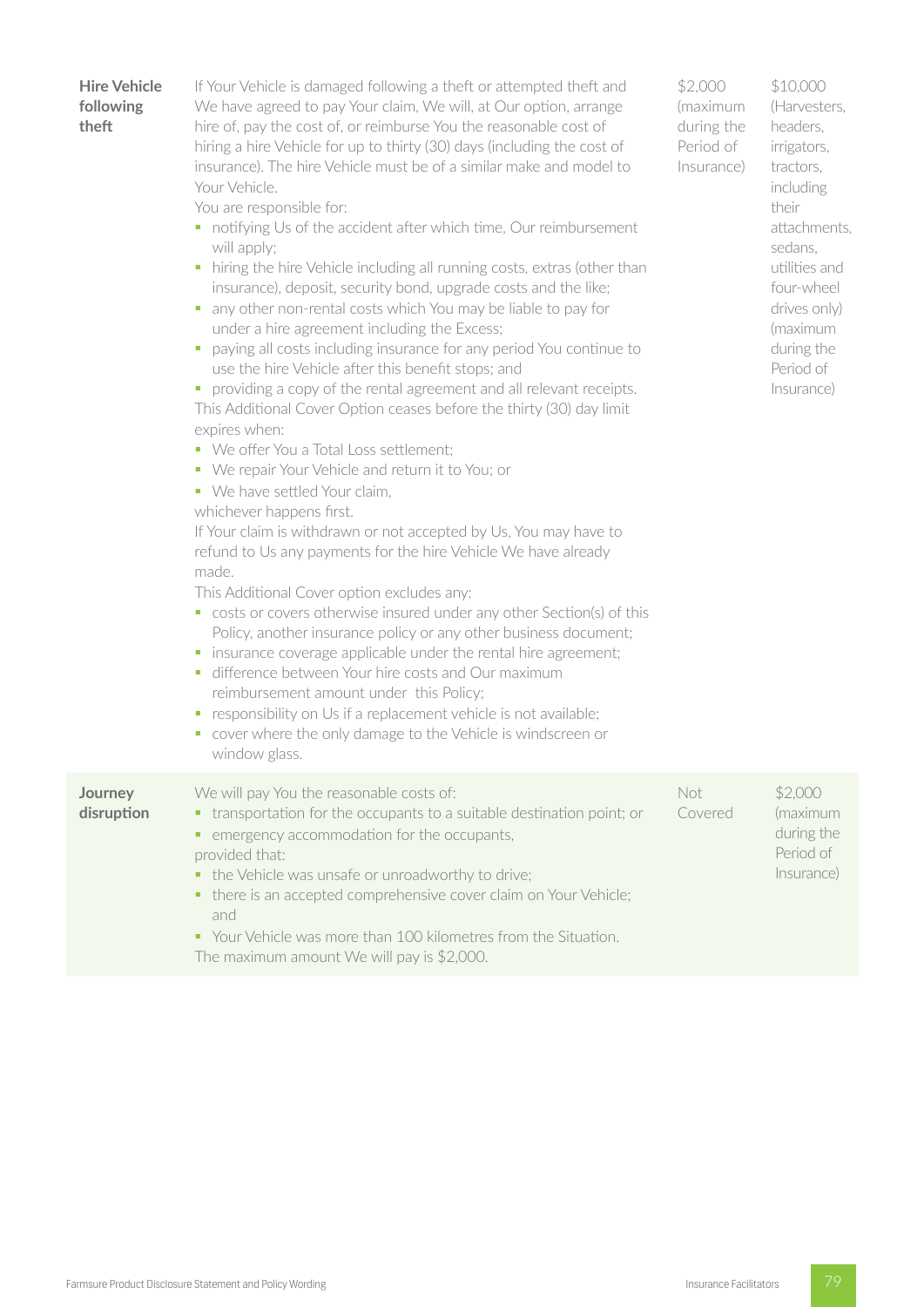| | | | |
|---|---|---|---|
| **Hire Vehicle following theft** | If Your Vehicle is damaged following a theft or attempted theft and We have agreed to pay Your claim, We will, at Our option, arrange hire of, pay the cost of, or reimburse You the reasonable cost of hiring a hire Vehicle for up to thirty (30) days (including the cost of insurance). The hire Vehicle must be of a similar make and model to Your Vehicle.<br>You are responsible for:<br>▪ notifying Us of the accident after which time, Our reimbursement will apply;<br>▪ hiring the hire Vehicle including all running costs, extras (other than insurance), deposit, security bond, upgrade costs and the like;<br>▪ any other non-rental costs which You may be liable to pay for under a hire agreement including the Excess;<br>▪ paying all costs including insurance for any period You continue to use the hire Vehicle after this benefit stops; and<br>▪ providing a copy of the rental agreement and all relevant receipts.<br>This Additional Cover Option ceases before the thirty (30) day limit expires when:<br>▪ We offer You a Total Loss settlement;<br>▪ We repair Your Vehicle and return it to You; or<br>▪ We have settled Your claim,<br>whichever happens first.<br>If Your claim is withdrawn or not accepted by Us, You may have to refund to Us any payments for the hire Vehicle We have already made.<br>This Additional Cover option excludes any:<br>▪ costs or covers otherwise insured under any other Section(s) of this Policy, another insurance policy or any other business document;<br>▪ insurance coverage applicable under the rental hire agreement;<br>▪ difference between Your hire costs and Our maximum reimbursement amount under this Policy;<br>▪ responsibility on Us if a replacement vehicle is not available;<br>▪ cover where the only damage to the Vehicle is windscreen or window glass. | $2,000 (maximum during the Period of Insurance) | $10,000 (Harvesters, headers, irrigators, tractors, including their attachments, sedans, utilities and four-wheel drives only) (maximum during the Period of Insurance) |
| **Journey disruption** | We will pay You the reasonable costs of:<br>▪ transportation for the occupants to a suitable destination point; or<br>▪ emergency accommodation for the occupants,<br>provided that:<br>▪ the Vehicle was unsafe or unroadworthy to drive;<br>▪ there is an accepted comprehensive cover claim on Your Vehicle; and<br>▪ Your Vehicle was more than 100 kilometres from the Situation.<br>The maximum amount We will pay is $2,000. | Not Covered | $2,000 (maximum during the Period of Insurance) |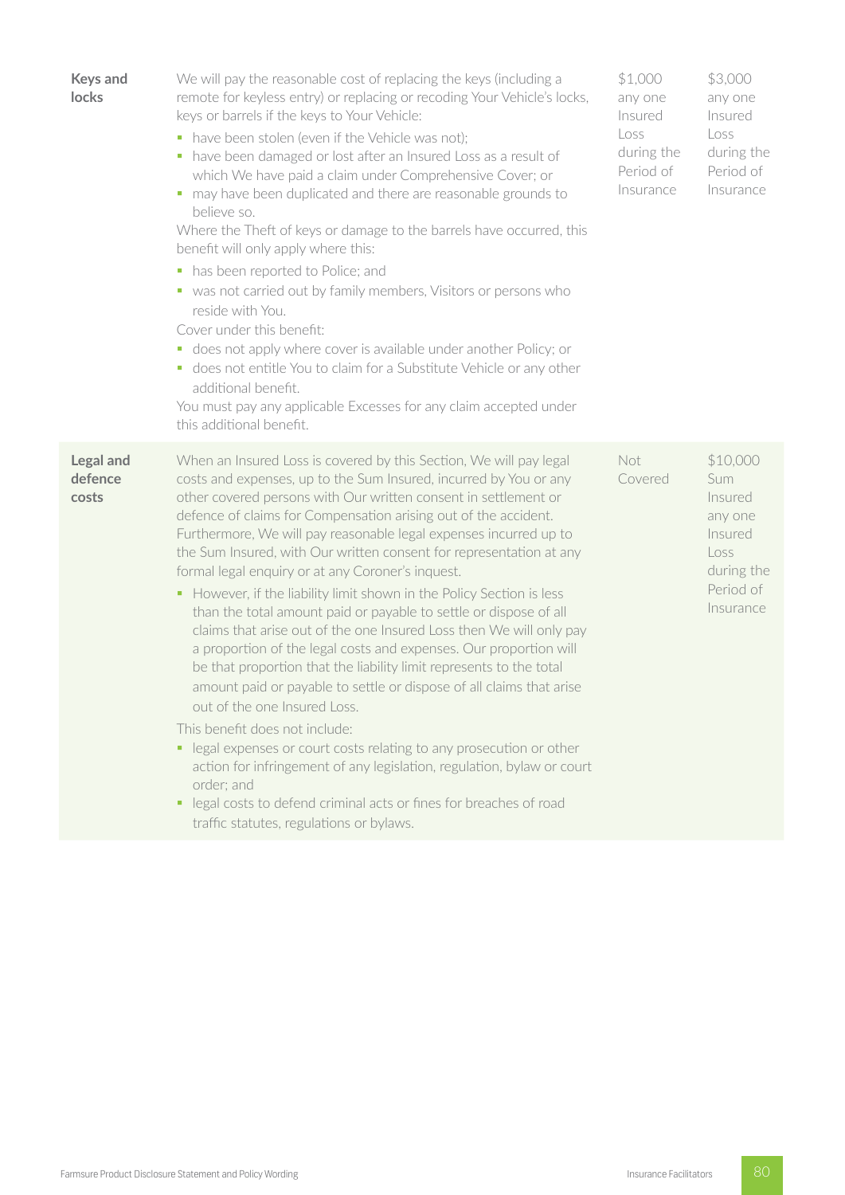| | | | |
|---|---|---|---|
| **Keys and locks** | We will pay the reasonable cost of replacing the keys (including a remote for keyless entry) or replacing or recoding Your Vehicle's locks, keys or barrels if the keys to Your Vehicle:<br>- have been stolen (even if the Vehicle was not);<br>- have been damaged or lost after an Insured Loss as a result of which We have paid a claim under Comprehensive Cover; or<br>- may have been duplicated and there are reasonable grounds to believe so.<br><br>Where the Theft of keys or damage to the barrels have occurred, this benefit will only apply where this:<br>- has been reported to Police; and<br>- was not carried out by family members, Visitors or persons who reside with You.<br><br>Cover under this benefit:<br>- does not apply where cover is available under another Policy; or<br>- does not entitle You to claim for a Substitute Vehicle or any other additional benefit.<br><br>You must pay any applicable Excesses for any claim accepted under this additional benefit. | $1,000 any one Insured Loss during the Period of Insurance | $3,000 any one Insured Loss during the Period of Insurance |
| **Legal and defence costs** | When an Insured Loss is covered by this Section, We will pay legal costs and expenses, up to the Sum Insured, incurred by You or any other covered persons with Our written consent in settlement or defence of claims for Compensation arising out of the accident. Furthermore, We will pay reasonable legal expenses incurred up to the Sum Insured, with Our written consent for representation at any formal legal enquiry or at any Coroner's inquest.<br>- However, if the liability limit shown in the Policy Section is less than the total amount paid or payable to settle or dispose of all claims that arise out of the one Insured Loss then We will only pay a proportion of the legal costs and expenses. Our proportion will be that proportion that the liability limit represents to the total amount paid or payable to settle or dispose of all claims that arise out of the one Insured Loss.<br><br>This benefit does not include:<br>- legal expenses or court costs relating to any prosecution or other action for infringement of any legislation, regulation, bylaw or court order; and<br>- legal costs to defend criminal acts or fines for breaches of road traffic statutes, regulations or bylaws. | Not Covered | $10,000 Sum Insured any one Insured Loss during the Period of Insurance |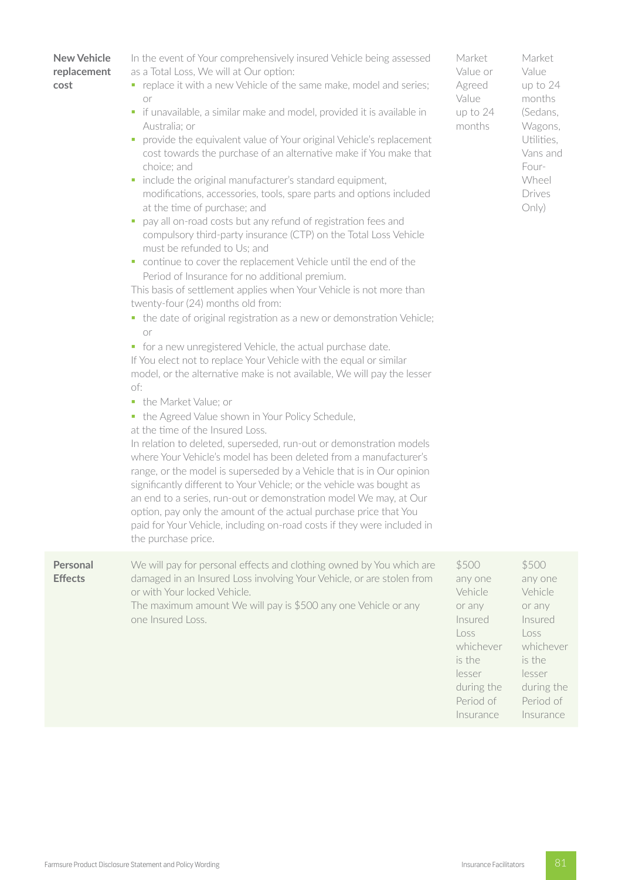| | | | |
|---|---|---|---|
| **New Vehicle replacement cost** | In the event of Your comprehensively insured Vehicle being assessed as a Total Loss, We will at Our option:<br>▪ replace it with a new Vehicle of the same make, model and series; or<br>▪ if unavailable, a similar make and model, provided it is available in Australia; or<br>▪ provide the equivalent value of Your original Vehicle's replacement cost towards the purchase of an alternative make if You make that choice; and<br>▪ include the original manufacturer's standard equipment, modifications, accessories, tools, spare parts and options included at the time of purchase; and<br>▪ pay all on-road costs but any refund of registration fees and compulsory third-party insurance (CTP) on the Total Loss Vehicle must be refunded to Us; and<br>▪ continue to cover the replacement Vehicle until the end of the Period of Insurance for no additional premium.<br>This basis of settlement applies when Your Vehicle is not more than twenty-four (24) months old from:<br>▪ the date of original registration as a new or demonstration Vehicle; or<br>▪ for a new unregistered Vehicle, the actual purchase date.<br>If You elect not to replace Your Vehicle with the equal or similar model, or the alternative make is not available, We will pay the lesser of:<br>▪ the Market Value; or<br>▪ the Agreed Value shown in Your Policy Schedule,<br>at the time of the Insured Loss.<br>In relation to deleted, superseded, run-out or demonstration models where Your Vehicle's model has been deleted from a manufacturer's range, or the model is superseded by a Vehicle that is in Our opinion significantly different to Your Vehicle; or the vehicle was bought as an end to a series, run-out or demonstration model We may, at Our option, pay only the amount of the actual purchase price that You paid for Your Vehicle, including on-road costs if they were included in the purchase price. | Market Value or Agreed Value up to 24 months | Market Value up to 24 months (Sedans, Wagons, Utilities, Vans and Four-Wheel Drives Only) |
| **Personal Effects** | We will pay for personal effects and clothing owned by You which are damaged in an Insured Loss involving Your Vehicle, or are stolen from or with Your locked Vehicle.<br>The maximum amount We will pay is $500 any one Vehicle or any one Insured Loss. | $500 any one Vehicle or any Insured Loss whichever is the lesser during the Period of Insurance | $500 any one Vehicle or any Insured Loss whichever is the lesser during the Period of Insurance |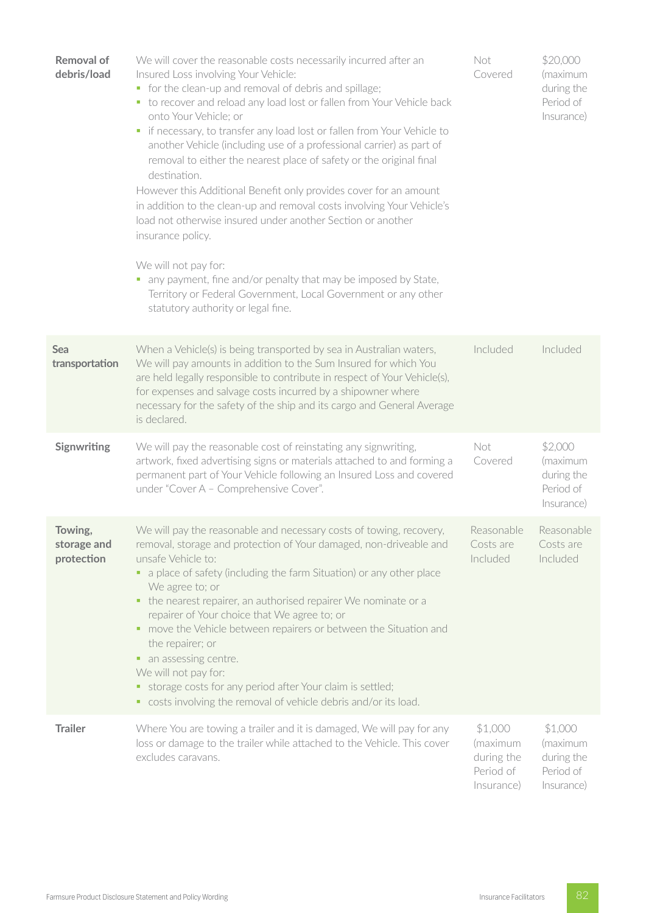| | | | |
|---|---|---|---|
| **Removal of debris/load** | We will cover the reasonable costs necessarily incurred after an Insured Loss involving Your Vehicle:<br>▪ for the clean-up and removal of debris and spillage;<br>▪ to recover and reload any load lost or fallen from Your Vehicle back onto Your Vehicle; or<br>▪ if necessary, to transfer any load lost or fallen from Your Vehicle to another Vehicle (including use of a professional carrier) as part of removal to either the nearest place of safety or the original final destination.<br>However this Additional Benefit only provides cover for an amount in addition to the clean-up and removal costs involving Your Vehicle's load not otherwise insured under another Section or another insurance policy.<br><br>We will not pay for:<br>▪ any payment, fine and/or penalty that may be imposed by State, Territory or Federal Government, Local Government or any other statutory authority or legal fine. | Not Covered | $20,000 (maximum during the Period of Insurance) |
| **Sea transportation** | When a Vehicle(s) is being transported by sea in Australian waters, We will pay amounts in addition to the Sum Insured for which You are held legally responsible to contribute in respect of Your Vehicle(s), for expenses and salvage costs incurred by a shipowner where necessary for the safety of the ship and its cargo and General Average is declared. | Included | Included |
| **Signwriting** | We will pay the reasonable cost of reinstating any signwriting, artwork, fixed advertising signs or materials attached to and forming a permanent part of Your Vehicle following an Insured Loss and covered under "Cover A – Comprehensive Cover". | Not Covered | $2,000 (maximum during the Period of Insurance) |
| **Towing, storage and protection** | We will pay the reasonable and necessary costs of towing, recovery, removal, storage and protection of Your damaged, non-driveable and unsafe Vehicle to:<br>▪ a place of safety (including the farm Situation) or any other place We agree to; or<br>▪ the nearest repairer, an authorised repairer We nominate or a repairer of Your choice that We agree to; or<br>▪ move the Vehicle between repairers or between the Situation and the repairer; or<br>▪ an assessing centre.<br>We will not pay for:<br>▪ storage costs for any period after Your claim is settled;<br>▪ costs involving the removal of vehicle debris and/or its load. | Reasonable Costs are Included | Reasonable Costs are Included |
| **Trailer** | Where You are towing a trailer and it is damaged, We will pay for any loss or damage to the trailer while attached to the Vehicle. This cover excludes caravans. | $1,000 (maximum during the Period of Insurance) | $1,000 (maximum during the Period of Insurance) |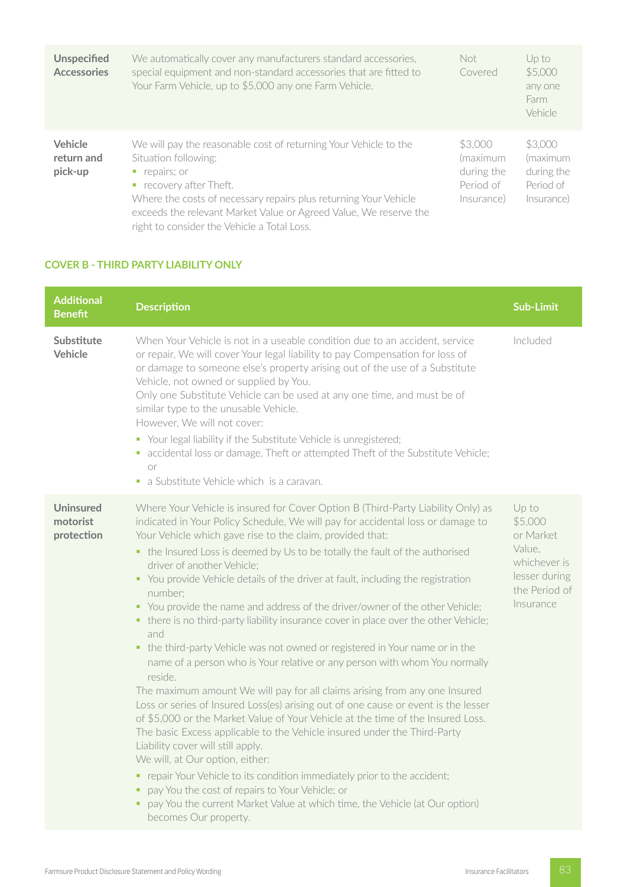| | | | |
|---|---|---|---|
| **Unspecified Accessories** | We automatically cover any manufacturers standard accessories, special equipment and non-standard accessories that are fitted to Your Farm Vehicle, up to $5,000 any one Farm Vehicle. | Not Covered | Up to $5,000 any one Farm Vehicle |
| **Vehicle return and pick-up** | We will pay the reasonable cost of returning Your Vehicle to the Situation following:<br>▪ repairs; or<br>▪ recovery after Theft.<br>Where the costs of necessary repairs plus returning Your Vehicle exceeds the relevant Market Value or Agreed Value, We reserve the right to consider the Vehicle a Total Loss. | $3,000 (maximum during the Period of Insurance) | $3,000 (maximum during the Period of Insurance) |

## COVER B - THIRD PARTY LIABILITY ONLY

| Additional Benefit | Description | Sub-Limit |
|---|---|---|
| **Substitute Vehicle** | When Your Vehicle is not in a useable condition due to an accident, service or repair, We will cover Your legal liability to pay Compensation for loss of or damage to someone else's property arising out of the use of a Substitute Vehicle, not owned or supplied by You.<br>Only one Substitute Vehicle can be used at any one time, and must be of similar type to the unusable Vehicle.<br>However, We will not cover:<br>▪ Your legal liability if the Substitute Vehicle is unregistered;<br>▪ accidental loss or damage, Theft or attempted Theft of the Substitute Vehicle; or<br>▪ a Substitute Vehicle which is a caravan. | Included |
| **Uninsured motorist protection** | Where Your Vehicle is insured for Cover Option B (Third-Party Liability Only) as indicated in Your Policy Schedule, We will pay for accidental loss or damage to Your Vehicle which gave rise to the claim, provided that:<br>▪ the Insured Loss is deemed by Us to be totally the fault of the authorised driver of another Vehicle;<br>▪ You provide Vehicle details of the driver at fault, including the registration number;<br>▪ You provide the name and address of the driver/owner of the other Vehicle;<br>▪ there is no third-party liability insurance cover in place over the other Vehicle; and<br>▪ the third-party Vehicle was not owned or registered in Your name or in the name of a person who is Your relative or any person with whom You normally reside.<br>The maximum amount We will pay for all claims arising from any one Insured Loss or series of Insured Loss(es) arising out of one cause or event is the lesser of $5,000 or the Market Value of Your Vehicle at the time of the Insured Loss.<br>The basic Excess applicable to the Vehicle insured under the Third-Party Liability cover will still apply.<br>We will, at Our option, either:<br>▪ repair Your Vehicle to its condition immediately prior to the accident;<br>▪ pay You the cost of repairs to Your Vehicle; or<br>▪ pay You the current Market Value at which time, the Vehicle (at Our option) becomes Our property. | Up to $5,000 or Market Value, whichever is lesser during the Period of Insurance |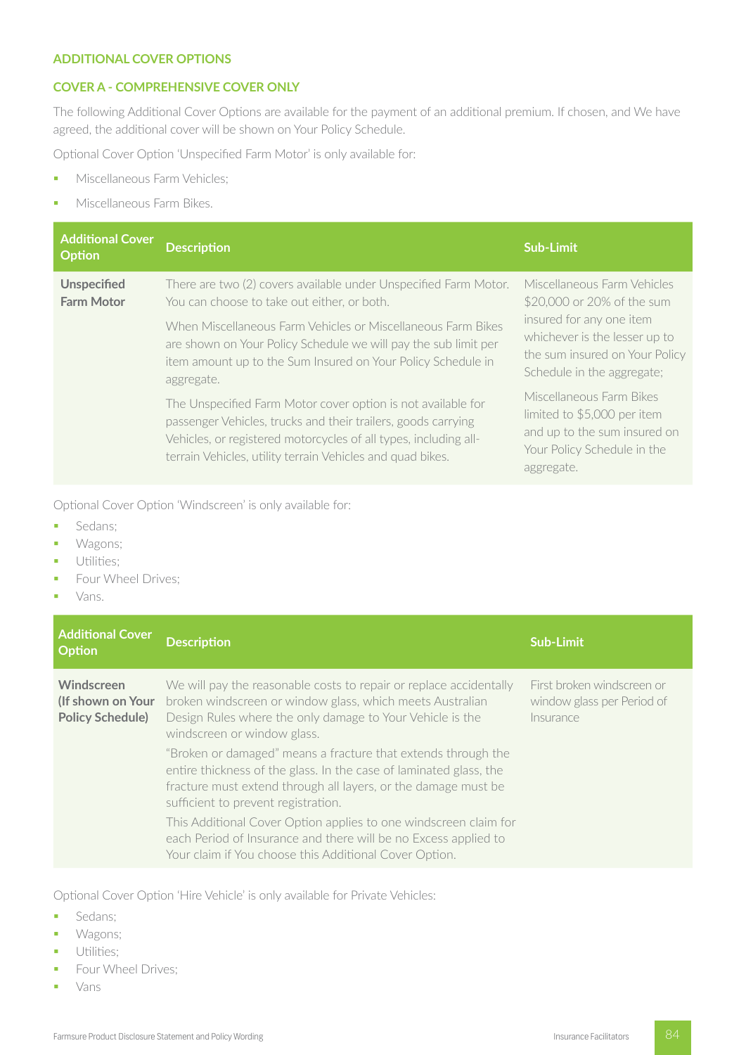## ADDITIONAL COVER OPTIONS

### COVER A - COMPREHENSIVE COVER ONLY

The following Additional Cover Options are available for the payment of an additional premium. If chosen, and We have agreed, the additional cover will be shown on Your Policy Schedule.

Optional Cover Option 'Unspecified Farm Motor' is only available for:

- Miscellaneous Farm Vehicles;
- Miscellaneous Farm Bikes.

| Additional Cover Option | Description | Sub-Limit |
|---|---|---|
| **Unspecified Farm Motor** | There are two (2) covers available under Unspecified Farm Motor. You can choose to take out either, or both.<br><br>When Miscellaneous Farm Vehicles or Miscellaneous Farm Bikes are shown on Your Policy Schedule we will pay the sub limit per item amount up to the Sum Insured on Your Policy Schedule in aggregate.<br><br>The Unspecified Farm Motor cover option is not available for passenger Vehicles, trucks and their trailers, goods carrying Vehicles, or registered motorcycles of all types, including all-terrain Vehicles, utility terrain Vehicles and quad bikes. | Miscellaneous Farm Vehicles $20,000 or 20% of the sum insured for any one item whichever is the lesser up to the sum insured on Your Policy Schedule in the aggregate;<br><br>Miscellaneous Farm Bikes limited to $5,000 per item and up to the sum insured on Your Policy Schedule in the aggregate. |

Optional Cover Option 'Windscreen' is only available for:

- Sedans;
- Wagons;
- Utilities;
- Four Wheel Drives;
- Vans.

| Additional Cover Option | Description | Sub-Limit |
|---|---|---|
| **Windscreen (If shown on Your Policy Schedule)** | We will pay the reasonable costs to repair or replace accidentally broken windscreen or window glass, which meets Australian Design Rules where the only damage to Your Vehicle is the windscreen or window glass.<br><br>"Broken or damaged" means a fracture that extends through the entire thickness of the glass. In the case of laminated glass, the fracture must extend through all layers, or the damage must be sufficient to prevent registration.<br><br>This Additional Cover Option applies to one windscreen claim for each Period of Insurance and there will be no Excess applied to Your claim if You choose this Additional Cover Option. | First broken windscreen or window glass per Period of Insurance |

Optional Cover Option 'Hire Vehicle' is only available for Private Vehicles:

- Sedans;
- Wagons;
- Utilities;
- Four Wheel Drives;
- Vans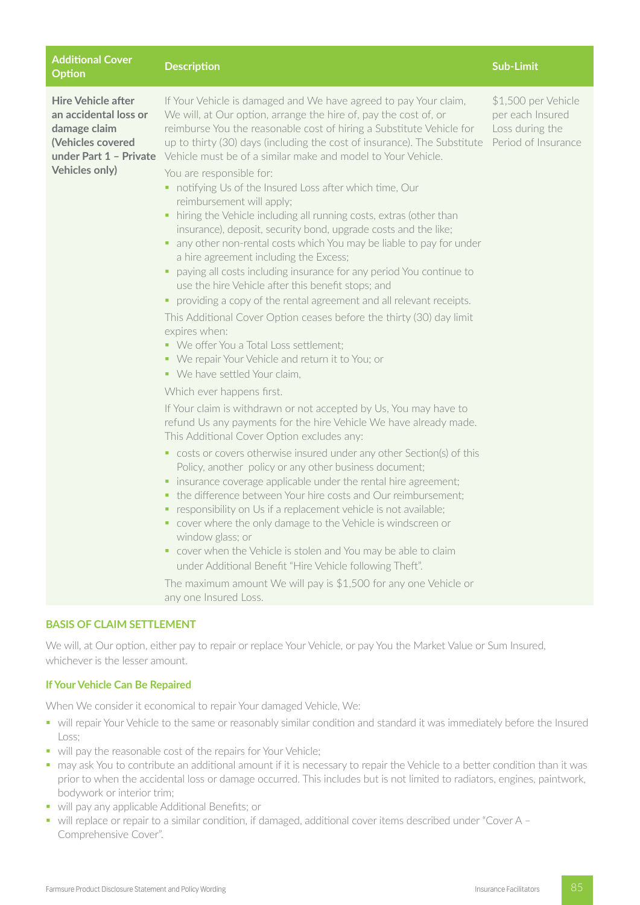| Additional Cover Option | Description | Sub-Limit |
|---|---|---|
| **Hire Vehicle after an accidental loss or damage claim (Vehicles covered under Part 1 – Private Vehicles only)** | If Your Vehicle is damaged and We have agreed to pay Your claim, We will, at Our option, arrange the hire of, pay the cost of, or reimburse You the reasonable cost of hiring a Substitute Vehicle for up to thirty (30) days (including the cost of insurance). The Substitute Vehicle must be of a similar make and model to Your Vehicle.<br><br>You are responsible for:<br>▪ notifying Us of the Insured Loss after which time, Our reimbursement will apply;<br>▪ hiring the Vehicle including all running costs, extras (other than insurance), deposit, security bond, upgrade costs and the like;<br>▪ any other non-rental costs which You may be liable to pay for under a hire agreement including the Excess;<br>▪ paying all costs including insurance for any period You continue to use the hire Vehicle after this benefit stops; and<br>▪ providing a copy of the rental agreement and all relevant receipts.<br><br>This Additional Cover Option ceases before the thirty (30) day limit expires when:<br>▪ We offer You a Total Loss settlement;<br>▪ We repair Your Vehicle and return it to You; or<br>▪ We have settled Your claim,<br><br>Which ever happens first.<br><br>If Your claim is withdrawn or not accepted by Us, You may have to refund Us any payments for the hire Vehicle We have already made.<br>This Additional Cover Option excludes any:<br>▪ costs or covers otherwise insured under any other Section(s) of this Policy, another policy or any other business document;<br>▪ insurance coverage applicable under the rental hire agreement;<br>▪ the difference between Your hire costs and Our reimbursement;<br>▪ responsibility on Us if a replacement vehicle is not available;<br>▪ cover where the only damage to the Vehicle is windscreen or window glass; or<br>▪ cover when the Vehicle is stolen and You may be able to claim under Additional Benefit "Hire Vehicle following Theft".<br><br>The maximum amount We will pay is $1,500 for any one Vehicle or any one Insured Loss. | $1,500 per Vehicle per each Insured Loss during the Period of Insurance |

## BASIS OF CLAIM SETTLEMENT

We will, at Our option, either pay to repair or replace Your Vehicle, or pay You the Market Value or Sum Insured, whichever is the lesser amount.

### If Your Vehicle Can Be Repaired

When We consider it economical to repair Your damaged Vehicle, We:

- will repair Your Vehicle to the same or reasonably similar condition and standard it was immediately before the Insured Loss;
- will pay the reasonable cost of the repairs for Your Vehicle;
- may ask You to contribute an additional amount if it is necessary to repair the Vehicle to a better condition than it was prior to when the accidental loss or damage occurred. This includes but is not limited to radiators, engines, paintwork, bodywork or interior trim;
- will pay any applicable Additional Benefits; or
- will replace or repair to a similar condition, if damaged, additional cover items described under "Cover A – Comprehensive Cover".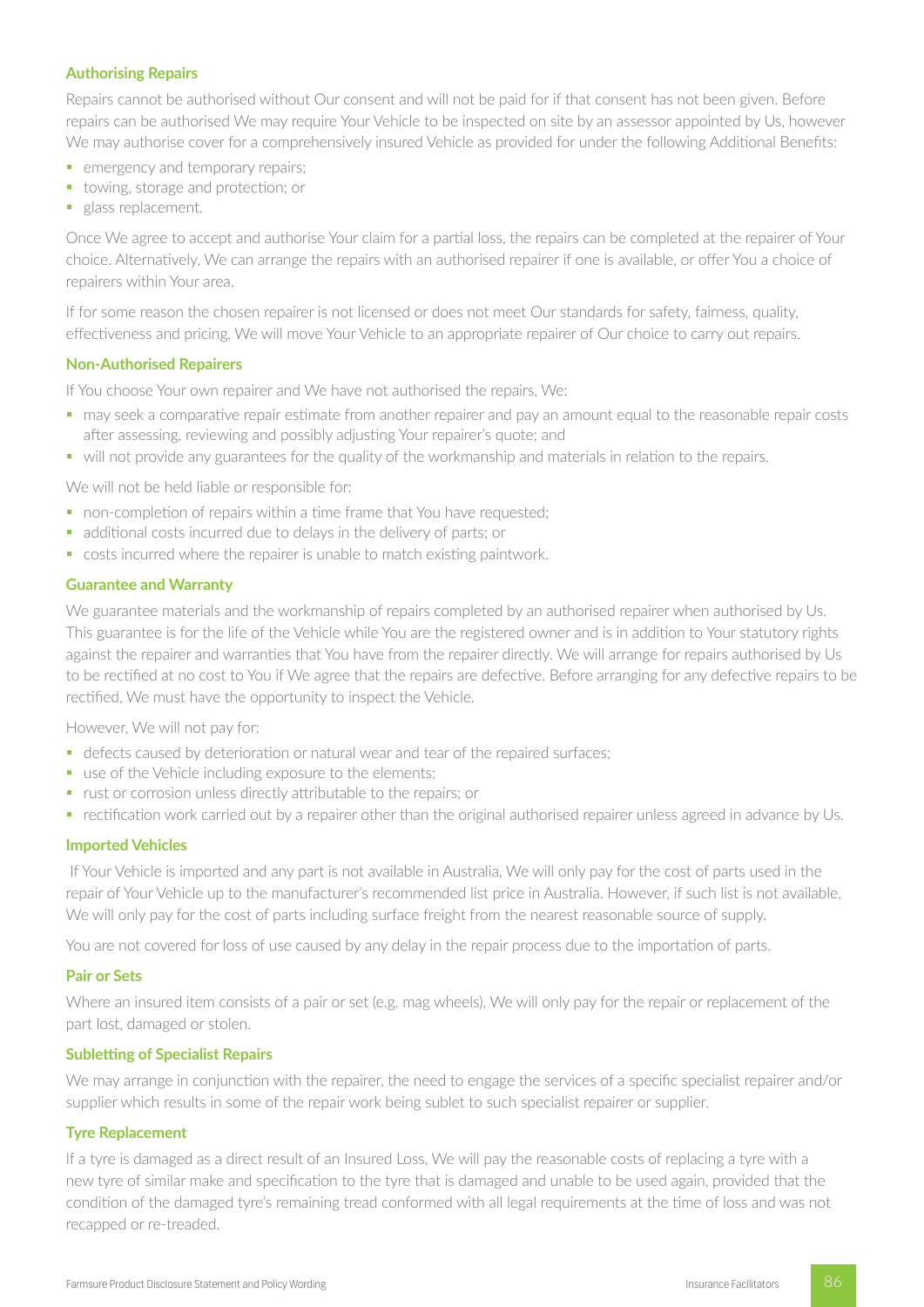### Authorising Repairs

Repairs cannot be authorised without Our consent and will not be paid for if that consent has not been given. Before repairs can be authorised We may require Your Vehicle to be inspected on site by an assessor appointed by Us, however We may authorise cover for a comprehensively insured Vehicle as provided for under the following Additional Benefits:

- emergency and temporary repairs;
- towing, storage and protection; or
- glass replacement.

Once We agree to accept and authorise Your claim for a partial loss, the repairs can be completed at the repairer of Your choice. Alternatively, We can arrange the repairs with an authorised repairer if one is available, or offer You a choice of repairers within Your area.

If for some reason the chosen repairer is not licensed or does not meet Our standards for safety, fairness, quality, effectiveness and pricing, We will move Your Vehicle to an appropriate repairer of Our choice to carry out repairs.

### Non-Authorised Repairers

If You choose Your own repairer and We have not authorised the repairs, We:

- may seek a comparative repair estimate from another repairer and pay an amount equal to the reasonable repair costs after assessing, reviewing and possibly adjusting Your repairer's quote; and
- will not provide any guarantees for the quality of the workmanship and materials in relation to the repairs.

We will not be held liable or responsible for:

- non-completion of repairs within a time frame that You have requested;
- additional costs incurred due to delays in the delivery of parts; or
- costs incurred where the repairer is unable to match existing paintwork.

### Guarantee and Warranty

We guarantee materials and the workmanship of repairs completed by an authorised repairer when authorised by Us. This guarantee is for the life of the Vehicle while You are the registered owner and is in addition to Your statutory rights against the repairer and warranties that You have from the repairer directly. We will arrange for repairs authorised by Us to be rectified at no cost to You if We agree that the repairs are defective. Before arranging for any defective repairs to be rectified, We must have the opportunity to inspect the Vehicle.

However, We will not pay for:

- defects caused by deterioration or natural wear and tear of the repaired surfaces;
- use of the Vehicle including exposure to the elements;
- rust or corrosion unless directly attributable to the repairs; or
- rectification work carried out by a repairer other than the original authorised repairer unless agreed in advance by Us.

### Imported Vehicles

If Your Vehicle is imported and any part is not available in Australia, We will only pay for the cost of parts used in the repair of Your Vehicle up to the manufacturer's recommended list price in Australia. However, if such list is not available, We will only pay for the cost of parts including surface freight from the nearest reasonable source of supply.

You are not covered for loss of use caused by any delay in the repair process due to the importation of parts.

### Pair or Sets

Where an insured item consists of a pair or set (e.g. mag wheels), We will only pay for the repair or replacement of the part lost, damaged or stolen.

### Subletting of Specialist Repairs

We may arrange in conjunction with the repairer, the need to engage the services of a specific specialist repairer and/or supplier which results in some of the repair work being sublet to such specialist repairer or supplier.

### Tyre Replacement

If a tyre is damaged as a direct result of an Insured Loss, We will pay the reasonable costs of replacing a tyre with a new tyre of similar make and specification to the tyre that is damaged and unable to be used again, provided that the condition of the damaged tyre's remaining tread conformed with all legal requirements at the time of loss and was not recapped or re-treaded.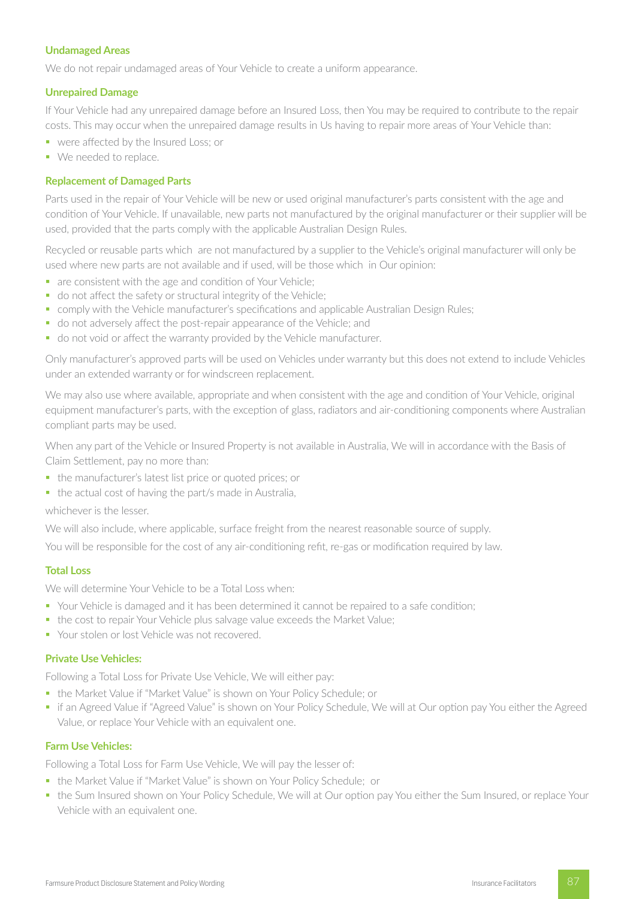### Undamaged Areas

We do not repair undamaged areas of Your Vehicle to create a uniform appearance.

### Unrepaired Damage

If Your Vehicle had any unrepaired damage before an Insured Loss, then You may be required to contribute to the repair costs. This may occur when the unrepaired damage results in Us having to repair more areas of Your Vehicle than:

- were affected by the Insured Loss; or
- We needed to replace.

### Replacement of Damaged Parts

Parts used in the repair of Your Vehicle will be new or used original manufacturer's parts consistent with the age and condition of Your Vehicle. If unavailable, new parts not manufactured by the original manufacturer or their supplier will be used, provided that the parts comply with the applicable Australian Design Rules.

Recycled or reusable parts which are not manufactured by a supplier to the Vehicle's original manufacturer will only be used where new parts are not available and if used, will be those which in Our opinion:

- are consistent with the age and condition of Your Vehicle;
- do not affect the safety or structural integrity of the Vehicle;
- comply with the Vehicle manufacturer's specifications and applicable Australian Design Rules;
- do not adversely affect the post-repair appearance of the Vehicle; and
- do not void or affect the warranty provided by the Vehicle manufacturer.

Only manufacturer's approved parts will be used on Vehicles under warranty but this does not extend to include Vehicles under an extended warranty or for windscreen replacement.

We may also use where available, appropriate and when consistent with the age and condition of Your Vehicle, original equipment manufacturer's parts, with the exception of glass, radiators and air-conditioning components where Australian compliant parts may be used.

When any part of the Vehicle or Insured Property is not available in Australia, We will in accordance with the Basis of Claim Settlement, pay no more than:

- the manufacturer's latest list price or quoted prices; or
- the actual cost of having the part/s made in Australia,

whichever is the lesser.

We will also include, where applicable, surface freight from the nearest reasonable source of supply.

You will be responsible for the cost of any air-conditioning refit, re-gas or modification required by law.

### Total Loss

We will determine Your Vehicle to be a Total Loss when:

- Your Vehicle is damaged and it has been determined it cannot be repaired to a safe condition;
- the cost to repair Your Vehicle plus salvage value exceeds the Market Value;
- Your stolen or lost Vehicle was not recovered.

### Private Use Vehicles:

Following a Total Loss for Private Use Vehicle, We will either pay:

- the Market Value if "Market Value" is shown on Your Policy Schedule; or
- if an Agreed Value if "Agreed Value" is shown on Your Policy Schedule, We will at Our option pay You either the Agreed Value, or replace Your Vehicle with an equivalent one.

### Farm Use Vehicles:

Following a Total Loss for Farm Use Vehicle, We will pay the lesser of:

- the Market Value if "Market Value" is shown on Your Policy Schedule; or
- the Sum Insured shown on Your Policy Schedule, We will at Our option pay You either the Sum Insured, or replace Your Vehicle with an equivalent one.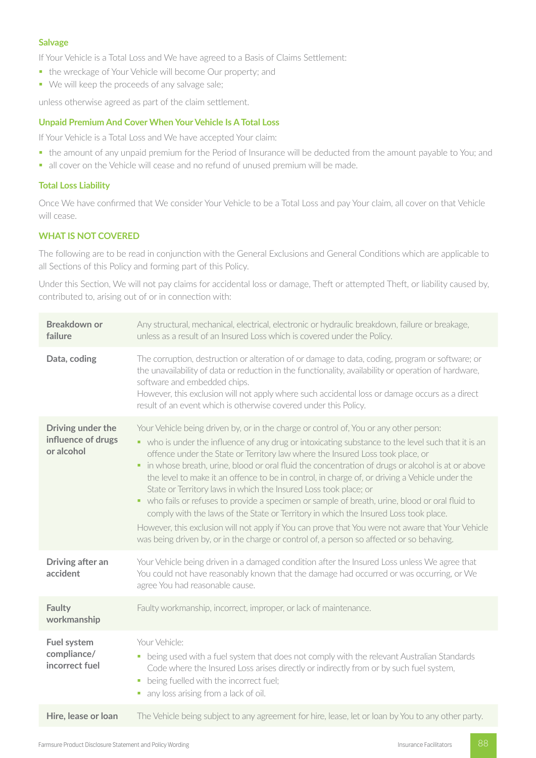### Salvage

If Your Vehicle is a Total Loss and We have agreed to a Basis of Claims Settlement:

- the wreckage of Your Vehicle will become Our property; and
- We will keep the proceeds of any salvage sale;

unless otherwise agreed as part of the claim settlement.

### Unpaid Premium And Cover When Your Vehicle Is A Total Loss

If Your Vehicle is a Total Loss and We have accepted Your claim:

- the amount of any unpaid premium for the Period of Insurance will be deducted from the amount payable to You; and
- all cover on the Vehicle will cease and no refund of unused premium will be made.

### Total Loss Liability

Once We have confirmed that We consider Your Vehicle to be a Total Loss and pay Your claim, all cover on that Vehicle will cease.

## WHAT IS NOT COVERED

The following are to be read in conjunction with the General Exclusions and General Conditions which are applicable to all Sections of this Policy and forming part of this Policy.

Under this Section, We will not pay claims for accidental loss or damage, Theft or attempted Theft, or liability caused by, contributed to, arising out of or in connection with:

| | |
|---|---|
| **Breakdown or failure** | Any structural, mechanical, electrical, electronic or hydraulic breakdown, failure or breakage, unless as a result of an Insured Loss which is covered under the Policy. |
| **Data, coding** | The corruption, destruction or alteration of or damage to data, coding, program or software; or the unavailability of data or reduction in the functionality, availability or operation of hardware, software and embedded chips.<br>However, this exclusion will not apply where such accidental loss or damage occurs as a direct result of an event which is otherwise covered under this Policy. |
| **Driving under the influence of drugs or alcohol** | Your Vehicle being driven by, or in the charge or control of, You or any other person:<br>- who is under the influence of any drug or intoxicating substance to the level such that it is an offence under the State or Territory law where the Insured Loss took place, or<br>- in whose breath, urine, blood or oral fluid the concentration of drugs or alcohol is at or above the level to make it an offence to be in control, in charge of, or driving a Vehicle under the State or Territory laws in which the Insured Loss took place; or<br>- who fails or refuses to provide a specimen or sample of breath, urine, blood or oral fluid to comply with the laws of the State or Territory in which the Insured Loss took place.<br>However, this exclusion will not apply if You can prove that You were not aware that Your Vehicle was being driven by, or in the charge or control of, a person so affected or so behaving. |
| **Driving after an accident** | Your Vehicle being driven in a damaged condition after the Insured Loss unless We agree that You could not have reasonably known that the damage had occurred or was occurring, or We agree You had reasonable cause. |
| **Faulty workmanship** | Faulty workmanship, incorrect, improper, or lack of maintenance. |
| **Fuel system compliance/ incorrect fuel** | Your Vehicle:<br>- being used with a fuel system that does not comply with the relevant Australian Standards Code where the Insured Loss arises directly or indirectly from or by such fuel system,<br>- being fuelled with the incorrect fuel;<br>- any loss arising from a lack of oil. |
| **Hire, lease or loan** | The Vehicle being subject to any agreement for hire, lease, let or loan by You to any other party. |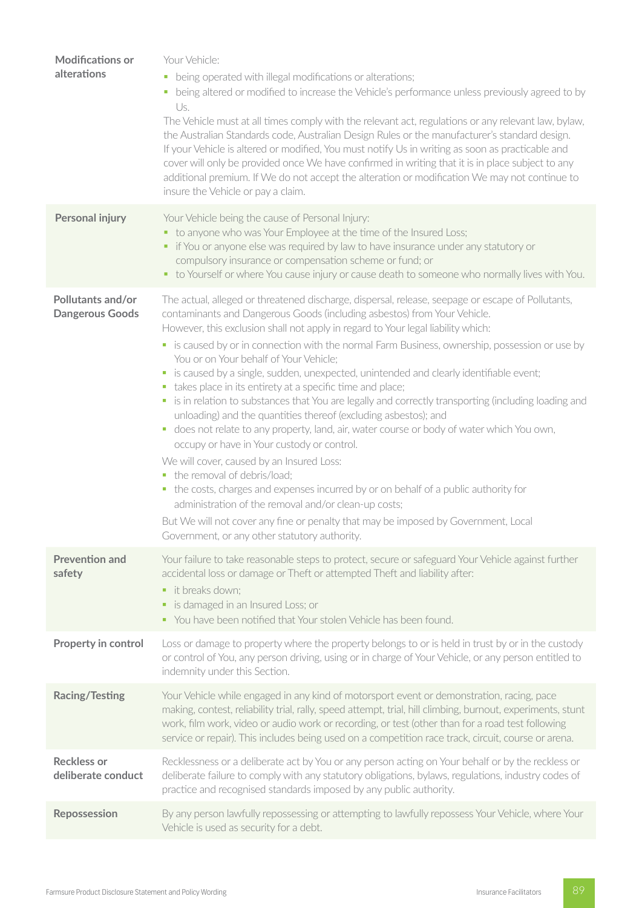| | |
|---|---|
| **Modifications or alterations** | Your Vehicle:<br>▪ being operated with illegal modifications or alterations;<br>▪ being altered or modified to increase the Vehicle's performance unless previously agreed to by Us.<br>The Vehicle must at all times comply with the relevant act, regulations or any relevant law, bylaw, the Australian Standards code, Australian Design Rules or the manufacturer's standard design. If your Vehicle is altered or modified, You must notify Us in writing as soon as practicable and cover will only be provided once We have confirmed in writing that it is in place subject to any additional premium. If We do not accept the alteration or modification We may not continue to insure the Vehicle or pay a claim. |
| **Personal injury** | Your Vehicle being the cause of Personal Injury:<br>▪ to anyone who was Your Employee at the time of the Insured Loss;<br>▪ if You or anyone else was required by law to have insurance under any statutory or compulsory insurance or compensation scheme or fund; or<br>▪ to Yourself or where You cause injury or cause death to someone who normally lives with You. |
| **Pollutants and/or Dangerous Goods** | The actual, alleged or threatened discharge, dispersal, release, seepage or escape of Pollutants, contaminants and Dangerous Goods (including asbestos) from Your Vehicle.<br>However, this exclusion shall not apply in regard to Your legal liability which:<br>▪ is caused by or in connection with the normal Farm Business, ownership, possession or use by You or on Your behalf of Your Vehicle;<br>▪ is caused by a single, sudden, unexpected, unintended and clearly identifiable event;<br>▪ takes place in its entirety at a specific time and place;<br>▪ is in relation to substances that You are legally and correctly transporting (including loading and unloading) and the quantities thereof (excluding asbestos); and<br>▪ does not relate to any property, land, air, water course or body of water which You own, occupy or have in Your custody or control.<br>We will cover, caused by an Insured Loss:<br>▪ the removal of debris/load;<br>▪ the costs, charges and expenses incurred by or on behalf of a public authority for administration of the removal and/or clean-up costs;<br>But We will not cover any fine or penalty that may be imposed by Government, Local Government, or any other statutory authority. |
| **Prevention and safety** | Your failure to take reasonable steps to protect, secure or safeguard Your Vehicle against further accidental loss or damage or Theft or attempted Theft and liability after:<br>▪ it breaks down;<br>▪ is damaged in an Insured Loss; or<br>▪ You have been notified that Your stolen Vehicle has been found. |
| **Property in control** | Loss or damage to property where the property belongs to or is held in trust by or in the custody or control of You, any person driving, using or in charge of Your Vehicle, or any person entitled to indemnity under this Section. |
| **Racing/Testing** | Your Vehicle while engaged in any kind of motorsport event or demonstration, racing, pace making, contest, reliability trial, rally, speed attempt, trial, hill climbing, burnout, experiments, stunt work, film work, video or audio work or recording, or test (other than for a road test following service or repair). This includes being used on a competition race track, circuit, course or arena. |
| **Reckless or deliberate conduct** | Recklessness or a deliberate act by You or any person acting on Your behalf or by the reckless or deliberate failure to comply with any statutory obligations, bylaws, regulations, industry codes of practice and recognised standards imposed by any public authority. |
| **Repossession** | By any person lawfully repossessing or attempting to lawfully repossess Your Vehicle, where Your Vehicle is used as security for a debt. |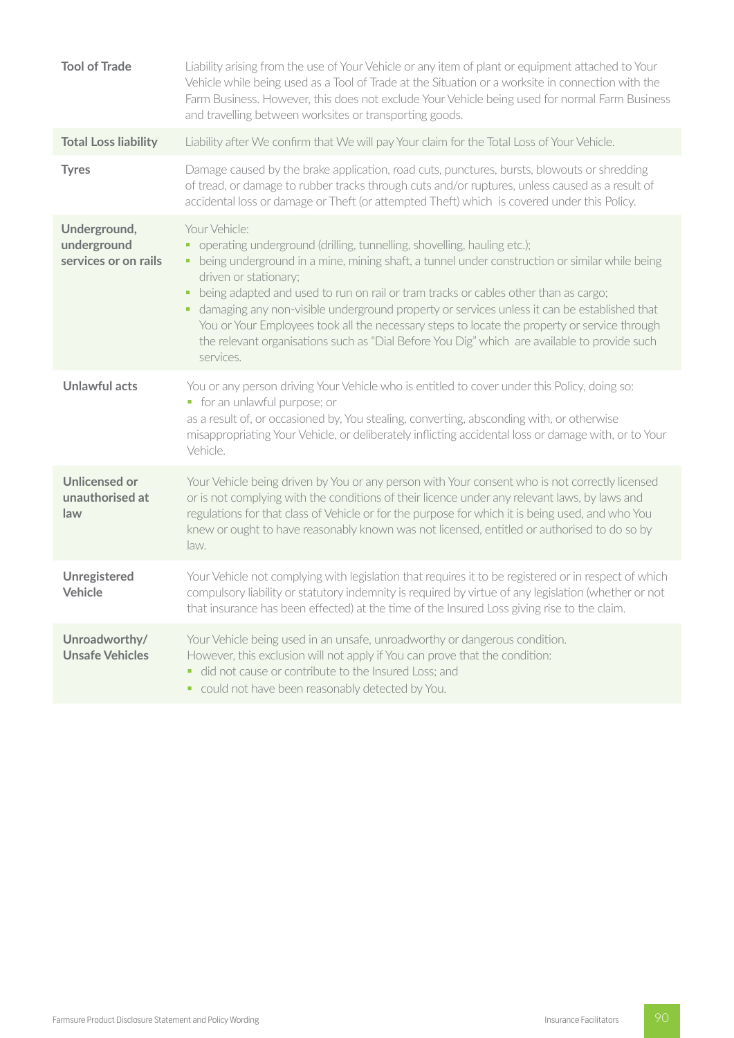| | |
|---|---|
| **Tool of Trade** | Liability arising from the use of Your Vehicle or any item of plant or equipment attached to Your Vehicle while being used as a Tool of Trade at the Situation or a worksite in connection with the Farm Business. However, this does not exclude Your Vehicle being used for normal Farm Business and travelling between worksites or transporting goods. |
| **Total Loss liability** | Liability after We confirm that We will pay Your claim for the Total Loss of Your Vehicle. |
| **Tyres** | Damage caused by the brake application, road cuts, punctures, bursts, blowouts or shredding of tread, or damage to rubber tracks through cuts and/or ruptures, unless caused as a result of accidental loss or damage or Theft (or attempted Theft) which is covered under this Policy. |
| **Underground, underground services or on rails** | Your Vehicle:<br>• operating underground (drilling, tunnelling, shovelling, hauling etc.);<br>• being underground in a mine, mining shaft, a tunnel under construction or similar while being driven or stationary;<br>• being adapted and used to run on rail or tram tracks or cables other than as cargo;<br>• damaging any non-visible underground property or services unless it can be established that You or Your Employees took all the necessary steps to locate the property or service through the relevant organisations such as "Dial Before You Dig" which are available to provide such services. |
| **Unlawful acts** | You or any person driving Your Vehicle who is entitled to cover under this Policy, doing so:<br>• for an unlawful purpose; or<br>as a result of, or occasioned by, You stealing, converting, absconding with, or otherwise misappropriating Your Vehicle, or deliberately inflicting accidental loss or damage with, or to Your Vehicle. |
| **Unlicensed or unauthorised at law** | Your Vehicle being driven by You or any person with Your consent who is not correctly licensed or is not complying with the conditions of their licence under any relevant laws, by laws and regulations for that class of Vehicle or for the purpose for which it is being used, and who You knew or ought to have reasonably known was not licensed, entitled or authorised to do so by law. |
| **Unregistered Vehicle** | Your Vehicle not complying with legislation that requires it to be registered or in respect of which compulsory liability or statutory indemnity is required by virtue of any legislation (whether or not that insurance has been effected) at the time of the Insured Loss giving rise to the claim. |
| **Unroadworthy/ Unsafe Vehicles** | Your Vehicle being used in an unsafe, unroadworthy or dangerous condition.<br>However, this exclusion will not apply if You can prove that the condition:<br>• did not cause or contribute to the Insured Loss; and<br>• could not have been reasonably detected by You. |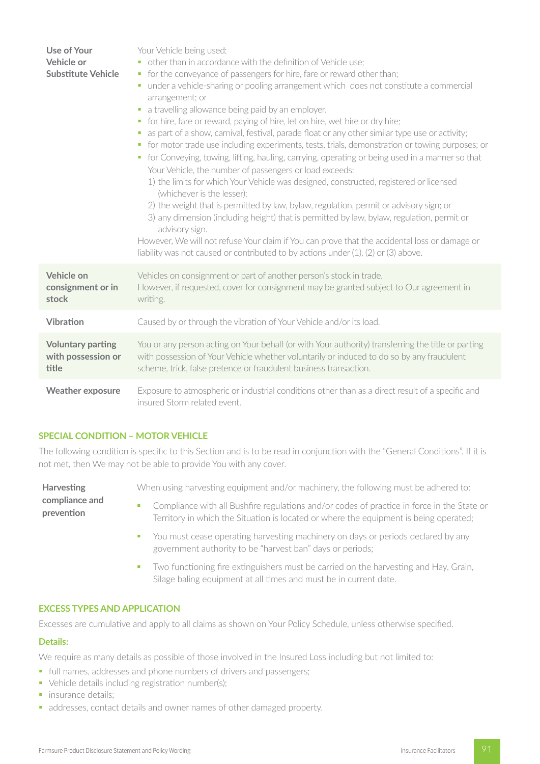| | |
|---|---|
| **Use of Your Vehicle or Substitute Vehicle** | Your Vehicle being used:<br>▪ other than in accordance with the definition of Vehicle use;<br>▪ for the conveyance of passengers for hire, fare or reward other than;<br>▪ under a vehicle-sharing or pooling arrangement which does not constitute a commercial arrangement; or<br>▪ a travelling allowance being paid by an employer.<br>▪ for hire, fare or reward, paying of hire, let on hire, wet hire or dry hire;<br>▪ as part of a show, carnival, festival, parade float or any other similar type use or activity;<br>▪ for motor trade use including experiments, tests, trials, demonstration or towing purposes; or<br>▪ for Conveying, towing, lifting, hauling, carrying, operating or being used in a manner so that Your Vehicle, the number of passengers or load exceeds:<br>1) the limits for which Your Vehicle was designed, constructed, registered or licensed (whichever is the lesser);<br>2) the weight that is permitted by law, bylaw, regulation, permit or advisory sign; or<br>3) any dimension (including height) that is permitted by law, bylaw, regulation, permit or advisory sign.<br>However, We will not refuse Your claim if You can prove that the accidental loss or damage or liability was not caused or contributed to by actions under (1), (2) or (3) above. |
| **Vehicle on consignment or in stock** | Vehicles on consignment or part of another person's stock in trade.<br>However, if requested, cover for consignment may be granted subject to Our agreement in writing. |
| **Vibration** | Caused by or through the vibration of Your Vehicle and/or its load. |
| **Voluntary parting with possession or title** | You or any person acting on Your behalf (or with Your authority) transferring the title or parting with possession of Your Vehicle whether voluntarily or induced to do so by any fraudulent scheme, trick, false pretence or fraudulent business transaction. |
| **Weather exposure** | Exposure to atmospheric or industrial conditions other than as a direct result of a specific and insured Storm related event. |

## SPECIAL CONDITION – MOTOR VEHICLE

The following condition is specific to this Section and is to be read in conjunction with the "General Conditions". If it is not met, then We may not be able to provide You with any cover.

| | |
|---|---|
| **Harvesting compliance and prevention** | When using harvesting equipment and/or machinery, the following must be adhered to:<br>▪ Compliance with all Bushfire regulations and/or codes of practice in force in the State or Territory in which the Situation is located or where the equipment is being operated;<br>▪ You must cease operating harvesting machinery on days or periods declared by any government authority to be "harvest ban" days or periods;<br>▪ Two functioning fire extinguishers must be carried on the harvesting and Hay, Grain, Silage baling equipment at all times and must be in current date. |

## EXCESS TYPES AND APPLICATION

Excesses are cumulative and apply to all claims as shown on Your Policy Schedule, unless otherwise specified.

### Details:

We require as many details as possible of those involved in the Insured Loss including but not limited to:

- full names, addresses and phone numbers of drivers and passengers;
- Vehicle details including registration number(s);
- insurance details;
- addresses, contact details and owner names of other damaged property.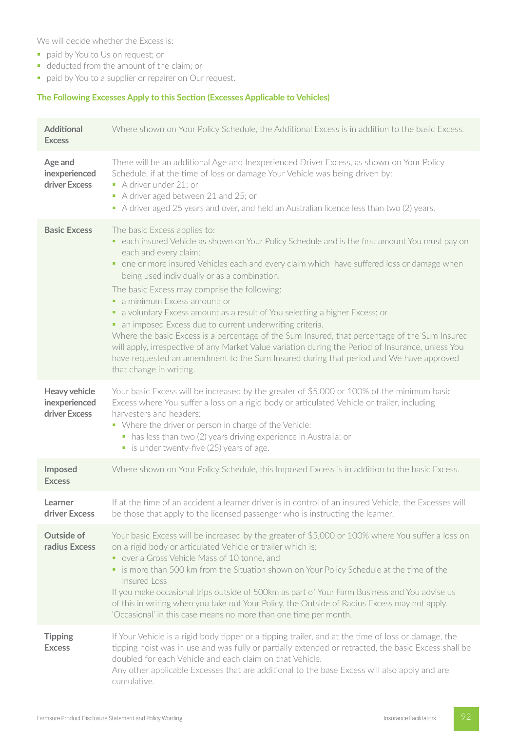We will decide whether the Excess is:

- paid by You to Us on request; or
- deducted from the amount of the claim; or
- paid by You to a supplier or repairer on Our request.

### The Following Excesses Apply to this Section (Excesses Applicable to Vehicles)

| | |
|---|---|
| **Additional Excess** | Where shown on Your Policy Schedule, the Additional Excess is in addition to the basic Excess. |
| **Age and inexperienced driver Excess** | There will be an additional Age and Inexperienced Driver Excess, as shown on Your Policy Schedule, if at the time of loss or damage Your Vehicle was being driven by:<br>▪ A driver under 21; or<br>▪ A driver aged between 21 and 25; or<br>▪ A driver aged 25 years and over, and held an Australian licence less than two (2) years. |
| **Basic Excess** | The basic Excess applies to:<br>▪ each insured Vehicle as shown on Your Policy Schedule and is the first amount You must pay on each and every claim;<br>▪ one or more insured Vehicles each and every claim which have suffered loss or damage when being used individually or as a combination.<br>The basic Excess may comprise the following:<br>▪ a minimum Excess amount; or<br>▪ a voluntary Excess amount as a result of You selecting a higher Excess; or<br>▪ an imposed Excess due to current underwriting criteria.<br>Where the basic Excess is a percentage of the Sum Insured, that percentage of the Sum Insured will apply, irrespective of any Market Value variation during the Period of Insurance, unless You have requested an amendment to the Sum Insured during that period and We have approved that change in writing. |
| **Heavy vehicle inexperienced driver Excess** | Your basic Excess will be increased by the greater of $5,000 or 100% of the minimum basic Excess where You suffer a loss on a rigid body or articulated Vehicle or trailer, including harvesters and headers:<br>▪ Where the driver or person in charge of the Vehicle:<br>&nbsp;&nbsp;▪ has less than two (2) years driving experience in Australia; or<br>&nbsp;&nbsp;▪ is under twenty-five (25) years of age. |
| **Imposed Excess** | Where shown on Your Policy Schedule, this Imposed Excess is in addition to the basic Excess. |
| **Learner driver Excess** | If at the time of an accident a learner driver is in control of an insured Vehicle, the Excesses will be those that apply to the licensed passenger who is instructing the learner. |
| **Outside of radius Excess** | Your basic Excess will be increased by the greater of $5,000 or 100% where You suffer a loss on on a rigid body or articulated Vehicle or trailer which is:<br>▪ over a Gross Vehicle Mass of 10 tonne, and<br>▪ is more than 500 km from the Situation shown on Your Policy Schedule at the time of the Insured Loss<br>If you make occasional trips outside of 500km as part of Your Farm Business and You advise us of this in writing when you take out Your Policy, the Outside of Radius Excess may not apply. 'Occasional' in this case means no more than one time per month. |
| **Tipping Excess** | If Your Vehicle is a rigid body tipper or a tipping trailer, and at the time of loss or damage, the tipping hoist was in use and was fully or partially extended or retracted, the basic Excess shall be doubled for each Vehicle and each claim on that Vehicle.<br>Any other applicable Excesses that are additional to the base Excess will also apply and are cumulative. |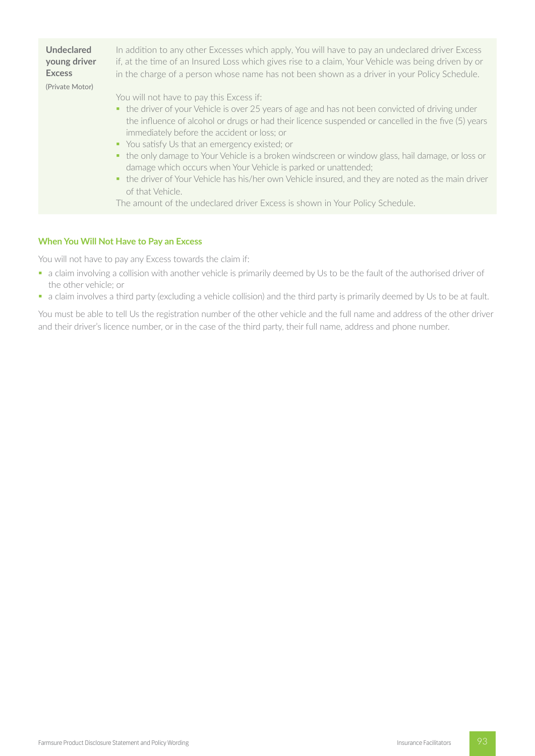| | |
|---|---|
| **Undeclared young driver Excess** (Private Motor) | In addition to any other Excesses which apply, You will have to pay an undeclared driver Excess if, at the time of an Insured Loss which gives rise to a claim, Your Vehicle was being driven by or in the charge of a person whose name has not been shown as a driver in your Policy Schedule.<br><br>You will not have to pay this Excess if:<br>▪ the driver of your Vehicle is over 25 years of age and has not been convicted of driving under the influence of alcohol or drugs or had their licence suspended or cancelled in the five (5) years immediately before the accident or loss; or<br>▪ You satisfy Us that an emergency existed; or<br>▪ the only damage to Your Vehicle is a broken windscreen or window glass, hail damage, or loss or damage which occurs when Your Vehicle is parked or unattended;<br>▪ the driver of Your Vehicle has his/her own Vehicle insured, and they are noted as the main driver of that Vehicle.<br><br>The amount of the undeclared driver Excess is shown in Your Policy Schedule. |

### When You Will Not Have to Pay an Excess

You will not have to pay any Excess towards the claim if:

- a claim involving a collision with another vehicle is primarily deemed by Us to be the fault of the authorised driver of the other vehicle; or
- a claim involves a third party (excluding a vehicle collision) and the third party is primarily deemed by Us to be at fault.

You must be able to tell Us the registration number of the other vehicle and the full name and address of the other driver and their driver's licence number, or in the case of the third party, their full name, address and phone number.